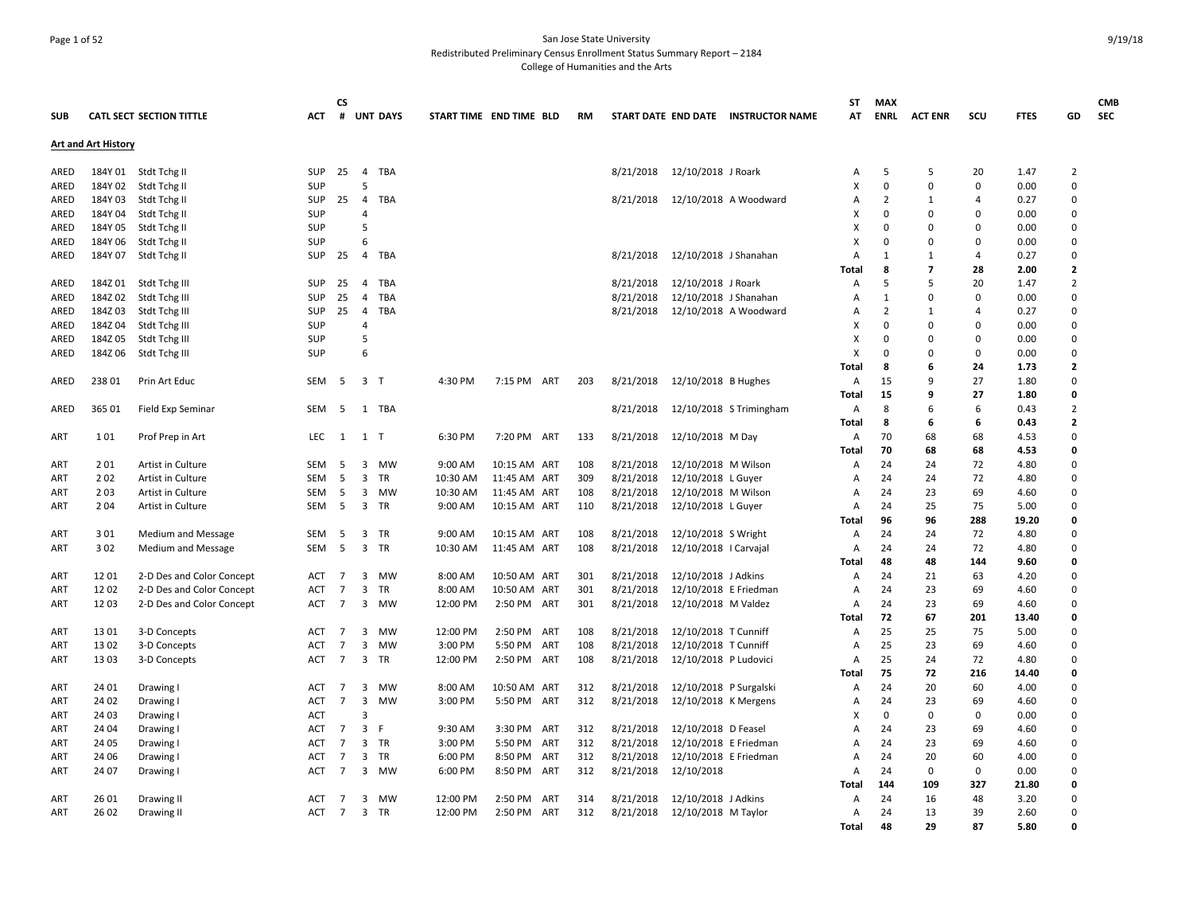San Jose State University
Redistributed Preliminary Census Enrollment Status Summary Report – 2184
College of Humanities and the Arts

| SUB | CATL | SECT | SECTION TITTLE | ACT | CS # | UNT | DAYS | START TIME | END TIME | BLD | RM | START DATE | END DATE | INSTRUCTOR NAME | ST AT | MAX ENRL | ACT ENR | SCU | FTES | GD | CMB SEC |
|---|---|---|---|---|---|---|---|---|---|---|---|---|---|---|---|---|---|---|---|---|---|
| **Art and Art History** | | | | | | | | | | | | | | | | | | | | | |
| ARED | 184Y | 01 | Stdt Tchg II | SUP | 25 | 4 | TBA | | | | | 8/21/2018 | 12/10/2018 | J Roark | A | 5 | 5 | 20 | 1.47 | 2 | |
| ARED | 184Y | 02 | Stdt Tchg II | SUP | | 5 | | | | | | | | | X | 0 | 0 | 0 | 0.00 | 0 | |
| ARED | 184Y | 03 | Stdt Tchg II | SUP | 25 | 4 | TBA | | | | | 8/21/2018 | 12/10/2018 | A Woodward | A | 2 | 1 | 4 | 0.27 | 0 | |
| ARED | 184Y | 04 | Stdt Tchg II | SUP | | 4 | | | | | | | | | X | 0 | 0 | 0 | 0.00 | 0 | |
| ARED | 184Y | 05 | Stdt Tchg II | SUP | | 5 | | | | | | | | | X | 0 | 0 | 0 | 0.00 | 0 | |
| ARED | 184Y | 06 | Stdt Tchg II | SUP | | 6 | | | | | | | | | X | 0 | 0 | 0 | 0.00 | 0 | |
| ARED | 184Y | 07 | Stdt Tchg II | SUP | 25 | 4 | TBA | | | | | 8/21/2018 | 12/10/2018 | J Shanahan | A | 1 | 1 | 4 | 0.27 | 0 | |
| | | | | | | | | | | | | | | | **Total** | **8** | **7** | **28** | **2.00** | **2** | |
| ARED | 184Z | 01 | Stdt Tchg III | SUP | 25 | 4 | TBA | | | | | 8/21/2018 | 12/10/2018 | J Roark | A | 5 | 5 | 20 | 1.47 | 2 | |
| ARED | 184Z | 02 | Stdt Tchg III | SUP | 25 | 4 | TBA | | | | | 8/21/2018 | 12/10/2018 | J Shanahan | A | 1 | 0 | 0 | 0.00 | 0 | |
| ARED | 184Z | 03 | Stdt Tchg III | SUP | 25 | 4 | TBA | | | | | 8/21/2018 | 12/10/2018 | A Woodward | A | 2 | 1 | 4 | 0.27 | 0 | |
| ARED | 184Z | 04 | Stdt Tchg III | SUP | | 4 | | | | | | | | | X | 0 | 0 | 0 | 0.00 | 0 | |
| ARED | 184Z | 05 | Stdt Tchg III | SUP | | 5 | | | | | | | | | X | 0 | 0 | 0 | 0.00 | 0 | |
| ARED | 184Z | 06 | Stdt Tchg III | SUP | | 6 | | | | | | | | | X | 0 | 0 | 0 | 0.00 | 0 | |
| | | | | | | | | | | | | | | | **Total** | **8** | **6** | **24** | **1.73** | **2** | |
| ARED | 238 | 01 | Prin Art Educ | SEM | 5 | 3 | T | 4:30 PM | 7:15 PM | ART | 203 | 8/21/2018 | 12/10/2018 | B Hughes | A | 15 | 9 | 27 | 1.80 | 0 | |
| | | | | | | | | | | | | | | | **Total** | **15** | **9** | **27** | **1.80** | **0** | |
| ARED | 365 | 01 | Field Exp Seminar | SEM | 5 | 1 | TBA | | | | | 8/21/2018 | 12/10/2018 | S Trimingham | A | 8 | 6 | 6 | 0.43 | 2 | |
| | | | | | | | | | | | | | | | **Total** | **8** | **6** | **6** | **0.43** | **2** | |
| ART | 1 | 01 | Prof Prep in Art | LEC | 1 | 1 | T | 6:30 PM | 7:20 PM | ART | 133 | 8/21/2018 | 12/10/2018 | M Day | A | 70 | 68 | 68 | 4.53 | 0 | |
| | | | | | | | | | | | | | | | **Total** | **70** | **68** | **68** | **4.53** | **0** | |
| ART | 2 | 01 | Artist in Culture | SEM | 5 | 3 | MW | 9:00 AM | 10:15 AM | ART | 108 | 8/21/2018 | 12/10/2018 | M Wilson | A | 24 | 24 | 72 | 4.80 | 0 | |
| ART | 2 | 02 | Artist in Culture | SEM | 5 | 3 | TR | 10:30 AM | 11:45 AM | ART | 309 | 8/21/2018 | 12/10/2018 | L Guyer | A | 24 | 24 | 72 | 4.80 | 0 | |
| ART | 2 | 03 | Artist in Culture | SEM | 5 | 3 | MW | 10:30 AM | 11:45 AM | ART | 108 | 8/21/2018 | 12/10/2018 | M Wilson | A | 24 | 23 | 69 | 4.60 | 0 | |
| ART | 2 | 04 | Artist in Culture | SEM | 5 | 3 | TR | 9:00 AM | 10:15 AM | ART | 110 | 8/21/2018 | 12/10/2018 | L Guyer | A | 24 | 25 | 75 | 5.00 | 0 | |
| | | | | | | | | | | | | | | | **Total** | **96** | **96** | **288** | **19.20** | **0** | |
| ART | 3 | 01 | Medium and Message | SEM | 5 | 3 | TR | 9:00 AM | 10:15 AM | ART | 108 | 8/21/2018 | 12/10/2018 | S Wright | A | 24 | 24 | 72 | 4.80 | 0 | |
| ART | 3 | 02 | Medium and Message | SEM | 5 | 3 | TR | 10:30 AM | 11:45 AM | ART | 108 | 8/21/2018 | 12/10/2018 | I Carvajal | A | 24 | 24 | 72 | 4.80 | 0 | |
| | | | | | | | | | | | | | | | **Total** | **48** | **48** | **144** | **9.60** | **0** | |
| ART | 12 | 01 | 2-D Des and Color Concept | ACT | 7 | 3 | MW | 8:00 AM | 10:50 AM | ART | 301 | 8/21/2018 | 12/10/2018 | J Adkins | A | 24 | 21 | 63 | 4.20 | 0 | |
| ART | 12 | 02 | 2-D Des and Color Concept | ACT | 7 | 3 | TR | 8:00 AM | 10:50 AM | ART | 301 | 8/21/2018 | 12/10/2018 | E Friedman | A | 24 | 23 | 69 | 4.60 | 0 | |
| ART | 12 | 03 | 2-D Des and Color Concept | ACT | 7 | 3 | MW | 12:00 PM | 2:50 PM | ART | 301 | 8/21/2018 | 12/10/2018 | M Valdez | A | 24 | 23 | 69 | 4.60 | 0 | |
| | | | | | | | | | | | | | | | **Total** | **72** | **67** | **201** | **13.40** | **0** | |
| ART | 13 | 01 | 3-D Concepts | ACT | 7 | 3 | MW | 12:00 PM | 2:50 PM | ART | 108 | 8/21/2018 | 12/10/2018 | T Cunniff | A | 25 | 25 | 75 | 5.00 | 0 | |
| ART | 13 | 02 | 3-D Concepts | ACT | 7 | 3 | MW | 3:00 PM | 5:50 PM | ART | 108 | 8/21/2018 | 12/10/2018 | T Cunniff | A | 25 | 23 | 69 | 4.60 | 0 | |
| ART | 13 | 03 | 3-D Concepts | ACT | 7 | 3 | TR | 12:00 PM | 2:50 PM | ART | 108 | 8/21/2018 | 12/10/2018 | P Ludovici | A | 25 | 24 | 72 | 4.80 | 0 | |
| | | | | | | | | | | | | | | | **Total** | **75** | **72** | **216** | **14.40** | **0** | |
| ART | 24 | 01 | Drawing I | ACT | 7 | 3 | MW | 8:00 AM | 10:50 AM | ART | 312 | 8/21/2018 | 12/10/2018 | P Surgalski | A | 24 | 20 | 60 | 4.00 | 0 | |
| ART | 24 | 02 | Drawing I | ACT | 7 | 3 | MW | 3:00 PM | 5:50 PM | ART | 312 | 8/21/2018 | 12/10/2018 | K Mergens | A | 24 | 23 | 69 | 4.60 | 0 | |
| ART | 24 | 03 | Drawing I | ACT | | 3 | | | | | | | | | X | 0 | 0 | 0 | 0.00 | 0 | |
| ART | 24 | 04 | Drawing I | ACT | 7 | 3 | F | 9:30 AM | 3:30 PM | ART | 312 | 8/21/2018 | 12/10/2018 | D Feasel | A | 24 | 23 | 69 | 4.60 | 0 | |
| ART | 24 | 05 | Drawing I | ACT | 7 | 3 | TR | 3:00 PM | 5:50 PM | ART | 312 | 8/21/2018 | 12/10/2018 | E Friedman | A | 24 | 23 | 69 | 4.60 | 0 | |
| ART | 24 | 06 | Drawing I | ACT | 7 | 3 | TR | 6:00 PM | 8:50 PM | ART | 312 | 8/21/2018 | 12/10/2018 | E Friedman | A | 24 | 20 | 60 | 4.00 | 0 | |
| ART | 24 | 07 | Drawing I | ACT | 7 | 3 | MW | 6:00 PM | 8:50 PM | ART | 312 | 8/21/2018 | 12/10/2018 | | A | 24 | 0 | 0 | 0.00 | 0 | |
| | | | | | | | | | | | | | | | **Total** | **144** | **109** | **327** | **21.80** | **0** | |
| ART | 26 | 01 | Drawing II | ACT | 7 | 3 | MW | 12:00 PM | 2:50 PM | ART | 314 | 8/21/2018 | 12/10/2018 | J Adkins | A | 24 | 16 | 48 | 3.20 | 0 | |
| ART | 26 | 02 | Drawing II | ACT | 7 | 3 | TR | 12:00 PM | 2:50 PM | ART | 312 | 8/21/2018 | 12/10/2018 | M Taylor | A | 24 | 13 | 39 | 2.60 | 0 | |
| | | | | | | | | | | | | | | | **Total** | **48** | **29** | **87** | **5.80** | **0** | |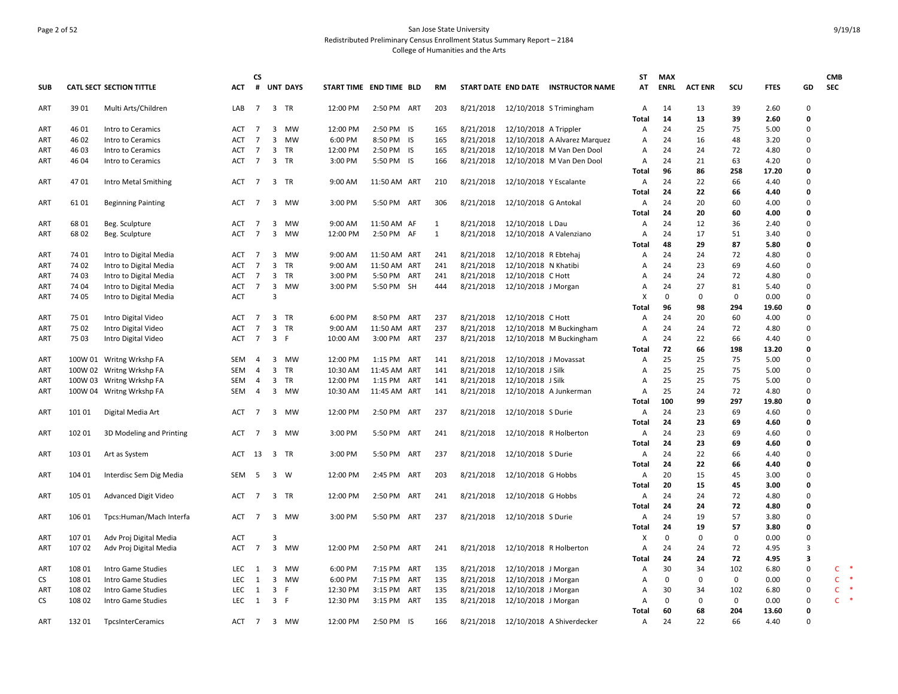San Jose State University
Redistributed Preliminary Census Enrollment Status Summary Report – 2184
College of Humanities and the Arts

9/19/18

| SUB | CATL SECT | SECTION TITTLE | ACT | CS # | UNT | DAYS | START TIME | END TIME | BLD | RM | START DATE | END DATE | INSTRUCTOR NAME | ST AT | MAX ENRL | ACT ENR | SCU | FTES | GD | CMB SEC |
|---|---|---|---|---|---|---|---|---|---|---|---|---|---|---|---|---|---|---|---|---|
| ART | 39 01 | Multi Arts/Children | LAB | 7 | 3 | TR | 12:00 PM | 2:50 PM | ART | 203 | 8/21/2018 | 12/10/2018 | S Trimingham | A | 14 | 13 | 39 | 2.60 | 0 | |
| | | | | | | | | | | | | | | **Total** | **14** | **13** | **39** | **2.60** | **0** | |
| ART | 46 01 | Intro to Ceramics | ACT | 7 | 3 | MW | 12:00 PM | 2:50 PM | IS | 165 | 8/21/2018 | 12/10/2018 | A Trippler | A | 24 | 25 | 75 | 5.00 | 0 | |
| ART | 46 02 | Intro to Ceramics | ACT | 7 | 3 | MW | 6:00 PM | 8:50 PM | IS | 165 | 8/21/2018 | 12/10/2018 | A Alvarez Marquez | A | 24 | 16 | 48 | 3.20 | 0 | |
| ART | 46 03 | Intro to Ceramics | ACT | 7 | 3 | TR | 12:00 PM | 2:50 PM | IS | 165 | 8/21/2018 | 12/10/2018 | M Van Den Dool | A | 24 | 24 | 72 | 4.80 | 0 | |
| ART | 46 04 | Intro to Ceramics | ACT | 7 | 3 | TR | 3:00 PM | 5:50 PM | IS | 166 | 8/21/2018 | 12/10/2018 | M Van Den Dool | A | 24 | 21 | 63 | 4.20 | 0 | |
| | | | | | | | | | | | | | | **Total** | **96** | **86** | **258** | **17.20** | **0** | |
| ART | 47 01 | Intro Metal Smithing | ACT | 7 | 3 | TR | 9:00 AM | 11:50 AM | ART | 210 | 8/21/2018 | 12/10/2018 | Y Escalante | A | 24 | 22 | 66 | 4.40 | 0 | |
| | | | | | | | | | | | | | | **Total** | **24** | **22** | **66** | **4.40** | **0** | |
| ART | 61 01 | Beginning Painting | ACT | 7 | 3 | MW | 3:00 PM | 5:50 PM | ART | 306 | 8/21/2018 | 12/10/2018 | G Antokal | A | 24 | 20 | 60 | 4.00 | 0 | |
| | | | | | | | | | | | | | | **Total** | **24** | **20** | **60** | **4.00** | **0** | |
| ART | 68 01 | Beg. Sculpture | ACT | 7 | 3 | MW | 9:00 AM | 11:50 AM | AF | 1 | 8/21/2018 | 12/10/2018 | L Dau | A | 24 | 12 | 36 | 2.40 | 0 | |
| ART | 68 02 | Beg. Sculpture | ACT | 7 | 3 | MW | 12:00 PM | 2:50 PM | AF | 1 | 8/21/2018 | 12/10/2018 | A Valenziano | A | 24 | 17 | 51 | 3.40 | 0 | |
| | | | | | | | | | | | | | | **Total** | **48** | **29** | **87** | **5.80** | **0** | |
| ART | 74 01 | Intro to Digital Media | ACT | 7 | 3 | MW | 9:00 AM | 11:50 AM | ART | 241 | 8/21/2018 | 12/10/2018 | R Ebtehaj | A | 24 | 24 | 72 | 4.80 | 0 | |
| ART | 74 02 | Intro to Digital Media | ACT | 7 | 3 | TR | 9:00 AM | 11:50 AM | ART | 241 | 8/21/2018 | 12/10/2018 | N Khatibi | A | 24 | 23 | 69 | 4.60 | 0 | |
| ART | 74 03 | Intro to Digital Media | ACT | 7 | 3 | TR | 3:00 PM | 5:50 PM | ART | 241 | 8/21/2018 | 12/10/2018 | C Hott | A | 24 | 24 | 72 | 4.80 | 0 | |
| ART | 74 04 | Intro to Digital Media | ACT | 7 | 3 | MW | 3:00 PM | 5:50 PM | SH | 444 | 8/21/2018 | 12/10/2018 | J Morgan | A | 24 | 27 | 81 | 5.40 | 0 | |
| ART | 74 05 | Intro to Digital Media | ACT | | 3 | | | | | | | | | X | 0 | 0 | 0 | 0.00 | 0 | |
| | | | | | | | | | | | | | | **Total** | **96** | **98** | **294** | **19.60** | **0** | |
| ART | 75 01 | Intro Digital Video | ACT | 7 | 3 | TR | 6:00 PM | 8:50 PM | ART | 237 | 8/21/2018 | 12/10/2018 | C Hott | A | 24 | 20 | 60 | 4.00 | 0 | |
| ART | 75 02 | Intro Digital Video | ACT | 7 | 3 | TR | 9:00 AM | 11:50 AM | ART | 237 | 8/21/2018 | 12/10/2018 | M Buckingham | A | 24 | 24 | 72 | 4.80 | 0 | |
| ART | 75 03 | Intro Digital Video | ACT | 7 | 3 | F | 10:00 AM | 3:00 PM | ART | 237 | 8/21/2018 | 12/10/2018 | M Buckingham | A | 24 | 22 | 66 | 4.40 | 0 | |
| | | | | | | | | | | | | | | **Total** | **72** | **66** | **198** | **13.20** | **0** | |
| ART | 100W 01 | Writng Wrkshp FA | SEM | 4 | 3 | MW | 12:00 PM | 1:15 PM | ART | 141 | 8/21/2018 | 12/10/2018 | J Movassat | A | 25 | 25 | 75 | 5.00 | 0 | |
| ART | 100W 02 | Writng Wrkshp FA | SEM | 4 | 3 | TR | 10:30 AM | 11:45 AM | ART | 141 | 8/21/2018 | 12/10/2018 | J Silk | A | 25 | 25 | 75 | 5.00 | 0 | |
| ART | 100W 03 | Writng Wrkshp FA | SEM | 4 | 3 | TR | 12:00 PM | 1:15 PM | ART | 141 | 8/21/2018 | 12/10/2018 | J Silk | A | 25 | 25 | 75 | 5.00 | 0 | |
| ART | 100W 04 | Writng Wrkshp FA | SEM | 4 | 3 | MW | 10:30 AM | 11:45 AM | ART | 141 | 8/21/2018 | 12/10/2018 | A Junkerman | A | 25 | 24 | 72 | 4.80 | 0 | |
| | | | | | | | | | | | | | | **Total** | **100** | **99** | **297** | **19.80** | **0** | |
| ART | 101 01 | Digital Media Art | ACT | 7 | 3 | MW | 12:00 PM | 2:50 PM | ART | 237 | 8/21/2018 | 12/10/2018 | S Durie | A | 24 | 23 | 69 | 4.60 | 0 | |
| | | | | | | | | | | | | | | **Total** | **24** | **23** | **69** | **4.60** | **0** | |
| ART | 102 01 | 3D Modeling and Printing | ACT | 7 | 3 | MW | 3:00 PM | 5:50 PM | ART | 241 | 8/21/2018 | 12/10/2018 | R Holberton | A | 24 | 23 | 69 | 4.60 | 0 | |
| | | | | | | | | | | | | | | **Total** | **24** | **23** | **69** | **4.60** | **0** | |
| ART | 103 01 | Art as System | ACT | 13 | 3 | TR | 3:00 PM | 5:50 PM | ART | 237 | 8/21/2018 | 12/10/2018 | S Durie | A | 24 | 22 | 66 | 4.40 | 0 | |
| | | | | | | | | | | | | | | **Total** | **24** | **22** | **66** | **4.40** | **0** | |
| ART | 104 01 | Interdisc Sem Dig Media | SEM | 5 | 3 | W | 12:00 PM | 2:45 PM | ART | 203 | 8/21/2018 | 12/10/2018 | G Hobbs | A | 20 | 15 | 45 | 3.00 | 0 | |
| | | | | | | | | | | | | | | **Total** | **20** | **15** | **45** | **3.00** | **0** | |
| ART | 105 01 | Advanced Digit Video | ACT | 7 | 3 | TR | 12:00 PM | 2:50 PM | ART | 241 | 8/21/2018 | 12/10/2018 | G Hobbs | A | 24 | 24 | 72 | 4.80 | 0 | |
| | | | | | | | | | | | | | | **Total** | **24** | **24** | **72** | **4.80** | **0** | |
| ART | 106 01 | Tpcs:Human/Mach Interfa | ACT | 7 | 3 | MW | 3:00 PM | 5:50 PM | ART | 237 | 8/21/2018 | 12/10/2018 | S Durie | A | 24 | 19 | 57 | 3.80 | 0 | |
| | | | | | | | | | | | | | | **Total** | **24** | **19** | **57** | **3.80** | **0** | |
| ART | 107 01 | Adv Proj Digital Media | ACT | | 3 | | | | | | | | | X | 0 | 0 | 0 | 0.00 | 0 | |
| ART | 107 02 | Adv Proj Digital Media | ACT | 7 | 3 | MW | 12:00 PM | 2:50 PM | ART | 241 | 8/21/2018 | 12/10/2018 | R Holberton | A | 24 | 24 | 72 | 4.95 | 3 | |
| | | | | | | | | | | | | | | **Total** | **24** | **24** | **72** | **4.95** | **3** | |
| ART | 108 01 | Intro Game Studies | LEC | 1 | 3 | MW | 6:00 PM | 7:15 PM | ART | 135 | 8/21/2018 | 12/10/2018 | J Morgan | A | 30 | 34 | 102 | 6.80 | 0 | C * |
| CS | 108 01 | Intro Game Studies | LEC | 1 | 3 | MW | 6:00 PM | 7:15 PM | ART | 135 | 8/21/2018 | 12/10/2018 | J Morgan | A | 0 | 0 | 0 | 0.00 | 0 | C * |
| ART | 108 02 | Intro Game Studies | LEC | 1 | 3 | F | 12:30 PM | 3:15 PM | ART | 135 | 8/21/2018 | 12/10/2018 | J Morgan | A | 30 | 34 | 102 | 6.80 | 0 | C * |
| CS | 108 02 | Intro Game Studies | LEC | 1 | 3 | F | 12:30 PM | 3:15 PM | ART | 135 | 8/21/2018 | 12/10/2018 | J Morgan | A | 0 | 0 | 0 | 0.00 | 0 | C * |
| | | | | | | | | | | | | | | **Total** | **60** | **68** | **204** | **13.60** | **0** | |
| ART | 132 01 | TpcsInterCeramics | ACT | 7 | 3 | MW | 12:00 PM | 2:50 PM | IS | 166 | 8/21/2018 | 12/10/2018 | A Shiverdecker | A | 24 | 22 | 66 | 4.40 | 0 | |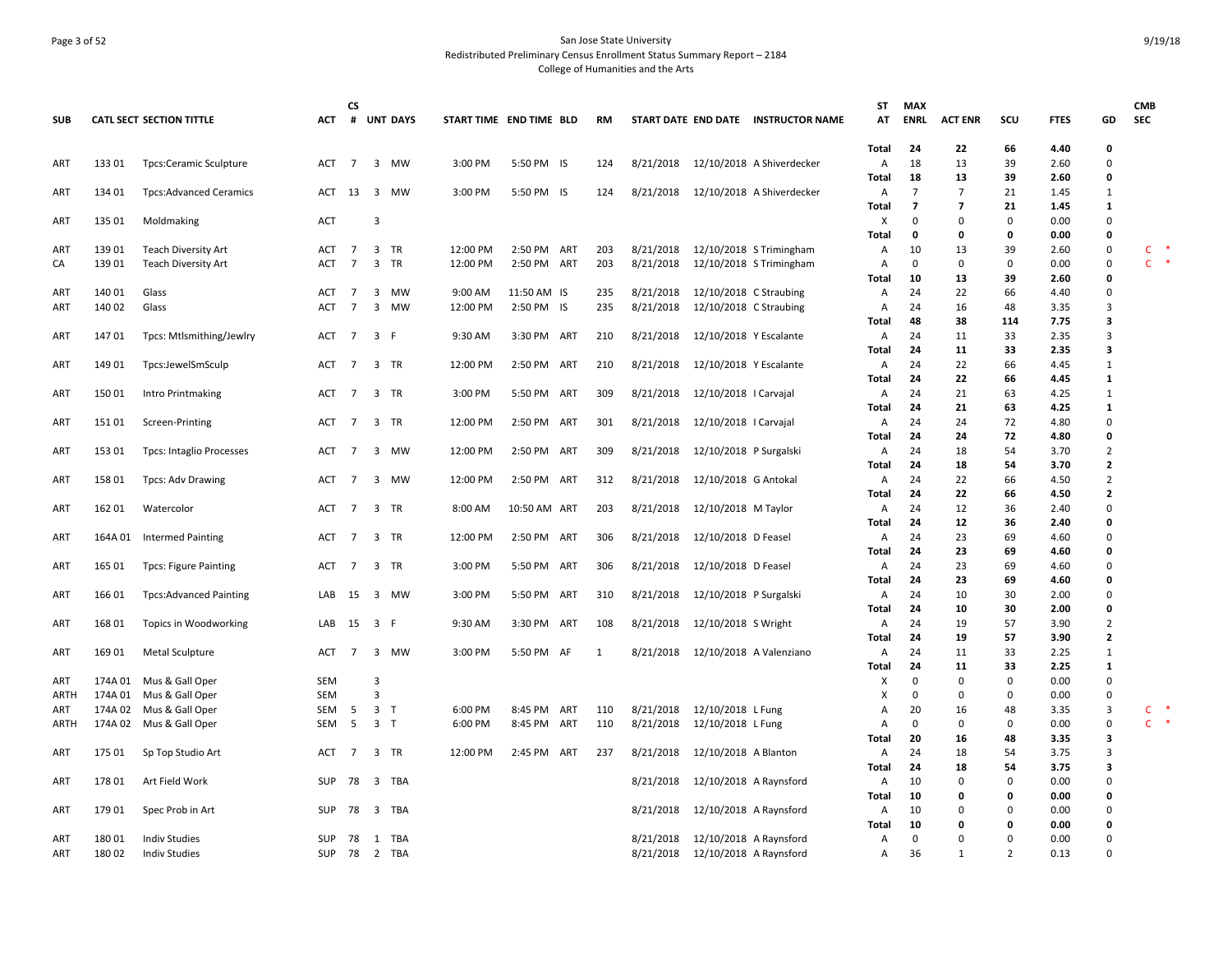San Jose State University
Redistributed Preliminary Census Enrollment Status Summary Report – 2184
College of Humanities and the Arts

| SUB | CATL SECT | SECTION TITTLE | ACT | CS # | UNT | DAYS | START TIME | END TIME | BLD | RM | START DATE | END DATE | INSTRUCTOR NAME | ST AT | MAX ENRL | ACT ENR | SCU | FTES | GD | CMB SEC |
|---|---|---|---|---|---|---|---|---|---|---|---|---|---|---|---|---|---|---|---|---|
| | | | | | | | | | | | | | | **Total** | **24** | **22** | **66** | **4.40** | **0** | |
| ART | 133 01 | Tpcs:Ceramic Sculpture | ACT | 7 | 3 | MW | 3:00 PM | 5:50 PM | IS | 124 | 8/21/2018 | 12/10/2018 | A Shiverdecker | A | 18 | 13 | 39 | 2.60 | 0 | |
| | | | | | | | | | | | | | | **Total** | **18** | **13** | **39** | **2.60** | **0** | |
| ART | 134 01 | Tpcs:Advanced Ceramics | ACT | 13 | 3 | MW | 3:00 PM | 5:50 PM | IS | 124 | 8/21/2018 | 12/10/2018 | A Shiverdecker | A | 7 | 7 | 21 | 1.45 | 1 | |
| | | | | | | | | | | | | | | **Total** | **7** | **7** | **21** | **1.45** | **1** | |
| ART | 135 01 | Moldmaking | ACT | | 3 | | | | | | | | | X | 0 | 0 | 0 | 0.00 | 0 | |
| | | | | | | | | | | | | | | **Total** | **0** | **0** | **0** | **0.00** | **0** | |
| ART | 139 01 | Teach Diversity Art | ACT | 7 | 3 | TR | 12:00 PM | 2:50 PM | ART | 203 | 8/21/2018 | 12/10/2018 | S Trimingham | A | 10 | 13 | 39 | 2.60 | 0 | C * |
| CA | 139 01 | Teach Diversity Art | ACT | 7 | 3 | TR | 12:00 PM | 2:50 PM | ART | 203 | 8/21/2018 | 12/10/2018 | S Trimingham | A | 0 | 0 | 0 | 0.00 | 0 | C * |
| | | | | | | | | | | | | | | **Total** | **10** | **13** | **39** | **2.60** | **0** | |
| ART | 140 01 | Glass | ACT | 7 | 3 | MW | 9:00 AM | 11:50 AM | IS | 235 | 8/21/2018 | 12/10/2018 | C Straubing | A | 24 | 22 | 66 | 4.40 | 0 | |
| ART | 140 02 | Glass | ACT | 7 | 3 | MW | 12:00 PM | 2:50 PM | IS | 235 | 8/21/2018 | 12/10/2018 | C Straubing | A | 24 | 16 | 48 | 3.35 | 3 | |
| | | | | | | | | | | | | | | **Total** | **48** | **38** | **114** | **7.75** | **3** | |
| ART | 147 01 | Tpcs: Mtlsmithing/Jewlry | ACT | 7 | 3 | F | 9:30 AM | 3:30 PM | ART | 210 | 8/21/2018 | 12/10/2018 | Y Escalante | A | 24 | 11 | 33 | 2.35 | 3 | |
| | | | | | | | | | | | | | | **Total** | **24** | **11** | **33** | **2.35** | **3** | |
| ART | 149 01 | Tpcs:JewelSmSculp | ACT | 7 | 3 | TR | 12:00 PM | 2:50 PM | ART | 210 | 8/21/2018 | 12/10/2018 | Y Escalante | A | 24 | 22 | 66 | 4.45 | 1 | |
| | | | | | | | | | | | | | | **Total** | **24** | **22** | **66** | **4.45** | **1** | |
| ART | 150 01 | Intro Printmaking | ACT | 7 | 3 | TR | 3:00 PM | 5:50 PM | ART | 309 | 8/21/2018 | 12/10/2018 | I Carvajal | A | 24 | 21 | 63 | 4.25 | 1 | |
| | | | | | | | | | | | | | | **Total** | **24** | **21** | **63** | **4.25** | **1** | |
| ART | 151 01 | Screen-Printing | ACT | 7 | 3 | TR | 12:00 PM | 2:50 PM | ART | 301 | 8/21/2018 | 12/10/2018 | I Carvajal | A | 24 | 24 | 72 | 4.80 | 0 | |
| | | | | | | | | | | | | | | **Total** | **24** | **24** | **72** | **4.80** | **0** | |
| ART | 153 01 | Tpcs: Intaglio Processes | ACT | 7 | 3 | MW | 12:00 PM | 2:50 PM | ART | 309 | 8/21/2018 | 12/10/2018 | P Surgalski | A | 24 | 18 | 54 | 3.70 | 2 | |
| | | | | | | | | | | | | | | **Total** | **24** | **18** | **54** | **3.70** | **2** | |
| ART | 158 01 | Tpcs: Adv Drawing | ACT | 7 | 3 | MW | 12:00 PM | 2:50 PM | ART | 312 | 8/21/2018 | 12/10/2018 | G Antokal | A | 24 | 22 | 66 | 4.50 | 2 | |
| | | | | | | | | | | | | | | **Total** | **24** | **22** | **66** | **4.50** | **2** | |
| ART | 162 01 | Watercolor | ACT | 7 | 3 | TR | 8:00 AM | 10:50 AM | ART | 203 | 8/21/2018 | 12/10/2018 | M Taylor | A | 24 | 12 | 36 | 2.40 | 0 | |
| | | | | | | | | | | | | | | **Total** | **24** | **12** | **36** | **2.40** | **0** | |
| ART | 164A 01 | Intermed Painting | ACT | 7 | 3 | TR | 12:00 PM | 2:50 PM | ART | 306 | 8/21/2018 | 12/10/2018 | D Feasel | A | 24 | 23 | 69 | 4.60 | 0 | |
| | | | | | | | | | | | | | | **Total** | **24** | **23** | **69** | **4.60** | **0** | |
| ART | 165 01 | Tpcs: Figure Painting | ACT | 7 | 3 | TR | 3:00 PM | 5:50 PM | ART | 306 | 8/21/2018 | 12/10/2018 | D Feasel | A | 24 | 23 | 69 | 4.60 | 0 | |
| | | | | | | | | | | | | | | **Total** | **24** | **23** | **69** | **4.60** | **0** | |
| ART | 166 01 | Tpcs:Advanced Painting | LAB | 15 | 3 | MW | 3:00 PM | 5:50 PM | ART | 310 | 8/21/2018 | 12/10/2018 | P Surgalski | A | 24 | 10 | 30 | 2.00 | 0 | |
| | | | | | | | | | | | | | | **Total** | **24** | **10** | **30** | **2.00** | **0** | |
| ART | 168 01 | Topics in Woodworking | LAB | 15 | 3 | F | 9:30 AM | 3:30 PM | ART | 108 | 8/21/2018 | 12/10/2018 | S Wright | A | 24 | 19 | 57 | 3.90 | 2 | |
| | | | | | | | | | | | | | | **Total** | **24** | **19** | **57** | **3.90** | **2** | |
| ART | 169 01 | Metal Sculpture | ACT | 7 | 3 | MW | 3:00 PM | 5:50 PM | AF | 1 | 8/21/2018 | 12/10/2018 | A Valenziano | A | 24 | 11 | 33 | 2.25 | 1 | |
| | | | | | | | | | | | | | | **Total** | **24** | **11** | **33** | **2.25** | **1** | |
| ART | 174A 01 | Mus & Gall Oper | SEM | | 3 | | | | | | | | | X | 0 | 0 | 0 | 0.00 | 0 | |
| ARTH | 174A 01 | Mus & Gall Oper | SEM | | 3 | | | | | | | | | X | 0 | 0 | 0 | 0.00 | 0 | |
| ART | 174A 02 | Mus & Gall Oper | SEM | 5 | 3 | T | 6:00 PM | 8:45 PM | ART | 110 | 8/21/2018 | 12/10/2018 | L Fung | A | 20 | 16 | 48 | 3.35 | 3 | C * |
| ARTH | 174A 02 | Mus & Gall Oper | SEM | 5 | 3 | T | 6:00 PM | 8:45 PM | ART | 110 | 8/21/2018 | 12/10/2018 | L Fung | A | 0 | 0 | 0 | 0.00 | 0 | C * |
| | | | | | | | | | | | | | | **Total** | **20** | **16** | **48** | **3.35** | **3** | |
| ART | 175 01 | Sp Top Studio Art | ACT | 7 | 3 | TR | 12:00 PM | 2:45 PM | ART | 237 | 8/21/2018 | 12/10/2018 | A Blanton | A | 24 | 18 | 54 | 3.75 | 3 | |
| | | | | | | | | | | | | | | **Total** | **24** | **18** | **54** | **3.75** | **3** | |
| ART | 178 01 | Art Field Work | SUP | 78 | 3 | TBA | | | | | 8/21/2018 | 12/10/2018 | A Raynsford | A | 10 | 0 | 0 | 0.00 | 0 | |
| | | | | | | | | | | | | | | **Total** | **10** | **0** | **0** | **0.00** | **0** | |
| ART | 179 01 | Spec Prob in Art | SUP | 78 | 3 | TBA | | | | | 8/21/2018 | 12/10/2018 | A Raynsford | A | 10 | 0 | 0 | 0.00 | 0 | |
| | | | | | | | | | | | | | | **Total** | **10** | **0** | **0** | **0.00** | **0** | |
| ART | 180 01 | Indiv Studies | SUP | 78 | 1 | TBA | | | | | 8/21/2018 | 12/10/2018 | A Raynsford | A | 0 | 0 | 0 | 0.00 | 0 | |
| ART | 180 02 | Indiv Studies | SUP | 78 | 2 | TBA | | | | | 8/21/2018 | 12/10/2018 | A Raynsford | A | 36 | 1 | 2 | 0.13 | 0 | |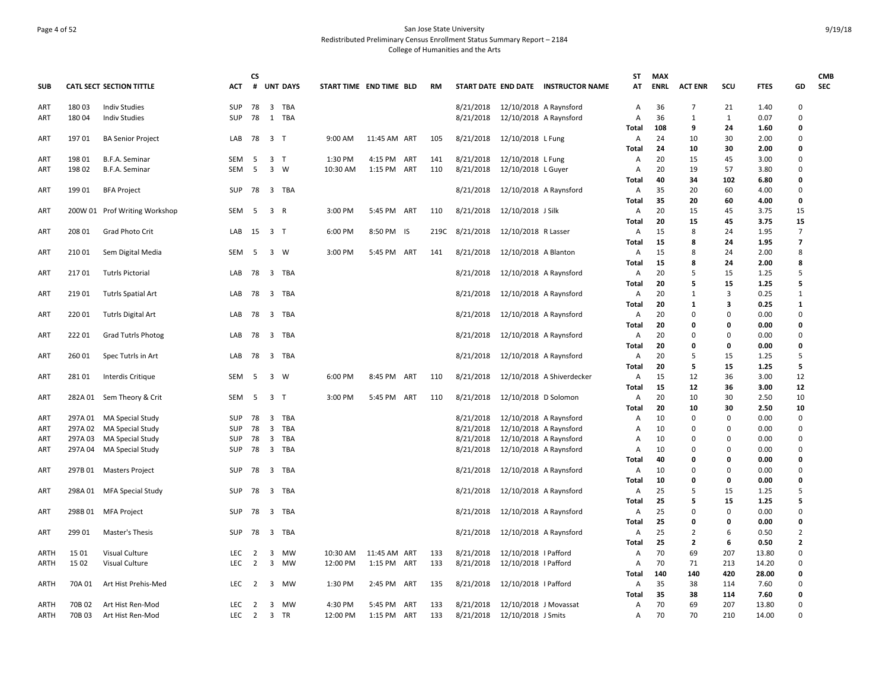San Jose State University
Redistributed Preliminary Census Enrollment Status Summary Report – 2184
College of Humanities and the Arts

| SUB | CATL SECT | SECTION TITTLE | ACT | CS # | UNT | DAYS | START TIME | END TIME | BLD | RM | START DATE | END DATE | INSTRUCTOR NAME | ST AT | MAX ENRL | ACT ENR | SCU | FTES | GD | CMB SEC |
|---|---|---|---|---|---|---|---|---|---|---|---|---|---|---|---|---|---|---|---|---|
| ART | 180 03 | Indiv Studies | SUP | 78 | 3 | TBA | | | | | 8/21/2018 | 12/10/2018 | A Raynsford | A | 36 | 7 | 21 | 1.40 | 0 | |
| ART | 180 04 | Indiv Studies | SUP | 78 | 1 | TBA | | | | | 8/21/2018 | 12/10/2018 | A Raynsford | A | 36 | 1 | 1 | 0.07 | 0 | |
| | | | | | | | | | | | | | | **Total** | **108** | **9** | **24** | **1.60** | **0** | |
| ART | 197 01 | BA Senior Project | LAB | 78 | 3 | T | 9:00 AM | 11:45 AM | ART | 105 | 8/21/2018 | 12/10/2018 | L Fung | A | 24 | 10 | 30 | 2.00 | 0 | |
| | | | | | | | | | | | | | | **Total** | **24** | **10** | **30** | **2.00** | **0** | |
| ART | 198 01 | B.F.A. Seminar | SEM | 5 | 3 | T | 1:30 PM | 4:15 PM | ART | 141 | 8/21/2018 | 12/10/2018 | L Fung | A | 20 | 15 | 45 | 3.00 | 0 | |
| ART | 198 02 | B.F.A. Seminar | SEM | 5 | 3 | W | 10:30 AM | 1:15 PM | ART | 110 | 8/21/2018 | 12/10/2018 | L Guyer | A | 20 | 19 | 57 | 3.80 | 0 | |
| | | | | | | | | | | | | | | **Total** | **40** | **34** | **102** | **6.80** | **0** | |
| ART | 199 01 | BFA Project | SUP | 78 | 3 | TBA | | | | | 8/21/2018 | 12/10/2018 | A Raynsford | A | 35 | 20 | 60 | 4.00 | 0 | |
| | | | | | | | | | | | | | | **Total** | **35** | **20** | **60** | **4.00** | **0** | |
| ART | 200W 01 | Prof Writing Workshop | SEM | 5 | 3 | R | 3:00 PM | 5:45 PM | ART | 110 | 8/21/2018 | 12/10/2018 | J Silk | A | 20 | 15 | 45 | 3.75 | 15 | |
| | | | | | | | | | | | | | | **Total** | **20** | **15** | **45** | **3.75** | **15** | |
| ART | 208 01 | Grad Photo Crit | LAB | 15 | 3 | T | 6:00 PM | 8:50 PM | IS | 219C | 8/21/2018 | 12/10/2018 | R Lasser | A | 15 | 8 | 24 | 1.95 | 7 | |
| | | | | | | | | | | | | | | **Total** | **15** | **8** | **24** | **1.95** | **7** | |
| ART | 210 01 | Sem Digital Media | SEM | 5 | 3 | W | 3:00 PM | 5:45 PM | ART | 141 | 8/21/2018 | 12/10/2018 | A Blanton | A | 15 | 8 | 24 | 2.00 | 8 | |
| | | | | | | | | | | | | | | **Total** | **15** | **8** | **24** | **2.00** | **8** | |
| ART | 217 01 | Tutrls Pictorial | LAB | 78 | 3 | TBA | | | | | 8/21/2018 | 12/10/2018 | A Raynsford | A | 20 | 5 | 15 | 1.25 | 5 | |
| | | | | | | | | | | | | | | **Total** | **20** | **5** | **15** | **1.25** | **5** | |
| ART | 219 01 | Tutrls Spatial Art | LAB | 78 | 3 | TBA | | | | | 8/21/2018 | 12/10/2018 | A Raynsford | A | 20 | 1 | 3 | 0.25 | 1 | |
| | | | | | | | | | | | | | | **Total** | **20** | **1** | **3** | **0.25** | **1** | |
| ART | 220 01 | Tutrls Digital Art | LAB | 78 | 3 | TBA | | | | | 8/21/2018 | 12/10/2018 | A Raynsford | A | 20 | 0 | 0 | 0.00 | 0 | |
| | | | | | | | | | | | | | | **Total** | **20** | **0** | **0** | **0.00** | **0** | |
| ART | 222 01 | Grad Tutrls Photog | LAB | 78 | 3 | TBA | | | | | 8/21/2018 | 12/10/2018 | A Raynsford | A | 20 | 0 | 0 | 0.00 | 0 | |
| | | | | | | | | | | | | | | **Total** | **20** | **0** | **0** | **0.00** | **0** | |
| ART | 260 01 | Spec Tutrls in Art | LAB | 78 | 3 | TBA | | | | | 8/21/2018 | 12/10/2018 | A Raynsford | A | 20 | 5 | 15 | 1.25 | 5 | |
| | | | | | | | | | | | | | | **Total** | **20** | **5** | **15** | **1.25** | **5** | |
| ART | 281 01 | Interdis Critique | SEM | 5 | 3 | W | 6:00 PM | 8:45 PM | ART | 110 | 8/21/2018 | 12/10/2018 | A Shiverdecker | A | 15 | 12 | 36 | 3.00 | 12 | |
| | | | | | | | | | | | | | | **Total** | **15** | **12** | **36** | **3.00** | **12** | |
| ART | 282A 01 | Sem Theory & Crit | SEM | 5 | 3 | T | 3:00 PM | 5:45 PM | ART | 110 | 8/21/2018 | 12/10/2018 | D Solomon | A | 20 | 10 | 30 | 2.50 | 10 | |
| | | | | | | | | | | | | | | **Total** | **20** | **10** | **30** | **2.50** | **10** | |
| ART | 297A 01 | MA Special Study | SUP | 78 | 3 | TBA | | | | | 8/21/2018 | 12/10/2018 | A Raynsford | A | 10 | 0 | 0 | 0.00 | 0 | |
| ART | 297A 02 | MA Special Study | SUP | 78 | 3 | TBA | | | | | 8/21/2018 | 12/10/2018 | A Raynsford | A | 10 | 0 | 0 | 0.00 | 0 | |
| ART | 297A 03 | MA Special Study | SUP | 78 | 3 | TBA | | | | | 8/21/2018 | 12/10/2018 | A Raynsford | A | 10 | 0 | 0 | 0.00 | 0 | |
| ART | 297A 04 | MA Special Study | SUP | 78 | 3 | TBA | | | | | 8/21/2018 | 12/10/2018 | A Raynsford | A | 10 | 0 | 0 | 0.00 | 0 | |
| | | | | | | | | | | | | | | **Total** | **40** | **0** | **0** | **0.00** | **0** | |
| ART | 297B 01 | Masters Project | SUP | 78 | 3 | TBA | | | | | 8/21/2018 | 12/10/2018 | A Raynsford | A | 10 | 0 | 0 | 0.00 | 0 | |
| | | | | | | | | | | | | | | **Total** | **10** | **0** | **0** | **0.00** | **0** | |
| ART | 298A 01 | MFA Special Study | SUP | 78 | 3 | TBA | | | | | 8/21/2018 | 12/10/2018 | A Raynsford | A | 25 | 5 | 15 | 1.25 | 5 | |
| | | | | | | | | | | | | | | **Total** | **25** | **5** | **15** | **1.25** | **5** | |
| ART | 298B 01 | MFA Project | SUP | 78 | 3 | TBA | | | | | 8/21/2018 | 12/10/2018 | A Raynsford | A | 25 | 0 | 0 | 0.00 | 0 | |
| | | | | | | | | | | | | | | **Total** | **25** | **0** | **0** | **0.00** | **0** | |
| ART | 299 01 | Master's Thesis | SUP | 78 | 3 | TBA | | | | | 8/21/2018 | 12/10/2018 | A Raynsford | A | 25 | 2 | 6 | 0.50 | 2 | |
| | | | | | | | | | | | | | | **Total** | **25** | **2** | **6** | **0.50** | **2** | |
| ARTH | 15 01 | Visual Culture | LEC | 2 | 3 | MW | 10:30 AM | 11:45 AM | ART | 133 | 8/21/2018 | 12/10/2018 | I Pafford | A | 70 | 69 | 207 | 13.80 | 0 | |
| ARTH | 15 02 | Visual Culture | LEC | 2 | 3 | MW | 12:00 PM | 1:15 PM | ART | 133 | 8/21/2018 | 12/10/2018 | I Pafford | A | 70 | 71 | 213 | 14.20 | 0 | |
| | | | | | | | | | | | | | | **Total** | **140** | **140** | **420** | **28.00** | **0** | |
| ARTH | 70A 01 | Art Hist Prehis-Med | LEC | 2 | 3 | MW | 1:30 PM | 2:45 PM | ART | 135 | 8/21/2018 | 12/10/2018 | I Pafford | A | 35 | 38 | 114 | 7.60 | 0 | |
| | | | | | | | | | | | | | | **Total** | **35** | **38** | **114** | **7.60** | **0** | |
| ARTH | 70B 02 | Art Hist Ren-Mod | LEC | 2 | 3 | MW | 4:30 PM | 5:45 PM | ART | 133 | 8/21/2018 | 12/10/2018 | J Movassat | A | 70 | 69 | 207 | 13.80 | 0 | |
| ARTH | 70B 03 | Art Hist Ren-Mod | LEC | 2 | 3 | TR | 12:00 PM | 1:15 PM | ART | 133 | 8/21/2018 | 12/10/2018 | J Smits | A | 70 | 70 | 210 | 14.00 | 0 | |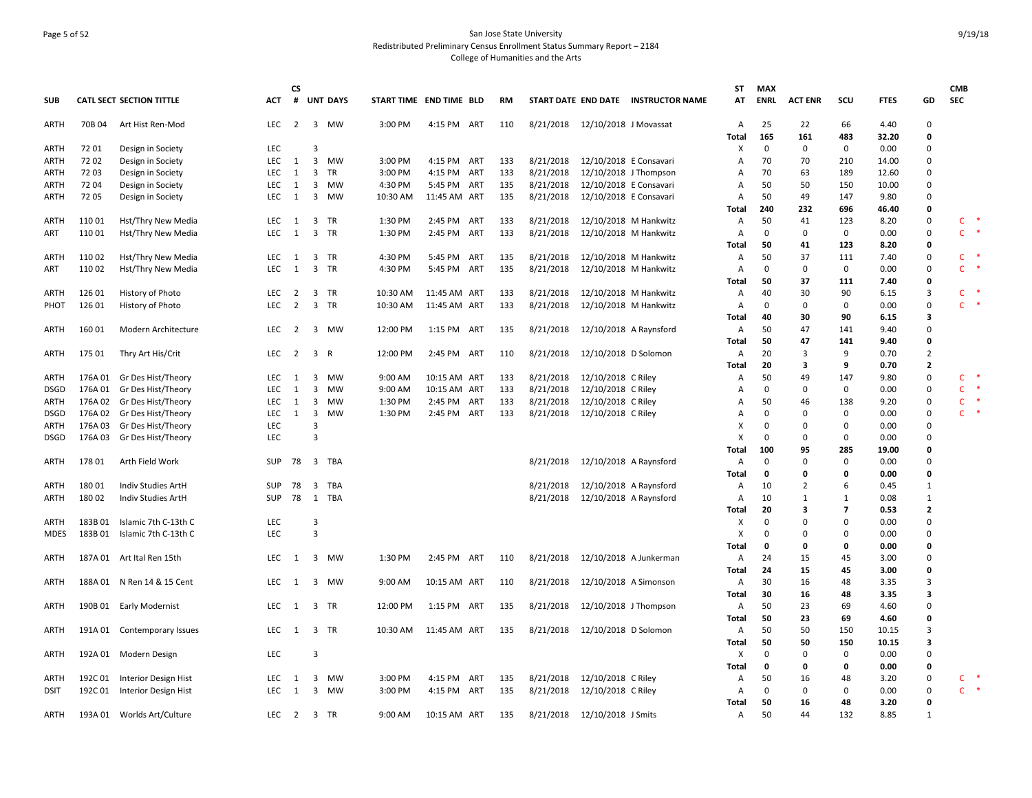San Jose State University
Redistributed Preliminary Census Enrollment Status Summary Report – 2184
College of Humanities and the Arts

| SUB | CATL SECT | SECTION TITTLE | ACT | CS # | UNT | DAYS | START TIME | END TIME | BLD | RM | START DATE | END DATE | INSTRUCTOR NAME | ST AT | MAX ENRL | ACT ENR | SCU | FTES | GD | CMB SEC |
|---|---|---|---|---|---|---|---|---|---|---|---|---|---|---|---|---|---|---|---|---|
| ARTH | 70B 04 | Art Hist Ren-Mod | LEC | 2 | 3 | MW | 3:00 PM | 4:15 PM | ART | 110 | 8/21/2018 | 12/10/2018 | J Movassat | A | 25 | 22 | 66 | 4.40 | 0 | |
| | | | | | | | | | | | | | | Total | 165 | 161 | 483 | 32.20 | 0 | |
| ARTH | 72 01 | Design in Society | LEC | | 3 | | | | | | | | | X | 0 | 0 | 0 | 0.00 | 0 | |
| ARTH | 72 02 | Design in Society | LEC | 1 | 3 | MW | 3:00 PM | 4:15 PM | ART | 133 | 8/21/2018 | 12/10/2018 | E Consavari | A | 70 | 70 | 210 | 14.00 | 0 | |
| ARTH | 72 03 | Design in Society | LEC | 1 | 3 | TR | 3:00 PM | 4:15 PM | ART | 133 | 8/21/2018 | 12/10/2018 | J Thompson | A | 70 | 63 | 189 | 12.60 | 0 | |
| ARTH | 72 04 | Design in Society | LEC | 1 | 3 | MW | 4:30 PM | 5:45 PM | ART | 135 | 8/21/2018 | 12/10/2018 | E Consavari | A | 50 | 50 | 150 | 10.00 | 0 | |
| ARTH | 72 05 | Design in Society | LEC | 1 | 3 | MW | 10:30 AM | 11:45 AM | ART | 135 | 8/21/2018 | 12/10/2018 | E Consavari | A | 50 | 49 | 147 | 9.80 | 0 | |
| | | | | | | | | | | | | | | Total | 240 | 232 | 696 | 46.40 | 0 | |
| ARTH | 110 01 | Hst/Thry New Media | LEC | 1 | 3 | TR | 1:30 PM | 2:45 PM | ART | 133 | 8/21/2018 | 12/10/2018 | M Hankwitz | A | 50 | 41 | 123 | 8.20 | 0 | C * |
| ART | 110 01 | Hst/Thry New Media | LEC | 1 | 3 | TR | 1:30 PM | 2:45 PM | ART | 133 | 8/21/2018 | 12/10/2018 | M Hankwitz | A | 0 | 0 | 0 | 0.00 | 0 | C * |
| | | | | | | | | | | | | | | Total | 50 | 41 | 123 | 8.20 | 0 | |
| ARTH | 110 02 | Hst/Thry New Media | LEC | 1 | 3 | TR | 4:30 PM | 5:45 PM | ART | 135 | 8/21/2018 | 12/10/2018 | M Hankwitz | A | 50 | 37 | 111 | 7.40 | 0 | C * |
| ART | 110 02 | Hst/Thry New Media | LEC | 1 | 3 | TR | 4:30 PM | 5:45 PM | ART | 135 | 8/21/2018 | 12/10/2018 | M Hankwitz | A | 0 | 0 | 0 | 0.00 | 0 | C * |
| | | | | | | | | | | | | | | Total | 50 | 37 | 111 | 7.40 | 0 | |
| ARTH | 126 01 | History of Photo | LEC | 2 | 3 | TR | 10:30 AM | 11:45 AM | ART | 133 | 8/21/2018 | 12/10/2018 | M Hankwitz | A | 40 | 30 | 90 | 6.15 | 3 | C * |
| PHOT | 126 01 | History of Photo | LEC | 2 | 3 | TR | 10:30 AM | 11:45 AM | ART | 133 | 8/21/2018 | 12/10/2018 | M Hankwitz | A | 0 | 0 | 0 | 0.00 | 0 | C * |
| | | | | | | | | | | | | | | Total | 40 | 30 | 90 | 6.15 | 3 | |
| ARTH | 160 01 | Modern Architecture | LEC | 2 | 3 | MW | 12:00 PM | 1:15 PM | ART | 135 | 8/21/2018 | 12/10/2018 | A Raynsford | A | 50 | 47 | 141 | 9.40 | 0 | |
| | | | | | | | | | | | | | | Total | 50 | 47 | 141 | 9.40 | 0 | |
| ARTH | 175 01 | Thry Art His/Crit | LEC | 2 | 3 | R | 12:00 PM | 2:45 PM | ART | 110 | 8/21/2018 | 12/10/2018 | D Solomon | A | 20 | 3 | 9 | 0.70 | 2 | |
| | | | | | | | | | | | | | | Total | 20 | 3 | 9 | 0.70 | 2 | |
| ARTH | 176A 01 | Gr Des Hist/Theory | LEC | 1 | 3 | MW | 9:00 AM | 10:15 AM | ART | 133 | 8/21/2018 | 12/10/2018 | C Riley | A | 50 | 49 | 147 | 9.80 | 0 | C * |
| DSGD | 176A 01 | Gr Des Hist/Theory | LEC | 1 | 3 | MW | 9:00 AM | 10:15 AM | ART | 133 | 8/21/2018 | 12/10/2018 | C Riley | A | 0 | 0 | 0 | 0.00 | 0 | C * |
| ARTH | 176A 02 | Gr Des Hist/Theory | LEC | 1 | 3 | MW | 1:30 PM | 2:45 PM | ART | 133 | 8/21/2018 | 12/10/2018 | C Riley | A | 50 | 46 | 138 | 9.20 | 0 | C * |
| DSGD | 176A 02 | Gr Des Hist/Theory | LEC | 1 | 3 | MW | 1:30 PM | 2:45 PM | ART | 133 | 8/21/2018 | 12/10/2018 | C Riley | A | 0 | 0 | 0 | 0.00 | 0 | C * |
| ARTH | 176A 03 | Gr Des Hist/Theory | LEC | | 3 | | | | | | | | | X | 0 | 0 | 0 | 0.00 | 0 | |
| DSGD | 176A 03 | Gr Des Hist/Theory | LEC | | 3 | | | | | | | | | X | 0 | 0 | 0 | 0.00 | 0 | |
| | | | | | | | | | | | | | | Total | 100 | 95 | 285 | 19.00 | 0 | |
| ARTH | 178 01 | Arth Field Work | SUP | 78 | 3 | TBA | | | | | 8/21/2018 | 12/10/2018 | A Raynsford | A | 0 | 0 | 0 | 0.00 | 0 | |
| | | | | | | | | | | | | | | Total | 0 | 0 | 0 | 0.00 | 0 | |
| ARTH | 180 01 | Indiv Studies ArtH | SUP | 78 | 3 | TBA | | | | | 8/21/2018 | 12/10/2018 | A Raynsford | A | 10 | 2 | 6 | 0.45 | 1 | |
| ARTH | 180 02 | Indiv Studies ArtH | SUP | 78 | 1 | TBA | | | | | 8/21/2018 | 12/10/2018 | A Raynsford | A | 10 | 1 | 1 | 0.08 | 1 | |
| | | | | | | | | | | | | | | Total | 20 | 3 | 7 | 0.53 | 2 | |
| ARTH | 183B 01 | Islamic 7th C-13th C | LEC | | 3 | | | | | | | | | X | 0 | 0 | 0 | 0.00 | 0 | |
| MDES | 183B 01 | Islamic 7th C-13th C | LEC | | 3 | | | | | | | | | X | 0 | 0 | 0 | 0.00 | 0 | |
| | | | | | | | | | | | | | | Total | 0 | 0 | 0 | 0.00 | 0 | |
| ARTH | 187A 01 | Art Ital Ren 15th | LEC | 1 | 3 | MW | 1:30 PM | 2:45 PM | ART | 110 | 8/21/2018 | 12/10/2018 | A Junkerman | A | 24 | 15 | 45 | 3.00 | 0 | |
| | | | | | | | | | | | | | | Total | 24 | 15 | 45 | 3.00 | 0 | |
| ARTH | 188A 01 | N Ren 14 & 15 Cent | LEC | 1 | 3 | MW | 9:00 AM | 10:15 AM | ART | 110 | 8/21/2018 | 12/10/2018 | A Simonson | A | 30 | 16 | 48 | 3.35 | 3 | |
| | | | | | | | | | | | | | | Total | 30 | 16 | 48 | 3.35 | 3 | |
| ARTH | 190B 01 | Early Modernist | LEC | 1 | 3 | TR | 12:00 PM | 1:15 PM | ART | 135 | 8/21/2018 | 12/10/2018 | J Thompson | A | 50 | 23 | 69 | 4.60 | 0 | |
| | | | | | | | | | | | | | | Total | 50 | 23 | 69 | 4.60 | 0 | |
| ARTH | 191A 01 | Contemporary Issues | LEC | 1 | 3 | TR | 10:30 AM | 11:45 AM | ART | 135 | 8/21/2018 | 12/10/2018 | D Solomon | A | 50 | 50 | 150 | 10.15 | 3 | |
| | | | | | | | | | | | | | | Total | 50 | 50 | 150 | 10.15 | 3 | |
| ARTH | 192A 01 | Modern Design | LEC | | 3 | | | | | | | | | X | 0 | 0 | 0 | 0.00 | 0 | |
| | | | | | | | | | | | | | | Total | 0 | 0 | 0 | 0.00 | 0 | |
| ARTH | 192C 01 | Interior Design Hist | LEC | 1 | 3 | MW | 3:00 PM | 4:15 PM | ART | 135 | 8/21/2018 | 12/10/2018 | C Riley | A | 50 | 16 | 48 | 3.20 | 0 | C * |
| DSIT | 192C 01 | Interior Design Hist | LEC | 1 | 3 | MW | 3:00 PM | 4:15 PM | ART | 135 | 8/21/2018 | 12/10/2018 | C Riley | A | 0 | 0 | 0 | 0.00 | 0 | C * |
| | | | | | | | | | | | | | | Total | 50 | 16 | 48 | 3.20 | 0 | |
| ARTH | 193A 01 | Worlds Art/Culture | LEC | 2 | 3 | TR | 9:00 AM | 10:15 AM | ART | 135 | 8/21/2018 | 12/10/2018 | J Smits | A | 50 | 44 | 132 | 8.85 | 1 | |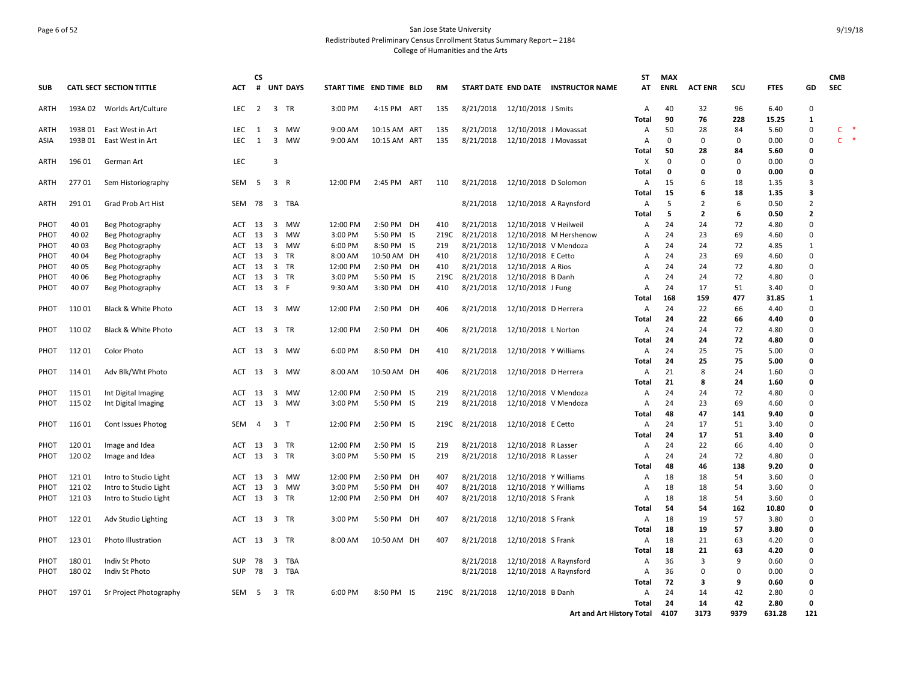San Jose State University
Redistributed Preliminary Census Enrollment Status Summary Report – 2184
College of Humanities and the Arts

| SUB | CATL | SECT | SECTION TITTLE | ACT | CS # | UNT | DAYS | START TIME | END TIME | BLD | RM | START DATE | END DATE | INSTRUCTOR NAME | ST AT | MAX ENRL | ACT ENR | SCU | FTES | GD | CMB SEC |
|---|---|---|---|---|---|---|---|---|---|---|---|---|---|---|---|---|---|---|---|---|---|
| ARTH | 193A | 02 | Worlds Art/Culture | LEC | 2 | 3 | TR | 3:00 PM | 4:15 PM | ART | 135 | 8/21/2018 | 12/10/2018 | J Smits | A | 40 | 32 | 96 | 6.40 | 0 | |
| | | | | | | | | | | | | | | | Total | 90 | 76 | 228 | 15.25 | 1 | |
| ARTH | 193B | 01 | East West in Art | LEC | 1 | 3 | MW | 9:00 AM | 10:15 AM | ART | 135 | 8/21/2018 | 12/10/2018 | J Movassat | A | 50 | 28 | 84 | 5.60 | 0 | C * |
| ASIA | 193B | 01 | East West in Art | LEC | 1 | 3 | MW | 9:00 AM | 10:15 AM | ART | 135 | 8/21/2018 | 12/10/2018 | J Movassat | A | 0 | 0 | 0 | 0.00 | 0 | C * |
| | | | | | | | | | | | | | | | Total | 50 | 28 | 84 | 5.60 | 0 | |
| ARTH | 196 | 01 | German Art | LEC | | 3 | | | | | | | | | X | 0 | 0 | 0 | 0.00 | 0 | |
| | | | | | | | | | | | | | | | Total | 0 | 0 | 0 | 0.00 | 0 | |
| ARTH | 277 | 01 | Sem Historiography | SEM | 5 | 3 | R | 12:00 PM | 2:45 PM | ART | 110 | 8/21/2018 | 12/10/2018 | D Solomon | A | 15 | 6 | 18 | 1.35 | 3 | |
| | | | | | | | | | | | | | | | Total | 15 | 6 | 18 | 1.35 | 3 | |
| ARTH | 291 | 01 | Grad Prob Art Hist | SEM | 78 | 3 | TBA | | | | | 8/21/2018 | 12/10/2018 | A Raynsford | A | 5 | 2 | 6 | 0.50 | 2 | |
| | | | | | | | | | | | | | | | Total | 5 | 2 | 6 | 0.50 | 2 | |
| PHOT | 40 | 01 | Beg Photography | ACT | 13 | 3 | MW | 12:00 PM | 2:50 PM | DH | 410 | 8/21/2018 | 12/10/2018 | V Heilweil | A | 24 | 24 | 72 | 4.80 | 0 | |
| PHOT | 40 | 02 | Beg Photography | ACT | 13 | 3 | MW | 3:00 PM | 5:50 PM | IS | 219C | 8/21/2018 | 12/10/2018 | M Hershenow | A | 24 | 23 | 69 | 4.60 | 0 | |
| PHOT | 40 | 03 | Beg Photography | ACT | 13 | 3 | MW | 6:00 PM | 8:50 PM | IS | 219 | 8/21/2018 | 12/10/2018 | V Mendoza | A | 24 | 24 | 72 | 4.85 | 1 | |
| PHOT | 40 | 04 | Beg Photography | ACT | 13 | 3 | TR | 8:00 AM | 10:50 AM | DH | 410 | 8/21/2018 | 12/10/2018 | E Cetto | A | 24 | 23 | 69 | 4.60 | 0 | |
| PHOT | 40 | 05 | Beg Photography | ACT | 13 | 3 | TR | 12:00 PM | 2:50 PM | DH | 410 | 8/21/2018 | 12/10/2018 | A Rios | A | 24 | 24 | 72 | 4.80 | 0 | |
| PHOT | 40 | 06 | Beg Photography | ACT | 13 | 3 | TR | 3:00 PM | 5:50 PM | IS | 219C | 8/21/2018 | 12/10/2018 | B Danh | A | 24 | 24 | 72 | 4.80 | 0 | |
| PHOT | 40 | 07 | Beg Photography | ACT | 13 | 3 | F | 9:30 AM | 3:30 PM | DH | 410 | 8/21/2018 | 12/10/2018 | J Fung | A | 24 | 17 | 51 | 3.40 | 0 | |
| | | | | | | | | | | | | | | | Total | 168 | 159 | 477 | 31.85 | 1 | |
| PHOT | 110 | 01 | Black & White Photo | ACT | 13 | 3 | MW | 12:00 PM | 2:50 PM | DH | 406 | 8/21/2018 | 12/10/2018 | D Herrera | A | 24 | 22 | 66 | 4.40 | 0 | |
| | | | | | | | | | | | | | | | Total | 24 | 22 | 66 | 4.40 | 0 | |
| PHOT | 110 | 02 | Black & White Photo | ACT | 13 | 3 | TR | 12:00 PM | 2:50 PM | DH | 406 | 8/21/2018 | 12/10/2018 | L Norton | A | 24 | 24 | 72 | 4.80 | 0 | |
| | | | | | | | | | | | | | | | Total | 24 | 24 | 72 | 4.80 | 0 | |
| PHOT | 112 | 01 | Color Photo | ACT | 13 | 3 | MW | 6:00 PM | 8:50 PM | DH | 410 | 8/21/2018 | 12/10/2018 | Y Williams | A | 24 | 25 | 75 | 5.00 | 0 | |
| | | | | | | | | | | | | | | | Total | 24 | 25 | 75 | 5.00 | 0 | |
| PHOT | 114 | 01 | Adv Blk/Wht Photo | ACT | 13 | 3 | MW | 8:00 AM | 10:50 AM | DH | 406 | 8/21/2018 | 12/10/2018 | D Herrera | A | 21 | 8 | 24 | 1.60 | 0 | |
| | | | | | | | | | | | | | | | Total | 21 | 8 | 24 | 1.60 | 0 | |
| PHOT | 115 | 01 | Int Digital Imaging | ACT | 13 | 3 | MW | 12:00 PM | 2:50 PM | IS | 219 | 8/21/2018 | 12/10/2018 | V Mendoza | A | 24 | 24 | 72 | 4.80 | 0 | |
| PHOT | 115 | 02 | Int Digital Imaging | ACT | 13 | 3 | MW | 3:00 PM | 5:50 PM | IS | 219 | 8/21/2018 | 12/10/2018 | V Mendoza | A | 24 | 23 | 69 | 4.60 | 0 | |
| | | | | | | | | | | | | | | | Total | 48 | 47 | 141 | 9.40 | 0 | |
| PHOT | 116 | 01 | Cont Issues Photog | SEM | 4 | 3 | T | 12:00 PM | 2:50 PM | IS | 219C | 8/21/2018 | 12/10/2018 | E Cetto | A | 24 | 17 | 51 | 3.40 | 0 | |
| | | | | | | | | | | | | | | | Total | 24 | 17 | 51 | 3.40 | 0 | |
| PHOT | 120 | 01 | Image and Idea | ACT | 13 | 3 | TR | 12:00 PM | 2:50 PM | IS | 219 | 8/21/2018 | 12/10/2018 | R Lasser | A | 24 | 22 | 66 | 4.40 | 0 | |
| PHOT | 120 | 02 | Image and Idea | ACT | 13 | 3 | TR | 3:00 PM | 5:50 PM | IS | 219 | 8/21/2018 | 12/10/2018 | R Lasser | A | 24 | 24 | 72 | 4.80 | 0 | |
| | | | | | | | | | | | | | | | Total | 48 | 46 | 138 | 9.20 | 0 | |
| PHOT | 121 | 01 | Intro to Studio Light | ACT | 13 | 3 | MW | 12:00 PM | 2:50 PM | DH | 407 | 8/21/2018 | 12/10/2018 | Y Williams | A | 18 | 18 | 54 | 3.60 | 0 | |
| PHOT | 121 | 02 | Intro to Studio Light | ACT | 13 | 3 | MW | 3:00 PM | 5:50 PM | DH | 407 | 8/21/2018 | 12/10/2018 | Y Williams | A | 18 | 18 | 54 | 3.60 | 0 | |
| PHOT | 121 | 03 | Intro to Studio Light | ACT | 13 | 3 | TR | 12:00 PM | 2:50 PM | DH | 407 | 8/21/2018 | 12/10/2018 | S Frank | A | 18 | 18 | 54 | 3.60 | 0 | |
| | | | | | | | | | | | | | | | Total | 54 | 54 | 162 | 10.80 | 0 | |
| PHOT | 122 | 01 | Adv Studio Lighting | ACT | 13 | 3 | TR | 3:00 PM | 5:50 PM | DH | 407 | 8/21/2018 | 12/10/2018 | S Frank | A | 18 | 19 | 57 | 3.80 | 0 | |
| | | | | | | | | | | | | | | | Total | 18 | 19 | 57 | 3.80 | 0 | |
| PHOT | 123 | 01 | Photo Illustration | ACT | 13 | 3 | TR | 8:00 AM | 10:50 AM | DH | 407 | 8/21/2018 | 12/10/2018 | S Frank | A | 18 | 21 | 63 | 4.20 | 0 | |
| | | | | | | | | | | | | | | | Total | 18 | 21 | 63 | 4.20 | 0 | |
| PHOT | 180 | 01 | Indiv St Photo | SUP | 78 | 3 | TBA | | | | | 8/21/2018 | 12/10/2018 | A Raynsford | A | 36 | 3 | 9 | 0.60 | 0 | |
| PHOT | 180 | 02 | Indiv St Photo | SUP | 78 | 3 | TBA | | | | | 8/21/2018 | 12/10/2018 | A Raynsford | A | 36 | 0 | 0 | 0.00 | 0 | |
| | | | | | | | | | | | | | | | Total | 72 | 3 | 9 | 0.60 | 0 | |
| PHOT | 197 | 01 | Sr Project Photography | SEM | 5 | 3 | TR | 6:00 PM | 8:50 PM | IS | 219C | 8/21/2018 | 12/10/2018 | B Danh | A | 24 | 14 | 42 | 2.80 | 0 | |
| | | | | | | | | | | | | | | | Total | 24 | 14 | 42 | 2.80 | 0 | |
| | | | | | | | | | | | | | | Art and Art History Total | | 4107 | 3173 | 9379 | 631.28 | 121 | |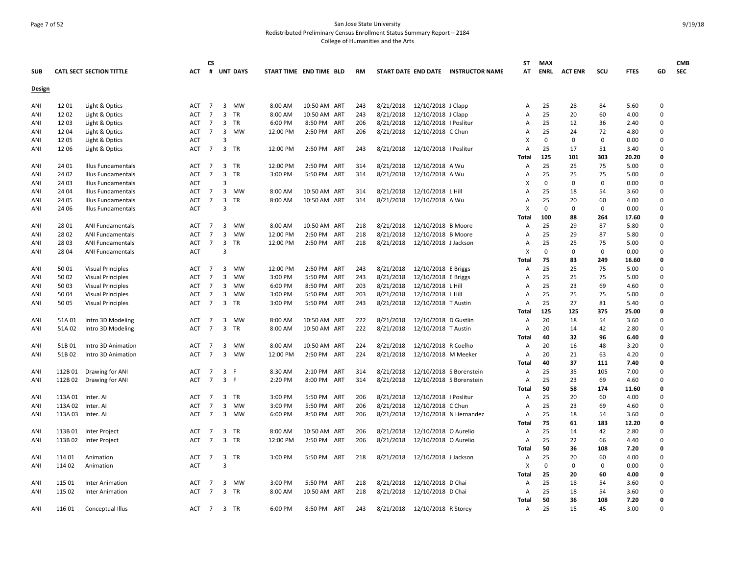San Jose State University
Redistributed Preliminary Census Enrollment Status Summary Report – 2184
College of Humanities and the Arts

| SUB | CATL SECT | SECTION TITTLE | ACT | CS # | UNT | DAYS | START TIME | END TIME | BLD | RM | START DATE | END DATE | INSTRUCTOR NAME | ST AT | MAX ENRL | ACT ENR | SCU | FTES | GD | CMB SEC |
|---|---|---|---|---|---|---|---|---|---|---|---|---|---|---|---|---|---|---|---|---|
| **Design** | | | | | | | | | | | | | | | | | | | | |
| ANI | 12 01 | Light & Optics | ACT | 7 | 3 | MW | 8:00 AM | 10:50 AM | ART | 243 | 8/21/2018 | 12/10/2018 | J Clapp | A | 25 | 28 | 84 | 5.60 | 0 | |
| ANI | 12 02 | Light & Optics | ACT | 7 | 3 | TR | 8:00 AM | 10:50 AM | ART | 243 | 8/21/2018 | 12/10/2018 | J Clapp | A | 25 | 20 | 60 | 4.00 | 0 | |
| ANI | 12 03 | Light & Optics | ACT | 7 | 3 | TR | 6:00 PM | 8:50 PM | ART | 206 | 8/21/2018 | 12/10/2018 | I Poslitur | A | 25 | 12 | 36 | 2.40 | 0 | |
| ANI | 12 04 | Light & Optics | ACT | 7 | 3 | MW | 12:00 PM | 2:50 PM | ART | 206 | 8/21/2018 | 12/10/2018 | C Chun | A | 25 | 24 | 72 | 4.80 | 0 | |
| ANI | 12 05 | Light & Optics | ACT | | 3 | | | | | | | | | X | 0 | 0 | 0 | 0.00 | 0 | |
| ANI | 12 06 | Light & Optics | ACT | 7 | 3 | TR | 12:00 PM | 2:50 PM | ART | 243 | 8/21/2018 | 12/10/2018 | I Poslitur | A | 25 | 17 | 51 | 3.40 | 0 | |
| | | | | | | | | | | | | | | **Total** | **125** | **101** | **303** | **20.20** | **0** | |
| ANI | 24 01 | Illus Fundamentals | ACT | 7 | 3 | TR | 12:00 PM | 2:50 PM | ART | 314 | 8/21/2018 | 12/10/2018 | A Wu | A | 25 | 25 | 75 | 5.00 | 0 | |
| ANI | 24 02 | Illus Fundamentals | ACT | 7 | 3 | TR | 3:00 PM | 5:50 PM | ART | 314 | 8/21/2018 | 12/10/2018 | A Wu | A | 25 | 25 | 75 | 5.00 | 0 | |
| ANI | 24 03 | Illus Fundamentals | ACT | | 3 | | | | | | | | | X | 0 | 0 | 0 | 0.00 | 0 | |
| ANI | 24 04 | Illus Fundamentals | ACT | 7 | 3 | MW | 8:00 AM | 10:50 AM | ART | 314 | 8/21/2018 | 12/10/2018 | L Hill | A | 25 | 18 | 54 | 3.60 | 0 | |
| ANI | 24 05 | Illus Fundamentals | ACT | 7 | 3 | TR | 8:00 AM | 10:50 AM | ART | 314 | 8/21/2018 | 12/10/2018 | A Wu | A | 25 | 20 | 60 | 4.00 | 0 | |
| ANI | 24 06 | Illus Fundamentals | ACT | | 3 | | | | | | | | | X | 0 | 0 | 0 | 0.00 | 0 | |
| | | | | | | | | | | | | | | **Total** | **100** | **88** | **264** | **17.60** | **0** | |
| ANI | 28 01 | ANI Fundamentals | ACT | 7 | 3 | MW | 8:00 AM | 10:50 AM | ART | 218 | 8/21/2018 | 12/10/2018 | B Moore | A | 25 | 29 | 87 | 5.80 | 0 | |
| ANI | 28 02 | ANI Fundamentals | ACT | 7 | 3 | MW | 12:00 PM | 2:50 PM | ART | 218 | 8/21/2018 | 12/10/2018 | B Moore | A | 25 | 29 | 87 | 5.80 | 0 | |
| ANI | 28 03 | ANI Fundamentals | ACT | 7 | 3 | TR | 12:00 PM | 2:50 PM | ART | 218 | 8/21/2018 | 12/10/2018 | J Jackson | A | 25 | 25 | 75 | 5.00 | 0 | |
| ANI | 28 04 | ANI Fundamentals | ACT | | 3 | | | | | | | | | X | 0 | 0 | 0 | 0.00 | 0 | |
| | | | | | | | | | | | | | | **Total** | **75** | **83** | **249** | **16.60** | **0** | |
| ANI | 50 01 | Visual Principles | ACT | 7 | 3 | MW | 12:00 PM | 2:50 PM | ART | 243 | 8/21/2018 | 12/10/2018 | E Briggs | A | 25 | 25 | 75 | 5.00 | 0 | |
| ANI | 50 02 | Visual Principles | ACT | 7 | 3 | MW | 3:00 PM | 5:50 PM | ART | 243 | 8/21/2018 | 12/10/2018 | E Briggs | A | 25 | 25 | 75 | 5.00 | 0 | |
| ANI | 50 03 | Visual Principles | ACT | 7 | 3 | MW | 6:00 PM | 8:50 PM | ART | 203 | 8/21/2018 | 12/10/2018 | L Hill | A | 25 | 23 | 69 | 4.60 | 0 | |
| ANI | 50 04 | Visual Principles | ACT | 7 | 3 | MW | 3:00 PM | 5:50 PM | ART | 203 | 8/21/2018 | 12/10/2018 | L Hill | A | 25 | 25 | 75 | 5.00 | 0 | |
| ANI | 50 05 | Visual Principles | ACT | 7 | 3 | TR | 3:00 PM | 5:50 PM | ART | 243 | 8/21/2018 | 12/10/2018 | T Austin | A | 25 | 27 | 81 | 5.40 | 0 | |
| | | | | | | | | | | | | | | **Total** | **125** | **125** | **375** | **25.00** | **0** | |
| ANI | 51A 01 | Intro 3D Modeling | ACT | 7 | 3 | MW | 8:00 AM | 10:50 AM | ART | 222 | 8/21/2018 | 12/10/2018 | D Gustlin | A | 20 | 18 | 54 | 3.60 | 0 | |
| ANI | 51A 02 | Intro 3D Modeling | ACT | 7 | 3 | TR | 8:00 AM | 10:50 AM | ART | 222 | 8/21/2018 | 12/10/2018 | T Austin | A | 20 | 14 | 42 | 2.80 | 0 | |
| | | | | | | | | | | | | | | **Total** | **40** | **32** | **96** | **6.40** | **0** | |
| ANI | 51B 01 | Intro 3D Animation | ACT | 7 | 3 | MW | 8:00 AM | 10:50 AM | ART | 224 | 8/21/2018 | 12/10/2018 | R Coelho | A | 20 | 16 | 48 | 3.20 | 0 | |
| ANI | 51B 02 | Intro 3D Animation | ACT | 7 | 3 | MW | 12:00 PM | 2:50 PM | ART | 224 | 8/21/2018 | 12/10/2018 | M Meeker | A | 20 | 21 | 63 | 4.20 | 0 | |
| | | | | | | | | | | | | | | **Total** | **40** | **37** | **111** | **7.40** | **0** | |
| ANI | 112B 01 | Drawing for ANI | ACT | 7 | 3 | F | 8:30 AM | 2:10 PM | ART | 314 | 8/21/2018 | 12/10/2018 | S Borenstein | A | 25 | 35 | 105 | 7.00 | 0 | |
| ANI | 112B 02 | Drawing for ANI | ACT | 7 | 3 | F | 2:20 PM | 8:00 PM | ART | 314 | 8/21/2018 | 12/10/2018 | S Borenstein | A | 25 | 23 | 69 | 4.60 | 0 | |
| | | | | | | | | | | | | | | **Total** | **50** | **58** | **174** | **11.60** | **0** | |
| ANI | 113A 01 | Inter. AI | ACT | 7 | 3 | TR | 3:00 PM | 5:50 PM | ART | 206 | 8/21/2018 | 12/10/2018 | I Poslitur | A | 25 | 20 | 60 | 4.00 | 0 | |
| ANI | 113A 02 | Inter. AI | ACT | 7 | 3 | MW | 3:00 PM | 5:50 PM | ART | 206 | 8/21/2018 | 12/10/2018 | C Chun | A | 25 | 23 | 69 | 4.60 | 0 | |
| ANI | 113A 03 | Inter. AI | ACT | 7 | 3 | MW | 6:00 PM | 8:50 PM | ART | 206 | 8/21/2018 | 12/10/2018 | N Hernandez | A | 25 | 18 | 54 | 3.60 | 0 | |
| | | | | | | | | | | | | | | **Total** | **75** | **61** | **183** | **12.20** | **0** | |
| ANI | 113B 01 | Inter Project | ACT | 7 | 3 | TR | 8:00 AM | 10:50 AM | ART | 206 | 8/21/2018 | 12/10/2018 | O Aurelio | A | 25 | 14 | 42 | 2.80 | 0 | |
| ANI | 113B 02 | Inter Project | ACT | 7 | 3 | TR | 12:00 PM | 2:50 PM | ART | 206 | 8/21/2018 | 12/10/2018 | O Aurelio | A | 25 | 22 | 66 | 4.40 | 0 | |
| | | | | | | | | | | | | | | **Total** | **50** | **36** | **108** | **7.20** | **0** | |
| ANI | 114 01 | Animation | ACT | 7 | 3 | TR | 3:00 PM | 5:50 PM | ART | 218 | 8/21/2018 | 12/10/2018 | J Jackson | A | 25 | 20 | 60 | 4.00 | 0 | |
| ANI | 114 02 | Animation | ACT | | 3 | | | | | | | | | X | 0 | 0 | 0 | 0.00 | 0 | |
| | | | | | | | | | | | | | | **Total** | **25** | **20** | **60** | **4.00** | **0** | |
| ANI | 115 01 | Inter Animation | ACT | 7 | 3 | MW | 3:00 PM | 5:50 PM | ART | 218 | 8/21/2018 | 12/10/2018 | D Chai | A | 25 | 18 | 54 | 3.60 | 0 | |
| ANI | 115 02 | Inter Animation | ACT | 7 | 3 | TR | 8:00 AM | 10:50 AM | ART | 218 | 8/21/2018 | 12/10/2018 | D Chai | A | 25 | 18 | 54 | 3.60 | 0 | |
| | | | | | | | | | | | | | | **Total** | **50** | **36** | **108** | **7.20** | **0** | |
| ANI | 116 01 | Conceptual Illus | ACT | 7 | 3 | TR | 6:00 PM | 8:50 PM | ART | 243 | 8/21/2018 | 12/10/2018 | R Storey | A | 25 | 15 | 45 | 3.00 | 0 | |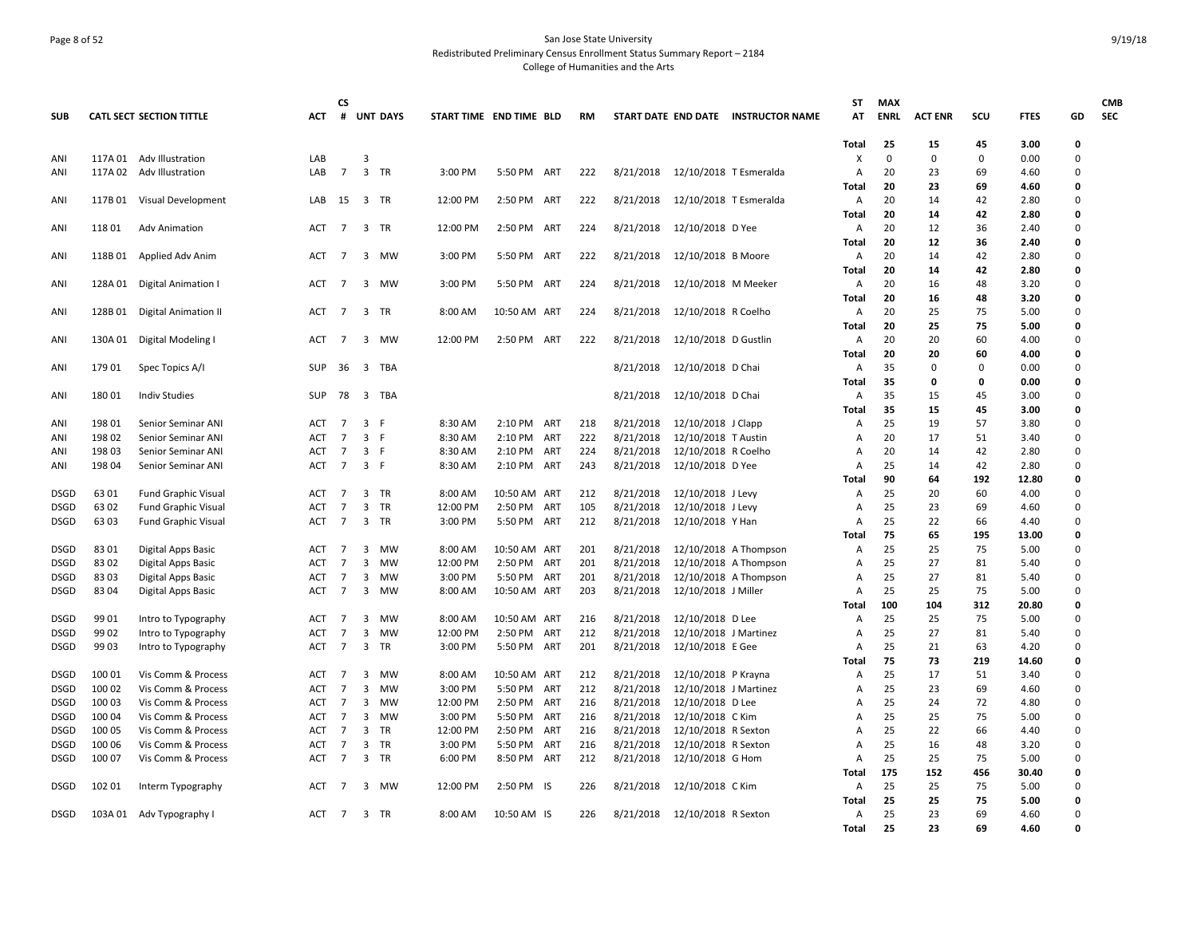# San Jose State University
## Redistributed Preliminary Census Enrollment Status Summary Report – 2184
### College of Humanities and the Arts

| SUB | CATL SECT | SECTION TITTLE | ACT | CS # | UNT | DAYS | START TIME | END TIME | BLD | RM | START DATE | END DATE | INSTRUCTOR NAME | ST AT | MAX ENRL | ACT ENR | SCU | FTES | GD | CMB SEC |
|---|---|---|---|---|---|---|---|---|---|---|---|---|---|---|---|---|---|---|---|---|
| | | | | | | | | | | | | | | **Total** | **25** | **15** | **45** | **3.00** | **0** | |
| ANI | 117A 01 | Adv Illustration | LAB | | 3 | | | | | | | | | X | 0 | 0 | 0 | 0.00 | 0 | |
| ANI | 117A 02 | Adv Illustration | LAB | 7 | 3 | TR | 3:00 PM | 5:50 PM | ART | 222 | 8/21/2018 | 12/10/2018 | T Esmeralda | A | 20 | 23 | 69 | 4.60 | 0 | |
| | | | | | | | | | | | | | | **Total** | **20** | **23** | **69** | **4.60** | **0** | |
| ANI | 117B 01 | Visual Development | LAB | 15 | 3 | TR | 12:00 PM | 2:50 PM | ART | 222 | 8/21/2018 | 12/10/2018 | T Esmeralda | A | 20 | 14 | 42 | 2.80 | 0 | |
| | | | | | | | | | | | | | | **Total** | **20** | **14** | **42** | **2.80** | **0** | |
| ANI | 118 01 | Adv Animation | ACT | 7 | 3 | TR | 12:00 PM | 2:50 PM | ART | 224 | 8/21/2018 | 12/10/2018 | D Yee | A | 20 | 12 | 36 | 2.40 | 0 | |
| | | | | | | | | | | | | | | **Total** | **20** | **12** | **36** | **2.40** | **0** | |
| ANI | 118B 01 | Applied Adv Anim | ACT | 7 | 3 | MW | 3:00 PM | 5:50 PM | ART | 222 | 8/21/2018 | 12/10/2018 | B Moore | A | 20 | 14 | 42 | 2.80 | 0 | |
| | | | | | | | | | | | | | | **Total** | **20** | **14** | **42** | **2.80** | **0** | |
| ANI | 128A 01 | Digital Animation I | ACT | 7 | 3 | MW | 3:00 PM | 5:50 PM | ART | 224 | 8/21/2018 | 12/10/2018 | M Meeker | A | 20 | 16 | 48 | 3.20 | 0 | |
| | | | | | | | | | | | | | | **Total** | **20** | **16** | **48** | **3.20** | **0** | |
| ANI | 128B 01 | Digital Animation II | ACT | 7 | 3 | TR | 8:00 AM | 10:50 AM | ART | 224 | 8/21/2018 | 12/10/2018 | R Coelho | A | 20 | 25 | 75 | 5.00 | 0 | |
| | | | | | | | | | | | | | | **Total** | **20** | **25** | **75** | **5.00** | **0** | |
| ANI | 130A 01 | Digital Modeling I | ACT | 7 | 3 | MW | 12:00 PM | 2:50 PM | ART | 222 | 8/21/2018 | 12/10/2018 | D Gustlin | A | 20 | 20 | 60 | 4.00 | 0 | |
| | | | | | | | | | | | | | | **Total** | **20** | **20** | **60** | **4.00** | **0** | |
| ANI | 179 01 | Spec Topics A/I | SUP | 36 | 3 | TBA | | | | | 8/21/2018 | 12/10/2018 | D Chai | A | 35 | 0 | 0 | 0.00 | 0 | |
| | | | | | | | | | | | | | | **Total** | **35** | **0** | **0** | **0.00** | **0** | |
| ANI | 180 01 | Indiv Studies | SUP | 78 | 3 | TBA | | | | | 8/21/2018 | 12/10/2018 | D Chai | A | 35 | 15 | 45 | 3.00 | 0 | |
| | | | | | | | | | | | | | | **Total** | **35** | **15** | **45** | **3.00** | **0** | |
| ANI | 198 01 | Senior Seminar ANI | ACT | 7 | 3 | F | 8:30 AM | 2:10 PM | ART | 218 | 8/21/2018 | 12/10/2018 | J Clapp | A | 25 | 19 | 57 | 3.80 | 0 | |
| ANI | 198 02 | Senior Seminar ANI | ACT | 7 | 3 | F | 8:30 AM | 2:10 PM | ART | 222 | 8/21/2018 | 12/10/2018 | T Austin | A | 20 | 17 | 51 | 3.40 | 0 | |
| ANI | 198 03 | Senior Seminar ANI | ACT | 7 | 3 | F | 8:30 AM | 2:10 PM | ART | 224 | 8/21/2018 | 12/10/2018 | R Coelho | A | 20 | 14 | 42 | 2.80 | 0 | |
| ANI | 198 04 | Senior Seminar ANI | ACT | 7 | 3 | F | 8:30 AM | 2:10 PM | ART | 243 | 8/21/2018 | 12/10/2018 | D Yee | A | 25 | 14 | 42 | 2.80 | 0 | |
| | | | | | | | | | | | | | | **Total** | **90** | **64** | **192** | **12.80** | **0** | |
| DSGD | 63 01 | Fund Graphic Visual | ACT | 7 | 3 | TR | 8:00 AM | 10:50 AM | ART | 212 | 8/21/2018 | 12/10/2018 | J Levy | A | 25 | 20 | 60 | 4.00 | 0 | |
| DSGD | 63 02 | Fund Graphic Visual | ACT | 7 | 3 | TR | 12:00 PM | 2:50 PM | ART | 105 | 8/21/2018 | 12/10/2018 | J Levy | A | 25 | 23 | 69 | 4.60 | 0 | |
| DSGD | 63 03 | Fund Graphic Visual | ACT | 7 | 3 | TR | 3:00 PM | 5:50 PM | ART | 212 | 8/21/2018 | 12/10/2018 | Y Han | A | 25 | 22 | 66 | 4.40 | 0 | |
| | | | | | | | | | | | | | | **Total** | **75** | **65** | **195** | **13.00** | **0** | |
| DSGD | 83 01 | Digital Apps Basic | ACT | 7 | 3 | MW | 8:00 AM | 10:50 AM | ART | 201 | 8/21/2018 | 12/10/2018 | A Thompson | A | 25 | 25 | 75 | 5.00 | 0 | |
| DSGD | 83 02 | Digital Apps Basic | ACT | 7 | 3 | MW | 12:00 PM | 2:50 PM | ART | 201 | 8/21/2018 | 12/10/2018 | A Thompson | A | 25 | 27 | 81 | 5.40 | 0 | |
| DSGD | 83 03 | Digital Apps Basic | ACT | 7 | 3 | MW | 3:00 PM | 5:50 PM | ART | 201 | 8/21/2018 | 12/10/2018 | A Thompson | A | 25 | 27 | 81 | 5.40 | 0 | |
| DSGD | 83 04 | Digital Apps Basic | ACT | 7 | 3 | MW | 8:00 AM | 10:50 AM | ART | 203 | 8/21/2018 | 12/10/2018 | J Miller | A | 25 | 25 | 75 | 5.00 | 0 | |
| | | | | | | | | | | | | | | **Total** | **100** | **104** | **312** | **20.80** | **0** | |
| DSGD | 99 01 | Intro to Typography | ACT | 7 | 3 | MW | 8:00 AM | 10:50 AM | ART | 216 | 8/21/2018 | 12/10/2018 | D Lee | A | 25 | 25 | 75 | 5.00 | 0 | |
| DSGD | 99 02 | Intro to Typography | ACT | 7 | 3 | MW | 12:00 PM | 2:50 PM | ART | 212 | 8/21/2018 | 12/10/2018 | J Martinez | A | 25 | 27 | 81 | 5.40 | 0 | |
| DSGD | 99 03 | Intro to Typography | ACT | 7 | 3 | TR | 3:00 PM | 5:50 PM | ART | 201 | 8/21/2018 | 12/10/2018 | E Gee | A | 25 | 21 | 63 | 4.20 | 0 | |
| | | | | | | | | | | | | | | **Total** | **75** | **73** | **219** | **14.60** | **0** | |
| DSGD | 100 01 | Vis Comm & Process | ACT | 7 | 3 | MW | 8:00 AM | 10:50 AM | ART | 212 | 8/21/2018 | 12/10/2018 | P Krayna | A | 25 | 17 | 51 | 3.40 | 0 | |
| DSGD | 100 02 | Vis Comm & Process | ACT | 7 | 3 | MW | 3:00 PM | 5:50 PM | ART | 212 | 8/21/2018 | 12/10/2018 | J Martinez | A | 25 | 23 | 69 | 4.60 | 0 | |
| DSGD | 100 03 | Vis Comm & Process | ACT | 7 | 3 | MW | 12:00 PM | 2:50 PM | ART | 216 | 8/21/2018 | 12/10/2018 | D Lee | A | 25 | 24 | 72 | 4.80 | 0 | |
| DSGD | 100 04 | Vis Comm & Process | ACT | 7 | 3 | MW | 3:00 PM | 5:50 PM | ART | 216 | 8/21/2018 | 12/10/2018 | C Kim | A | 25 | 25 | 75 | 5.00 | 0 | |
| DSGD | 100 05 | Vis Comm & Process | ACT | 7 | 3 | TR | 12:00 PM | 2:50 PM | ART | 216 | 8/21/2018 | 12/10/2018 | R Sexton | A | 25 | 22 | 66 | 4.40 | 0 | |
| DSGD | 100 06 | Vis Comm & Process | ACT | 7 | 3 | TR | 3:00 PM | 5:50 PM | ART | 216 | 8/21/2018 | 12/10/2018 | R Sexton | A | 25 | 16 | 48 | 3.20 | 0 | |
| DSGD | 100 07 | Vis Comm & Process | ACT | 7 | 3 | TR | 6:00 PM | 8:50 PM | ART | 212 | 8/21/2018 | 12/10/2018 | G Hom | A | 25 | 25 | 75 | 5.00 | 0 | |
| | | | | | | | | | | | | | | **Total** | **175** | **152** | **456** | **30.40** | **0** | |
| DSGD | 102 01 | Interm Typography | ACT | 7 | 3 | MW | 12:00 PM | 2:50 PM | IS | 226 | 8/21/2018 | 12/10/2018 | C Kim | A | 25 | 25 | 75 | 5.00 | 0 | |
| | | | | | | | | | | | | | | **Total** | **25** | **25** | **75** | **5.00** | **0** | |
| DSGD | 103A 01 | Adv Typography I | ACT | 7 | 3 | TR | 8:00 AM | 10:50 AM | IS | 226 | 8/21/2018 | 12/10/2018 | R Sexton | A | 25 | 23 | 69 | 4.60 | 0 | |
| | | | | | | | | | | | | | | **Total** | **25** | **23** | **69** | **4.60** | **0** | |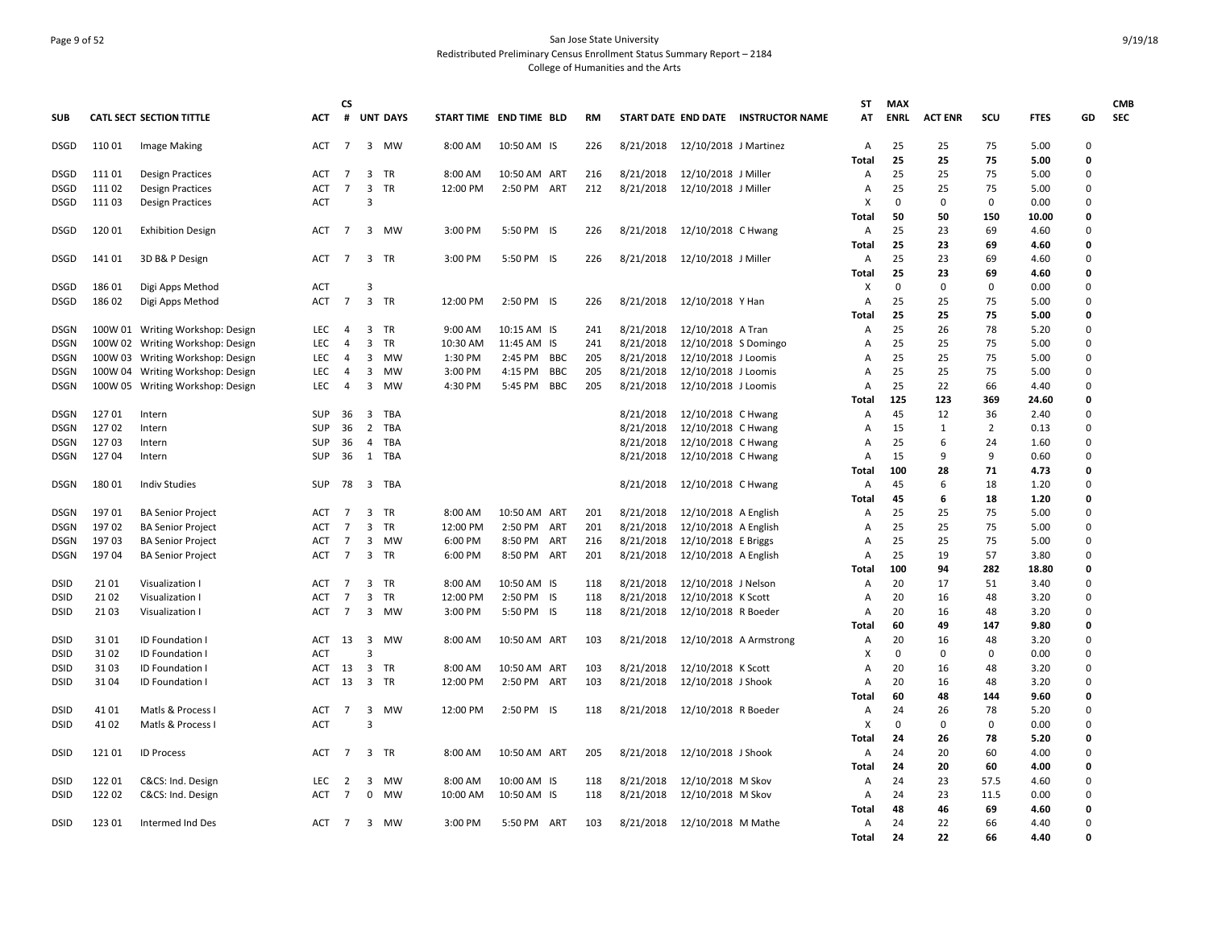# San Jose State University
## Redistributed Preliminary Census Enrollment Status Summary Report – 2184
### College of Humanities and the Arts

| SUB | CATL SECT | SECTION TITTLE | ACT | CS # | UNT | DAYS | START TIME | END TIME | BLD | RM | START DATE | END DATE | INSTRUCTOR NAME | ST AT | MAX ENRL | ACT ENR | SCU | FTES | GD | CMB SEC |
|---|---|---|---|---|---|---|---|---|---|---|---|---|---|---|---|---|---|---|---|---|
| DSGD | 110 01 | Image Making | ACT | 7 | 3 | MW | 8:00 AM | 10:50 AM | IS | 226 | 8/21/2018 | 12/10/2018 | J Martinez | A | 25 | 25 | 75 | 5.00 | 0 | |
| | | | | | | | | | | | | | | **Total** | **25** | **25** | **75** | **5.00** | **0** | |
| DSGD | 111 01 | Design Practices | ACT | 7 | 3 | TR | 8:00 AM | 10:50 AM | ART | 216 | 8/21/2018 | 12/10/2018 | J Miller | A | 25 | 25 | 75 | 5.00 | 0 | |
| DSGD | 111 02 | Design Practices | ACT | 7 | 3 | TR | 12:00 PM | 2:50 PM | ART | 212 | 8/21/2018 | 12/10/2018 | J Miller | A | 25 | 25 | 75 | 5.00 | 0 | |
| DSGD | 111 03 | Design Practices | ACT | | 3 | | | | | | | | | X | 0 | 0 | 0 | 0.00 | 0 | |
| | | | | | | | | | | | | | | **Total** | **50** | **50** | **150** | **10.00** | **0** | |
| DSGD | 120 01 | Exhibition Design | ACT | 7 | 3 | MW | 3:00 PM | 5:50 PM | IS | 226 | 8/21/2018 | 12/10/2018 | C Hwang | A | 25 | 23 | 69 | 4.60 | 0 | |
| | | | | | | | | | | | | | | **Total** | **25** | **23** | **69** | **4.60** | **0** | |
| DSGD | 141 01 | 3D B& P Design | ACT | 7 | 3 | TR | 3:00 PM | 5:50 PM | IS | 226 | 8/21/2018 | 12/10/2018 | J Miller | A | 25 | 23 | 69 | 4.60 | 0 | |
| | | | | | | | | | | | | | | **Total** | **25** | **23** | **69** | **4.60** | **0** | |
| DSGD | 186 01 | Digi Apps Method | ACT | | 3 | | | | | | | | | X | 0 | 0 | 0 | 0.00 | 0 | |
| DSGD | 186 02 | Digi Apps Method | ACT | 7 | 3 | TR | 12:00 PM | 2:50 PM | IS | 226 | 8/21/2018 | 12/10/2018 | Y Han | A | 25 | 25 | 75 | 5.00 | 0 | |
| | | | | | | | | | | | | | | **Total** | **25** | **25** | **75** | **5.00** | **0** | |
| DSGN | 100W 01 | Writing Workshop: Design | LEC | 4 | 3 | TR | 9:00 AM | 10:15 AM | IS | 241 | 8/21/2018 | 12/10/2018 | A Tran | A | 25 | 26 | 78 | 5.20 | 0 | |
| DSGN | 100W 02 | Writing Workshop: Design | LEC | 4 | 3 | TR | 10:30 AM | 11:45 AM | IS | 241 | 8/21/2018 | 12/10/2018 | S Domingo | A | 25 | 25 | 75 | 5.00 | 0 | |
| DSGN | 100W 03 | Writing Workshop: Design | LEC | 4 | 3 | MW | 1:30 PM | 2:45 PM | BBC | 205 | 8/21/2018 | 12/10/2018 | J Loomis | A | 25 | 25 | 75 | 5.00 | 0 | |
| DSGN | 100W 04 | Writing Workshop: Design | LEC | 4 | 3 | MW | 3:00 PM | 4:15 PM | BBC | 205 | 8/21/2018 | 12/10/2018 | J Loomis | A | 25 | 25 | 75 | 5.00 | 0 | |
| DSGN | 100W 05 | Writing Workshop: Design | LEC | 4 | 3 | MW | 4:30 PM | 5:45 PM | BBC | 205 | 8/21/2018 | 12/10/2018 | J Loomis | A | 25 | 22 | 66 | 4.40 | 0 | |
| | | | | | | | | | | | | | | **Total** | **125** | **123** | **369** | **24.60** | **0** | |
| DSGN | 127 01 | Intern | SUP | 36 | 3 | TBA | | | | | 8/21/2018 | 12/10/2018 | C Hwang | A | 45 | 12 | 36 | 2.40 | 0 | |
| DSGN | 127 02 | Intern | SUP | 36 | 2 | TBA | | | | | 8/21/2018 | 12/10/2018 | C Hwang | A | 15 | 1 | 2 | 0.13 | 0 | |
| DSGN | 127 03 | Intern | SUP | 36 | 4 | TBA | | | | | 8/21/2018 | 12/10/2018 | C Hwang | A | 25 | 6 | 24 | 1.60 | 0 | |
| DSGN | 127 04 | Intern | SUP | 36 | 1 | TBA | | | | | 8/21/2018 | 12/10/2018 | C Hwang | A | 15 | 9 | 9 | 0.60 | 0 | |
| | | | | | | | | | | | | | | **Total** | **100** | **28** | **71** | **4.73** | **0** | |
| DSGN | 180 01 | Indiv Studies | SUP | 78 | 3 | TBA | | | | | 8/21/2018 | 12/10/2018 | C Hwang | A | 45 | 6 | 18 | 1.20 | 0 | |
| | | | | | | | | | | | | | | **Total** | **45** | **6** | **18** | **1.20** | **0** | |
| DSGN | 197 01 | BA Senior Project | ACT | 7 | 3 | TR | 8:00 AM | 10:50 AM | ART | 201 | 8/21/2018 | 12/10/2018 | A English | A | 25 | 25 | 75 | 5.00 | 0 | |
| DSGN | 197 02 | BA Senior Project | ACT | 7 | 3 | TR | 12:00 PM | 2:50 PM | ART | 201 | 8/21/2018 | 12/10/2018 | A English | A | 25 | 25 | 75 | 5.00 | 0 | |
| DSGN | 197 03 | BA Senior Project | ACT | 7 | 3 | MW | 6:00 PM | 8:50 PM | ART | 216 | 8/21/2018 | 12/10/2018 | E Briggs | A | 25 | 25 | 75 | 5.00 | 0 | |
| DSGN | 197 04 | BA Senior Project | ACT | 7 | 3 | TR | 6:00 PM | 8:50 PM | ART | 201 | 8/21/2018 | 12/10/2018 | A English | A | 25 | 19 | 57 | 3.80 | 0 | |
| | | | | | | | | | | | | | | **Total** | **100** | **94** | **282** | **18.80** | **0** | |
| DSID | 21 01 | Visualization I | ACT | 7 | 3 | TR | 8:00 AM | 10:50 AM | IS | 118 | 8/21/2018 | 12/10/2018 | J Nelson | A | 20 | 17 | 51 | 3.40 | 0 | |
| DSID | 21 02 | Visualization I | ACT | 7 | 3 | TR | 12:00 PM | 2:50 PM | IS | 118 | 8/21/2018 | 12/10/2018 | K Scott | A | 20 | 16 | 48 | 3.20 | 0 | |
| DSID | 21 03 | Visualization I | ACT | 7 | 3 | MW | 3:00 PM | 5:50 PM | IS | 118 | 8/21/2018 | 12/10/2018 | R Boeder | A | 20 | 16 | 48 | 3.20 | 0 | |
| | | | | | | | | | | | | | | **Total** | **60** | **49** | **147** | **9.80** | **0** | |
| DSID | 31 01 | ID Foundation I | ACT | 13 | 3 | MW | 8:00 AM | 10:50 AM | ART | 103 | 8/21/2018 | 12/10/2018 | A Armstrong | A | 20 | 16 | 48 | 3.20 | 0 | |
| DSID | 31 02 | ID Foundation I | ACT | | 3 | | | | | | | | | X | 0 | 0 | 0 | 0.00 | 0 | |
| DSID | 31 03 | ID Foundation I | ACT | 13 | 3 | TR | 8:00 AM | 10:50 AM | ART | 103 | 8/21/2018 | 12/10/2018 | K Scott | A | 20 | 16 | 48 | 3.20 | 0 | |
| DSID | 31 04 | ID Foundation I | ACT | 13 | 3 | TR | 12:00 PM | 2:50 PM | ART | 103 | 8/21/2018 | 12/10/2018 | J Shook | A | 20 | 16 | 48 | 3.20 | 0 | |
| | | | | | | | | | | | | | | **Total** | **60** | **48** | **144** | **9.60** | **0** | |
| DSID | 41 01 | Matls & Process I | ACT | 7 | 3 | MW | 12:00 PM | 2:50 PM | IS | 118 | 8/21/2018 | 12/10/2018 | R Boeder | A | 24 | 26 | 78 | 5.20 | 0 | |
| DSID | 41 02 | Matls & Process I | ACT | | 3 | | | | | | | | | X | 0 | 0 | 0 | 0.00 | 0 | |
| | | | | | | | | | | | | | | **Total** | **24** | **26** | **78** | **5.20** | **0** | |
| DSID | 121 01 | ID Process | ACT | 7 | 3 | TR | 8:00 AM | 10:50 AM | ART | 205 | 8/21/2018 | 12/10/2018 | J Shook | A | 24 | 20 | 60 | 4.00 | 0 | |
| | | | | | | | | | | | | | | **Total** | **24** | **20** | **60** | **4.00** | **0** | |
| DSID | 122 01 | C&CS: Ind. Design | LEC | 2 | 3 | MW | 8:00 AM | 10:00 AM | IS | 118 | 8/21/2018 | 12/10/2018 | M Skov | A | 24 | 23 | 57.5 | 4.60 | 0 | |
| DSID | 122 02 | C&CS: Ind. Design | ACT | 7 | 0 | MW | 10:00 AM | 10:50 AM | IS | 118 | 8/21/2018 | 12/10/2018 | M Skov | A | 24 | 23 | 11.5 | 0.00 | 0 | |
| | | | | | | | | | | | | | | **Total** | **48** | **46** | **69** | **4.60** | **0** | |
| DSID | 123 01 | Intermed Ind Des | ACT | 7 | 3 | MW | 3:00 PM | 5:50 PM | ART | 103 | 8/21/2018 | 12/10/2018 | M Mathe | A | 24 | 22 | 66 | 4.40 | 0 | |
| | | | | | | | | | | | | | | **Total** | **24** | **22** | **66** | **4.40** | **0** | |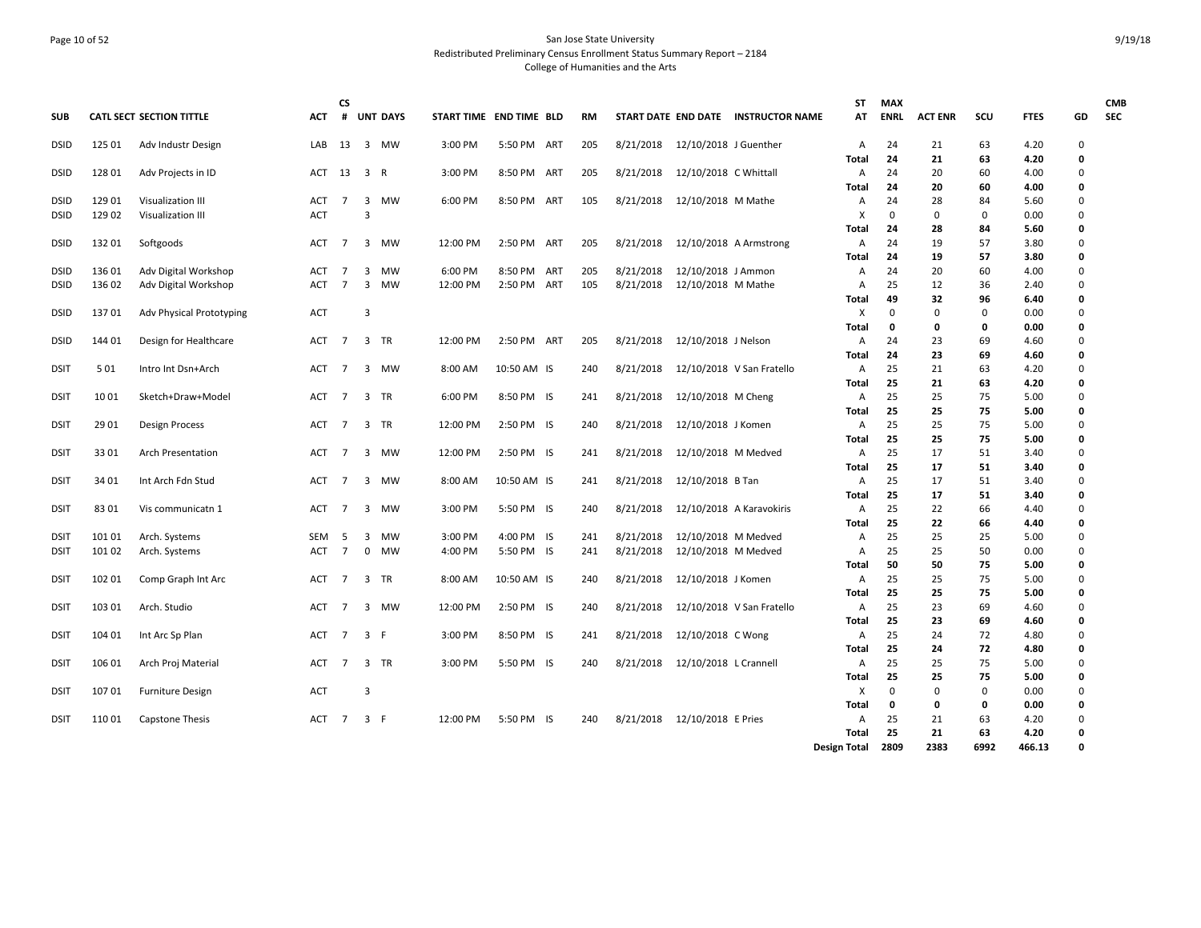San Jose State University
Redistributed Preliminary Census Enrollment Status Summary Report – 2184
College of Humanities and the Arts

| SUB | CATL | SECT | SECTION TITTLE | ACT | CS # | UNT | DAYS | START TIME | END TIME | BLD | RM | START DATE | END DATE | INSTRUCTOR NAME | ST AT | MAX ENRL | ACT ENR | SCU | FTES | GD | CMB SEC |
|---|---|---|---|---|---|---|---|---|---|---|---|---|---|---|---|---|---|---|---|---|---|
| DSID | 125 | 01 | Adv Industr Design | LAB | 13 | 3 | MW | 3:00 PM | 5:50 PM | ART | 205 | 8/21/2018 | 12/10/2018 | J Guenther | A | 24 | 21 | 63 | 4.20 | 0 | |
| | | | | | | | | | | | | | | | **Total** | **24** | **21** | **63** | **4.20** | **0** | |
| DSID | 128 | 01 | Adv Projects in ID | ACT | 13 | 3 | R | 3:00 PM | 8:50 PM | ART | 205 | 8/21/2018 | 12/10/2018 | C Whittall | A | 24 | 20 | 60 | 4.00 | 0 | |
| | | | | | | | | | | | | | | | **Total** | **24** | **20** | **60** | **4.00** | **0** | |
| DSID | 129 | 01 | Visualization III | ACT | 7 | 3 | MW | 6:00 PM | 8:50 PM | ART | 105 | 8/21/2018 | 12/10/2018 | M Mathe | A | 24 | 28 | 84 | 5.60 | 0 | |
| DSID | 129 | 02 | Visualization III | ACT | | 3 | | | | | | | | | X | 0 | 0 | 0 | 0.00 | 0 | |
| | | | | | | | | | | | | | | | **Total** | **24** | **28** | **84** | **5.60** | **0** | |
| DSID | 132 | 01 | Softgoods | ACT | 7 | 3 | MW | 12:00 PM | 2:50 PM | ART | 205 | 8/21/2018 | 12/10/2018 | A Armstrong | A | 24 | 19 | 57 | 3.80 | 0 | |
| | | | | | | | | | | | | | | | **Total** | **24** | **19** | **57** | **3.80** | **0** | |
| DSID | 136 | 01 | Adv Digital Workshop | ACT | 7 | 3 | MW | 6:00 PM | 8:50 PM | ART | 205 | 8/21/2018 | 12/10/2018 | J Ammon | A | 24 | 20 | 60 | 4.00 | 0 | |
| DSID | 136 | 02 | Adv Digital Workshop | ACT | 7 | 3 | MW | 12:00 PM | 2:50 PM | ART | 105 | 8/21/2018 | 12/10/2018 | M Mathe | A | 25 | 12 | 36 | 2.40 | 0 | |
| | | | | | | | | | | | | | | | **Total** | **49** | **32** | **96** | **6.40** | **0** | |
| DSID | 137 | 01 | Adv Physical Prototyping | ACT | | 3 | | | | | | | | | X | 0 | 0 | 0 | 0.00 | 0 | |
| | | | | | | | | | | | | | | | **Total** | **0** | **0** | **0** | **0.00** | **0** | |
| DSID | 144 | 01 | Design for Healthcare | ACT | 7 | 3 | TR | 12:00 PM | 2:50 PM | ART | 205 | 8/21/2018 | 12/10/2018 | J Nelson | A | 24 | 23 | 69 | 4.60 | 0 | |
| | | | | | | | | | | | | | | | **Total** | **24** | **23** | **69** | **4.60** | **0** | |
| DSIT | 5 | 01 | Intro Int Dsn+Arch | ACT | 7 | 3 | MW | 8:00 AM | 10:50 AM | IS | 240 | 8/21/2018 | 12/10/2018 | V San Fratello | A | 25 | 21 | 63 | 4.20 | 0 | |
| | | | | | | | | | | | | | | | **Total** | **25** | **21** | **63** | **4.20** | **0** | |
| DSIT | 10 | 01 | Sketch+Draw+Model | ACT | 7 | 3 | TR | 6:00 PM | 8:50 PM | IS | 241 | 8/21/2018 | 12/10/2018 | M Cheng | A | 25 | 25 | 75 | 5.00 | 0 | |
| | | | | | | | | | | | | | | | **Total** | **25** | **25** | **75** | **5.00** | **0** | |
| DSIT | 29 | 01 | Design Process | ACT | 7 | 3 | TR | 12:00 PM | 2:50 PM | IS | 240 | 8/21/2018 | 12/10/2018 | J Komen | A | 25 | 25 | 75 | 5.00 | 0 | |
| | | | | | | | | | | | | | | | **Total** | **25** | **25** | **75** | **5.00** | **0** | |
| DSIT | 33 | 01 | Arch Presentation | ACT | 7 | 3 | MW | 12:00 PM | 2:50 PM | IS | 241 | 8/21/2018 | 12/10/2018 | M Medved | A | 25 | 17 | 51 | 3.40 | 0 | |
| | | | | | | | | | | | | | | | **Total** | **25** | **17** | **51** | **3.40** | **0** | |
| DSIT | 34 | 01 | Int Arch Fdn Stud | ACT | 7 | 3 | MW | 8:00 AM | 10:50 AM | IS | 241 | 8/21/2018 | 12/10/2018 | B Tan | A | 25 | 17 | 51 | 3.40 | 0 | |
| | | | | | | | | | | | | | | | **Total** | **25** | **17** | **51** | **3.40** | **0** | |
| DSIT | 83 | 01 | Vis communicatn 1 | ACT | 7 | 3 | MW | 3:00 PM | 5:50 PM | IS | 240 | 8/21/2018 | 12/10/2018 | A Karavokiris | A | 25 | 22 | 66 | 4.40 | 0 | |
| | | | | | | | | | | | | | | | **Total** | **25** | **22** | **66** | **4.40** | **0** | |
| DSIT | 101 | 01 | Arch. Systems | SEM | 5 | 3 | MW | 3:00 PM | 4:00 PM | IS | 241 | 8/21/2018 | 12/10/2018 | M Medved | A | 25 | 25 | 25 | 5.00 | 0 | |
| DSIT | 101 | 02 | Arch. Systems | ACT | 7 | 0 | MW | 4:00 PM | 5:50 PM | IS | 241 | 8/21/2018 | 12/10/2018 | M Medved | A | 25 | 25 | 50 | 0.00 | 0 | |
| | | | | | | | | | | | | | | | **Total** | **50** | **50** | **75** | **5.00** | **0** | |
| DSIT | 102 | 01 | Comp Graph Int Arc | ACT | 7 | 3 | TR | 8:00 AM | 10:50 AM | IS | 240 | 8/21/2018 | 12/10/2018 | J Komen | A | 25 | 25 | 75 | 5.00 | 0 | |
| | | | | | | | | | | | | | | | **Total** | **25** | **25** | **75** | **5.00** | **0** | |
| DSIT | 103 | 01 | Arch. Studio | ACT | 7 | 3 | MW | 12:00 PM | 2:50 PM | IS | 240 | 8/21/2018 | 12/10/2018 | V San Fratello | A | 25 | 23 | 69 | 4.60 | 0 | |
| | | | | | | | | | | | | | | | **Total** | **25** | **23** | **69** | **4.60** | **0** | |
| DSIT | 104 | 01 | Int Arc Sp Plan | ACT | 7 | 3 | F | 3:00 PM | 8:50 PM | IS | 241 | 8/21/2018 | 12/10/2018 | C Wong | A | 25 | 24 | 72 | 4.80 | 0 | |
| | | | | | | | | | | | | | | | **Total** | **25** | **24** | **72** | **4.80** | **0** | |
| DSIT | 106 | 01 | Arch Proj Material | ACT | 7 | 3 | TR | 3:00 PM | 5:50 PM | IS | 240 | 8/21/2018 | 12/10/2018 | L Crannell | A | 25 | 25 | 75 | 5.00 | 0 | |
| | | | | | | | | | | | | | | | **Total** | **25** | **25** | **75** | **5.00** | **0** | |
| DSIT | 107 | 01 | Furniture Design | ACT | | 3 | | | | | | | | | X | 0 | 0 | 0 | 0.00 | 0 | |
| | | | | | | | | | | | | | | | **Total** | **0** | **0** | **0** | **0.00** | **0** | |
| DSIT | 110 | 01 | Capstone Thesis | ACT | 7 | 3 | F | 12:00 PM | 5:50 PM | IS | 240 | 8/21/2018 | 12/10/2018 | E Pries | A | 25 | 21 | 63 | 4.20 | 0 | |
| | | | | | | | | | | | | | | | **Total** | **25** | **21** | **63** | **4.20** | **0** | |
| | | | | | | | | | | | | | | | **Design Total** | **2809** | **2383** | **6992** | **466.13** | **0** | |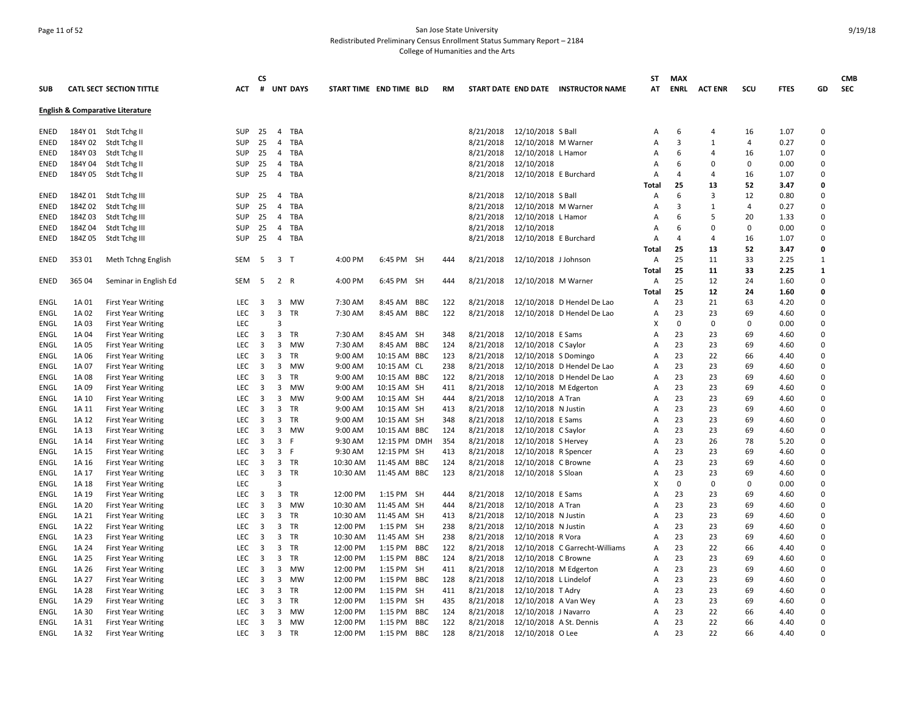San Jose State University
Redistributed Preliminary Census Enrollment Status Summary Report – 2184
College of Humanities and the Arts

9/19/18

## English & Comparative Literature

| SUB | CATL SECT | SECTION TITTLE | ACT | CS # | UNT | DAYS | START TIME | END TIME | BLD | RM | START DATE | END DATE | INSTRUCTOR NAME | ST AT | MAX ENRL | ACT ENR | SCU | FTES | GD | CMB SEC |
|---|---|---|---|---|---|---|---|---|---|---|---|---|---|---|---|---|---|---|---|---|
| ENED | 184Y 01 | Stdt Tchg II | SUP | 25 | 4 | TBA | | | | | 8/21/2018 | 12/10/2018 | S Ball | A | 6 | 4 | 16 | 1.07 | 0 | |
| ENED | 184Y 02 | Stdt Tchg II | SUP | 25 | 4 | TBA | | | | | 8/21/2018 | 12/10/2018 | M Warner | A | 3 | 1 | 4 | 0.27 | 0 | |
| ENED | 184Y 03 | Stdt Tchg II | SUP | 25 | 4 | TBA | | | | | 8/21/2018 | 12/10/2018 | L Hamor | A | 6 | 4 | 16 | 1.07 | 0 | |
| ENED | 184Y 04 | Stdt Tchg II | SUP | 25 | 4 | TBA | | | | | 8/21/2018 | 12/10/2018 | | A | 6 | 0 | 0 | 0.00 | 0 | |
| ENED | 184Y 05 | Stdt Tchg II | SUP | 25 | 4 | TBA | | | | | 8/21/2018 | 12/10/2018 | E Burchard | A | 4 | 4 | 16 | 1.07 | 0 | |
| | | | | | | | | | | | | | | **Total** | **25** | **13** | **52** | **3.47** | **0** | |
| ENED | 184Z 01 | Stdt Tchg III | SUP | 25 | 4 | TBA | | | | | 8/21/2018 | 12/10/2018 | S Ball | A | 6 | 3 | 12 | 0.80 | 0 | |
| ENED | 184Z 02 | Stdt Tchg III | SUP | 25 | 4 | TBA | | | | | 8/21/2018 | 12/10/2018 | M Warner | A | 3 | 1 | 4 | 0.27 | 0 | |
| ENED | 184Z 03 | Stdt Tchg III | SUP | 25 | 4 | TBA | | | | | 8/21/2018 | 12/10/2018 | L Hamor | A | 6 | 5 | 20 | 1.33 | 0 | |
| ENED | 184Z 04 | Stdt Tchg III | SUP | 25 | 4 | TBA | | | | | 8/21/2018 | 12/10/2018 | | A | 6 | 0 | 0 | 0.00 | 0 | |
| ENED | 184Z 05 | Stdt Tchg III | SUP | 25 | 4 | TBA | | | | | 8/21/2018 | 12/10/2018 | E Burchard | A | 4 | 4 | 16 | 1.07 | 0 | |
| | | | | | | | | | | | | | | **Total** | **25** | **13** | **52** | **3.47** | **0** | |
| ENED | 353 01 | Meth Tchng English | SEM | 5 | 3 | T | 4:00 PM | 6:45 PM | SH | 444 | 8/21/2018 | 12/10/2018 | J Johnson | A | 25 | 11 | 33 | 2.25 | 1 | |
| | | | | | | | | | | | | | | **Total** | **25** | **11** | **33** | **2.25** | **1** | |
| ENED | 365 04 | Seminar in English Ed | SEM | 5 | 2 | R | 4:00 PM | 6:45 PM | SH | 444 | 8/21/2018 | 12/10/2018 | M Warner | A | 25 | 12 | 24 | 1.60 | 0 | |
| | | | | | | | | | | | | | | **Total** | **25** | **12** | **24** | **1.60** | **0** | |
| ENGL | 1A 01 | First Year Writing | LEC | 3 | 3 | MW | 7:30 AM | 8:45 AM | BBC | 122 | 8/21/2018 | 12/10/2018 | D Hendel De Lao | A | 23 | 21 | 63 | 4.20 | 0 | |
| ENGL | 1A 02 | First Year Writing | LEC | 3 | 3 | TR | 7:30 AM | 8:45 AM | BBC | 122 | 8/21/2018 | 12/10/2018 | D Hendel De Lao | A | 23 | 23 | 69 | 4.60 | 0 | |
| ENGL | 1A 03 | First Year Writing | LEC | | 3 | | | | | | | | | X | 0 | 0 | 0 | 0.00 | 0 | |
| ENGL | 1A 04 | First Year Writing | LEC | 3 | 3 | TR | 7:30 AM | 8:45 AM | SH | 348 | 8/21/2018 | 12/10/2018 | E Sams | A | 23 | 23 | 69 | 4.60 | 0 | |
| ENGL | 1A 05 | First Year Writing | LEC | 3 | 3 | MW | 7:30 AM | 8:45 AM | BBC | 124 | 8/21/2018 | 12/10/2018 | C Saylor | A | 23 | 23 | 69 | 4.60 | 0 | |
| ENGL | 1A 06 | First Year Writing | LEC | 3 | 3 | TR | 9:00 AM | 10:15 AM | BBC | 123 | 8/21/2018 | 12/10/2018 | S Domingo | A | 23 | 22 | 66 | 4.40 | 0 | |
| ENGL | 1A 07 | First Year Writing | LEC | 3 | 3 | MW | 9:00 AM | 10:15 AM | CL | 238 | 8/21/2018 | 12/10/2018 | D Hendel De Lao | A | 23 | 23 | 69 | 4.60 | 0 | |
| ENGL | 1A 08 | First Year Writing | LEC | 3 | 3 | TR | 9:00 AM | 10:15 AM | BBC | 122 | 8/21/2018 | 12/10/2018 | D Hendel De Lao | A | 23 | 23 | 69 | 4.60 | 0 | |
| ENGL | 1A 09 | First Year Writing | LEC | 3 | 3 | MW | 9:00 AM | 10:15 AM | SH | 411 | 8/21/2018 | 12/10/2018 | M Edgerton | A | 23 | 23 | 69 | 4.60 | 0 | |
| ENGL | 1A 10 | First Year Writing | LEC | 3 | 3 | MW | 9:00 AM | 10:15 AM | SH | 444 | 8/21/2018 | 12/10/2018 | A Tran | A | 23 | 23 | 69 | 4.60 | 0 | |
| ENGL | 1A 11 | First Year Writing | LEC | 3 | 3 | TR | 9:00 AM | 10:15 AM | SH | 413 | 8/21/2018 | 12/10/2018 | N Justin | A | 23 | 23 | 69 | 4.60 | 0 | |
| ENGL | 1A 12 | First Year Writing | LEC | 3 | 3 | TR | 9:00 AM | 10:15 AM | SH | 348 | 8/21/2018 | 12/10/2018 | E Sams | A | 23 | 23 | 69 | 4.60 | 0 | |
| ENGL | 1A 13 | First Year Writing | LEC | 3 | 3 | MW | 9:00 AM | 10:15 AM | BBC | 124 | 8/21/2018 | 12/10/2018 | C Saylor | A | 23 | 23 | 69 | 4.60 | 0 | |
| ENGL | 1A 14 | First Year Writing | LEC | 3 | 3 | F | 9:30 AM | 12:15 PM | DMH | 354 | 8/21/2018 | 12/10/2018 | S Hervey | A | 23 | 26 | 78 | 5.20 | 0 | |
| ENGL | 1A 15 | First Year Writing | LEC | 3 | 3 | F | 9:30 AM | 12:15 PM | SH | 413 | 8/21/2018 | 12/10/2018 | R Spencer | A | 23 | 23 | 69 | 4.60 | 0 | |
| ENGL | 1A 16 | First Year Writing | LEC | 3 | 3 | TR | 10:30 AM | 11:45 AM | BBC | 124 | 8/21/2018 | 12/10/2018 | C Browne | A | 23 | 23 | 69 | 4.60 | 0 | |
| ENGL | 1A 17 | First Year Writing | LEC | 3 | 3 | TR | 10:30 AM | 11:45 AM | BBC | 123 | 8/21/2018 | 12/10/2018 | S Sloan | A | 23 | 23 | 69 | 4.60 | 0 | |
| ENGL | 1A 18 | First Year Writing | LEC | | 3 | | | | | | | | | X | 0 | 0 | 0 | 0.00 | 0 | |
| ENGL | 1A 19 | First Year Writing | LEC | 3 | 3 | TR | 12:00 PM | 1:15 PM | SH | 444 | 8/21/2018 | 12/10/2018 | E Sams | A | 23 | 23 | 69 | 4.60 | 0 | |
| ENGL | 1A 20 | First Year Writing | LEC | 3 | 3 | MW | 10:30 AM | 11:45 AM | SH | 444 | 8/21/2018 | 12/10/2018 | A Tran | A | 23 | 23 | 69 | 4.60 | 0 | |
| ENGL | 1A 21 | First Year Writing | LEC | 3 | 3 | TR | 10:30 AM | 11:45 AM | SH | 413 | 8/21/2018 | 12/10/2018 | N Justin | A | 23 | 23 | 69 | 4.60 | 0 | |
| ENGL | 1A 22 | First Year Writing | LEC | 3 | 3 | TR | 12:00 PM | 1:15 PM | SH | 238 | 8/21/2018 | 12/10/2018 | N Justin | A | 23 | 23 | 69 | 4.60 | 0 | |
| ENGL | 1A 23 | First Year Writing | LEC | 3 | 3 | TR | 10:30 AM | 11:45 AM | SH | 238 | 8/21/2018 | 12/10/2018 | R Vora | A | 23 | 23 | 69 | 4.60 | 0 | |
| ENGL | 1A 24 | First Year Writing | LEC | 3 | 3 | TR | 12:00 PM | 1:15 PM | BBC | 122 | 8/21/2018 | 12/10/2018 | C Garrecht-Williams | A | 23 | 22 | 66 | 4.40 | 0 | |
| ENGL | 1A 25 | First Year Writing | LEC | 3 | 3 | TR | 12:00 PM | 1:15 PM | BBC | 124 | 8/21/2018 | 12/10/2018 | C Browne | A | 23 | 23 | 69 | 4.60 | 0 | |
| ENGL | 1A 26 | First Year Writing | LEC | 3 | 3 | MW | 12:00 PM | 1:15 PM | SH | 411 | 8/21/2018 | 12/10/2018 | M Edgerton | A | 23 | 23 | 69 | 4.60 | 0 | |
| ENGL | 1A 27 | First Year Writing | LEC | 3 | 3 | MW | 12:00 PM | 1:15 PM | BBC | 128 | 8/21/2018 | 12/10/2018 | L Lindelof | A | 23 | 23 | 69 | 4.60 | 0 | |
| ENGL | 1A 28 | First Year Writing | LEC | 3 | 3 | TR | 12:00 PM | 1:15 PM | SH | 411 | 8/21/2018 | 12/10/2018 | T Adry | A | 23 | 23 | 69 | 4.60 | 0 | |
| ENGL | 1A 29 | First Year Writing | LEC | 3 | 3 | TR | 12:00 PM | 1:15 PM | SH | 435 | 8/21/2018 | 12/10/2018 | A Van Wey | A | 23 | 23 | 69 | 4.60 | 0 | |
| ENGL | 1A 30 | First Year Writing | LEC | 3 | 3 | MW | 12:00 PM | 1:15 PM | BBC | 124 | 8/21/2018 | 12/10/2018 | J Navarro | A | 23 | 22 | 66 | 4.40 | 0 | |
| ENGL | 1A 31 | First Year Writing | LEC | 3 | 3 | MW | 12:00 PM | 1:15 PM | BBC | 122 | 8/21/2018 | 12/10/2018 | A St. Dennis | A | 23 | 22 | 66 | 4.40 | 0 | |
| ENGL | 1A 32 | First Year Writing | LEC | 3 | 3 | TR | 12:00 PM | 1:15 PM | BBC | 128 | 8/21/2018 | 12/10/2018 | O Lee | A | 23 | 22 | 66 | 4.40 | 0 | |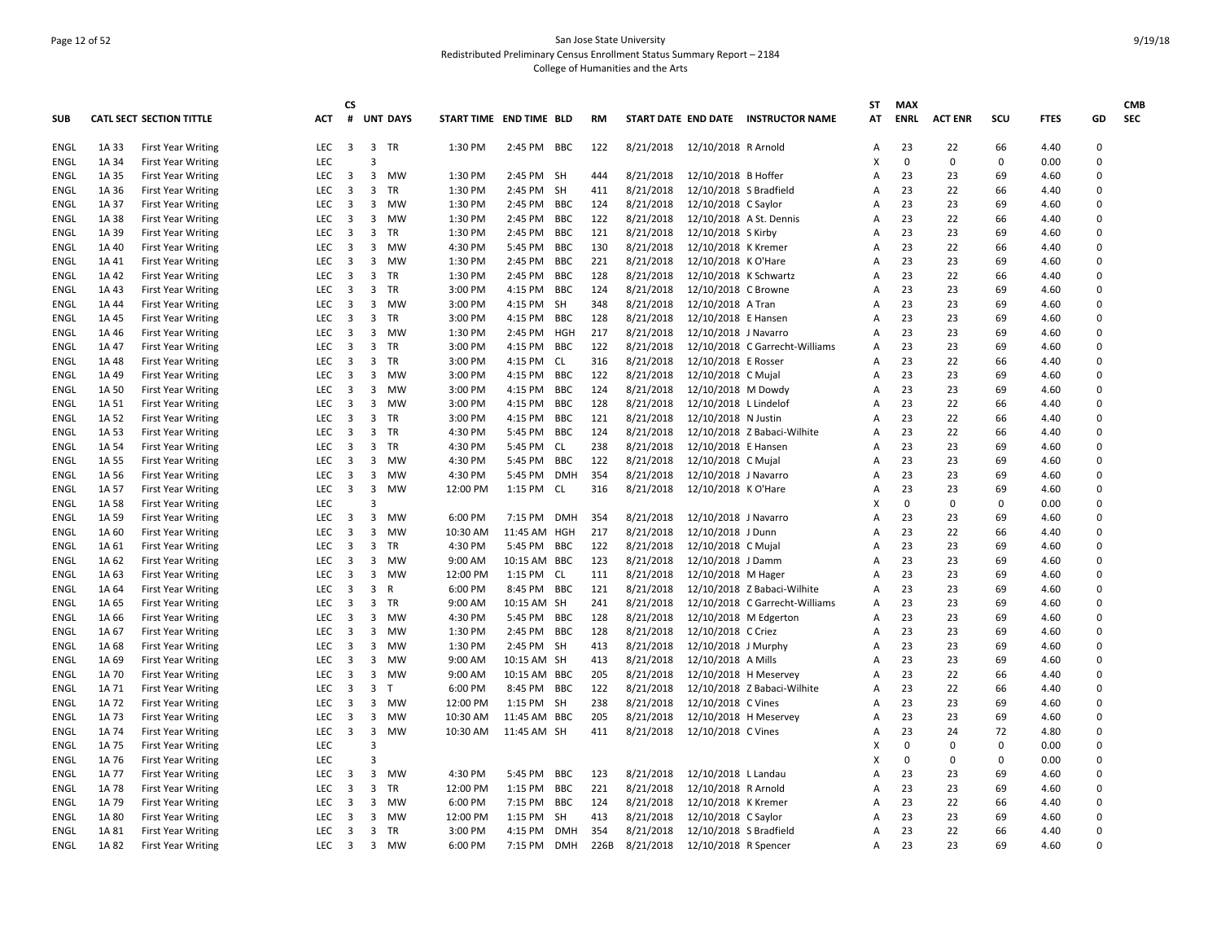San Jose State University
Redistributed Preliminary Census Enrollment Status Summary Report – 2184
College of Humanities and the Arts

| SUB | CATL | SECT | SECTION TITTLE | ACT | CS # | UNT | DAYS | START TIME | END TIME | BLD | RM | START DATE | END DATE | INSTRUCTOR NAME | ST AT | MAX ENRL | ACT ENR | SCU | FTES | GD | CMB SEC |
|---|---|---|---|---|---|---|---|---|---|---|---|---|---|---|---|---|---|---|---|---|---|
| ENGL | 1A | 33 | First Year Writing | LEC | 3 | 3 | TR | 1:30 PM | 2:45 PM | BBC | 122 | 8/21/2018 | 12/10/2018 | R Arnold | A | 23 | 22 | 66 | 4.40 | 0 | |
| ENGL | 1A | 34 | First Year Writing | LEC | | 3 | | | | | | | | | X | 0 | 0 | 0 | 0.00 | 0 | |
| ENGL | 1A | 35 | First Year Writing | LEC | 3 | 3 | MW | 1:30 PM | 2:45 PM | SH | 444 | 8/21/2018 | 12/10/2018 | B Hoffer | A | 23 | 23 | 69 | 4.60 | 0 | |
| ENGL | 1A | 36 | First Year Writing | LEC | 3 | 3 | TR | 1:30 PM | 2:45 PM | SH | 411 | 8/21/2018 | 12/10/2018 | S Bradfield | A | 23 | 22 | 66 | 4.40 | 0 | |
| ENGL | 1A | 37 | First Year Writing | LEC | 3 | 3 | MW | 1:30 PM | 2:45 PM | BBC | 124 | 8/21/2018 | 12/10/2018 | C Saylor | A | 23 | 23 | 69 | 4.60 | 0 | |
| ENGL | 1A | 38 | First Year Writing | LEC | 3 | 3 | MW | 1:30 PM | 2:45 PM | BBC | 122 | 8/21/2018 | 12/10/2018 | A St. Dennis | A | 23 | 22 | 66 | 4.40 | 0 | |
| ENGL | 1A | 39 | First Year Writing | LEC | 3 | 3 | TR | 1:30 PM | 2:45 PM | BBC | 121 | 8/21/2018 | 12/10/2018 | S Kirby | A | 23 | 23 | 69 | 4.60 | 0 | |
| ENGL | 1A | 40 | First Year Writing | LEC | 3 | 3 | MW | 4:30 PM | 5:45 PM | BBC | 130 | 8/21/2018 | 12/10/2018 | K Kremer | A | 23 | 22 | 66 | 4.40 | 0 | |
| ENGL | 1A | 41 | First Year Writing | LEC | 3 | 3 | MW | 1:30 PM | 2:45 PM | BBC | 221 | 8/21/2018 | 12/10/2018 | K O'Hare | A | 23 | 23 | 69 | 4.60 | 0 | |
| ENGL | 1A | 42 | First Year Writing | LEC | 3 | 3 | TR | 1:30 PM | 2:45 PM | BBC | 128 | 8/21/2018 | 12/10/2018 | K Schwartz | A | 23 | 22 | 66 | 4.40 | 0 | |
| ENGL | 1A | 43 | First Year Writing | LEC | 3 | 3 | TR | 3:00 PM | 4:15 PM | BBC | 124 | 8/21/2018 | 12/10/2018 | C Browne | A | 23 | 23 | 69 | 4.60 | 0 | |
| ENGL | 1A | 44 | First Year Writing | LEC | 3 | 3 | MW | 3:00 PM | 4:15 PM | SH | 348 | 8/21/2018 | 12/10/2018 | A Tran | A | 23 | 23 | 69 | 4.60 | 0 | |
| ENGL | 1A | 45 | First Year Writing | LEC | 3 | 3 | TR | 3:00 PM | 4:15 PM | BBC | 128 | 8/21/2018 | 12/10/2018 | E Hansen | A | 23 | 23 | 69 | 4.60 | 0 | |
| ENGL | 1A | 46 | First Year Writing | LEC | 3 | 3 | MW | 1:30 PM | 2:45 PM | HGH | 217 | 8/21/2018 | 12/10/2018 | J Navarro | A | 23 | 23 | 69 | 4.60 | 0 | |
| ENGL | 1A | 47 | First Year Writing | LEC | 3 | 3 | TR | 3:00 PM | 4:15 PM | BBC | 122 | 8/21/2018 | 12/10/2018 | C Garrecht-Williams | A | 23 | 23 | 69 | 4.60 | 0 | |
| ENGL | 1A | 48 | First Year Writing | LEC | 3 | 3 | TR | 3:00 PM | 4:15 PM | CL | 316 | 8/21/2018 | 12/10/2018 | E Rosser | A | 23 | 22 | 66 | 4.40 | 0 | |
| ENGL | 1A | 49 | First Year Writing | LEC | 3 | 3 | MW | 3:00 PM | 4:15 PM | BBC | 122 | 8/21/2018 | 12/10/2018 | C Mujal | A | 23 | 23 | 69 | 4.60 | 0 | |
| ENGL | 1A | 50 | First Year Writing | LEC | 3 | 3 | MW | 3:00 PM | 4:15 PM | BBC | 124 | 8/21/2018 | 12/10/2018 | M Dowdy | A | 23 | 23 | 69 | 4.60 | 0 | |
| ENGL | 1A | 51 | First Year Writing | LEC | 3 | 3 | MW | 3:00 PM | 4:15 PM | BBC | 128 | 8/21/2018 | 12/10/2018 | L Lindelof | A | 23 | 22 | 66 | 4.40 | 0 | |
| ENGL | 1A | 52 | First Year Writing | LEC | 3 | 3 | TR | 3:00 PM | 4:15 PM | BBC | 121 | 8/21/2018 | 12/10/2018 | N Justin | A | 23 | 22 | 66 | 4.40 | 0 | |
| ENGL | 1A | 53 | First Year Writing | LEC | 3 | 3 | TR | 4:30 PM | 5:45 PM | BBC | 124 | 8/21/2018 | 12/10/2018 | Z Babaci-Wilhite | A | 23 | 22 | 66 | 4.40 | 0 | |
| ENGL | 1A | 54 | First Year Writing | LEC | 3 | 3 | TR | 4:30 PM | 5:45 PM | CL | 238 | 8/21/2018 | 12/10/2018 | E Hansen | A | 23 | 23 | 69 | 4.60 | 0 | |
| ENGL | 1A | 55 | First Year Writing | LEC | 3 | 3 | MW | 4:30 PM | 5:45 PM | BBC | 122 | 8/21/2018 | 12/10/2018 | C Mujal | A | 23 | 23 | 69 | 4.60 | 0 | |
| ENGL | 1A | 56 | First Year Writing | LEC | 3 | 3 | MW | 4:30 PM | 5:45 PM | DMH | 354 | 8/21/2018 | 12/10/2018 | J Navarro | A | 23 | 23 | 69 | 4.60 | 0 | |
| ENGL | 1A | 57 | First Year Writing | LEC | 3 | 3 | MW | 12:00 PM | 1:15 PM | CL | 316 | 8/21/2018 | 12/10/2018 | K O'Hare | A | 23 | 23 | 69 | 4.60 | 0 | |
| ENGL | 1A | 58 | First Year Writing | LEC | | 3 | | | | | | | | | X | 0 | 0 | 0 | 0.00 | 0 | |
| ENGL | 1A | 59 | First Year Writing | LEC | 3 | 3 | MW | 6:00 PM | 7:15 PM | DMH | 354 | 8/21/2018 | 12/10/2018 | J Navarro | A | 23 | 23 | 69 | 4.60 | 0 | |
| ENGL | 1A | 60 | First Year Writing | LEC | 3 | 3 | MW | 10:30 AM | 11:45 AM | HGH | 217 | 8/21/2018 | 12/10/2018 | J Dunn | A | 23 | 22 | 66 | 4.40 | 0 | |
| ENGL | 1A | 61 | First Year Writing | LEC | 3 | 3 | TR | 4:30 PM | 5:45 PM | BBC | 122 | 8/21/2018 | 12/10/2018 | C Mujal | A | 23 | 23 | 69 | 4.60 | 0 | |
| ENGL | 1A | 62 | First Year Writing | LEC | 3 | 3 | MW | 9:00 AM | 10:15 AM | BBC | 123 | 8/21/2018 | 12/10/2018 | J Damm | A | 23 | 23 | 69 | 4.60 | 0 | |
| ENGL | 1A | 63 | First Year Writing | LEC | 3 | 3 | MW | 12:00 PM | 1:15 PM | CL | 111 | 8/21/2018 | 12/10/2018 | M Hager | A | 23 | 23 | 69 | 4.60 | 0 | |
| ENGL | 1A | 64 | First Year Writing | LEC | 3 | 3 | R | 6:00 PM | 8:45 PM | BBC | 121 | 8/21/2018 | 12/10/2018 | Z Babaci-Wilhite | A | 23 | 23 | 69 | 4.60 | 0 | |
| ENGL | 1A | 65 | First Year Writing | LEC | 3 | 3 | TR | 9:00 AM | 10:15 AM | SH | 241 | 8/21/2018 | 12/10/2018 | C Garrecht-Williams | A | 23 | 23 | 69 | 4.60 | 0 | |
| ENGL | 1A | 66 | First Year Writing | LEC | 3 | 3 | MW | 4:30 PM | 5:45 PM | BBC | 128 | 8/21/2018 | 12/10/2018 | M Edgerton | A | 23 | 23 | 69 | 4.60 | 0 | |
| ENGL | 1A | 67 | First Year Writing | LEC | 3 | 3 | MW | 1:30 PM | 2:45 PM | BBC | 128 | 8/21/2018 | 12/10/2018 | C Criez | A | 23 | 23 | 69 | 4.60 | 0 | |
| ENGL | 1A | 68 | First Year Writing | LEC | 3 | 3 | MW | 1:30 PM | 2:45 PM | SH | 413 | 8/21/2018 | 12/10/2018 | J Murphy | A | 23 | 23 | 69 | 4.60 | 0 | |
| ENGL | 1A | 69 | First Year Writing | LEC | 3 | 3 | MW | 9:00 AM | 10:15 AM | SH | 413 | 8/21/2018 | 12/10/2018 | A Mills | A | 23 | 23 | 69 | 4.60 | 0 | |
| ENGL | 1A | 70 | First Year Writing | LEC | 3 | 3 | MW | 9:00 AM | 10:15 AM | BBC | 205 | 8/21/2018 | 12/10/2018 | H Meservey | A | 23 | 22 | 66 | 4.40 | 0 | |
| ENGL | 1A | 71 | First Year Writing | LEC | 3 | 3 | T | 6:00 PM | 8:45 PM | BBC | 122 | 8/21/2018 | 12/10/2018 | Z Babaci-Wilhite | A | 23 | 22 | 66 | 4.40 | 0 | |
| ENGL | 1A | 72 | First Year Writing | LEC | 3 | 3 | MW | 12:00 PM | 1:15 PM | SH | 238 | 8/21/2018 | 12/10/2018 | C Vines | A | 23 | 23 | 69 | 4.60 | 0 | |
| ENGL | 1A | 73 | First Year Writing | LEC | 3 | 3 | MW | 10:30 AM | 11:45 AM | BBC | 205 | 8/21/2018 | 12/10/2018 | H Meservey | A | 23 | 23 | 69 | 4.60 | 0 | |
| ENGL | 1A | 74 | First Year Writing | LEC | 3 | 3 | MW | 10:30 AM | 11:45 AM | SH | 411 | 8/21/2018 | 12/10/2018 | C Vines | A | 23 | 24 | 72 | 4.80 | 0 | |
| ENGL | 1A | 75 | First Year Writing | LEC | | 3 | | | | | | | | | X | 0 | 0 | 0 | 0.00 | 0 | |
| ENGL | 1A | 76 | First Year Writing | LEC | | 3 | | | | | | | | | X | 0 | 0 | 0 | 0.00 | 0 | |
| ENGL | 1A | 77 | First Year Writing | LEC | 3 | 3 | MW | 4:30 PM | 5:45 PM | BBC | 123 | 8/21/2018 | 12/10/2018 | L Landau | A | 23 | 23 | 69 | 4.60 | 0 | |
| ENGL | 1A | 78 | First Year Writing | LEC | 3 | 3 | TR | 12:00 PM | 1:15 PM | BBC | 221 | 8/21/2018 | 12/10/2018 | R Arnold | A | 23 | 23 | 69 | 4.60 | 0 | |
| ENGL | 1A | 79 | First Year Writing | LEC | 3 | 3 | MW | 6:00 PM | 7:15 PM | BBC | 124 | 8/21/2018 | 12/10/2018 | K Kremer | A | 23 | 22 | 66 | 4.40 | 0 | |
| ENGL | 1A | 80 | First Year Writing | LEC | 3 | 3 | MW | 12:00 PM | 1:15 PM | SH | 413 | 8/21/2018 | 12/10/2018 | C Saylor | A | 23 | 23 | 69 | 4.60 | 0 | |
| ENGL | 1A | 81 | First Year Writing | LEC | 3 | 3 | TR | 3:00 PM | 4:15 PM | DMH | 354 | 8/21/2018 | 12/10/2018 | S Bradfield | A | 23 | 22 | 66 | 4.40 | 0 | |
| ENGL | 1A | 82 | First Year Writing | LEC | 3 | 3 | MW | 6:00 PM | 7:15 PM | DMH | 226B | 8/21/2018 | 12/10/2018 | R Spencer | A | 23 | 23 | 69 | 4.60 | 0 | |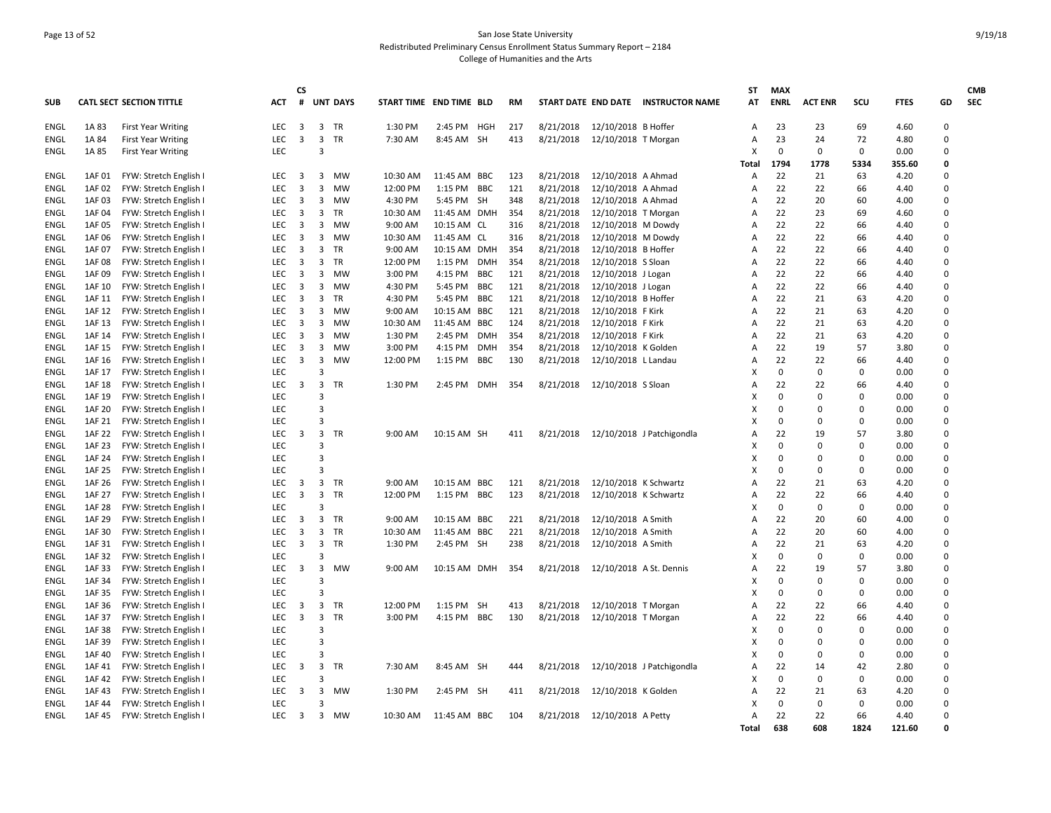San Jose State University

Redistributed Preliminary Census Enrollment Status Summary Report – 2184

College of Humanities and the Arts

| SUB | CATL | SECT | SECTION TITTLE | ACT | CS # | UNT | DAYS | START TIME | END TIME | BLD | RM | START DATE | END DATE | INSTRUCTOR NAME | ST AT | MAX ENRL | ACT ENR | SCU | FTES | GD | CMB SEC |
|---|---|---|---|---|---|---|---|---|---|---|---|---|---|---|---|---|---|---|---|---|---|
| ENGL | 1A | 83 | First Year Writing | LEC | 3 | 3 | TR | 1:30 PM | 2:45 PM | HGH | 217 | 8/21/2018 | 12/10/2018 | B Hoffer | A | 23 | 23 | 69 | 4.60 | 0 | |
| ENGL | 1A | 84 | First Year Writing | LEC | 3 | 3 | TR | 7:30 AM | 8:45 AM | SH | 413 | 8/21/2018 | 12/10/2018 | T Morgan | A | 23 | 24 | 72 | 4.80 | 0 | |
| ENGL | 1A | 85 | First Year Writing | LEC | | 3 | | | | | | | | | X | 0 | 0 | 0 | 0.00 | 0 | |
| | | | | | | | | | | | | | | | **Total** | **1794** | **1778** | **5334** | **355.60** | **0** | |
| ENGL | 1AF | 01 | FYW: Stretch English I | LEC | 3 | 3 | MW | 10:30 AM | 11:45 AM | BBC | 123 | 8/21/2018 | 12/10/2018 | A Ahmad | A | 22 | 21 | 63 | 4.20 | 0 | |
| ENGL | 1AF | 02 | FYW: Stretch English I | LEC | 3 | 3 | MW | 12:00 PM | 1:15 PM | BBC | 121 | 8/21/2018 | 12/10/2018 | A Ahmad | A | 22 | 22 | 66 | 4.40 | 0 | |
| ENGL | 1AF | 03 | FYW: Stretch English I | LEC | 3 | 3 | MW | 4:30 PM | 5:45 PM | SH | 348 | 8/21/2018 | 12/10/2018 | A Ahmad | A | 22 | 20 | 60 | 4.00 | 0 | |
| ENGL | 1AF | 04 | FYW: Stretch English I | LEC | 3 | 3 | TR | 10:30 AM | 11:45 AM | DMH | 354 | 8/21/2018 | 12/10/2018 | T Morgan | A | 22 | 23 | 69 | 4.60 | 0 | |
| ENGL | 1AF | 05 | FYW: Stretch English I | LEC | 3 | 3 | MW | 9:00 AM | 10:15 AM | CL | 316 | 8/21/2018 | 12/10/2018 | M Dowdy | A | 22 | 22 | 66 | 4.40 | 0 | |
| ENGL | 1AF | 06 | FYW: Stretch English I | LEC | 3 | 3 | MW | 10:30 AM | 11:45 AM | CL | 316 | 8/21/2018 | 12/10/2018 | M Dowdy | A | 22 | 22 | 66 | 4.40 | 0 | |
| ENGL | 1AF | 07 | FYW: Stretch English I | LEC | 3 | 3 | TR | 9:00 AM | 10:15 AM | DMH | 354 | 8/21/2018 | 12/10/2018 | B Hoffer | A | 22 | 22 | 66 | 4.40 | 0 | |
| ENGL | 1AF | 08 | FYW: Stretch English I | LEC | 3 | 3 | TR | 12:00 PM | 1:15 PM | DMH | 354 | 8/21/2018 | 12/10/2018 | S Sloan | A | 22 | 22 | 66 | 4.40 | 0 | |
| ENGL | 1AF | 09 | FYW: Stretch English I | LEC | 3 | 3 | MW | 3:00 PM | 4:15 PM | BBC | 121 | 8/21/2018 | 12/10/2018 | J Logan | A | 22 | 22 | 66 | 4.40 | 0 | |
| ENGL | 1AF | 10 | FYW: Stretch English I | LEC | 3 | 3 | MW | 4:30 PM | 5:45 PM | BBC | 121 | 8/21/2018 | 12/10/2018 | J Logan | A | 22 | 22 | 66 | 4.40 | 0 | |
| ENGL | 1AF | 11 | FYW: Stretch English I | LEC | 3 | 3 | TR | 4:30 PM | 5:45 PM | BBC | 121 | 8/21/2018 | 12/10/2018 | B Hoffer | A | 22 | 21 | 63 | 4.20 | 0 | |
| ENGL | 1AF | 12 | FYW: Stretch English I | LEC | 3 | 3 | MW | 9:00 AM | 10:15 AM | BBC | 121 | 8/21/2018 | 12/10/2018 | F Kirk | A | 22 | 21 | 63 | 4.20 | 0 | |
| ENGL | 1AF | 13 | FYW: Stretch English I | LEC | 3 | 3 | MW | 10:30 AM | 11:45 AM | BBC | 124 | 8/21/2018 | 12/10/2018 | F Kirk | A | 22 | 21 | 63 | 4.20 | 0 | |
| ENGL | 1AF | 14 | FYW: Stretch English I | LEC | 3 | 3 | MW | 1:30 PM | 2:45 PM | DMH | 354 | 8/21/2018 | 12/10/2018 | F Kirk | A | 22 | 21 | 63 | 4.20 | 0 | |
| ENGL | 1AF | 15 | FYW: Stretch English I | LEC | 3 | 3 | MW | 3:00 PM | 4:15 PM | DMH | 354 | 8/21/2018 | 12/10/2018 | K Golden | A | 22 | 19 | 57 | 3.80 | 0 | |
| ENGL | 1AF | 16 | FYW: Stretch English I | LEC | 3 | 3 | MW | 12:00 PM | 1:15 PM | BBC | 130 | 8/21/2018 | 12/10/2018 | L Landau | A | 22 | 22 | 66 | 4.40 | 0 | |
| ENGL | 1AF | 17 | FYW: Stretch English I | LEC | | 3 | | | | | | | | | X | 0 | 0 | 0 | 0.00 | 0 | |
| ENGL | 1AF | 18 | FYW: Stretch English I | LEC | 3 | 3 | TR | 1:30 PM | 2:45 PM | DMH | 354 | 8/21/2018 | 12/10/2018 | S Sloan | A | 22 | 22 | 66 | 4.40 | 0 | |
| ENGL | 1AF | 19 | FYW: Stretch English I | LEC | | 3 | | | | | | | | | X | 0 | 0 | 0 | 0.00 | 0 | |
| ENGL | 1AF | 20 | FYW: Stretch English I | LEC | | 3 | | | | | | | | | X | 0 | 0 | 0 | 0.00 | 0 | |
| ENGL | 1AF | 21 | FYW: Stretch English I | LEC | | 3 | | | | | | | | | X | 0 | 0 | 0 | 0.00 | 0 | |
| ENGL | 1AF | 22 | FYW: Stretch English I | LEC | 3 | 3 | TR | 9:00 AM | 10:15 AM | SH | 411 | 8/21/2018 | 12/10/2018 | J Patchigondla | A | 22 | 19 | 57 | 3.80 | 0 | |
| ENGL | 1AF | 23 | FYW: Stretch English I | LEC | | 3 | | | | | | | | | X | 0 | 0 | 0 | 0.00 | 0 | |
| ENGL | 1AF | 24 | FYW: Stretch English I | LEC | | 3 | | | | | | | | | X | 0 | 0 | 0 | 0.00 | 0 | |
| ENGL | 1AF | 25 | FYW: Stretch English I | LEC | | 3 | | | | | | | | | X | 0 | 0 | 0 | 0.00 | 0 | |
| ENGL | 1AF | 26 | FYW: Stretch English I | LEC | 3 | 3 | TR | 9:00 AM | 10:15 AM | BBC | 121 | 8/21/2018 | 12/10/2018 | K Schwartz | A | 22 | 21 | 63 | 4.20 | 0 | |
| ENGL | 1AF | 27 | FYW: Stretch English I | LEC | 3 | 3 | TR | 12:00 PM | 1:15 PM | BBC | 123 | 8/21/2018 | 12/10/2018 | K Schwartz | A | 22 | 22 | 66 | 4.40 | 0 | |
| ENGL | 1AF | 28 | FYW: Stretch English I | LEC | | 3 | | | | | | | | | X | 0 | 0 | 0 | 0.00 | 0 | |
| ENGL | 1AF | 29 | FYW: Stretch English I | LEC | 3 | 3 | TR | 9:00 AM | 10:15 AM | BBC | 221 | 8/21/2018 | 12/10/2018 | A Smith | A | 22 | 20 | 60 | 4.00 | 0 | |
| ENGL | 1AF | 30 | FYW: Stretch English I | LEC | 3 | 3 | TR | 10:30 AM | 11:45 AM | BBC | 221 | 8/21/2018 | 12/10/2018 | A Smith | A | 22 | 20 | 60 | 4.00 | 0 | |
| ENGL | 1AF | 31 | FYW: Stretch English I | LEC | 3 | 3 | TR | 1:30 PM | 2:45 PM | SH | 238 | 8/21/2018 | 12/10/2018 | A Smith | A | 22 | 21 | 63 | 4.20 | 0 | |
| ENGL | 1AF | 32 | FYW: Stretch English I | LEC | | 3 | | | | | | | | | X | 0 | 0 | 0 | 0.00 | 0 | |
| ENGL | 1AF | 33 | FYW: Stretch English I | LEC | 3 | 3 | MW | 9:00 AM | 10:15 AM | DMH | 354 | 8/21/2018 | 12/10/2018 | A St. Dennis | A | 22 | 19 | 57 | 3.80 | 0 | |
| ENGL | 1AF | 34 | FYW: Stretch English I | LEC | | 3 | | | | | | | | | X | 0 | 0 | 0 | 0.00 | 0 | |
| ENGL | 1AF | 35 | FYW: Stretch English I | LEC | | 3 | | | | | | | | | X | 0 | 0 | 0 | 0.00 | 0 | |
| ENGL | 1AF | 36 | FYW: Stretch English I | LEC | 3 | 3 | TR | 12:00 PM | 1:15 PM | SH | 413 | 8/21/2018 | 12/10/2018 | T Morgan | A | 22 | 22 | 66 | 4.40 | 0 | |
| ENGL | 1AF | 37 | FYW: Stretch English I | LEC | 3 | 3 | TR | 3:00 PM | 4:15 PM | BBC | 130 | 8/21/2018 | 12/10/2018 | T Morgan | A | 22 | 22 | 66 | 4.40 | 0 | |
| ENGL | 1AF | 38 | FYW: Stretch English I | LEC | | 3 | | | | | | | | | X | 0 | 0 | 0 | 0.00 | 0 | |
| ENGL | 1AF | 39 | FYW: Stretch English I | LEC | | 3 | | | | | | | | | X | 0 | 0 | 0 | 0.00 | 0 | |
| ENGL | 1AF | 40 | FYW: Stretch English I | LEC | | 3 | | | | | | | | | X | 0 | 0 | 0 | 0.00 | 0 | |
| ENGL | 1AF | 41 | FYW: Stretch English I | LEC | 3 | 3 | TR | 7:30 AM | 8:45 AM | SH | 444 | 8/21/2018 | 12/10/2018 | J Patchigondla | A | 22 | 14 | 42 | 2.80 | 0 | |
| ENGL | 1AF | 42 | FYW: Stretch English I | LEC | | 3 | | | | | | | | | X | 0 | 0 | 0 | 0.00 | 0 | |
| ENGL | 1AF | 43 | FYW: Stretch English I | LEC | 3 | 3 | MW | 1:30 PM | 2:45 PM | SH | 411 | 8/21/2018 | 12/10/2018 | K Golden | A | 22 | 21 | 63 | 4.20 | 0 | |
| ENGL | 1AF | 44 | FYW: Stretch English I | LEC | | 3 | | | | | | | | | X | 0 | 0 | 0 | 0.00 | 0 | |
| ENGL | 1AF | 45 | FYW: Stretch English I | LEC | 3 | 3 | MW | 10:30 AM | 11:45 AM | BBC | 104 | 8/21/2018 | 12/10/2018 | A Petty | A | 22 | 22 | 66 | 4.40 | 0 | |
| | | | | | | | | | | | | | | | **Total** | **638** | **608** | **1824** | **121.60** | **0** | |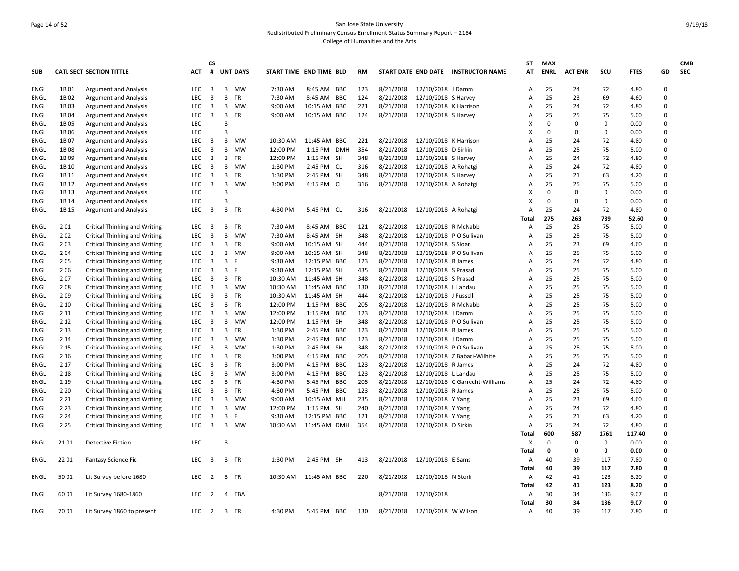# San Jose State University

Redistributed Preliminary Census Enrollment Status Summary Report – 2184

College of Humanities and the Arts

| SUB | CATL SECT | SECTION TITTLE | ACT | CS # | UNT | DAYS | START TIME | END TIME | BLD | RM | START DATE | END DATE | INSTRUCTOR NAME | ST AT | MAX ENRL | ACT ENR | SCU | FTES | GD | CMB SEC |
|---|---|---|---|---|---|---|---|---|---|---|---|---|---|---|---|---|---|---|---|---|
| ENGL | 1B 01 | Argument and Analysis | LEC | 3 | 3 | MW | 7:30 AM | 8:45 AM | BBC | 123 | 8/21/2018 | 12/10/2018 | J Damm | A | 25 | 24 | 72 | 4.80 | 0 | |
| ENGL | 1B 02 | Argument and Analysis | LEC | 3 | 3 | TR | 7:30 AM | 8:45 AM | BBC | 124 | 8/21/2018 | 12/10/2018 | S Harvey | A | 25 | 23 | 69 | 4.60 | 0 | |
| ENGL | 1B 03 | Argument and Analysis | LEC | 3 | 3 | MW | 9:00 AM | 10:15 AM | BBC | 221 | 8/21/2018 | 12/10/2018 | K Harrison | A | 25 | 24 | 72 | 4.80 | 0 | |
| ENGL | 1B 04 | Argument and Analysis | LEC | 3 | 3 | TR | 9:00 AM | 10:15 AM | BBC | 124 | 8/21/2018 | 12/10/2018 | S Harvey | A | 25 | 25 | 75 | 5.00 | 0 | |
| ENGL | 1B 05 | Argument and Analysis | LEC | | 3 | | | | | | | | | X | 0 | 0 | 0 | 0.00 | 0 | |
| ENGL | 1B 06 | Argument and Analysis | LEC | | 3 | | | | | | | | | X | 0 | 0 | 0 | 0.00 | 0 | |
| ENGL | 1B 07 | Argument and Analysis | LEC | 3 | 3 | MW | 10:30 AM | 11:45 AM | BBC | 221 | 8/21/2018 | 12/10/2018 | K Harrison | A | 25 | 24 | 72 | 4.80 | 0 | |
| ENGL | 1B 08 | Argument and Analysis | LEC | 3 | 3 | MW | 12:00 PM | 1:15 PM | DMH | 354 | 8/21/2018 | 12/10/2018 | D Sirkin | A | 25 | 25 | 75 | 5.00 | 0 | |
| ENGL | 1B 09 | Argument and Analysis | LEC | 3 | 3 | TR | 12:00 PM | 1:15 PM | SH | 348 | 8/21/2018 | 12/10/2018 | S Harvey | A | 25 | 24 | 72 | 4.80 | 0 | |
| ENGL | 1B 10 | Argument and Analysis | LEC | 3 | 3 | MW | 1:30 PM | 2:45 PM | CL | 316 | 8/21/2018 | 12/10/2018 | A Rohatgi | A | 25 | 24 | 72 | 4.80 | 0 | |
| ENGL | 1B 11 | Argument and Analysis | LEC | 3 | 3 | TR | 1:30 PM | 2:45 PM | SH | 348 | 8/21/2018 | 12/10/2018 | S Harvey | A | 25 | 21 | 63 | 4.20 | 0 | |
| ENGL | 1B 12 | Argument and Analysis | LEC | 3 | 3 | MW | 3:00 PM | 4:15 PM | CL | 316 | 8/21/2018 | 12/10/2018 | A Rohatgi | A | 25 | 25 | 75 | 5.00 | 0 | |
| ENGL | 1B 13 | Argument and Analysis | LEC | | 3 | | | | | | | | | X | 0 | 0 | 0 | 0.00 | 0 | |
| ENGL | 1B 14 | Argument and Analysis | LEC | | 3 | | | | | | | | | X | 0 | 0 | 0 | 0.00 | 0 | |
| ENGL | 1B 15 | Argument and Analysis | LEC | 3 | 3 | TR | 4:30 PM | 5:45 PM | CL | 316 | 8/21/2018 | 12/10/2018 | A Rohatgi | A | 25 | 24 | 72 | 4.80 | 0 | |
| | | | | | | | | | | | | | | **Total** | **275** | **263** | **789** | **52.60** | **0** | |
| ENGL | 2 01 | Critical Thinking and Writing | LEC | 3 | 3 | TR | 7:30 AM | 8:45 AM | BBC | 121 | 8/21/2018 | 12/10/2018 | R McNabb | A | 25 | 25 | 75 | 5.00 | 0 | |
| ENGL | 2 02 | Critical Thinking and Writing | LEC | 3 | 3 | MW | 7:30 AM | 8:45 AM | SH | 348 | 8/21/2018 | 12/10/2018 | P O'Sullivan | A | 25 | 25 | 75 | 5.00 | 0 | |
| ENGL | 2 03 | Critical Thinking and Writing | LEC | 3 | 3 | TR | 9:00 AM | 10:15 AM | SH | 444 | 8/21/2018 | 12/10/2018 | S Sloan | A | 25 | 23 | 69 | 4.60 | 0 | |
| ENGL | 2 04 | Critical Thinking and Writing | LEC | 3 | 3 | MW | 9:00 AM | 10:15 AM | SH | 348 | 8/21/2018 | 12/10/2018 | P O'Sullivan | A | 25 | 25 | 75 | 5.00 | 0 | |
| ENGL | 2 05 | Critical Thinking and Writing | LEC | 3 | 3 | F | 9:30 AM | 12:15 PM | BBC | 123 | 8/21/2018 | 12/10/2018 | R James | A | 25 | 24 | 72 | 4.80 | 0 | |
| ENGL | 2 06 | Critical Thinking and Writing | LEC | 3 | 3 | F | 9:30 AM | 12:15 PM | SH | 435 | 8/21/2018 | 12/10/2018 | S Prasad | A | 25 | 25 | 75 | 5.00 | 0 | |
| ENGL | 2 07 | Critical Thinking and Writing | LEC | 3 | 3 | TR | 10:30 AM | 11:45 AM | SH | 348 | 8/21/2018 | 12/10/2018 | S Prasad | A | 25 | 25 | 75 | 5.00 | 0 | |
| ENGL | 2 08 | Critical Thinking and Writing | LEC | 3 | 3 | MW | 10:30 AM | 11:45 AM | BBC | 130 | 8/21/2018 | 12/10/2018 | L Landau | A | 25 | 25 | 75 | 5.00 | 0 | |
| ENGL | 2 09 | Critical Thinking and Writing | LEC | 3 | 3 | TR | 10:30 AM | 11:45 AM | SH | 444 | 8/21/2018 | 12/10/2018 | J Fussell | A | 25 | 25 | 75 | 5.00 | 0 | |
| ENGL | 2 10 | Critical Thinking and Writing | LEC | 3 | 3 | TR | 12:00 PM | 1:15 PM | BBC | 205 | 8/21/2018 | 12/10/2018 | R McNabb | A | 25 | 25 | 75 | 5.00 | 0 | |
| ENGL | 2 11 | Critical Thinking and Writing | LEC | 3 | 3 | MW | 12:00 PM | 1:15 PM | BBC | 123 | 8/21/2018 | 12/10/2018 | J Damm | A | 25 | 25 | 75 | 5.00 | 0 | |
| ENGL | 2 12 | Critical Thinking and Writing | LEC | 3 | 3 | MW | 12:00 PM | 1:15 PM | SH | 348 | 8/21/2018 | 12/10/2018 | P O'Sullivan | A | 25 | 25 | 75 | 5.00 | 0 | |
| ENGL | 2 13 | Critical Thinking and Writing | LEC | 3 | 3 | TR | 1:30 PM | 2:45 PM | BBC | 123 | 8/21/2018 | 12/10/2018 | R James | A | 25 | 25 | 75 | 5.00 | 0 | |
| ENGL | 2 14 | Critical Thinking and Writing | LEC | 3 | 3 | MW | 1:30 PM | 2:45 PM | BBC | 123 | 8/21/2018 | 12/10/2018 | J Damm | A | 25 | 25 | 75 | 5.00 | 0 | |
| ENGL | 2 15 | Critical Thinking and Writing | LEC | 3 | 3 | MW | 1:30 PM | 2:45 PM | SH | 348 | 8/21/2018 | 12/10/2018 | P O'Sullivan | A | 25 | 25 | 75 | 5.00 | 0 | |
| ENGL | 2 16 | Critical Thinking and Writing | LEC | 3 | 3 | TR | 3:00 PM | 4:15 PM | BBC | 205 | 8/21/2018 | 12/10/2018 | Z Babaci-Wilhite | A | 25 | 25 | 75 | 5.00 | 0 | |
| ENGL | 2 17 | Critical Thinking and Writing | LEC | 3 | 3 | TR | 3:00 PM | 4:15 PM | BBC | 123 | 8/21/2018 | 12/10/2018 | R James | A | 25 | 24 | 72 | 4.80 | 0 | |
| ENGL | 2 18 | Critical Thinking and Writing | LEC | 3 | 3 | MW | 3:00 PM | 4:15 PM | BBC | 123 | 8/21/2018 | 12/10/2018 | L Landau | A | 25 | 25 | 75 | 5.00 | 0 | |
| ENGL | 2 19 | Critical Thinking and Writing | LEC | 3 | 3 | TR | 4:30 PM | 5:45 PM | BBC | 205 | 8/21/2018 | 12/10/2018 | C Garrecht-Williams | A | 25 | 24 | 72 | 4.80 | 0 | |
| ENGL | 2 20 | Critical Thinking and Writing | LEC | 3 | 3 | TR | 4:30 PM | 5:45 PM | BBC | 123 | 8/21/2018 | 12/10/2018 | R James | A | 25 | 25 | 75 | 5.00 | 0 | |
| ENGL | 2 21 | Critical Thinking and Writing | LEC | 3 | 3 | MW | 9:00 AM | 10:15 AM | MH | 235 | 8/21/2018 | 12/10/2018 | Y Yang | A | 25 | 23 | 69 | 4.60 | 0 | |
| ENGL | 2 23 | Critical Thinking and Writing | LEC | 3 | 3 | MW | 12:00 PM | 1:15 PM | SH | 240 | 8/21/2018 | 12/10/2018 | Y Yang | A | 25 | 24 | 72 | 4.80 | 0 | |
| ENGL | 2 24 | Critical Thinking and Writing | LEC | 3 | 3 | F | 9:30 AM | 12:15 PM | BBC | 121 | 8/21/2018 | 12/10/2018 | Y Yang | A | 25 | 21 | 63 | 4.20 | 0 | |
| ENGL | 2 25 | Critical Thinking and Writing | LEC | 3 | 3 | MW | 10:30 AM | 11:45 AM | DMH | 354 | 8/21/2018 | 12/10/2018 | D Sirkin | A | 25 | 24 | 72 | 4.80 | 0 | |
| | | | | | | | | | | | | | | **Total** | **600** | **587** | **1761** | **117.40** | **0** | |
| ENGL | 21 01 | Detective Fiction | LEC | | 3 | | | | | | | | | X | 0 | 0 | 0 | 0.00 | 0 | |
| | | | | | | | | | | | | | | **Total** | **0** | **0** | **0** | **0.00** | **0** | |
| ENGL | 22 01 | Fantasy Science Fic | LEC | 3 | 3 | TR | 1:30 PM | 2:45 PM | SH | 413 | 8/21/2018 | 12/10/2018 | E Sams | A | 40 | 39 | 117 | 7.80 | 0 | |
| | | | | | | | | | | | | | | **Total** | **40** | **39** | **117** | **7.80** | **0** | |
| ENGL | 50 01 | Lit Survey before 1680 | LEC | 2 | 3 | TR | 10:30 AM | 11:45 AM | BBC | 220 | 8/21/2018 | 12/10/2018 | N Stork | A | 42 | 41 | 123 | 8.20 | 0 | |
| | | | | | | | | | | | | | | **Total** | **42** | **41** | **123** | **8.20** | **0** | |
| ENGL | 60 01 | Lit Survey 1680-1860 | LEC | 2 | 4 | TBA | | | | | 8/21/2018 | 12/10/2018 | | A | 30 | 34 | 136 | 9.07 | 0 | |
| | | | | | | | | | | | | | | **Total** | **30** | **34** | **136** | **9.07** | **0** | |
| ENGL | 70 01 | Lit Survey 1860 to present | LEC | 2 | 3 | TR | 4:30 PM | 5:45 PM | BBC | 130 | 8/21/2018 | 12/10/2018 | W Wilson | A | 40 | 39 | 117 | 7.80 | 0 | |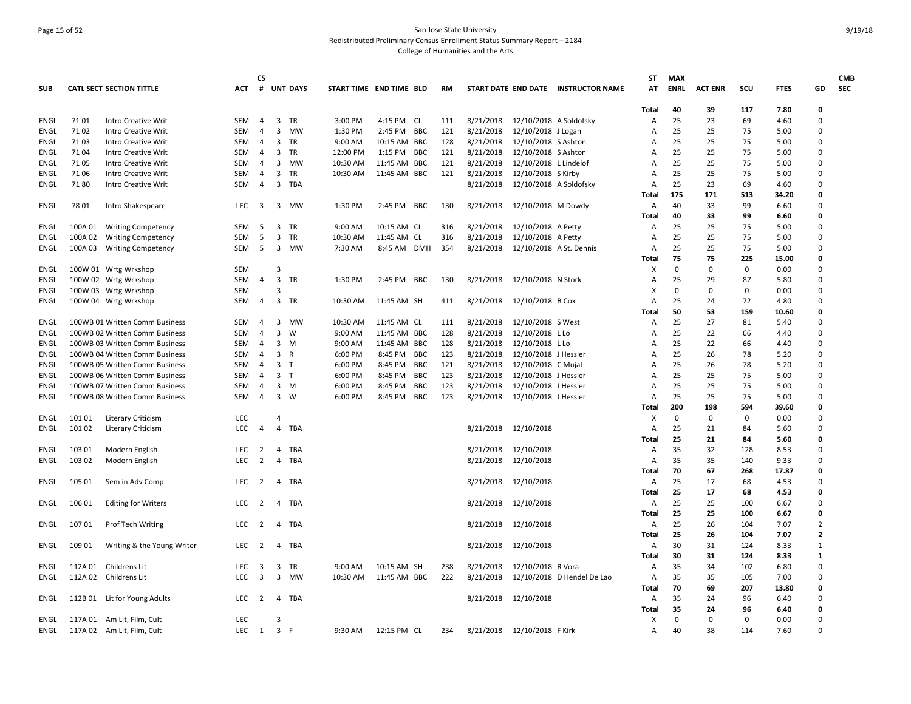# San Jose State University
## Redistributed Preliminary Census Enrollment Status Summary Report – 2184
### College of Humanities and the Arts

| SUB | CATL SECT | SECTION TITTLE | ACT | CS # | UNT | DAYS | START TIME | END TIME | BLD | RM | START DATE | END DATE | INSTRUCTOR NAME | ST AT | MAX ENRL | ACT ENR | SCU | FTES | GD | CMB SEC |
|---|---|---|---|---|---|---|---|---|---|---|---|---|---|---|---|---|---|---|---|---|
| | | | | | | | | | | | | | | Total | 40 | 39 | 117 | 7.80 | 0 | |
| ENGL | 71 01 | Intro Creative Writ | SEM | 4 | 3 | TR | 3:00 PM | 4:15 PM | CL | 111 | 8/21/2018 | 12/10/2018 | A Soldofsky | A | 25 | 23 | 69 | 4.60 | 0 | |
| ENGL | 71 02 | Intro Creative Writ | SEM | 4 | 3 | MW | 1:30 PM | 2:45 PM | BBC | 121 | 8/21/2018 | 12/10/2018 | J Logan | A | 25 | 25 | 75 | 5.00 | 0 | |
| ENGL | 71 03 | Intro Creative Writ | SEM | 4 | 3 | TR | 9:00 AM | 10:15 AM | BBC | 128 | 8/21/2018 | 12/10/2018 | S Ashton | A | 25 | 25 | 75 | 5.00 | 0 | |
| ENGL | 71 04 | Intro Creative Writ | SEM | 4 | 3 | TR | 12:00 PM | 1:15 PM | BBC | 121 | 8/21/2018 | 12/10/2018 | S Ashton | A | 25 | 25 | 75 | 5.00 | 0 | |
| ENGL | 71 05 | Intro Creative Writ | SEM | 4 | 3 | MW | 10:30 AM | 11:45 AM | BBC | 121 | 8/21/2018 | 12/10/2018 | L Lindelof | A | 25 | 25 | 75 | 5.00 | 0 | |
| ENGL | 71 06 | Intro Creative Writ | SEM | 4 | 3 | TR | 10:30 AM | 11:45 AM | BBC | 121 | 8/21/2018 | 12/10/2018 | S Kirby | A | 25 | 25 | 75 | 5.00 | 0 | |
| ENGL | 71 80 | Intro Creative Writ | SEM | 4 | 3 | TBA | | | | | 8/21/2018 | 12/10/2018 | A Soldofsky | A | 25 | 23 | 69 | 4.60 | 0 | |
| | | | | | | | | | | | | | | Total | 175 | 171 | 513 | 34.20 | 0 | |
| ENGL | 78 01 | Intro Shakespeare | LEC | 3 | 3 | MW | 1:30 PM | 2:45 PM | BBC | 130 | 8/21/2018 | 12/10/2018 | M Dowdy | A | 40 | 33 | 99 | 6.60 | 0 | |
| | | | | | | | | | | | | | | Total | 40 | 33 | 99 | 6.60 | 0 | |
| ENGL | 100A 01 | Writing Competency | SEM | 5 | 3 | TR | 9:00 AM | 10:15 AM | CL | 316 | 8/21/2018 | 12/10/2018 | A Petty | A | 25 | 25 | 75 | 5.00 | 0 | |
| ENGL | 100A 02 | Writing Competency | SEM | 5 | 3 | TR | 10:30 AM | 11:45 AM | CL | 316 | 8/21/2018 | 12/10/2018 | A Petty | A | 25 | 25 | 75 | 5.00 | 0 | |
| ENGL | 100A 03 | Writing Competency | SEM | 5 | 3 | MW | 7:30 AM | 8:45 AM | DMH | 354 | 8/21/2018 | 12/10/2018 | A St. Dennis | A | 25 | 25 | 75 | 5.00 | 0 | |
| | | | | | | | | | | | | | | Total | 75 | 75 | 225 | 15.00 | 0 | |
| ENGL | 100W 01 | Wrtg Wrkshop | SEM | | 3 | | | | | | | | | X | 0 | 0 | 0 | 0.00 | 0 | |
| ENGL | 100W 02 | Wrtg Wrkshop | SEM | 4 | 3 | TR | 1:30 PM | 2:45 PM | BBC | 130 | 8/21/2018 | 12/10/2018 | N Stork | A | 25 | 29 | 87 | 5.80 | 0 | |
| ENGL | 100W 03 | Wrtg Wrkshop | SEM | | 3 | | | | | | | | | X | 0 | 0 | 0 | 0.00 | 0 | |
| ENGL | 100W 04 | Wrtg Wrkshop | SEM | 4 | 3 | TR | 10:30 AM | 11:45 AM | SH | 411 | 8/21/2018 | 12/10/2018 | B Cox | A | 25 | 24 | 72 | 4.80 | 0 | |
| | | | | | | | | | | | | | | Total | 50 | 53 | 159 | 10.60 | 0 | |
| ENGL | 100WB 01 | Written Comm Business | SEM | 4 | 3 | MW | 10:30 AM | 11:45 AM | CL | 111 | 8/21/2018 | 12/10/2018 | S West | A | 25 | 27 | 81 | 5.40 | 0 | |
| ENGL | 100WB 02 | Written Comm Business | SEM | 4 | 3 | W | 9:00 AM | 11:45 AM | BBC | 128 | 8/21/2018 | 12/10/2018 | L Lo | A | 25 | 22 | 66 | 4.40 | 0 | |
| ENGL | 100WB 03 | Written Comm Business | SEM | 4 | 3 | M | 9:00 AM | 11:45 AM | BBC | 128 | 8/21/2018 | 12/10/2018 | L Lo | A | 25 | 22 | 66 | 4.40 | 0 | |
| ENGL | 100WB 04 | Written Comm Business | SEM | 4 | 3 | R | 6:00 PM | 8:45 PM | BBC | 123 | 8/21/2018 | 12/10/2018 | J Hessler | A | 25 | 26 | 78 | 5.20 | 0 | |
| ENGL | 100WB 05 | Written Comm Business | SEM | 4 | 3 | T | 6:00 PM | 8:45 PM | BBC | 121 | 8/21/2018 | 12/10/2018 | C Mujal | A | 25 | 26 | 78 | 5.20 | 0 | |
| ENGL | 100WB 06 | Written Comm Business | SEM | 4 | 3 | T | 6:00 PM | 8:45 PM | BBC | 123 | 8/21/2018 | 12/10/2018 | J Hessler | A | 25 | 25 | 75 | 5.00 | 0 | |
| ENGL | 100WB 07 | Written Comm Business | SEM | 4 | 3 | M | 6:00 PM | 8:45 PM | BBC | 123 | 8/21/2018 | 12/10/2018 | J Hessler | A | 25 | 25 | 75 | 5.00 | 0 | |
| ENGL | 100WB 08 | Written Comm Business | SEM | 4 | 3 | W | 6:00 PM | 8:45 PM | BBC | 123 | 8/21/2018 | 12/10/2018 | J Hessler | A | 25 | 25 | 75 | 5.00 | 0 | |
| | | | | | | | | | | | | | | Total | 200 | 198 | 594 | 39.60 | 0 | |
| ENGL | 101 01 | Literary Criticism | LEC | | 4 | | | | | | | | | X | 0 | 0 | 0 | 0.00 | 0 | |
| ENGL | 101 02 | Literary Criticism | LEC | 4 | 4 | TBA | | | | | 8/21/2018 | 12/10/2018 | | A | 25 | 21 | 84 | 5.60 | 0 | |
| | | | | | | | | | | | | | | Total | 25 | 21 | 84 | 5.60 | 0 | |
| ENGL | 103 01 | Modern English | LEC | 2 | 4 | TBA | | | | | 8/21/2018 | 12/10/2018 | | A | 35 | 32 | 128 | 8.53 | 0 | |
| ENGL | 103 02 | Modern English | LEC | 2 | 4 | TBA | | | | | 8/21/2018 | 12/10/2018 | | A | 35 | 35 | 140 | 9.33 | 0 | |
| | | | | | | | | | | | | | | Total | 70 | 67 | 268 | 17.87 | 0 | |
| ENGL | 105 01 | Sem in Adv Comp | LEC | 2 | 4 | TBA | | | | | 8/21/2018 | 12/10/2018 | | A | 25 | 17 | 68 | 4.53 | 0 | |
| | | | | | | | | | | | | | | Total | 25 | 17 | 68 | 4.53 | 0 | |
| ENGL | 106 01 | Editing for Writers | LEC | 2 | 4 | TBA | | | | | 8/21/2018 | 12/10/2018 | | A | 25 | 25 | 100 | 6.67 | 0 | |
| | | | | | | | | | | | | | | Total | 25 | 25 | 100 | 6.67 | 0 | |
| ENGL | 107 01 | Prof Tech Writing | LEC | 2 | 4 | TBA | | | | | 8/21/2018 | 12/10/2018 | | A | 25 | 26 | 104 | 7.07 | 2 | |
| | | | | | | | | | | | | | | Total | 25 | 26 | 104 | 7.07 | 2 | |
| ENGL | 109 01 | Writing & the Young Writer | LEC | 2 | 4 | TBA | | | | | 8/21/2018 | 12/10/2018 | | A | 30 | 31 | 124 | 8.33 | 1 | |
| | | | | | | | | | | | | | | Total | 30 | 31 | 124 | 8.33 | 1 | |
| ENGL | 112A 01 | Childrens Lit | LEC | 3 | 3 | TR | 9:00 AM | 10:15 AM | SH | 238 | 8/21/2018 | 12/10/2018 | R Vora | A | 35 | 34 | 102 | 6.80 | 0 | |
| ENGL | 112A 02 | Childrens Lit | LEC | 3 | 3 | MW | 10:30 AM | 11:45 AM | BBC | 222 | 8/21/2018 | 12/10/2018 | D Hendel De Lao | A | 35 | 35 | 105 | 7.00 | 0 | |
| | | | | | | | | | | | | | | Total | 70 | 69 | 207 | 13.80 | 0 | |
| ENGL | 112B 01 | Lit for Young Adults | LEC | 2 | 4 | TBA | | | | | 8/21/2018 | 12/10/2018 | | A | 35 | 24 | 96 | 6.40 | 0 | |
| | | | | | | | | | | | | | | Total | 35 | 24 | 96 | 6.40 | 0 | |
| ENGL | 117A 01 | Am Lit, Film, Cult | LEC | | 3 | | | | | | | | | X | 0 | 0 | 0 | 0.00 | 0 | |
| ENGL | 117A 02 | Am Lit, Film, Cult | LEC | 1 | 3 | F | 9:30 AM | 12:15 PM | CL | 234 | 8/21/2018 | 12/10/2018 | F Kirk | A | 40 | 38 | 114 | 7.60 | 0 | |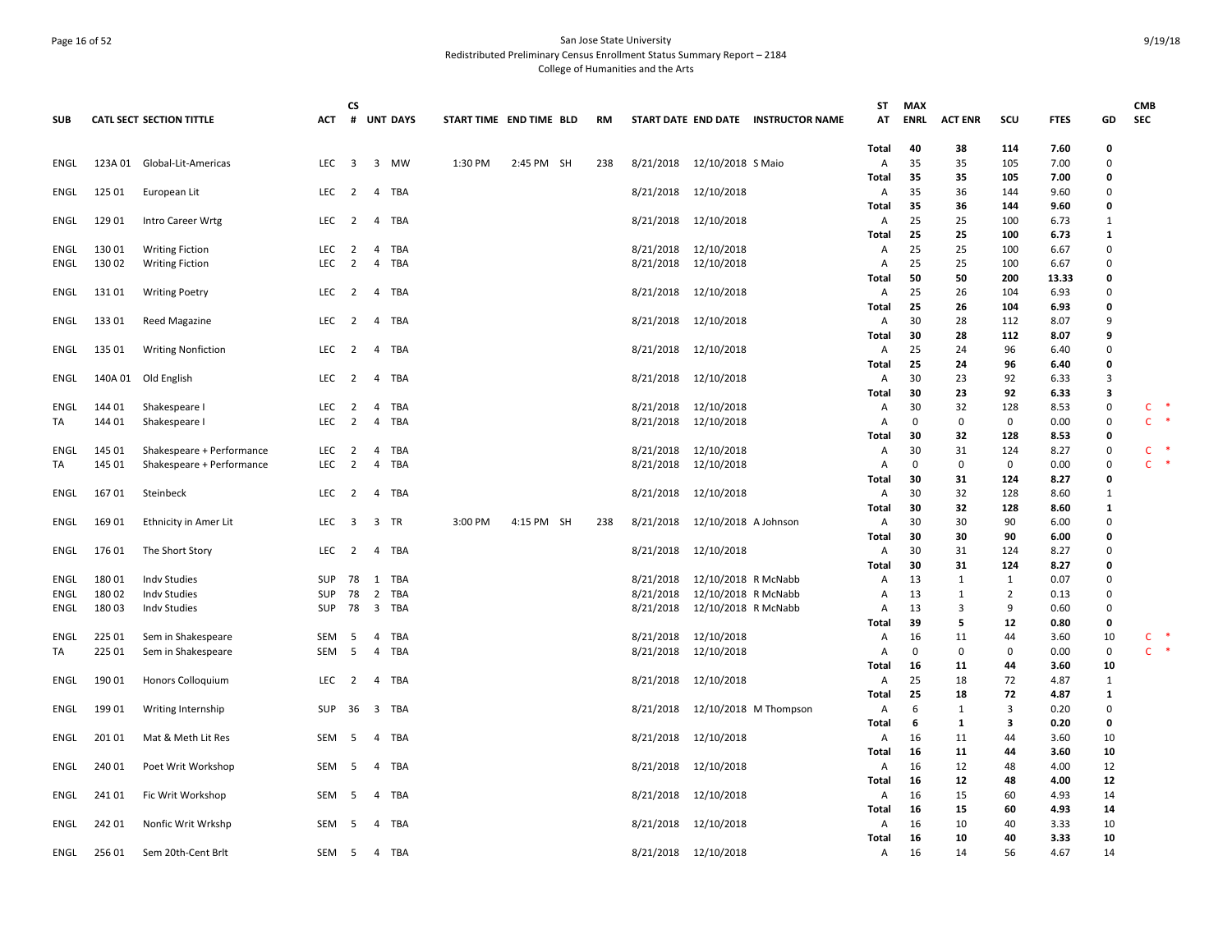San Jose State University
Redistributed Preliminary Census Enrollment Status Summary Report – 2184
College of Humanities and the Arts

| SUB | CATL SECT | SECTION TITTLE | ACT | CS # | UNT | DAYS | START TIME | END TIME | BLD | RM | START DATE | END DATE | INSTRUCTOR NAME | ST AT | MAX ENRL | ACT ENR | SCU | FTES | GD | CMB SEC |
|---|---|---|---|---|---|---|---|---|---|---|---|---|---|---|---|---|---|---|---|---|
| | | | | | | | | | | | | | | Total | 40 | 38 | 114 | 7.60 | 0 | |
| ENGL | 123A 01 | Global-Lit-Americas | LEC | 3 | 3 | MW | 1:30 PM | 2:45 PM | SH | 238 | 8/21/2018 | 12/10/2018 | S Maio | A | 35 | 35 | 105 | 7.00 | 0 | |
| | | | | | | | | | | | | | | Total | 35 | 35 | 105 | 7.00 | 0 | |
| ENGL | 125 01 | European Lit | LEC | 2 | 4 | TBA | | | | | 8/21/2018 | 12/10/2018 | | A | 35 | 36 | 144 | 9.60 | 0 | |
| | | | | | | | | | | | | | | Total | 35 | 36 | 144 | 9.60 | 0 | |
| ENGL | 129 01 | Intro Career Wrtg | LEC | 2 | 4 | TBA | | | | | 8/21/2018 | 12/10/2018 | | A | 25 | 25 | 100 | 6.73 | 1 | |
| | | | | | | | | | | | | | | Total | 25 | 25 | 100 | 6.73 | 1 | |
| ENGL | 130 01 | Writing Fiction | LEC | 2 | 4 | TBA | | | | | 8/21/2018 | 12/10/2018 | | A | 25 | 25 | 100 | 6.67 | 0 | |
| ENGL | 130 02 | Writing Fiction | LEC | 2 | 4 | TBA | | | | | 8/21/2018 | 12/10/2018 | | A | 25 | 25 | 100 | 6.67 | 0 | |
| | | | | | | | | | | | | | | Total | 50 | 50 | 200 | 13.33 | 0 | |
| ENGL | 131 01 | Writing Poetry | LEC | 2 | 4 | TBA | | | | | 8/21/2018 | 12/10/2018 | | A | 25 | 26 | 104 | 6.93 | 0 | |
| | | | | | | | | | | | | | | Total | 25 | 26 | 104 | 6.93 | 0 | |
| ENGL | 133 01 | Reed Magazine | LEC | 2 | 4 | TBA | | | | | 8/21/2018 | 12/10/2018 | | A | 30 | 28 | 112 | 8.07 | 9 | |
| | | | | | | | | | | | | | | Total | 30 | 28 | 112 | 8.07 | 9 | |
| ENGL | 135 01 | Writing Nonfiction | LEC | 2 | 4 | TBA | | | | | 8/21/2018 | 12/10/2018 | | A | 25 | 24 | 96 | 6.40 | 0 | |
| | | | | | | | | | | | | | | Total | 25 | 24 | 96 | 6.40 | 0 | |
| ENGL | 140A 01 | Old English | LEC | 2 | 4 | TBA | | | | | 8/21/2018 | 12/10/2018 | | A | 30 | 23 | 92 | 6.33 | 3 | |
| | | | | | | | | | | | | | | Total | 30 | 23 | 92 | 6.33 | 3 | |
| ENGL | 144 01 | Shakespeare I | LEC | 2 | 4 | TBA | | | | | 8/21/2018 | 12/10/2018 | | A | 30 | 32 | 128 | 8.53 | 0 | C * |
| TA | 144 01 | Shakespeare I | LEC | 2 | 4 | TBA | | | | | 8/21/2018 | 12/10/2018 | | A | 0 | 0 | 0 | 0.00 | 0 | C * |
| | | | | | | | | | | | | | | Total | 30 | 32 | 128 | 8.53 | 0 | |
| ENGL | 145 01 | Shakespeare + Performance | LEC | 2 | 4 | TBA | | | | | 8/21/2018 | 12/10/2018 | | A | 30 | 31 | 124 | 8.27 | 0 | C * |
| TA | 145 01 | Shakespeare + Performance | LEC | 2 | 4 | TBA | | | | | 8/21/2018 | 12/10/2018 | | A | 0 | 0 | 0 | 0.00 | 0 | C * |
| | | | | | | | | | | | | | | Total | 30 | 31 | 124 | 8.27 | 0 | |
| ENGL | 167 01 | Steinbeck | LEC | 2 | 4 | TBA | | | | | 8/21/2018 | 12/10/2018 | | A | 30 | 32 | 128 | 8.60 | 1 | |
| | | | | | | | | | | | | | | Total | 30 | 32 | 128 | 8.60 | 1 | |
| ENGL | 169 01 | Ethnicity in Amer Lit | LEC | 3 | 3 | TR | 3:00 PM | 4:15 PM | SH | 238 | 8/21/2018 | 12/10/2018 | A Johnson | A | 30 | 30 | 90 | 6.00 | 0 | |
| | | | | | | | | | | | | | | Total | 30 | 30 | 90 | 6.00 | 0 | |
| ENGL | 176 01 | The Short Story | LEC | 2 | 4 | TBA | | | | | 8/21/2018 | 12/10/2018 | | A | 30 | 31 | 124 | 8.27 | 0 | |
| | | | | | | | | | | | | | | Total | 30 | 31 | 124 | 8.27 | 0 | |
| ENGL | 180 01 | Indv Studies | SUP | 78 | 1 | TBA | | | | | 8/21/2018 | 12/10/2018 | R McNabb | A | 13 | 1 | 1 | 0.07 | 0 | |
| ENGL | 180 02 | Indv Studies | SUP | 78 | 2 | TBA | | | | | 8/21/2018 | 12/10/2018 | R McNabb | A | 13 | 1 | 2 | 0.13 | 0 | |
| ENGL | 180 03 | Indv Studies | SUP | 78 | 3 | TBA | | | | | 8/21/2018 | 12/10/2018 | R McNabb | A | 13 | 3 | 9 | 0.60 | 0 | |
| | | | | | | | | | | | | | | Total | 39 | 5 | 12 | 0.80 | 0 | |
| ENGL | 225 01 | Sem in Shakespeare | SEM | 5 | 4 | TBA | | | | | 8/21/2018 | 12/10/2018 | | A | 16 | 11 | 44 | 3.60 | 10 | C * |
| TA | 225 01 | Sem in Shakespeare | SEM | 5 | 4 | TBA | | | | | 8/21/2018 | 12/10/2018 | | A | 0 | 0 | 0 | 0.00 | 0 | C * |
| | | | | | | | | | | | | | | Total | 16 | 11 | 44 | 3.60 | 10 | |
| ENGL | 190 01 | Honors Colloquium | LEC | 2 | 4 | TBA | | | | | 8/21/2018 | 12/10/2018 | | A | 25 | 18 | 72 | 4.87 | 1 | |
| | | | | | | | | | | | | | | Total | 25 | 18 | 72 | 4.87 | 1 | |
| ENGL | 199 01 | Writing Internship | SUP | 36 | 3 | TBA | | | | | 8/21/2018 | 12/10/2018 | M Thompson | A | 6 | 1 | 3 | 0.20 | 0 | |
| | | | | | | | | | | | | | | Total | 6 | 1 | 3 | 0.20 | 0 | |
| ENGL | 201 01 | Mat & Meth Lit Res | SEM | 5 | 4 | TBA | | | | | 8/21/2018 | 12/10/2018 | | A | 16 | 11 | 44 | 3.60 | 10 | |
| | | | | | | | | | | | | | | Total | 16 | 11 | 44 | 3.60 | 10 | |
| ENGL | 240 01 | Poet Writ Workshop | SEM | 5 | 4 | TBA | | | | | 8/21/2018 | 12/10/2018 | | A | 16 | 12 | 48 | 4.00 | 12 | |
| | | | | | | | | | | | | | | Total | 16 | 12 | 48 | 4.00 | 12 | |
| ENGL | 241 01 | Fic Writ Workshop | SEM | 5 | 4 | TBA | | | | | 8/21/2018 | 12/10/2018 | | A | 16 | 15 | 60 | 4.93 | 14 | |
| | | | | | | | | | | | | | | Total | 16 | 15 | 60 | 4.93 | 14 | |
| ENGL | 242 01 | Nonfic Writ Wrkshp | SEM | 5 | 4 | TBA | | | | | 8/21/2018 | 12/10/2018 | | A | 16 | 10 | 40 | 3.33 | 10 | |
| | | | | | | | | | | | | | | Total | 16 | 10 | 40 | 3.33 | 10 | |
| ENGL | 256 01 | Sem 20th-Cent Brlt | SEM | 5 | 4 | TBA | | | | | 8/21/2018 | 12/10/2018 | | A | 16 | 14 | 56 | 4.67 | 14 | |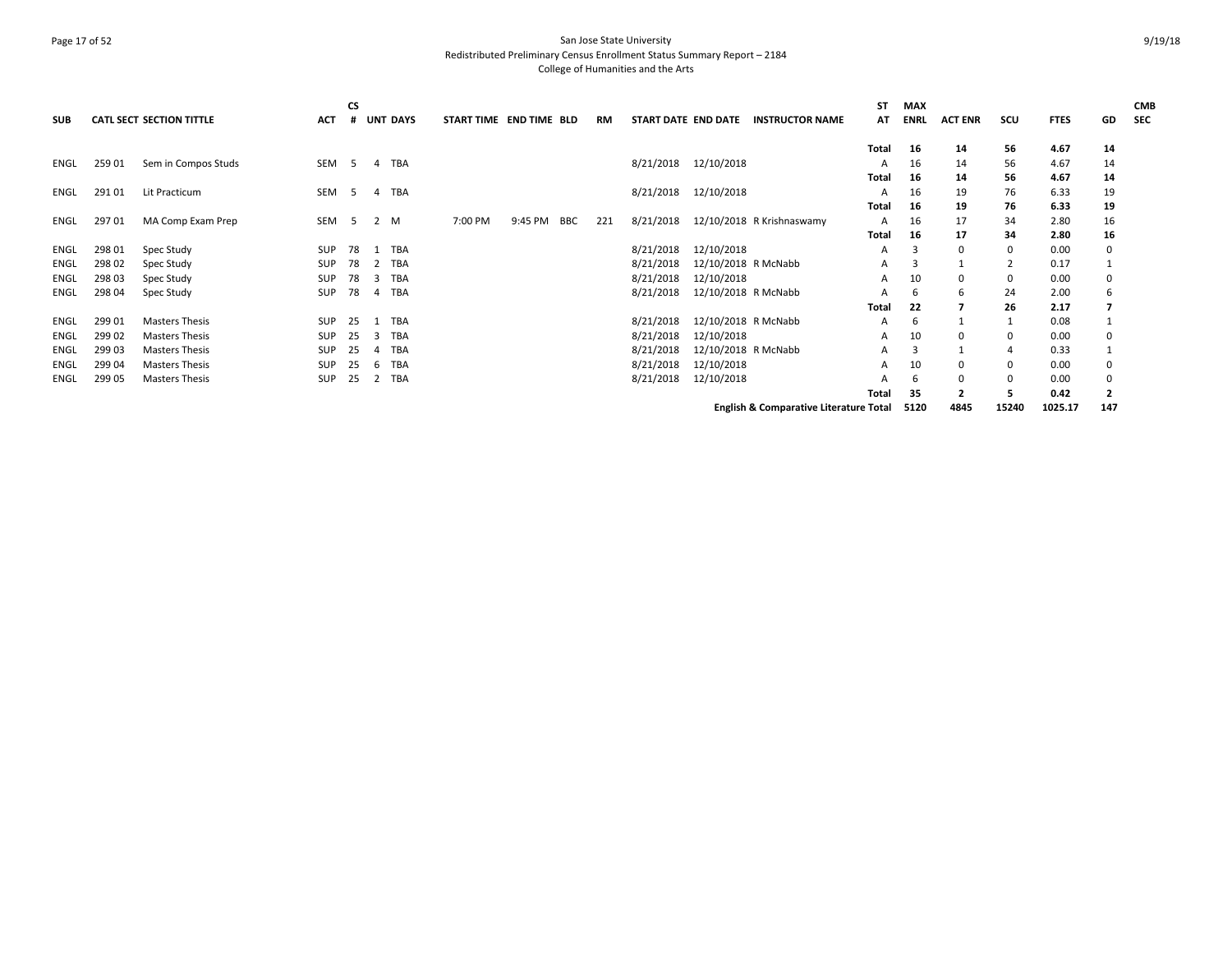# San Jose State University

Redistributed Preliminary Census Enrollment Status Summary Report – 2184

College of Humanities and the Arts

| SUB | CATL SECT | SECTION TITTLE | ACT | CS # | UNT | DAYS | START TIME | END TIME | BLD | RM | START DATE | END DATE | INSTRUCTOR NAME | ST AT | MAX ENRL | ACT ENR | SCU | FTES | GD | CMB SEC |
|---|---|---|---|---|---|---|---|---|---|---|---|---|---|---|---|---|---|---|---|---|
| | | | | | | | | | | | | | | **Total** | **16** | **14** | **56** | **4.67** | **14** | |
| ENGL | 259 01 | Sem in Compos Studs | SEM | 5 | 4 | TBA | | | | | 8/21/2018 | 12/10/2018 | | A | 16 | 14 | 56 | 4.67 | 14 | |
| | | | | | | | | | | | | | | **Total** | **16** | **14** | **56** | **4.67** | **14** | |
| ENGL | 291 01 | Lit Practicum | SEM | 5 | 4 | TBA | | | | | 8/21/2018 | 12/10/2018 | | A | 16 | 19 | 76 | 6.33 | 19 | |
| | | | | | | | | | | | | | | **Total** | **16** | **19** | **76** | **6.33** | **19** | |
| ENGL | 297 01 | MA Comp Exam Prep | SEM | 5 | 2 | M | 7:00 PM | 9:45 PM | BBC | 221 | 8/21/2018 | 12/10/2018 | R Krishnaswamy | A | 16 | 17 | 34 | 2.80 | 16 | |
| | | | | | | | | | | | | | | **Total** | **16** | **17** | **34** | **2.80** | **16** | |
| ENGL | 298 01 | Spec Study | SUP | 78 | 1 | TBA | | | | | 8/21/2018 | 12/10/2018 | | A | 3 | 0 | 0 | 0.00 | 0 | |
| ENGL | 298 02 | Spec Study | SUP | 78 | 2 | TBA | | | | | 8/21/2018 | 12/10/2018 | R McNabb | A | 3 | 1 | 2 | 0.17 | 1 | |
| ENGL | 298 03 | Spec Study | SUP | 78 | 3 | TBA | | | | | 8/21/2018 | 12/10/2018 | | A | 10 | 0 | 0 | 0.00 | 0 | |
| ENGL | 298 04 | Spec Study | SUP | 78 | 4 | TBA | | | | | 8/21/2018 | 12/10/2018 | R McNabb | A | 6 | 6 | 24 | 2.00 | 6 | |
| | | | | | | | | | | | | | | **Total** | **22** | **7** | **26** | **2.17** | **7** | |
| ENGL | 299 01 | Masters Thesis | SUP | 25 | 1 | TBA | | | | | 8/21/2018 | 12/10/2018 | R McNabb | A | 6 | 1 | 1 | 0.08 | 1 | |
| ENGL | 299 02 | Masters Thesis | SUP | 25 | 3 | TBA | | | | | 8/21/2018 | 12/10/2018 | | A | 10 | 0 | 0 | 0.00 | 0 | |
| ENGL | 299 03 | Masters Thesis | SUP | 25 | 4 | TBA | | | | | 8/21/2018 | 12/10/2018 | R McNabb | A | 3 | 1 | 4 | 0.33 | 1 | |
| ENGL | 299 04 | Masters Thesis | SUP | 25 | 6 | TBA | | | | | 8/21/2018 | 12/10/2018 | | A | 10 | 0 | 0 | 0.00 | 0 | |
| ENGL | 299 05 | Masters Thesis | SUP | 25 | 2 | TBA | | | | | 8/21/2018 | 12/10/2018 | | A | 6 | 0 | 0 | 0.00 | 0 | |
| | | | | | | | | | | | | | | **Total** | **35** | **2** | **5** | **0.42** | **2** | |
| | | | | | | | | | | | | | **English & Comparative Literature Total** | | **5120** | **4845** | **15240** | **1025.17** | **147** | |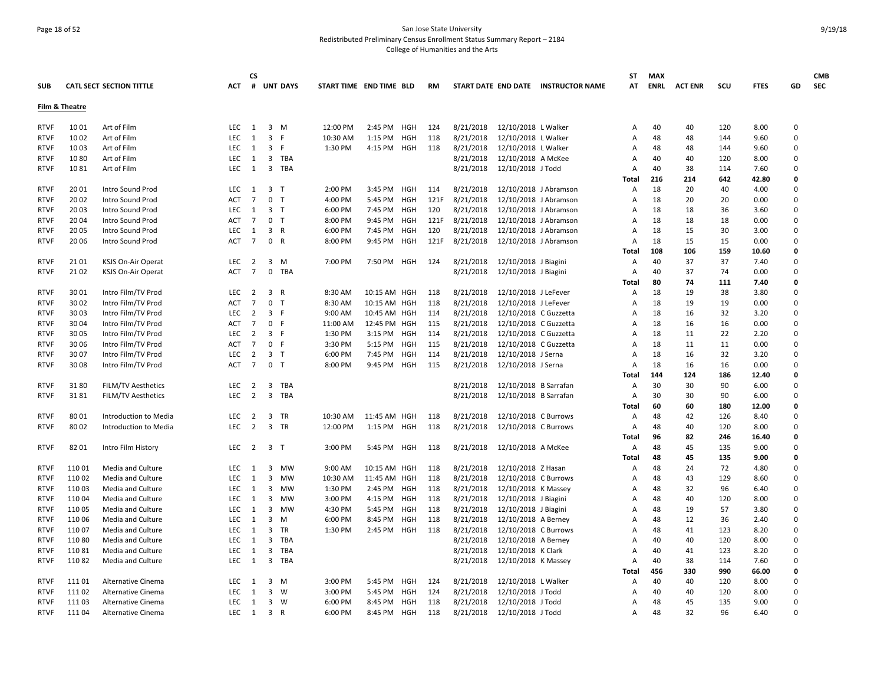San Jose State University
Redistributed Preliminary Census Enrollment Status Summary Report – 2184
College of Humanities and the Arts

9/19/18

**Film & Theatre**

| SUB | CATL SECT | SECTION TITTLE | ACT | CS # | UNT | DAYS | START TIME | END TIME | BLD | RM | START DATE | END DATE | INSTRUCTOR NAME | ST AT | MAX ENRL | ACT ENR | SCU | FTES | GD | CMB SEC |
|---|---|---|---|---|---|---|---|---|---|---|---|---|---|---|---|---|---|---|---|---|
| RTVF | 10 01 | Art of Film | LEC | 1 | 3 | M | 12:00 PM | 2:45 PM | HGH | 124 | 8/21/2018 | 12/10/2018 | L Walker | A | 40 | 40 | 120 | 8.00 | 0 | |
| RTVF | 10 02 | Art of Film | LEC | 1 | 3 | F | 10:30 AM | 1:15 PM | HGH | 118 | 8/21/2018 | 12/10/2018 | L Walker | A | 48 | 48 | 144 | 9.60 | 0 | |
| RTVF | 10 03 | Art of Film | LEC | 1 | 3 | F | 1:30 PM | 4:15 PM | HGH | 118 | 8/21/2018 | 12/10/2018 | L Walker | A | 48 | 48 | 144 | 9.60 | 0 | |
| RTVF | 10 80 | Art of Film | LEC | 1 | 3 | TBA | | | | | 8/21/2018 | 12/10/2018 | A McKee | A | 40 | 40 | 120 | 8.00 | 0 | |
| RTVF | 10 81 | Art of Film | LEC | 1 | 3 | TBA | | | | | 8/21/2018 | 12/10/2018 | J Todd | A | 40 | 38 | 114 | 7.60 | 0 | |
| | | | | | | | | | | | | | | **Total** | **216** | **214** | **642** | **42.80** | **0** | |
| RTVF | 20 01 | Intro Sound Prod | LEC | 1 | 3 | T | 2:00 PM | 3:45 PM | HGH | 114 | 8/21/2018 | 12/10/2018 | J Abramson | A | 18 | 20 | 40 | 4.00 | 0 | |
| RTVF | 20 02 | Intro Sound Prod | ACT | 7 | 0 | T | 4:00 PM | 5:45 PM | HGH | 121F | 8/21/2018 | 12/10/2018 | J Abramson | A | 18 | 20 | 20 | 0.00 | 0 | |
| RTVF | 20 03 | Intro Sound Prod | LEC | 1 | 3 | T | 6:00 PM | 7:45 PM | HGH | 120 | 8/21/2018 | 12/10/2018 | J Abramson | A | 18 | 18 | 36 | 3.60 | 0 | |
| RTVF | 20 04 | Intro Sound Prod | ACT | 7 | 0 | T | 8:00 PM | 9:45 PM | HGH | 121F | 8/21/2018 | 12/10/2018 | J Abramson | A | 18 | 18 | 18 | 0.00 | 0 | |
| RTVF | 20 05 | Intro Sound Prod | LEC | 1 | 3 | R | 6:00 PM | 7:45 PM | HGH | 120 | 8/21/2018 | 12/10/2018 | J Abramson | A | 18 | 15 | 30 | 3.00 | 0 | |
| RTVF | 20 06 | Intro Sound Prod | ACT | 7 | 0 | R | 8:00 PM | 9:45 PM | HGH | 121F | 8/21/2018 | 12/10/2018 | J Abramson | A | 18 | 15 | 15 | 0.00 | 0 | |
| | | | | | | | | | | | | | | **Total** | **108** | **106** | **159** | **10.60** | **0** | |
| RTVF | 21 01 | KSJS On-Air Operat | LEC | 2 | 3 | M | 7:00 PM | 7:50 PM | HGH | 124 | 8/21/2018 | 12/10/2018 | J Biagini | A | 40 | 37 | 37 | 7.40 | 0 | |
| RTVF | 21 02 | KSJS On-Air Operat | ACT | 7 | 0 | TBA | | | | | 8/21/2018 | 12/10/2018 | J Biagini | A | 40 | 37 | 74 | 0.00 | 0 | |
| | | | | | | | | | | | | | | **Total** | **80** | **74** | **111** | **7.40** | **0** | |
| RTVF | 30 01 | Intro Film/TV Prod | LEC | 2 | 3 | R | 8:30 AM | 10:15 AM | HGH | 118 | 8/21/2018 | 12/10/2018 | J LeFever | A | 18 | 19 | 38 | 3.80 | 0 | |
| RTVF | 30 02 | Intro Film/TV Prod | ACT | 7 | 0 | T | 8:30 AM | 10:15 AM | HGH | 118 | 8/21/2018 | 12/10/2018 | J LeFever | A | 18 | 19 | 19 | 0.00 | 0 | |
| RTVF | 30 03 | Intro Film/TV Prod | LEC | 2 | 3 | F | 9:00 AM | 10:45 AM | HGH | 114 | 8/21/2018 | 12/10/2018 | C Guzzetta | A | 18 | 16 | 32 | 3.20 | 0 | |
| RTVF | 30 04 | Intro Film/TV Prod | ACT | 7 | 0 | F | 11:00 AM | 12:45 PM | HGH | 115 | 8/21/2018 | 12/10/2018 | C Guzzetta | A | 18 | 16 | 16 | 0.00 | 0 | |
| RTVF | 30 05 | Intro Film/TV Prod | LEC | 2 | 3 | F | 1:30 PM | 3:15 PM | HGH | 114 | 8/21/2018 | 12/10/2018 | C Guzzetta | A | 18 | 11 | 22 | 2.20 | 0 | |
| RTVF | 30 06 | Intro Film/TV Prod | ACT | 7 | 0 | F | 3:30 PM | 5:15 PM | HGH | 115 | 8/21/2018 | 12/10/2018 | C Guzzetta | A | 18 | 11 | 11 | 0.00 | 0 | |
| RTVF | 30 07 | Intro Film/TV Prod | LEC | 2 | 3 | T | 6:00 PM | 7:45 PM | HGH | 114 | 8/21/2018 | 12/10/2018 | J Serna | A | 18 | 16 | 32 | 3.20 | 0 | |
| RTVF | 30 08 | Intro Film/TV Prod | ACT | 7 | 0 | T | 8:00 PM | 9:45 PM | HGH | 115 | 8/21/2018 | 12/10/2018 | J Serna | A | 18 | 16 | 16 | 0.00 | 0 | |
| | | | | | | | | | | | | | | **Total** | **144** | **124** | **186** | **12.40** | **0** | |
| RTVF | 31 80 | FILM/TV Aesthetics | LEC | 2 | 3 | TBA | | | | | 8/21/2018 | 12/10/2018 | B Sarrafan | A | 30 | 30 | 90 | 6.00 | 0 | |
| RTVF | 31 81 | FILM/TV Aesthetics | LEC | 2 | 3 | TBA | | | | | 8/21/2018 | 12/10/2018 | B Sarrafan | A | 30 | 30 | 90 | 6.00 | 0 | |
| | | | | | | | | | | | | | | **Total** | **60** | **60** | **180** | **12.00** | **0** | |
| RTVF | 80 01 | Introduction to Media | LEC | 2 | 3 | TR | 10:30 AM | 11:45 AM | HGH | 118 | 8/21/2018 | 12/10/2018 | C Burrows | A | 48 | 42 | 126 | 8.40 | 0 | |
| RTVF | 80 02 | Introduction to Media | LEC | 2 | 3 | TR | 12:00 PM | 1:15 PM | HGH | 118 | 8/21/2018 | 12/10/2018 | C Burrows | A | 48 | 40 | 120 | 8.00 | 0 | |
| | | | | | | | | | | | | | | **Total** | **96** | **82** | **246** | **16.40** | **0** | |
| RTVF | 82 01 | Intro Film History | LEC | 2 | 3 | T | 3:00 PM | 5:45 PM | HGH | 118 | 8/21/2018 | 12/10/2018 | A McKee | A | 48 | 45 | 135 | 9.00 | 0 | |
| | | | | | | | | | | | | | | **Total** | **48** | **45** | **135** | **9.00** | **0** | |
| RTVF | 110 01 | Media and Culture | LEC | 1 | 3 | MW | 9:00 AM | 10:15 AM | HGH | 118 | 8/21/2018 | 12/10/2018 | Z Hasan | A | 48 | 24 | 72 | 4.80 | 0 | |
| RTVF | 110 02 | Media and Culture | LEC | 1 | 3 | MW | 10:30 AM | 11:45 AM | HGH | 118 | 8/21/2018 | 12/10/2018 | C Burrows | A | 48 | 43 | 129 | 8.60 | 0 | |
| RTVF | 110 03 | Media and Culture | LEC | 1 | 3 | MW | 1:30 PM | 2:45 PM | HGH | 118 | 8/21/2018 | 12/10/2018 | K Massey | A | 48 | 32 | 96 | 6.40 | 0 | |
| RTVF | 110 04 | Media and Culture | LEC | 1 | 3 | MW | 3:00 PM | 4:15 PM | HGH | 118 | 8/21/2018 | 12/10/2018 | J Biagini | A | 48 | 40 | 120 | 8.00 | 0 | |
| RTVF | 110 05 | Media and Culture | LEC | 1 | 3 | MW | 4:30 PM | 5:45 PM | HGH | 118 | 8/21/2018 | 12/10/2018 | J Biagini | A | 48 | 19 | 57 | 3.80 | 0 | |
| RTVF | 110 06 | Media and Culture | LEC | 1 | 3 | M | 6:00 PM | 8:45 PM | HGH | 118 | 8/21/2018 | 12/10/2018 | A Berney | A | 48 | 12 | 36 | 2.40 | 0 | |
| RTVF | 110 07 | Media and Culture | LEC | 1 | 3 | TR | 1:30 PM | 2:45 PM | HGH | 118 | 8/21/2018 | 12/10/2018 | C Burrows | A | 48 | 41 | 123 | 8.20 | 0 | |
| RTVF | 110 80 | Media and Culture | LEC | 1 | 3 | TBA | | | | | 8/21/2018 | 12/10/2018 | A Berney | A | 40 | 40 | 120 | 8.00 | 0 | |
| RTVF | 110 81 | Media and Culture | LEC | 1 | 3 | TBA | | | | | 8/21/2018 | 12/10/2018 | K Clark | A | 40 | 41 | 123 | 8.20 | 0 | |
| RTVF | 110 82 | Media and Culture | LEC | 1 | 3 | TBA | | | | | 8/21/2018 | 12/10/2018 | K Massey | A | 40 | 38 | 114 | 7.60 | 0 | |
| | | | | | | | | | | | | | | **Total** | **456** | **330** | **990** | **66.00** | **0** | |
| RTVF | 111 01 | Alternative Cinema | LEC | 1 | 3 | M | 3:00 PM | 5:45 PM | HGH | 124 | 8/21/2018 | 12/10/2018 | L Walker | A | 40 | 40 | 120 | 8.00 | 0 | |
| RTVF | 111 02 | Alternative Cinema | LEC | 1 | 3 | W | 3:00 PM | 5:45 PM | HGH | 124 | 8/21/2018 | 12/10/2018 | J Todd | A | 40 | 40 | 120 | 8.00 | 0 | |
| RTVF | 111 03 | Alternative Cinema | LEC | 1 | 3 | W | 6:00 PM | 8:45 PM | HGH | 118 | 8/21/2018 | 12/10/2018 | J Todd | A | 48 | 45 | 135 | 9.00 | 0 | |
| RTVF | 111 04 | Alternative Cinema | LEC | 1 | 3 | R | 6:00 PM | 8:45 PM | HGH | 118 | 8/21/2018 | 12/10/2018 | J Todd | A | 48 | 32 | 96 | 6.40 | 0 | |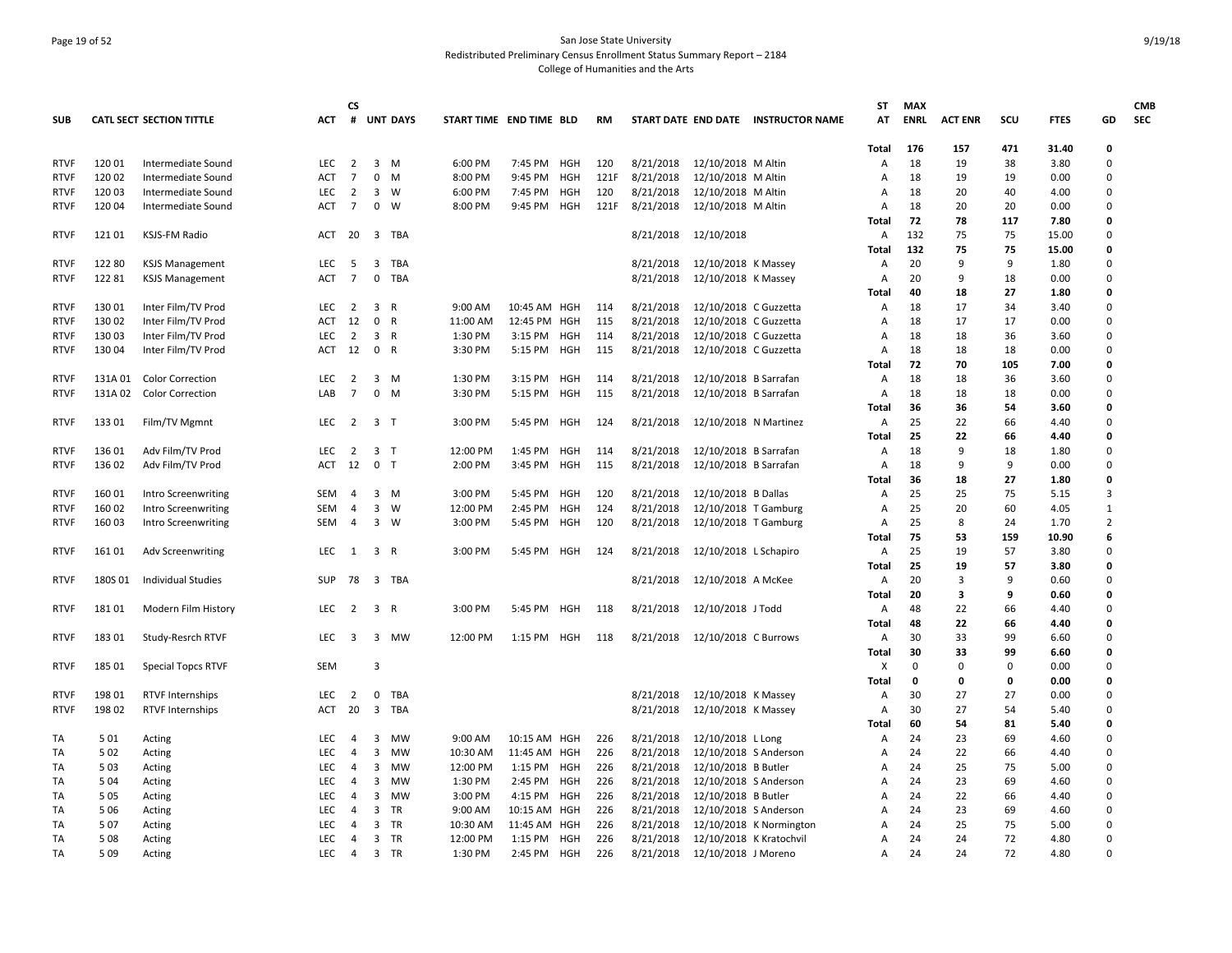# San Jose State University
## Redistributed Preliminary Census Enrollment Status Summary Report – 2184
### College of Humanities and the Arts

9/19/18

| SUB | CATL SECT | SECTION TITTLE | ACT | CS # | UNT | DAYS | START TIME | END TIME | BLD | RM | START DATE | END DATE | INSTRUCTOR NAME | ST AT | MAX ENRL | ACT ENR | SCU | FTES | GD | CMB SEC |
|---|---|---|---|---|---|---|---|---|---|---|---|---|---|---|---|---|---|---|---|---|
| | | | | | | | | | | | | | | Total | 176 | 157 | 471 | 31.40 | 0 | |
| RTVF | 120 01 | Intermediate Sound | LEC | 2 | 3 | M | 6:00 PM | 7:45 PM | HGH | 120 | 8/21/2018 | 12/10/2018 | M Altin | A | 18 | 19 | 38 | 3.80 | 0 | |
| RTVF | 120 02 | Intermediate Sound | ACT | 7 | 0 | M | 8:00 PM | 9:45 PM | HGH | 121F | 8/21/2018 | 12/10/2018 | M Altin | A | 18 | 19 | 19 | 0.00 | 0 | |
| RTVF | 120 03 | Intermediate Sound | LEC | 2 | 3 | W | 6:00 PM | 7:45 PM | HGH | 120 | 8/21/2018 | 12/10/2018 | M Altin | A | 18 | 20 | 40 | 4.00 | 0 | |
| RTVF | 120 04 | Intermediate Sound | ACT | 7 | 0 | W | 8:00 PM | 9:45 PM | HGH | 121F | 8/21/2018 | 12/10/2018 | M Altin | A | 18 | 20 | 20 | 0.00 | 0 | |
| | | | | | | | | | | | | | | Total | 72 | 78 | 117 | 7.80 | 0 | |
| RTVF | 121 01 | KSJS-FM Radio | ACT | 20 | 3 | TBA | | | | | 8/21/2018 | 12/10/2018 | | A | 132 | 75 | 75 | 15.00 | 0 | |
| | | | | | | | | | | | | | | Total | 132 | 75 | 75 | 15.00 | 0 | |
| RTVF | 122 80 | KSJS Management | LEC | 5 | 3 | TBA | | | | | 8/21/2018 | 12/10/2018 | K Massey | A | 20 | 9 | 9 | 1.80 | 0 | |
| RTVF | 122 81 | KSJS Management | ACT | 7 | 0 | TBA | | | | | 8/21/2018 | 12/10/2018 | K Massey | A | 20 | 9 | 18 | 0.00 | 0 | |
| | | | | | | | | | | | | | | Total | 40 | 18 | 27 | 1.80 | 0 | |
| RTVF | 130 01 | Inter Film/TV Prod | LEC | 2 | 3 | R | 9:00 AM | 10:45 AM | HGH | 114 | 8/21/2018 | 12/10/2018 | C Guzzetta | A | 18 | 17 | 34 | 3.40 | 0 | |
| RTVF | 130 02 | Inter Film/TV Prod | ACT | 12 | 0 | R | 11:00 AM | 12:45 PM | HGH | 115 | 8/21/2018 | 12/10/2018 | C Guzzetta | A | 18 | 17 | 17 | 0.00 | 0 | |
| RTVF | 130 03 | Inter Film/TV Prod | LEC | 2 | 3 | R | 1:30 PM | 3:15 PM | HGH | 114 | 8/21/2018 | 12/10/2018 | C Guzzetta | A | 18 | 18 | 36 | 3.60 | 0 | |
| RTVF | 130 04 | Inter Film/TV Prod | ACT | 12 | 0 | R | 3:30 PM | 5:15 PM | HGH | 115 | 8/21/2018 | 12/10/2018 | C Guzzetta | A | 18 | 18 | 18 | 0.00 | 0 | |
| | | | | | | | | | | | | | | Total | 72 | 70 | 105 | 7.00 | 0 | |
| RTVF | 131A 01 | Color Correction | LEC | 2 | 3 | M | 1:30 PM | 3:15 PM | HGH | 114 | 8/21/2018 | 12/10/2018 | B Sarrafan | A | 18 | 18 | 36 | 3.60 | 0 | |
| RTVF | 131A 02 | Color Correction | LAB | 7 | 0 | M | 3:30 PM | 5:15 PM | HGH | 115 | 8/21/2018 | 12/10/2018 | B Sarrafan | A | 18 | 18 | 18 | 0.00 | 0 | |
| | | | | | | | | | | | | | | Total | 36 | 36 | 54 | 3.60 | 0 | |
| RTVF | 133 01 | Film/TV Mgmnt | LEC | 2 | 3 | T | 3:00 PM | 5:45 PM | HGH | 124 | 8/21/2018 | 12/10/2018 | N Martinez | A | 25 | 22 | 66 | 4.40 | 0 | |
| | | | | | | | | | | | | | | Total | 25 | 22 | 66 | 4.40 | 0 | |
| RTVF | 136 01 | Adv Film/TV Prod | LEC | 2 | 3 | T | 12:00 PM | 1:45 PM | HGH | 114 | 8/21/2018 | 12/10/2018 | B Sarrafan | A | 18 | 9 | 18 | 1.80 | 0 | |
| RTVF | 136 02 | Adv Film/TV Prod | ACT | 12 | 0 | T | 2:00 PM | 3:45 PM | HGH | 115 | 8/21/2018 | 12/10/2018 | B Sarrafan | A | 18 | 9 | 9 | 0.00 | 0 | |
| | | | | | | | | | | | | | | Total | 36 | 18 | 27 | 1.80 | 0 | |
| RTVF | 160 01 | Intro Screenwriting | SEM | 4 | 3 | M | 3:00 PM | 5:45 PM | HGH | 120 | 8/21/2018 | 12/10/2018 | B Dallas | A | 25 | 25 | 75 | 5.15 | 3 | |
| RTVF | 160 02 | Intro Screenwriting | SEM | 4 | 3 | W | 12:00 PM | 2:45 PM | HGH | 124 | 8/21/2018 | 12/10/2018 | T Gamburg | A | 25 | 20 | 60 | 4.05 | 1 | |
| RTVF | 160 03 | Intro Screenwriting | SEM | 4 | 3 | W | 3:00 PM | 5:45 PM | HGH | 120 | 8/21/2018 | 12/10/2018 | T Gamburg | A | 25 | 8 | 24 | 1.70 | 2 | |
| | | | | | | | | | | | | | | Total | 75 | 53 | 159 | 10.90 | 6 | |
| RTVF | 161 01 | Adv Screenwriting | LEC | 1 | 3 | R | 3:00 PM | 5:45 PM | HGH | 124 | 8/21/2018 | 12/10/2018 | L Schapiro | A | 25 | 19 | 57 | 3.80 | 0 | |
| | | | | | | | | | | | | | | Total | 25 | 19 | 57 | 3.80 | 0 | |
| RTVF | 180S 01 | Individual Studies | SUP | 78 | 3 | TBA | | | | | 8/21/2018 | 12/10/2018 | A McKee | A | 20 | 3 | 9 | 0.60 | 0 | |
| | | | | | | | | | | | | | | Total | 20 | 3 | 9 | 0.60 | 0 | |
| RTVF | 181 01 | Modern Film History | LEC | 2 | 3 | R | 3:00 PM | 5:45 PM | HGH | 118 | 8/21/2018 | 12/10/2018 | J Todd | A | 48 | 22 | 66 | 4.40 | 0 | |
| | | | | | | | | | | | | | | Total | 48 | 22 | 66 | 4.40 | 0 | |
| RTVF | 183 01 | Study-Resrch RTVF | LEC | 3 | 3 | MW | 12:00 PM | 1:15 PM | HGH | 118 | 8/21/2018 | 12/10/2018 | C Burrows | A | 30 | 33 | 99 | 6.60 | 0 | |
| | | | | | | | | | | | | | | Total | 30 | 33 | 99 | 6.60 | 0 | |
| RTVF | 185 01 | Special Topcs RTVF | SEM | | 3 | | | | | | | | | X | 0 | 0 | 0 | 0.00 | 0 | |
| | | | | | | | | | | | | | | Total | 0 | 0 | 0 | 0.00 | 0 | |
| RTVF | 198 01 | RTVF Internships | LEC | 2 | 0 | TBA | | | | | 8/21/2018 | 12/10/2018 | K Massey | A | 30 | 27 | 27 | 0.00 | 0 | |
| RTVF | 198 02 | RTVF Internships | ACT | 20 | 3 | TBA | | | | | 8/21/2018 | 12/10/2018 | K Massey | A | 30 | 27 | 54 | 5.40 | 0 | |
| | | | | | | | | | | | | | | Total | 60 | 54 | 81 | 5.40 | 0 | |
| TA | 5 01 | Acting | LEC | 4 | 3 | MW | 9:00 AM | 10:15 AM | HGH | 226 | 8/21/2018 | 12/10/2018 | L Long | A | 24 | 23 | 69 | 4.60 | 0 | |
| TA | 5 02 | Acting | LEC | 4 | 3 | MW | 10:30 AM | 11:45 AM | HGH | 226 | 8/21/2018 | 12/10/2018 | S Anderson | A | 24 | 22 | 66 | 4.40 | 0 | |
| TA | 5 03 | Acting | LEC | 4 | 3 | MW | 12:00 PM | 1:15 PM | HGH | 226 | 8/21/2018 | 12/10/2018 | B Butler | A | 24 | 25 | 75 | 5.00 | 0 | |
| TA | 5 04 | Acting | LEC | 4 | 3 | MW | 1:30 PM | 2:45 PM | HGH | 226 | 8/21/2018 | 12/10/2018 | S Anderson | A | 24 | 23 | 69 | 4.60 | 0 | |
| TA | 5 05 | Acting | LEC | 4 | 3 | MW | 3:00 PM | 4:15 PM | HGH | 226 | 8/21/2018 | 12/10/2018 | B Butler | A | 24 | 22 | 66 | 4.40 | 0 | |
| TA | 5 06 | Acting | LEC | 4 | 3 | TR | 9:00 AM | 10:15 AM | HGH | 226 | 8/21/2018 | 12/10/2018 | S Anderson | A | 24 | 23 | 69 | 4.60 | 0 | |
| TA | 5 07 | Acting | LEC | 4 | 3 | TR | 10:30 AM | 11:45 AM | HGH | 226 | 8/21/2018 | 12/10/2018 | K Normington | A | 24 | 25 | 75 | 5.00 | 0 | |
| TA | 5 08 | Acting | LEC | 4 | 3 | TR | 12:00 PM | 1:15 PM | HGH | 226 | 8/21/2018 | 12/10/2018 | K Kratochvil | A | 24 | 24 | 72 | 4.80 | 0 | |
| TA | 5 09 | Acting | LEC | 4 | 3 | TR | 1:30 PM | 2:45 PM | HGH | 226 | 8/21/2018 | 12/10/2018 | J Moreno | A | 24 | 24 | 72 | 4.80 | 0 | |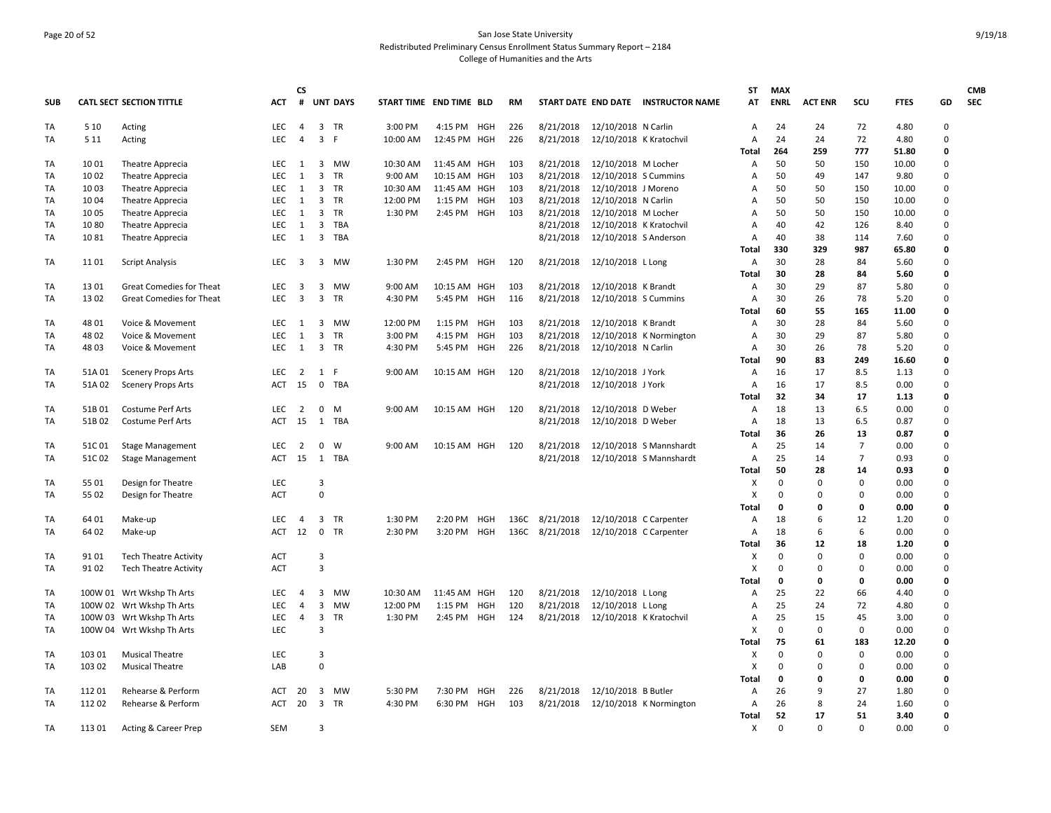San Jose State University
Redistributed Preliminary Census Enrollment Status Summary Report – 2184
College of Humanities and the Arts

| SUB | CATL SECT | SECTION TITTLE | ACT | CS # | UNT | DAYS | START TIME | END TIME | BLD | RM | START DATE | END DATE | INSTRUCTOR NAME | ST AT | MAX ENRL | ACT ENR | SCU | FTES | GD | CMB SEC |
|---|---|---|---|---|---|---|---|---|---|---|---|---|---|---|---|---|---|---|---|---|
| TA | 5 10 | Acting | LEC | 4 | 3 | TR | 3:00 PM | 4:15 PM | HGH | 226 | 8/21/2018 | 12/10/2018 | N Carlin | A | 24 | 24 | 72 | 4.80 | 0 | |
| TA | 5 11 | Acting | LEC | 4 | 3 | F | 10:00 AM | 12:45 PM | HGH | 226 | 8/21/2018 | 12/10/2018 | K Kratochvil | A | 24 | 24 | 72 | 4.80 | 0 | |
| | | | | | | | | | | | | | | **Total** | **264** | **259** | **777** | **51.80** | **0** | |
| TA | 10 01 | Theatre Apprecia | LEC | 1 | 3 | MW | 10:30 AM | 11:45 AM | HGH | 103 | 8/21/2018 | 12/10/2018 | M Locher | A | 50 | 50 | 150 | 10.00 | 0 | |
| TA | 10 02 | Theatre Apprecia | LEC | 1 | 3 | TR | 9:00 AM | 10:15 AM | HGH | 103 | 8/21/2018 | 12/10/2018 | S Cummins | A | 50 | 49 | 147 | 9.80 | 0 | |
| TA | 10 03 | Theatre Apprecia | LEC | 1 | 3 | TR | 10:30 AM | 11:45 AM | HGH | 103 | 8/21/2018 | 12/10/2018 | J Moreno | A | 50 | 50 | 150 | 10.00 | 0 | |
| TA | 10 04 | Theatre Apprecia | LEC | 1 | 3 | TR | 12:00 PM | 1:15 PM | HGH | 103 | 8/21/2018 | 12/10/2018 | N Carlin | A | 50 | 50 | 150 | 10.00 | 0 | |
| TA | 10 05 | Theatre Apprecia | LEC | 1 | 3 | TR | 1:30 PM | 2:45 PM | HGH | 103 | 8/21/2018 | 12/10/2018 | M Locher | A | 50 | 50 | 150 | 10.00 | 0 | |
| TA | 10 80 | Theatre Apprecia | LEC | 1 | 3 | TBA | | | | | 8/21/2018 | 12/10/2018 | K Kratochvil | A | 40 | 42 | 126 | 8.40 | 0 | |
| TA | 10 81 | Theatre Apprecia | LEC | 1 | 3 | TBA | | | | | 8/21/2018 | 12/10/2018 | S Anderson | A | 40 | 38 | 114 | 7.60 | 0 | |
| | | | | | | | | | | | | | | **Total** | **330** | **329** | **987** | **65.80** | **0** | |
| TA | 11 01 | Script Analysis | LEC | 3 | 3 | MW | 1:30 PM | 2:45 PM | HGH | 120 | 8/21/2018 | 12/10/2018 | L Long | A | 30 | 28 | 84 | 5.60 | 0 | |
| | | | | | | | | | | | | | | **Total** | **30** | **28** | **84** | **5.60** | **0** | |
| TA | 13 01 | Great Comedies for Theat | LEC | 3 | 3 | MW | 9:00 AM | 10:15 AM | HGH | 103 | 8/21/2018 | 12/10/2018 | K Brandt | A | 30 | 29 | 87 | 5.80 | 0 | |
| TA | 13 02 | Great Comedies for Theat | LEC | 3 | 3 | TR | 4:30 PM | 5:45 PM | HGH | 116 | 8/21/2018 | 12/10/2018 | S Cummins | A | 30 | 26 | 78 | 5.20 | 0 | |
| | | | | | | | | | | | | | | **Total** | **60** | **55** | **165** | **11.00** | **0** | |
| TA | 48 01 | Voice & Movement | LEC | 1 | 3 | MW | 12:00 PM | 1:15 PM | HGH | 103 | 8/21/2018 | 12/10/2018 | K Brandt | A | 30 | 28 | 84 | 5.60 | 0 | |
| TA | 48 02 | Voice & Movement | LEC | 1 | 3 | TR | 3:00 PM | 4:15 PM | HGH | 103 | 8/21/2018 | 12/10/2018 | K Normington | A | 30 | 29 | 87 | 5.80 | 0 | |
| TA | 48 03 | Voice & Movement | LEC | 1 | 3 | TR | 4:30 PM | 5:45 PM | HGH | 226 | 8/21/2018 | 12/10/2018 | N Carlin | A | 30 | 26 | 78 | 5.20 | 0 | |
| | | | | | | | | | | | | | | **Total** | **90** | **83** | **249** | **16.60** | **0** | |
| TA | 51A 01 | Scenery Props Arts | LEC | 2 | 1 | F | 9:00 AM | 10:15 AM | HGH | 120 | 8/21/2018 | 12/10/2018 | J York | A | 16 | 17 | 8.5 | 1.13 | 0 | |
| TA | 51A 02 | Scenery Props Arts | ACT | 15 | 0 | TBA | | | | | 8/21/2018 | 12/10/2018 | J York | A | 16 | 17 | 8.5 | 0.00 | 0 | |
| | | | | | | | | | | | | | | **Total** | **32** | **34** | **17** | **1.13** | **0** | |
| TA | 51B 01 | Costume Perf Arts | LEC | 2 | 0 | M | 9:00 AM | 10:15 AM | HGH | 120 | 8/21/2018 | 12/10/2018 | D Weber | A | 18 | 13 | 6.5 | 0.00 | 0 | |
| TA | 51B 02 | Costume Perf Arts | ACT | 15 | 1 | TBA | | | | | 8/21/2018 | 12/10/2018 | D Weber | A | 18 | 13 | 6.5 | 0.87 | 0 | |
| | | | | | | | | | | | | | | **Total** | **36** | **26** | **13** | **0.87** | **0** | |
| TA | 51C 01 | Stage Management | LEC | 2 | 0 | W | 9:00 AM | 10:15 AM | HGH | 120 | 8/21/2018 | 12/10/2018 | S Mannshardt | A | 25 | 14 | 7 | 0.00 | 0 | |
| TA | 51C 02 | Stage Management | ACT | 15 | 1 | TBA | | | | | 8/21/2018 | 12/10/2018 | S Mannshardt | A | 25 | 14 | 7 | 0.93 | 0 | |
| | | | | | | | | | | | | | | **Total** | **50** | **28** | **14** | **0.93** | **0** | |
| TA | 55 01 | Design for Theatre | LEC | | 3 | | | | | | | | | X | 0 | 0 | 0 | 0.00 | 0 | |
| TA | 55 02 | Design for Theatre | ACT | | 0 | | | | | | | | | X | 0 | 0 | 0 | 0.00 | 0 | |
| | | | | | | | | | | | | | | **Total** | **0** | **0** | **0** | **0.00** | **0** | |
| TA | 64 01 | Make-up | LEC | 4 | 3 | TR | 1:30 PM | 2:20 PM | HGH | 136C | 8/21/2018 | 12/10/2018 | C Carpenter | A | 18 | 6 | 12 | 1.20 | 0 | |
| TA | 64 02 | Make-up | ACT | 12 | 0 | TR | 2:30 PM | 3:20 PM | HGH | 136C | 8/21/2018 | 12/10/2018 | C Carpenter | A | 18 | 6 | 6 | 0.00 | 0 | |
| | | | | | | | | | | | | | | **Total** | **36** | **12** | **18** | **1.20** | **0** | |
| TA | 91 01 | Tech Theatre Activity | ACT | | 3 | | | | | | | | | X | 0 | 0 | 0 | 0.00 | 0 | |
| TA | 91 02 | Tech Theatre Activity | ACT | | 3 | | | | | | | | | X | 0 | 0 | 0 | 0.00 | 0 | |
| | | | | | | | | | | | | | | **Total** | **0** | **0** | **0** | **0.00** | **0** | |
| TA | 100W 01 | Wrt Wkshp Th Arts | LEC | 4 | 3 | MW | 10:30 AM | 11:45 AM | HGH | 120 | 8/21/2018 | 12/10/2018 | L Long | A | 25 | 22 | 66 | 4.40 | 0 | |
| TA | 100W 02 | Wrt Wkshp Th Arts | LEC | 4 | 3 | MW | 12:00 PM | 1:15 PM | HGH | 120 | 8/21/2018 | 12/10/2018 | L Long | A | 25 | 24 | 72 | 4.80 | 0 | |
| TA | 100W 03 | Wrt Wkshp Th Arts | LEC | 4 | 3 | TR | 1:30 PM | 2:45 PM | HGH | 124 | 8/21/2018 | 12/10/2018 | K Kratochvil | A | 25 | 15 | 45 | 3.00 | 0 | |
| TA | 100W 04 | Wrt Wkshp Th Arts | LEC | | 3 | | | | | | | | | X | 0 | 0 | 0 | 0.00 | 0 | |
| | | | | | | | | | | | | | | **Total** | **75** | **61** | **183** | **12.20** | **0** | |
| TA | 103 01 | Musical Theatre | LEC | | 3 | | | | | | | | | X | 0 | 0 | 0 | 0.00 | 0 | |
| TA | 103 02 | Musical Theatre | LAB | | 0 | | | | | | | | | X | 0 | 0 | 0 | 0.00 | 0 | |
| | | | | | | | | | | | | | | **Total** | **0** | **0** | **0** | **0.00** | **0** | |
| TA | 112 01 | Rehearse & Perform | ACT | 20 | 3 | MW | 5:30 PM | 7:30 PM | HGH | 226 | 8/21/2018 | 12/10/2018 | B Butler | A | 26 | 9 | 27 | 1.80 | 0 | |
| TA | 112 02 | Rehearse & Perform | ACT | 20 | 3 | TR | 4:30 PM | 6:30 PM | HGH | 103 | 8/21/2018 | 12/10/2018 | K Normington | A | 26 | 8 | 24 | 1.60 | 0 | |
| | | | | | | | | | | | | | | **Total** | **52** | **17** | **51** | **3.40** | **0** | |
| TA | 113 01 | Acting & Career Prep | SEM | | 3 | | | | | | | | | X | 0 | 0 | 0 | 0.00 | 0 | |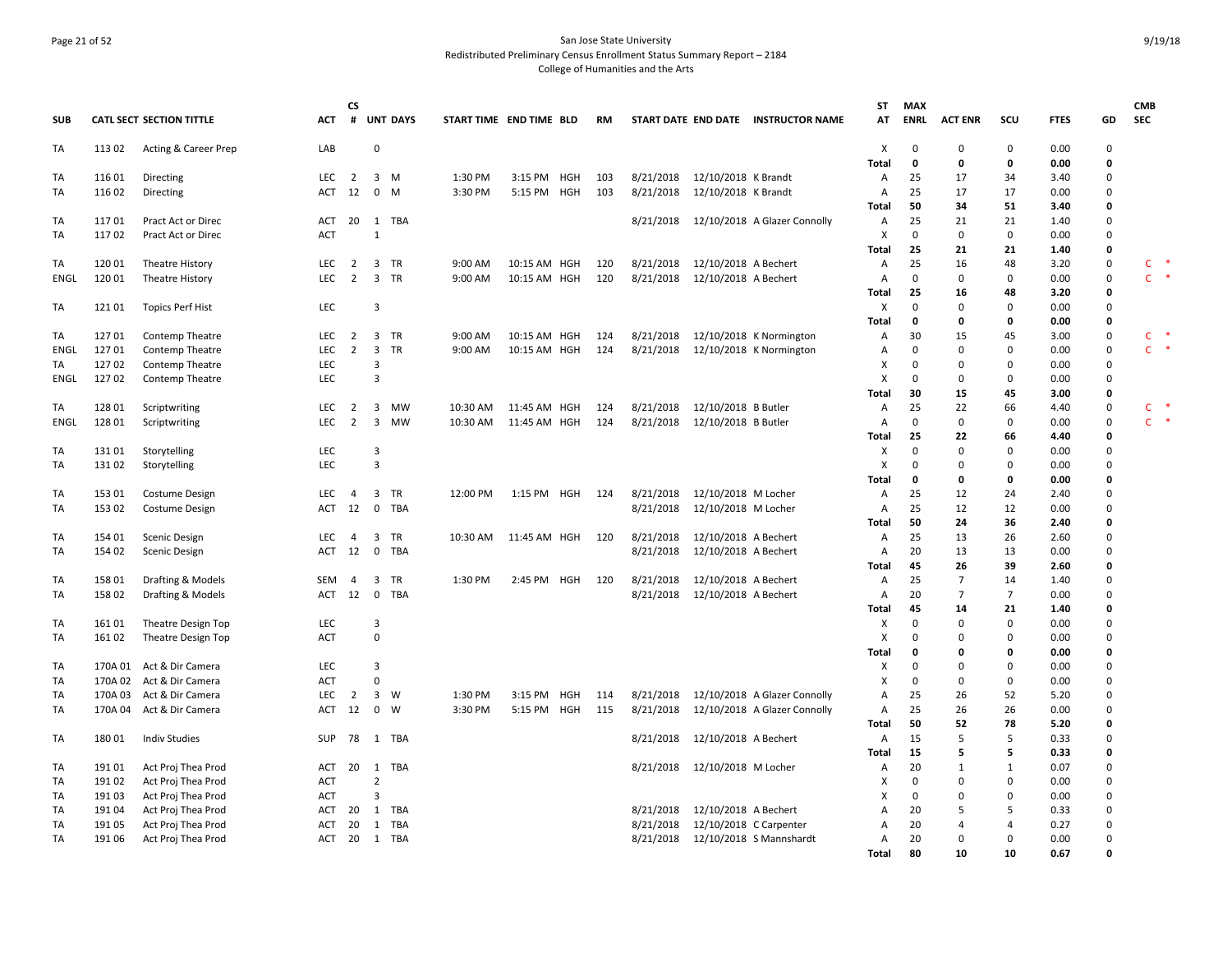San Jose State University
Redistributed Preliminary Census Enrollment Status Summary Report – 2184
College of Humanities and the Arts

9/19/18

| SUB | CATL SECT | SECTION TITTLE | ACT | CS # | UNT | DAYS | START TIME | END TIME | BLD | RM | START DATE | END DATE | INSTRUCTOR NAME | ST AT | MAX ENRL | ACT ENR | SCU | FTES | GD | CMB SEC |
|---|---|---|---|---|---|---|---|---|---|---|---|---|---|---|---|---|---|---|---|---|
| TA | 113 02 | Acting & Career Prep | LAB | | 0 | | | | | | | | | X | 0 | 0 | 0 | 0.00 | 0 | |
| | | | | | | | | | | | | | | **Total** | **0** | **0** | **0** | **0.00** | **0** | |
| TA | 116 01 | Directing | LEC | 2 | 3 | M | 1:30 PM | 3:15 PM | HGH | 103 | 8/21/2018 | 12/10/2018 | K Brandt | A | 25 | 17 | 34 | 3.40 | 0 | |
| TA | 116 02 | Directing | ACT | 12 | 0 | M | 3:30 PM | 5:15 PM | HGH | 103 | 8/21/2018 | 12/10/2018 | K Brandt | A | 25 | 17 | 17 | 0.00 | 0 | |
| | | | | | | | | | | | | | | **Total** | **50** | **34** | **51** | **3.40** | **0** | |
| TA | 117 01 | Pract Act or Direc | ACT | 20 | 1 | TBA | | | | | 8/21/2018 | 12/10/2018 | A Glazer Connolly | A | 25 | 21 | 21 | 1.40 | 0 | |
| TA | 117 02 | Pract Act or Direc | ACT | | 1 | | | | | | | | | X | 0 | 0 | 0 | 0.00 | 0 | |
| | | | | | | | | | | | | | | **Total** | **25** | **21** | **21** | **1.40** | **0** | |
| TA | 120 01 | Theatre History | LEC | 2 | 3 | TR | 9:00 AM | 10:15 AM | HGH | 120 | 8/21/2018 | 12/10/2018 | A Bechert | A | 25 | 16 | 48 | 3.20 | 0 | C * |
| ENGL | 120 01 | Theatre History | LEC | 2 | 3 | TR | 9:00 AM | 10:15 AM | HGH | 120 | 8/21/2018 | 12/10/2018 | A Bechert | A | 0 | 0 | 0 | 0.00 | 0 | C * |
| | | | | | | | | | | | | | | **Total** | **25** | **16** | **48** | **3.20** | **0** | |
| TA | 121 01 | Topics Perf Hist | LEC | | 3 | | | | | | | | | X | 0 | 0 | 0 | 0.00 | 0 | |
| | | | | | | | | | | | | | | **Total** | **0** | **0** | **0** | **0.00** | **0** | |
| TA | 127 01 | Contemp Theatre | LEC | 2 | 3 | TR | 9:00 AM | 10:15 AM | HGH | 124 | 8/21/2018 | 12/10/2018 | K Normington | A | 30 | 15 | 45 | 3.00 | 0 | C * |
| ENGL | 127 01 | Contemp Theatre | LEC | 2 | 3 | TR | 9:00 AM | 10:15 AM | HGH | 124 | 8/21/2018 | 12/10/2018 | K Normington | A | 0 | 0 | 0 | 0.00 | 0 | C * |
| TA | 127 02 | Contemp Theatre | LEC | | 3 | | | | | | | | | X | 0 | 0 | 0 | 0.00 | 0 | |
| ENGL | 127 02 | Contemp Theatre | LEC | | 3 | | | | | | | | | X | 0 | 0 | 0 | 0.00 | 0 | |
| | | | | | | | | | | | | | | **Total** | **30** | **15** | **45** | **3.00** | **0** | |
| TA | 128 01 | Scriptwriting | LEC | 2 | 3 | MW | 10:30 AM | 11:45 AM | HGH | 124 | 8/21/2018 | 12/10/2018 | B Butler | A | 25 | 22 | 66 | 4.40 | 0 | C * |
| ENGL | 128 01 | Scriptwriting | LEC | 2 | 3 | MW | 10:30 AM | 11:45 AM | HGH | 124 | 8/21/2018 | 12/10/2018 | B Butler | A | 0 | 0 | 0 | 0.00 | 0 | C * |
| | | | | | | | | | | | | | | **Total** | **25** | **22** | **66** | **4.40** | **0** | |
| TA | 131 01 | Storytelling | LEC | | 3 | | | | | | | | | X | 0 | 0 | 0 | 0.00 | 0 | |
| TA | 131 02 | Storytelling | LEC | | 3 | | | | | | | | | X | 0 | 0 | 0 | 0.00 | 0 | |
| | | | | | | | | | | | | | | **Total** | **0** | **0** | **0** | **0.00** | **0** | |
| TA | 153 01 | Costume Design | LEC | 4 | 3 | TR | 12:00 PM | 1:15 PM | HGH | 124 | 8/21/2018 | 12/10/2018 | M Locher | A | 25 | 12 | 24 | 2.40 | 0 | |
| TA | 153 02 | Costume Design | ACT | 12 | 0 | TBA | | | | | 8/21/2018 | 12/10/2018 | M Locher | A | 25 | 12 | 12 | 0.00 | 0 | |
| | | | | | | | | | | | | | | **Total** | **50** | **24** | **36** | **2.40** | **0** | |
| TA | 154 01 | Scenic Design | LEC | 4 | 3 | TR | 10:30 AM | 11:45 AM | HGH | 120 | 8/21/2018 | 12/10/2018 | A Bechert | A | 25 | 13 | 26 | 2.60 | 0 | |
| TA | 154 02 | Scenic Design | ACT | 12 | 0 | TBA | | | | | 8/21/2018 | 12/10/2018 | A Bechert | A | 20 | 13 | 13 | 0.00 | 0 | |
| | | | | | | | | | | | | | | **Total** | **45** | **26** | **39** | **2.60** | **0** | |
| TA | 158 01 | Drafting & Models | SEM | 4 | 3 | TR | 1:30 PM | 2:45 PM | HGH | 120 | 8/21/2018 | 12/10/2018 | A Bechert | A | 25 | 7 | 14 | 1.40 | 0 | |
| TA | 158 02 | Drafting & Models | ACT | 12 | 0 | TBA | | | | | 8/21/2018 | 12/10/2018 | A Bechert | A | 20 | 7 | 7 | 0.00 | 0 | |
| | | | | | | | | | | | | | | **Total** | **45** | **14** | **21** | **1.40** | **0** | |
| TA | 161 01 | Theatre Design Top | LEC | | 3 | | | | | | | | | X | 0 | 0 | 0 | 0.00 | 0 | |
| TA | 161 02 | Theatre Design Top | ACT | | 0 | | | | | | | | | X | 0 | 0 | 0 | 0.00 | 0 | |
| | | | | | | | | | | | | | | **Total** | **0** | **0** | **0** | **0.00** | **0** | |
| TA | 170A 01 | Act & Dir Camera | LEC | | 3 | | | | | | | | | X | 0 | 0 | 0 | 0.00 | 0 | |
| TA | 170A 02 | Act & Dir Camera | ACT | | 0 | | | | | | | | | X | 0 | 0 | 0 | 0.00 | 0 | |
| TA | 170A 03 | Act & Dir Camera | LEC | 2 | 3 | W | 1:30 PM | 3:15 PM | HGH | 114 | 8/21/2018 | 12/10/2018 | A Glazer Connolly | A | 25 | 26 | 52 | 5.20 | 0 | |
| TA | 170A 04 | Act & Dir Camera | ACT | 12 | 0 | W | 3:30 PM | 5:15 PM | HGH | 115 | 8/21/2018 | 12/10/2018 | A Glazer Connolly | A | 25 | 26 | 26 | 0.00 | 0 | |
| | | | | | | | | | | | | | | **Total** | **50** | **52** | **78** | **5.20** | **0** | |
| TA | 180 01 | Indiv Studies | SUP | 78 | 1 | TBA | | | | | 8/21/2018 | 12/10/2018 | A Bechert | A | 15 | 5 | 5 | 0.33 | 0 | |
| | | | | | | | | | | | | | | **Total** | **15** | **5** | **5** | **0.33** | **0** | |
| TA | 191 01 | Act Proj Thea Prod | ACT | 20 | 1 | TBA | | | | | 8/21/2018 | 12/10/2018 | M Locher | A | 20 | 1 | 1 | 0.07 | 0 | |
| TA | 191 02 | Act Proj Thea Prod | ACT | | 2 | | | | | | | | | X | 0 | 0 | 0 | 0.00 | 0 | |
| TA | 191 03 | Act Proj Thea Prod | ACT | | 3 | | | | | | | | | X | 0 | 0 | 0 | 0.00 | 0 | |
| TA | 191 04 | Act Proj Thea Prod | ACT | 20 | 1 | TBA | | | | | 8/21/2018 | 12/10/2018 | A Bechert | A | 20 | 5 | 5 | 0.33 | 0 | |
| TA | 191 05 | Act Proj Thea Prod | ACT | 20 | 1 | TBA | | | | | 8/21/2018 | 12/10/2018 | C Carpenter | A | 20 | 4 | 4 | 0.27 | 0 | |
| TA | 191 06 | Act Proj Thea Prod | ACT | 20 | 1 | TBA | | | | | 8/21/2018 | 12/10/2018 | S Mannshardt | A | 20 | 0 | 0 | 0.00 | 0 | |
| | | | | | | | | | | | | | | **Total** | **80** | **10** | **10** | **0.67** | **0** | |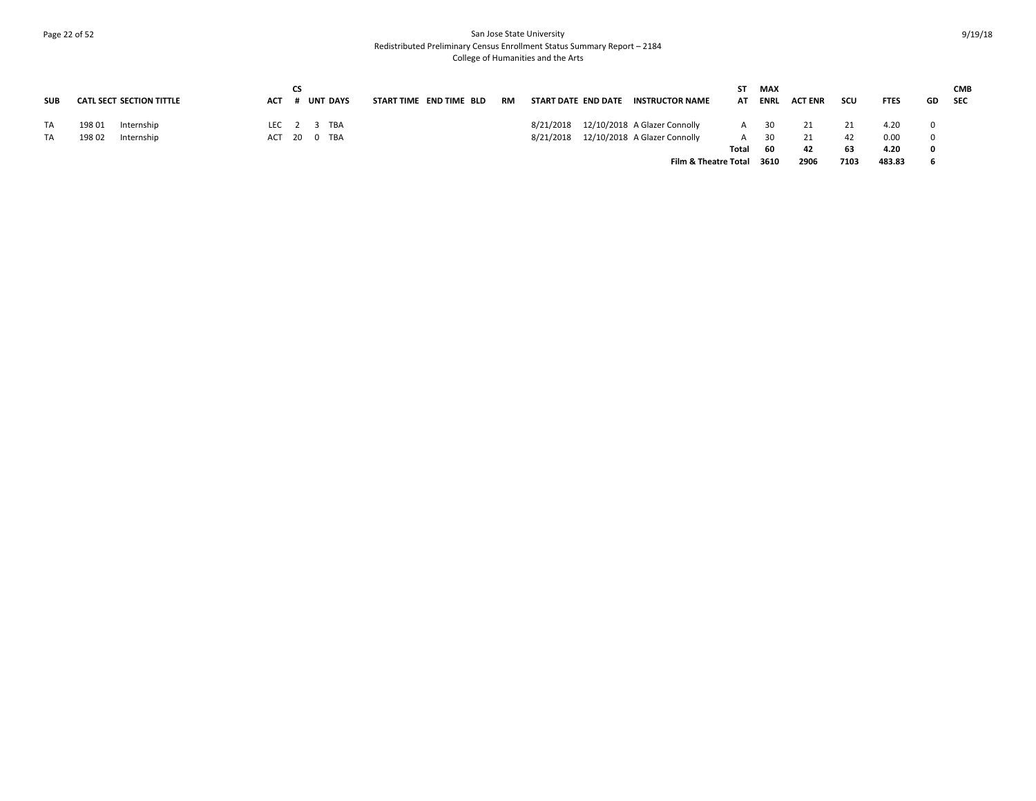San Jose State University
Redistributed Preliminary Census Enrollment Status Summary Report – 2184
College of Humanities and the Arts

| SUB | CATL | SECT | SECTION TITTLE | ACT | CS # | UNT | DAYS | START TIME | END TIME | BLD | RM | START DATE | END DATE | INSTRUCTOR NAME | ST AT | MAX ENRL | ACT ENR | SCU | FTES | GD | CMB SEC |
|---|---|---|---|---|---|---|---|---|---|---|---|---|---|---|---|---|---|---|---|---|---|
| TA | 198 | 01 | Internship | LEC | 2 | 3 | TBA | | | | | 8/21/2018 | 12/10/2018 | A Glazer Connolly | A | 30 | 21 | 21 | 4.20 | 0 | |
| TA | 198 | 02 | Internship | ACT | 20 | 0 | TBA | | | | | 8/21/2018 | 12/10/2018 | A Glazer Connolly | A | 30 | 21 | 42 | 0.00 | 0 | |
| | | | | | | | | | | | | | | | **Total** | **60** | **42** | **63** | **4.20** | **0** | |
| | | | | | | | | | | | | | | **Film & Theatre Total** | | **3610** | **2906** | **7103** | **483.83** | **6** | |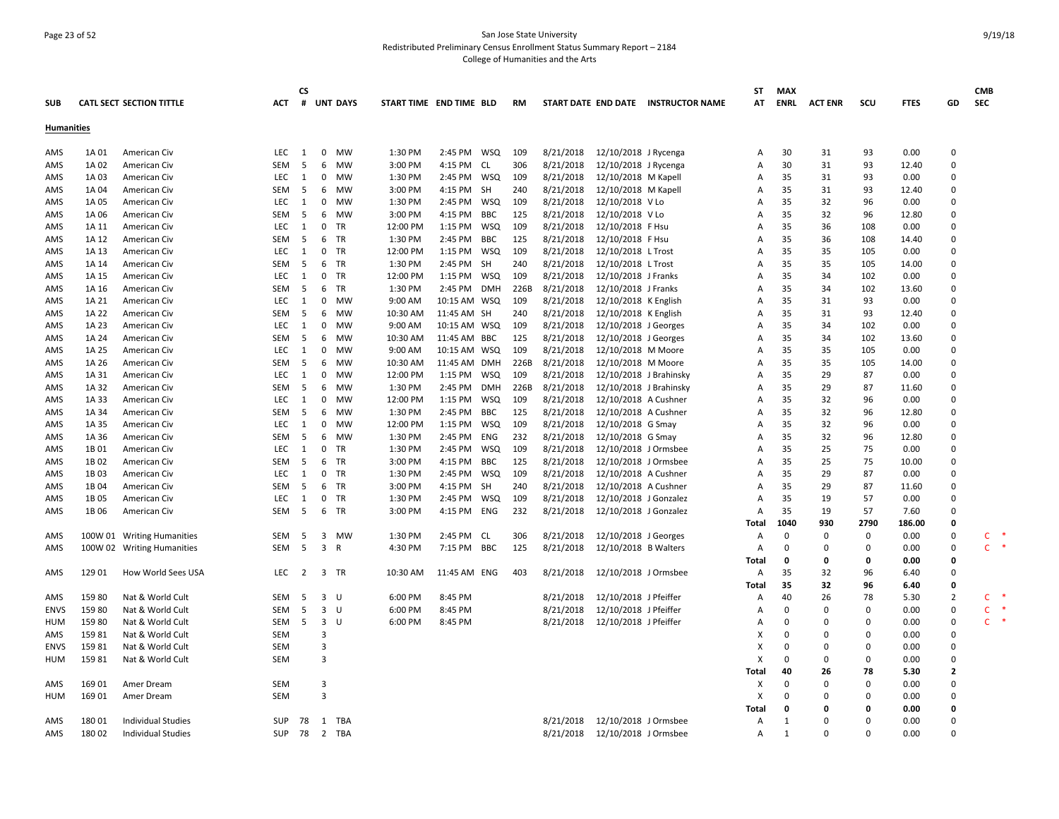San Jose State University

Redistributed Preliminary Census Enrollment Status Summary Report – 2184

College of Humanities and the Arts

9/19/18

| SUB | CATL SECT | SECTION TITTLE | ACT | CS # | UNT | DAYS | START TIME | END TIME | BLD | RM | START DATE | END DATE | INSTRUCTOR NAME | ST AT | MAX ENRL | ACT ENR | SCU | FTES | GD | CMB SEC |
|---|---|---|---|---|---|---|---|---|---|---|---|---|---|---|---|---|---|---|---|---|
| **Humanities** | | | | | | | | | | | | | | | | | | | | |
| AMS | 1A 01 | American Civ | LEC | 1 | 0 | MW | 1:30 PM | 2:45 PM | WSQ | 109 | 8/21/2018 | 12/10/2018 | J Rycenga | A | 30 | 31 | 93 | 0.00 | 0 | |
| AMS | 1A 02 | American Civ | SEM | 5 | 6 | MW | 3:00 PM | 4:15 PM | CL | 306 | 8/21/2018 | 12/10/2018 | J Rycenga | A | 30 | 31 | 93 | 12.40 | 0 | |
| AMS | 1A 03 | American Civ | LEC | 1 | 0 | MW | 1:30 PM | 2:45 PM | WSQ | 109 | 8/21/2018 | 12/10/2018 | M Kapell | A | 35 | 31 | 93 | 0.00 | 0 | |
| AMS | 1A 04 | American Civ | SEM | 5 | 6 | MW | 3:00 PM | 4:15 PM | SH | 240 | 8/21/2018 | 12/10/2018 | M Kapell | A | 35 | 31 | 93 | 12.40 | 0 | |
| AMS | 1A 05 | American Civ | LEC | 1 | 0 | MW | 1:30 PM | 2:45 PM | WSQ | 109 | 8/21/2018 | 12/10/2018 | V Lo | A | 35 | 32 | 96 | 0.00 | 0 | |
| AMS | 1A 06 | American Civ | SEM | 5 | 6 | MW | 3:00 PM | 4:15 PM | BBC | 125 | 8/21/2018 | 12/10/2018 | V Lo | A | 35 | 32 | 96 | 12.80 | 0 | |
| AMS | 1A 11 | American Civ | LEC | 1 | 0 | TR | 12:00 PM | 1:15 PM | WSQ | 109 | 8/21/2018 | 12/10/2018 | F Hsu | A | 35 | 36 | 108 | 0.00 | 0 | |
| AMS | 1A 12 | American Civ | SEM | 5 | 6 | TR | 1:30 PM | 2:45 PM | BBC | 125 | 8/21/2018 | 12/10/2018 | F Hsu | A | 35 | 36 | 108 | 14.40 | 0 | |
| AMS | 1A 13 | American Civ | LEC | 1 | 0 | TR | 12:00 PM | 1:15 PM | WSQ | 109 | 8/21/2018 | 12/10/2018 | L Trost | A | 35 | 35 | 105 | 0.00 | 0 | |
| AMS | 1A 14 | American Civ | SEM | 5 | 6 | TR | 1:30 PM | 2:45 PM | SH | 240 | 8/21/2018 | 12/10/2018 | L Trost | A | 35 | 35 | 105 | 14.00 | 0 | |
| AMS | 1A 15 | American Civ | LEC | 1 | 0 | TR | 12:00 PM | 1:15 PM | WSQ | 109 | 8/21/2018 | 12/10/2018 | J Franks | A | 35 | 34 | 102 | 0.00 | 0 | |
| AMS | 1A 16 | American Civ | SEM | 5 | 6 | TR | 1:30 PM | 2:45 PM | DMH | 226B | 8/21/2018 | 12/10/2018 | J Franks | A | 35 | 34 | 102 | 13.60 | 0 | |
| AMS | 1A 21 | American Civ | LEC | 1 | 0 | MW | 9:00 AM | 10:15 AM | WSQ | 109 | 8/21/2018 | 12/10/2018 | K English | A | 35 | 31 | 93 | 0.00 | 0 | |
| AMS | 1A 22 | American Civ | SEM | 5 | 6 | MW | 10:30 AM | 11:45 AM | SH | 240 | 8/21/2018 | 12/10/2018 | K English | A | 35 | 31 | 93 | 12.40 | 0 | |
| AMS | 1A 23 | American Civ | LEC | 1 | 0 | MW | 9:00 AM | 10:15 AM | WSQ | 109 | 8/21/2018 | 12/10/2018 | J Georges | A | 35 | 34 | 102 | 0.00 | 0 | |
| AMS | 1A 24 | American Civ | SEM | 5 | 6 | MW | 10:30 AM | 11:45 AM | BBC | 125 | 8/21/2018 | 12/10/2018 | J Georges | A | 35 | 34 | 102 | 13.60 | 0 | |
| AMS | 1A 25 | American Civ | LEC | 1 | 0 | MW | 9:00 AM | 10:15 AM | WSQ | 109 | 8/21/2018 | 12/10/2018 | M Moore | A | 35 | 35 | 105 | 0.00 | 0 | |
| AMS | 1A 26 | American Civ | SEM | 5 | 6 | MW | 10:30 AM | 11:45 AM | DMH | 226B | 8/21/2018 | 12/10/2018 | M Moore | A | 35 | 35 | 105 | 14.00 | 0 | |
| AMS | 1A 31 | American Civ | LEC | 1 | 0 | MW | 12:00 PM | 1:15 PM | WSQ | 109 | 8/21/2018 | 12/10/2018 | J Brahinsky | A | 35 | 29 | 87 | 0.00 | 0 | |
| AMS | 1A 32 | American Civ | SEM | 5 | 6 | MW | 1:30 PM | 2:45 PM | DMH | 226B | 8/21/2018 | 12/10/2018 | J Brahinsky | A | 35 | 29 | 87 | 11.60 | 0 | |
| AMS | 1A 33 | American Civ | LEC | 1 | 0 | MW | 12:00 PM | 1:15 PM | WSQ | 109 | 8/21/2018 | 12/10/2018 | A Cushner | A | 35 | 32 | 96 | 0.00 | 0 | |
| AMS | 1A 34 | American Civ | SEM | 5 | 6 | MW | 1:30 PM | 2:45 PM | BBC | 125 | 8/21/2018 | 12/10/2018 | A Cushner | A | 35 | 32 | 96 | 12.80 | 0 | |
| AMS | 1A 35 | American Civ | LEC | 1 | 0 | MW | 12:00 PM | 1:15 PM | WSQ | 109 | 8/21/2018 | 12/10/2018 | G Smay | A | 35 | 32 | 96 | 0.00 | 0 | |
| AMS | 1A 36 | American Civ | SEM | 5 | 6 | MW | 1:30 PM | 2:45 PM | ENG | 232 | 8/21/2018 | 12/10/2018 | G Smay | A | 35 | 32 | 96 | 12.80 | 0 | |
| AMS | 1B 01 | American Civ | LEC | 1 | 0 | TR | 1:30 PM | 2:45 PM | WSQ | 109 | 8/21/2018 | 12/10/2018 | J Ormsbee | A | 35 | 25 | 75 | 0.00 | 0 | |
| AMS | 1B 02 | American Civ | SEM | 5 | 6 | TR | 3:00 PM | 4:15 PM | BBC | 125 | 8/21/2018 | 12/10/2018 | J Ormsbee | A | 35 | 25 | 75 | 10.00 | 0 | |
| AMS | 1B 03 | American Civ | LEC | 1 | 0 | TR | 1:30 PM | 2:45 PM | WSQ | 109 | 8/21/2018 | 12/10/2018 | A Cushner | A | 35 | 29 | 87 | 0.00 | 0 | |
| AMS | 1B 04 | American Civ | SEM | 5 | 6 | TR | 3:00 PM | 4:15 PM | SH | 240 | 8/21/2018 | 12/10/2018 | A Cushner | A | 35 | 29 | 87 | 11.60 | 0 | |
| AMS | 1B 05 | American Civ | LEC | 1 | 0 | TR | 1:30 PM | 2:45 PM | WSQ | 109 | 8/21/2018 | 12/10/2018 | J Gonzalez | A | 35 | 19 | 57 | 0.00 | 0 | |
| AMS | 1B 06 | American Civ | SEM | 5 | 6 | TR | 3:00 PM | 4:15 PM | ENG | 232 | 8/21/2018 | 12/10/2018 | J Gonzalez | A | 35 | 19 | 57 | 7.60 | 0 | |
| | | | | | | | | | | | | | | **Total** | **1040** | **930** | **2790** | **186.00** | **0** | |
| AMS | 100W 01 | Writing Humanities | SEM | 5 | 3 | MW | 1:30 PM | 2:45 PM | CL | 306 | 8/21/2018 | 12/10/2018 | J Georges | A | 0 | 0 | 0 | 0.00 | 0 | C * |
| AMS | 100W 02 | Writing Humanities | SEM | 5 | 3 | R | 4:30 PM | 7:15 PM | BBC | 125 | 8/21/2018 | 12/10/2018 | B Walters | A | 0 | 0 | 0 | 0.00 | 0 | C * |
| | | | | | | | | | | | | | | **Total** | **0** | **0** | **0** | **0.00** | **0** | |
| AMS | 129 01 | How World Sees USA | LEC | 2 | 3 | TR | 10:30 AM | 11:45 AM | ENG | 403 | 8/21/2018 | 12/10/2018 | J Ormsbee | A | 35 | 32 | 96 | 6.40 | 0 | |
| | | | | | | | | | | | | | | **Total** | **35** | **32** | **96** | **6.40** | **0** | |
| AMS | 159 80 | Nat & World Cult | SEM | 5 | 3 | U | 6:00 PM | 8:45 PM | | | 8/21/2018 | 12/10/2018 | J Pfeiffer | A | 40 | 26 | 78 | 5.30 | 2 | C * |
| ENVS | 159 80 | Nat & World Cult | SEM | 5 | 3 | U | 6:00 PM | 8:45 PM | | | 8/21/2018 | 12/10/2018 | J Pfeiffer | A | 0 | 0 | 0 | 0.00 | 0 | C * |
| HUM | 159 80 | Nat & World Cult | SEM | 5 | 3 | U | 6:00 PM | 8:45 PM | | | 8/21/2018 | 12/10/2018 | J Pfeiffer | A | 0 | 0 | 0 | 0.00 | 0 | C * |
| AMS | 159 81 | Nat & World Cult | SEM | | 3 | | | | | | | | | X | 0 | 0 | 0 | 0.00 | 0 | |
| ENVS | 159 81 | Nat & World Cult | SEM | | 3 | | | | | | | | | X | 0 | 0 | 0 | 0.00 | 0 | |
| HUM | 159 81 | Nat & World Cult | SEM | | 3 | | | | | | | | | X | 0 | 0 | 0 | 0.00 | 0 | |
| | | | | | | | | | | | | | | **Total** | **40** | **26** | **78** | **5.30** | **2** | |
| AMS | 169 01 | Amer Dream | SEM | | 3 | | | | | | | | | X | 0 | 0 | 0 | 0.00 | 0 | |
| HUM | 169 01 | Amer Dream | SEM | | 3 | | | | | | | | | X | 0 | 0 | 0 | 0.00 | 0 | |
| | | | | | | | | | | | | | | **Total** | **0** | **0** | **0** | **0.00** | **0** | |
| AMS | 180 01 | Individual Studies | SUP | 78 | 1 | TBA | | | | | 8/21/2018 | 12/10/2018 | J Ormsbee | A | 1 | 0 | 0 | 0.00 | 0 | |
| AMS | 180 02 | Individual Studies | SUP | 78 | 2 | TBA | | | | | 8/21/2018 | 12/10/2018 | J Ormsbee | A | 1 | 0 | 0 | 0.00 | 0 | |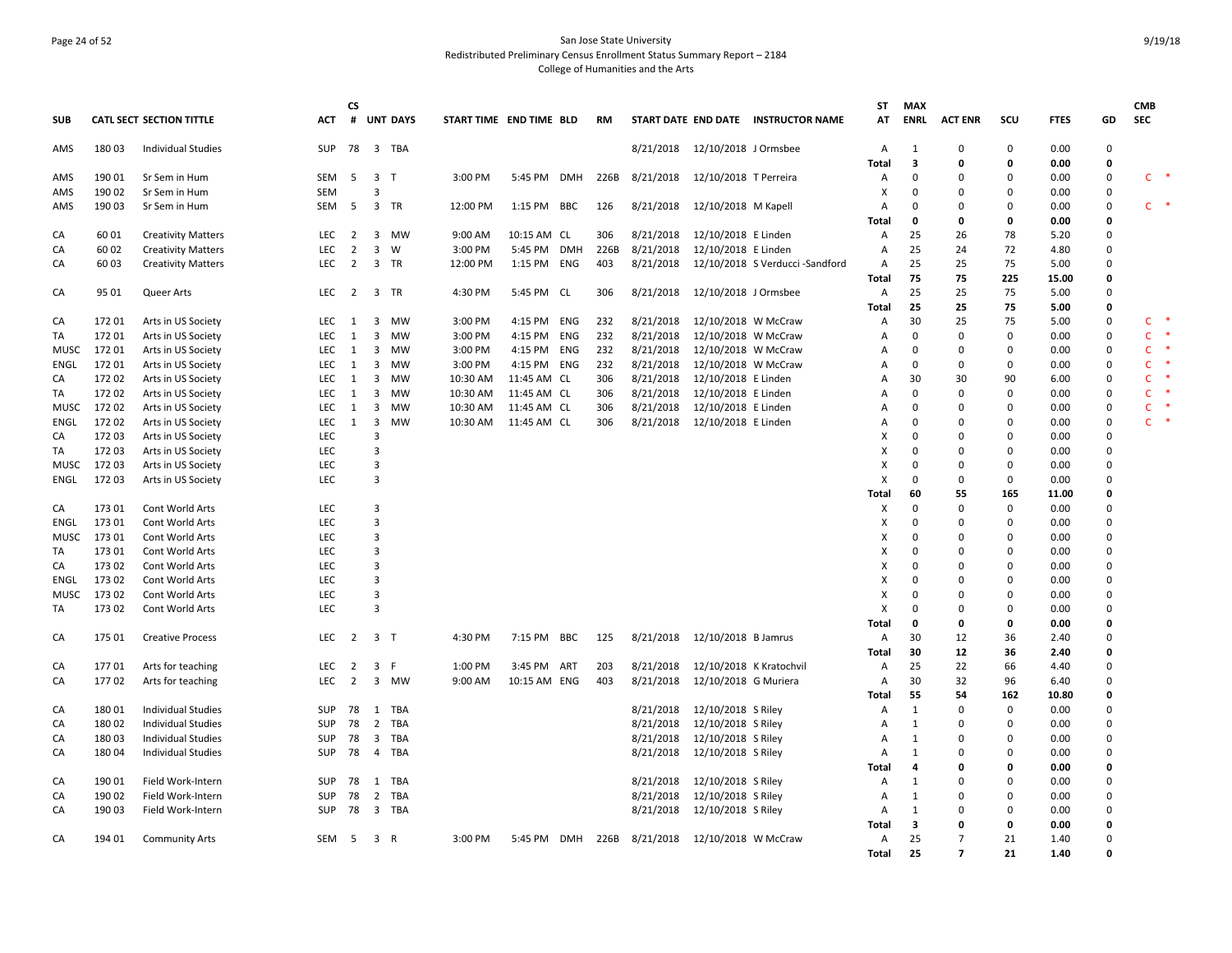San Jose State University
Redistributed Preliminary Census Enrollment Status Summary Report – 2184
College of Humanities and the Arts

| SUB | CATL SECT | SECTION TITTLE | ACT | CS # | UNT | DAYS | START TIME | END TIME | BLD | RM | START DATE | END DATE | INSTRUCTOR NAME | ST AT | MAX ENRL | ACT ENR | SCU | FTES | GD | CMB SEC |
|---|---|---|---|---|---|---|---|---|---|---|---|---|---|---|---|---|---|---|---|---|
| AMS | 180 03 | Individual Studies | SUP | 78 | 3 | TBA | | | | | 8/21/2018 | 12/10/2018 | J Ormsbee | A | 1 | 0 | 0 | 0.00 | 0 | |
| | | | | | | | | | | | | | | **Total** | **3** | **0** | **0** | **0.00** | **0** | |
| AMS | 190 01 | Sr Sem in Hum | SEM | 5 | 3 | T | 3:00 PM | 5:45 PM | DMH | 226B | 8/21/2018 | 12/10/2018 | T Perreira | A | 0 | 0 | 0 | 0.00 | 0 | C * |
| AMS | 190 02 | Sr Sem in Hum | SEM | | 3 | | | | | | | | | X | 0 | 0 | 0 | 0.00 | 0 | |
| AMS | 190 03 | Sr Sem in Hum | SEM | 5 | 3 | TR | 12:00 PM | 1:15 PM | BBC | 126 | 8/21/2018 | 12/10/2018 | M Kapell | A | 0 | 0 | 0 | 0.00 | 0 | C * |
| | | | | | | | | | | | | | | **Total** | **0** | **0** | **0** | **0.00** | **0** | |
| CA | 60 01 | Creativity Matters | LEC | 2 | 3 | MW | 9:00 AM | 10:15 AM | CL | 306 | 8/21/2018 | 12/10/2018 | E Linden | A | 25 | 26 | 78 | 5.20 | 0 | |
| CA | 60 02 | Creativity Matters | LEC | 2 | 3 | W | 3:00 PM | 5:45 PM | DMH | 226B | 8/21/2018 | 12/10/2018 | E Linden | A | 25 | 24 | 72 | 4.80 | 0 | |
| CA | 60 03 | Creativity Matters | LEC | 2 | 3 | TR | 12:00 PM | 1:15 PM | ENG | 403 | 8/21/2018 | 12/10/2018 | S Verducci -Sandford | A | 25 | 25 | 75 | 5.00 | 0 | |
| | | | | | | | | | | | | | | **Total** | **75** | **75** | **225** | **15.00** | **0** | |
| CA | 95 01 | Queer Arts | LEC | 2 | 3 | TR | 4:30 PM | 5:45 PM | CL | 306 | 8/21/2018 | 12/10/2018 | J Ormsbee | A | 25 | 25 | 75 | 5.00 | 0 | |
| | | | | | | | | | | | | | | **Total** | **25** | **25** | **75** | **5.00** | **0** | |
| CA | 172 01 | Arts in US Society | LEC | 1 | 3 | MW | 3:00 PM | 4:15 PM | ENG | 232 | 8/21/2018 | 12/10/2018 | W McCraw | A | 30 | 25 | 75 | 5.00 | 0 | C * |
| TA | 172 01 | Arts in US Society | LEC | 1 | 3 | MW | 3:00 PM | 4:15 PM | ENG | 232 | 8/21/2018 | 12/10/2018 | W McCraw | A | 0 | 0 | 0 | 0.00 | 0 | C * |
| MUSC | 172 01 | Arts in US Society | LEC | 1 | 3 | MW | 3:00 PM | 4:15 PM | ENG | 232 | 8/21/2018 | 12/10/2018 | W McCraw | A | 0 | 0 | 0 | 0.00 | 0 | C * |
| ENGL | 172 01 | Arts in US Society | LEC | 1 | 3 | MW | 3:00 PM | 4:15 PM | ENG | 232 | 8/21/2018 | 12/10/2018 | W McCraw | A | 0 | 0 | 0 | 0.00 | 0 | C * |
| CA | 172 02 | Arts in US Society | LEC | 1 | 3 | MW | 10:30 AM | 11:45 AM | CL | 306 | 8/21/2018 | 12/10/2018 | E Linden | A | 30 | 30 | 90 | 6.00 | 0 | C * |
| TA | 172 02 | Arts in US Society | LEC | 1 | 3 | MW | 10:30 AM | 11:45 AM | CL | 306 | 8/21/2018 | 12/10/2018 | E Linden | A | 0 | 0 | 0 | 0.00 | 0 | C * |
| MUSC | 172 02 | Arts in US Society | LEC | 1 | 3 | MW | 10:30 AM | 11:45 AM | CL | 306 | 8/21/2018 | 12/10/2018 | E Linden | A | 0 | 0 | 0 | 0.00 | 0 | C * |
| ENGL | 172 02 | Arts in US Society | LEC | 1 | 3 | MW | 10:30 AM | 11:45 AM | CL | 306 | 8/21/2018 | 12/10/2018 | E Linden | A | 0 | 0 | 0 | 0.00 | 0 | C * |
| CA | 172 03 | Arts in US Society | LEC | | 3 | | | | | | | | | X | 0 | 0 | 0 | 0.00 | 0 | |
| TA | 172 03 | Arts in US Society | LEC | | 3 | | | | | | | | | X | 0 | 0 | 0 | 0.00 | 0 | |
| MUSC | 172 03 | Arts in US Society | LEC | | 3 | | | | | | | | | X | 0 | 0 | 0 | 0.00 | 0 | |
| ENGL | 172 03 | Arts in US Society | LEC | | 3 | | | | | | | | | X | 0 | 0 | 0 | 0.00 | 0 | |
| | | | | | | | | | | | | | | **Total** | **60** | **55** | **165** | **11.00** | **0** | |
| CA | 173 01 | Cont World Arts | LEC | | 3 | | | | | | | | | X | 0 | 0 | 0 | 0.00 | 0 | |
| ENGL | 173 01 | Cont World Arts | LEC | | 3 | | | | | | | | | X | 0 | 0 | 0 | 0.00 | 0 | |
| MUSC | 173 01 | Cont World Arts | LEC | | 3 | | | | | | | | | X | 0 | 0 | 0 | 0.00 | 0 | |
| TA | 173 01 | Cont World Arts | LEC | | 3 | | | | | | | | | X | 0 | 0 | 0 | 0.00 | 0 | |
| CA | 173 02 | Cont World Arts | LEC | | 3 | | | | | | | | | X | 0 | 0 | 0 | 0.00 | 0 | |
| ENGL | 173 02 | Cont World Arts | LEC | | 3 | | | | | | | | | X | 0 | 0 | 0 | 0.00 | 0 | |
| MUSC | 173 02 | Cont World Arts | LEC | | 3 | | | | | | | | | X | 0 | 0 | 0 | 0.00 | 0 | |
| TA | 173 02 | Cont World Arts | LEC | | 3 | | | | | | | | | X | 0 | 0 | 0 | 0.00 | 0 | |
| | | | | | | | | | | | | | | **Total** | **0** | **0** | **0** | **0.00** | **0** | |
| CA | 175 01 | Creative Process | LEC | 2 | 3 | T | 4:30 PM | 7:15 PM | BBC | 125 | 8/21/2018 | 12/10/2018 | B Jamrus | A | 30 | 12 | 36 | 2.40 | 0 | |
| | | | | | | | | | | | | | | **Total** | **30** | **12** | **36** | **2.40** | **0** | |
| CA | 177 01 | Arts for teaching | LEC | 2 | 3 | F | 1:00 PM | 3:45 PM | ART | 203 | 8/21/2018 | 12/10/2018 | K Kratochvil | A | 25 | 22 | 66 | 4.40 | 0 | |
| CA | 177 02 | Arts for teaching | LEC | 2 | 3 | MW | 9:00 AM | 10:15 AM | ENG | 403 | 8/21/2018 | 12/10/2018 | G Muriera | A | 30 | 32 | 96 | 6.40 | 0 | |
| | | | | | | | | | | | | | | **Total** | **55** | **54** | **162** | **10.80** | **0** | |
| CA | 180 01 | Individual Studies | SUP | 78 | 1 | TBA | | | | | 8/21/2018 | 12/10/2018 | S Riley | A | 1 | 0 | 0 | 0.00 | 0 | |
| CA | 180 02 | Individual Studies | SUP | 78 | 2 | TBA | | | | | 8/21/2018 | 12/10/2018 | S Riley | A | 1 | 0 | 0 | 0.00 | 0 | |
| CA | 180 03 | Individual Studies | SUP | 78 | 3 | TBA | | | | | 8/21/2018 | 12/10/2018 | S Riley | A | 1 | 0 | 0 | 0.00 | 0 | |
| CA | 180 04 | Individual Studies | SUP | 78 | 4 | TBA | | | | | 8/21/2018 | 12/10/2018 | S Riley | A | 1 | 0 | 0 | 0.00 | 0 | |
| | | | | | | | | | | | | | | **Total** | **4** | **0** | **0** | **0.00** | **0** | |
| CA | 190 01 | Field Work-Intern | SUP | 78 | 1 | TBA | | | | | 8/21/2018 | 12/10/2018 | S Riley | A | 1 | 0 | 0 | 0.00 | 0 | |
| CA | 190 02 | Field Work-Intern | SUP | 78 | 2 | TBA | | | | | 8/21/2018 | 12/10/2018 | S Riley | A | 1 | 0 | 0 | 0.00 | 0 | |
| CA | 190 03 | Field Work-Intern | SUP | 78 | 3 | TBA | | | | | 8/21/2018 | 12/10/2018 | S Riley | A | 1 | 0 | 0 | 0.00 | 0 | |
| | | | | | | | | | | | | | | **Total** | **3** | **0** | **0** | **0.00** | **0** | |
| CA | 194 01 | Community Arts | SEM | 5 | 3 | R | 3:00 PM | 5:45 PM | DMH | 226B | 8/21/2018 | 12/10/2018 | W McCraw | A | 25 | 7 | 21 | 1.40 | 0 | |
| | | | | | | | | | | | | | | **Total** | **25** | **7** | **21** | **1.40** | **0** | |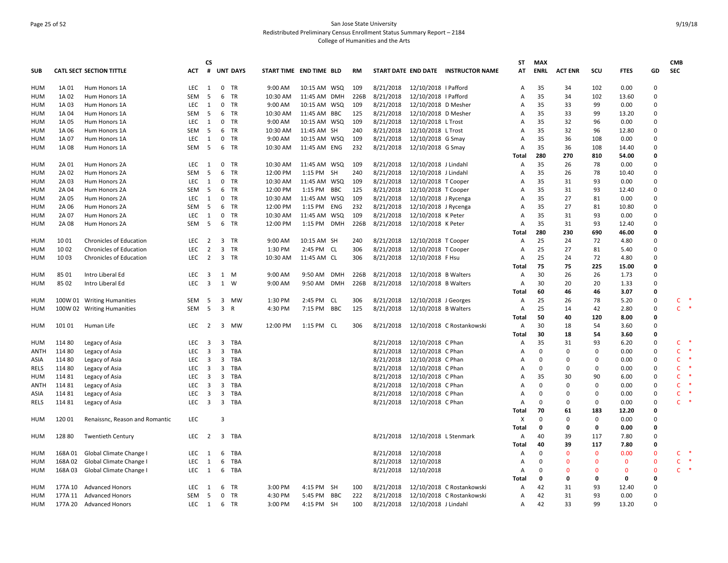San Jose State University
Redistributed Preliminary Census Enrollment Status Summary Report – 2184
College of Humanities and the Arts

| SUB | CATL SECT SECTION TITTLE | | ACT | CS # | UNT | DAYS | START TIME | END TIME | BLD | RM | START DATE | END DATE | INSTRUCTOR NAME | ST AT | MAX ENRL | ACT ENR | SCU | FTES | GD | CMB SEC |
|---|---|---|---|---|---|---|---|---|---|---|---|---|---|---|---|---|---|---|---|---|
| HUM | 1A 01 | Hum Honors 1A | LEC | 1 | 0 | TR | 9:00 AM | 10:15 AM | WSQ | 109 | 8/21/2018 | 12/10/2018 | I Pafford | A | 35 | 34 | 102 | 0.00 | 0 | |
| HUM | 1A 02 | Hum Honors 1A | SEM | 5 | 6 | TR | 10:30 AM | 11:45 AM | DMH | 226B | 8/21/2018 | 12/10/2018 | I Pafford | A | 35 | 34 | 102 | 13.60 | 0 | |
| HUM | 1A 03 | Hum Honors 1A | LEC | 1 | 0 | TR | 9:00 AM | 10:15 AM | WSQ | 109 | 8/21/2018 | 12/10/2018 | D Mesher | A | 35 | 33 | 99 | 0.00 | 0 | |
| HUM | 1A 04 | Hum Honors 1A | SEM | 5 | 6 | TR | 10:30 AM | 11:45 AM | BBC | 125 | 8/21/2018 | 12/10/2018 | D Mesher | A | 35 | 33 | 99 | 13.20 | 0 | |
| HUM | 1A 05 | Hum Honors 1A | LEC | 1 | 0 | TR | 9:00 AM | 10:15 AM | WSQ | 109 | 8/21/2018 | 12/10/2018 | L Trost | A | 35 | 32 | 96 | 0.00 | 0 | |
| HUM | 1A 06 | Hum Honors 1A | SEM | 5 | 6 | TR | 10:30 AM | 11:45 AM | SH | 240 | 8/21/2018 | 12/10/2018 | L Trost | A | 35 | 32 | 96 | 12.80 | 0 | |
| HUM | 1A 07 | Hum Honors 1A | LEC | 1 | 0 | TR | 9:00 AM | 10:15 AM | WSQ | 109 | 8/21/2018 | 12/10/2018 | G Smay | A | 35 | 36 | 108 | 0.00 | 0 | |
| HUM | 1A 08 | Hum Honors 1A | SEM | 5 | 6 | TR | 10:30 AM | 11:45 AM | ENG | 232 | 8/21/2018 | 12/10/2018 | G Smay | A | 35 | 36 | 108 | 14.40 | 0 | |
| | | | | | | | | | | | | | | **Total** | **280** | **270** | **810** | **54.00** | **0** | |
| HUM | 2A 01 | Hum Honors 2A | LEC | 1 | 0 | TR | 10:30 AM | 11:45 AM | WSQ | 109 | 8/21/2018 | 12/10/2018 | J Lindahl | A | 35 | 26 | 78 | 0.00 | 0 | |
| HUM | 2A 02 | Hum Honors 2A | SEM | 5 | 6 | TR | 12:00 PM | 1:15 PM | SH | 240 | 8/21/2018 | 12/10/2018 | J Lindahl | A | 35 | 26 | 78 | 10.40 | 0 | |
| HUM | 2A 03 | Hum Honors 2A | LEC | 1 | 0 | TR | 10:30 AM | 11:45 AM | WSQ | 109 | 8/21/2018 | 12/10/2018 | T Cooper | A | 35 | 31 | 93 | 0.00 | 0 | |
| HUM | 2A 04 | Hum Honors 2A | SEM | 5 | 6 | TR | 12:00 PM | 1:15 PM | BBC | 125 | 8/21/2018 | 12/10/2018 | T Cooper | A | 35 | 31 | 93 | 12.40 | 0 | |
| HUM | 2A 05 | Hum Honors 2A | LEC | 1 | 0 | TR | 10:30 AM | 11:45 AM | WSQ | 109 | 8/21/2018 | 12/10/2018 | J Rycenga | A | 35 | 27 | 81 | 0.00 | 0 | |
| HUM | 2A 06 | Hum Honors 2A | SEM | 5 | 6 | TR | 12:00 PM | 1:15 PM | ENG | 232 | 8/21/2018 | 12/10/2018 | J Rycenga | A | 35 | 27 | 81 | 10.80 | 0 | |
| HUM | 2A 07 | Hum Honors 2A | LEC | 1 | 0 | TR | 10:30 AM | 11:45 AM | WSQ | 109 | 8/21/2018 | 12/10/2018 | K Peter | A | 35 | 31 | 93 | 0.00 | 0 | |
| HUM | 2A 08 | Hum Honors 2A | SEM | 5 | 6 | TR | 12:00 PM | 1:15 PM | DMH | 226B | 8/21/2018 | 12/10/2018 | K Peter | A | 35 | 31 | 93 | 12.40 | 0 | |
| | | | | | | | | | | | | | | **Total** | **280** | **230** | **690** | **46.00** | **0** | |
| HUM | 10 01 | Chronicles of Education | LEC | 2 | 3 | TR | 9:00 AM | 10:15 AM | SH | 240 | 8/21/2018 | 12/10/2018 | T Cooper | A | 25 | 24 | 72 | 4.80 | 0 | |
| HUM | 10 02 | Chronicles of Education | LEC | 2 | 3 | TR | 1:30 PM | 2:45 PM | CL | 306 | 8/21/2018 | 12/10/2018 | T Cooper | A | 25 | 27 | 81 | 5.40 | 0 | |
| HUM | 10 03 | Chronicles of Education | LEC | 2 | 3 | TR | 10:30 AM | 11:45 AM | CL | 306 | 8/21/2018 | 12/10/2018 | F Hsu | A | 25 | 24 | 72 | 4.80 | 0 | |
| | | | | | | | | | | | | | | **Total** | **75** | **75** | **225** | **15.00** | **0** | |
| HUM | 85 01 | Intro Liberal Ed | LEC | 3 | 1 | M | 9:00 AM | 9:50 AM | DMH | 226B | 8/21/2018 | 12/10/2018 | B Walters | A | 30 | 26 | 26 | 1.73 | 0 | |
| HUM | 85 02 | Intro Liberal Ed | LEC | 3 | 1 | W | 9:00 AM | 9:50 AM | DMH | 226B | 8/21/2018 | 12/10/2018 | B Walters | A | 30 | 20 | 20 | 1.33 | 0 | |
| | | | | | | | | | | | | | | **Total** | **60** | **46** | **46** | **3.07** | **0** | |
| HUM | 100W 01 | Writing Humanities | SEM | 5 | 3 | MW | 1:30 PM | 2:45 PM | CL | 306 | 8/21/2018 | 12/10/2018 | J Georges | A | 25 | 26 | 78 | 5.20 | 0 | C * |
| HUM | 100W 02 | Writing Humanities | SEM | 5 | 3 | R | 4:30 PM | 7:15 PM | BBC | 125 | 8/21/2018 | 12/10/2018 | B Walters | A | 25 | 14 | 42 | 2.80 | 0 | C * |
| | | | | | | | | | | | | | | **Total** | **50** | **40** | **120** | **8.00** | **0** | |
| HUM | 101 01 | Human Life | LEC | 2 | 3 | MW | 12:00 PM | 1:15 PM | CL | 306 | 8/21/2018 | 12/10/2018 | C Rostankowski | A | 30 | 18 | 54 | 3.60 | 0 | |
| | | | | | | | | | | | | | | **Total** | **30** | **18** | **54** | **3.60** | **0** | |
| HUM | 114 80 | Legacy of Asia | LEC | 3 | 3 | TBA | | | | | 8/21/2018 | 12/10/2018 | C Phan | A | 35 | 31 | 93 | 6.20 | 0 | C * |
| ANTH | 114 80 | Legacy of Asia | LEC | 3 | 3 | TBA | | | | | 8/21/2018 | 12/10/2018 | C Phan | A | 0 | 0 | 0 | 0.00 | 0 | C * |
| ASIA | 114 80 | Legacy of Asia | LEC | 3 | 3 | TBA | | | | | 8/21/2018 | 12/10/2018 | C Phan | A | 0 | 0 | 0 | 0.00 | 0 | C * |
| RELS | 114 80 | Legacy of Asia | LEC | 3 | 3 | TBA | | | | | 8/21/2018 | 12/10/2018 | C Phan | A | 0 | 0 | 0 | 0.00 | 0 | C * |
| HUM | 114 81 | Legacy of Asia | LEC | 3 | 3 | TBA | | | | | 8/21/2018 | 12/10/2018 | C Phan | A | 35 | 30 | 90 | 6.00 | 0 | C * |
| ANTH | 114 81 | Legacy of Asia | LEC | 3 | 3 | TBA | | | | | 8/21/2018 | 12/10/2018 | C Phan | A | 0 | 0 | 0 | 0.00 | 0 | C * |
| ASIA | 114 81 | Legacy of Asia | LEC | 3 | 3 | TBA | | | | | 8/21/2018 | 12/10/2018 | C Phan | A | 0 | 0 | 0 | 0.00 | 0 | C * |
| RELS | 114 81 | Legacy of Asia | LEC | 3 | 3 | TBA | | | | | 8/21/2018 | 12/10/2018 | C Phan | A | 0 | 0 | 0 | 0.00 | 0 | C * |
| | | | | | | | | | | | | | | **Total** | **70** | **61** | **183** | **12.20** | **0** | |
| HUM | 120 01 | Renaissnc, Reason and Romantic | LEC | | 3 | | | | | | | | | X | 0 | 0 | 0 | 0.00 | 0 | |
| | | | | | | | | | | | | | | **Total** | **0** | **0** | **0** | **0.00** | **0** | |
| HUM | 128 80 | Twentieth Century | LEC | 2 | 3 | TBA | | | | | 8/21/2018 | 12/10/2018 | L Stenmark | A | 40 | 39 | 117 | 7.80 | 0 | |
| | | | | | | | | | | | | | | **Total** | **40** | **39** | **117** | **7.80** | **0** | |
| HUM | 168A 01 | Global Climate Change I | LEC | 1 | 6 | TBA | | | | | 8/21/2018 | 12/10/2018 | | A | 0 | 0 | 0 | 0.00 | 0 | C * |
| HUM | 168A 02 | Global Climate Change I | LEC | 1 | 6 | TBA | | | | | 8/21/2018 | 12/10/2018 | | A | 0 | 0 | 0 | 0 | 0 | C * |
| HUM | 168A 03 | Global Climate Change I | LEC | 1 | 6 | TBA | | | | | 8/21/2018 | 12/10/2018 | | A | 0 | 0 | 0 | 0 | 0 | C * |
| | | | | | | | | | | | | | | **Total** | **0** | **0** | **0** | **0** | **0** | |
| HUM | 177A 10 | Advanced Honors | LEC | 1 | 6 | TR | 3:00 PM | 4:15 PM | SH | 100 | 8/21/2018 | 12/10/2018 | C Rostankowski | A | 42 | 31 | 93 | 12.40 | 0 | |
| HUM | 177A 11 | Advanced Honors | SEM | 5 | 0 | TR | 4:30 PM | 5:45 PM | BBC | 222 | 8/21/2018 | 12/10/2018 | C Rostankowski | A | 42 | 31 | 93 | 0.00 | 0 | |
| HUM | 177A 20 | Advanced Honors | LEC | 1 | 6 | TR | 3:00 PM | 4:15 PM | SH | 100 | 8/21/2018 | 12/10/2018 | J Lindahl | A | 42 | 33 | 99 | 13.20 | 0 | |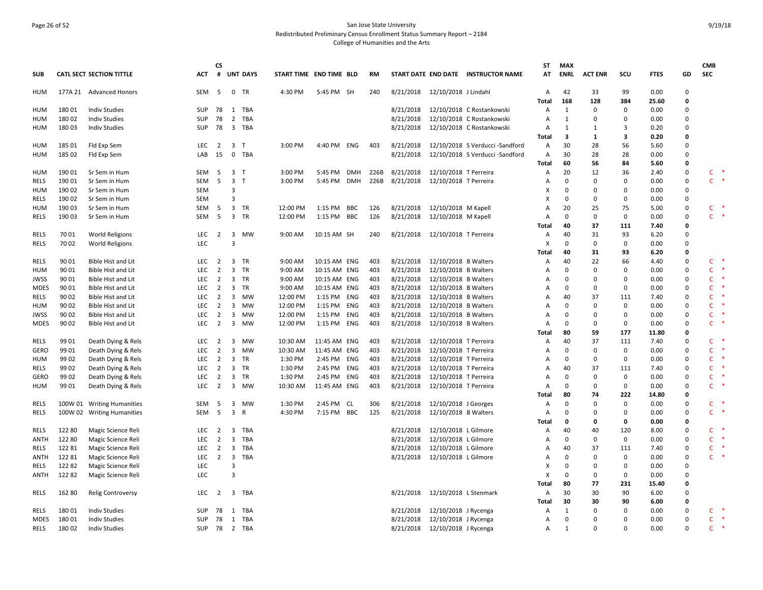San Jose State University
Redistributed Preliminary Census Enrollment Status Summary Report – 2184
College of Humanities and the Arts

| SUB | CATL SECT | SECTION TITTLE | ACT | CS # | UNT | DAYS | START TIME | END TIME | BLD | RM | START DATE | END DATE | INSTRUCTOR NAME | ST AT | MAX ENRL | ACT ENR | SCU | FTES | GD | CMB SEC |
|---|---|---|---|---|---|---|---|---|---|---|---|---|---|---|---|---|---|---|---|---|
| HUM | 177A 21 | Advanced Honors | SEM | 5 | 0 | TR | 4:30 PM | 5:45 PM | SH | 240 | 8/21/2018 | 12/10/2018 | J Lindahl | A | 42 | 33 | 99 | 0.00 | 0 | |
| | | | | | | | | | | | | | | Total | 168 | 128 | 384 | 25.60 | 0 | |
| HUM | 180 01 | Indiv Studies | SUP | 78 | 1 | TBA | | | | | 8/21/2018 | 12/10/2018 | C Rostankowski | A | 1 | 0 | 0 | 0.00 | 0 | |
| HUM | 180 02 | Indiv Studies | SUP | 78 | 2 | TBA | | | | | 8/21/2018 | 12/10/2018 | C Rostankowski | A | 1 | 0 | 0 | 0.00 | 0 | |
| HUM | 180 03 | Indiv Studies | SUP | 78 | 3 | TBA | | | | | 8/21/2018 | 12/10/2018 | C Rostankowski | A | 1 | 1 | 3 | 0.20 | 0 | |
| | | | | | | | | | | | | | | Total | 3 | 1 | 3 | 0.20 | 0 | |
| HUM | 185 01 | Fld Exp Sem | LEC | 2 | 3 | T | 3:00 PM | 4:40 PM | ENG | 403 | 8/21/2018 | 12/10/2018 | S Verducci -Sandford | A | 30 | 28 | 56 | 5.60 | 0 | |
| HUM | 185 02 | Fld Exp Sem | LAB | 15 | 0 | TBA | | | | | 8/21/2018 | 12/10/2018 | S Verducci -Sandford | A | 30 | 28 | 28 | 0.00 | 0 | |
| | | | | | | | | | | | | | | Total | 60 | 56 | 84 | 5.60 | 0 | |
| HUM | 190 01 | Sr Sem in Hum | SEM | 5 | 3 | T | 3:00 PM | 5:45 PM | DMH | 226B | 8/21/2018 | 12/10/2018 | T Perreira | A | 20 | 12 | 36 | 2.40 | 0 | C * |
| RELS | 190 01 | Sr Sem in Hum | SEM | 5 | 3 | T | 3:00 PM | 5:45 PM | DMH | 226B | 8/21/2018 | 12/10/2018 | T Perreira | A | 0 | 0 | 0 | 0.00 | 0 | C * |
| HUM | 190 02 | Sr Sem in Hum | SEM | | 3 | | | | | | | | | X | 0 | 0 | 0 | 0.00 | 0 | |
| RELS | 190 02 | Sr Sem in Hum | SEM | | 3 | | | | | | | | | X | 0 | 0 | 0 | 0.00 | 0 | |
| HUM | 190 03 | Sr Sem in Hum | SEM | 5 | 3 | TR | 12:00 PM | 1:15 PM | BBC | 126 | 8/21/2018 | 12/10/2018 | M Kapell | A | 20 | 25 | 75 | 5.00 | 0 | C * |
| RELS | 190 03 | Sr Sem in Hum | SEM | 5 | 3 | TR | 12:00 PM | 1:15 PM | BBC | 126 | 8/21/2018 | 12/10/2018 | M Kapell | A | 0 | 0 | 0 | 0.00 | 0 | C * |
| | | | | | | | | | | | | | | Total | 40 | 37 | 111 | 7.40 | 0 | |
| RELS | 70 01 | World Religions | LEC | 2 | 3 | MW | 9:00 AM | 10:15 AM | SH | 240 | 8/21/2018 | 12/10/2018 | T Perreira | A | 40 | 31 | 93 | 6.20 | 0 | |
| RELS | 70 02 | World Religions | LEC | | 3 | | | | | | | | | X | 0 | 0 | 0 | 0.00 | 0 | |
| | | | | | | | | | | | | | | Total | 40 | 31 | 93 | 6.20 | 0 | |
| RELS | 90 01 | Bible Hist and Lit | LEC | 2 | 3 | TR | 9:00 AM | 10:15 AM | ENG | 403 | 8/21/2018 | 12/10/2018 | B Walters | A | 40 | 22 | 66 | 4.40 | 0 | C * |
| HUM | 90 01 | Bible Hist and Lit | LEC | 2 | 3 | TR | 9:00 AM | 10:15 AM | ENG | 403 | 8/21/2018 | 12/10/2018 | B Walters | A | 0 | 0 | 0 | 0.00 | 0 | C * |
| JWSS | 90 01 | Bible Hist and Lit | LEC | 2 | 3 | TR | 9:00 AM | 10:15 AM | ENG | 403 | 8/21/2018 | 12/10/2018 | B Walters | A | 0 | 0 | 0 | 0.00 | 0 | C * |
| MDES | 90 01 | Bible Hist and Lit | LEC | 2 | 3 | TR | 9:00 AM | 10:15 AM | ENG | 403 | 8/21/2018 | 12/10/2018 | B Walters | A | 0 | 0 | 0 | 0.00 | 0 | C * |
| RELS | 90 02 | Bible Hist and Lit | LEC | 2 | 3 | MW | 12:00 PM | 1:15 PM | ENG | 403 | 8/21/2018 | 12/10/2018 | B Walters | A | 40 | 37 | 111 | 7.40 | 0 | C * |
| HUM | 90 02 | Bible Hist and Lit | LEC | 2 | 3 | MW | 12:00 PM | 1:15 PM | ENG | 403 | 8/21/2018 | 12/10/2018 | B Walters | A | 0 | 0 | 0 | 0.00 | 0 | C * |
| JWSS | 90 02 | Bible Hist and Lit | LEC | 2 | 3 | MW | 12:00 PM | 1:15 PM | ENG | 403 | 8/21/2018 | 12/10/2018 | B Walters | A | 0 | 0 | 0 | 0.00 | 0 | C * |
| MDES | 90 02 | Bible Hist and Lit | LEC | 2 | 3 | MW | 12:00 PM | 1:15 PM | ENG | 403 | 8/21/2018 | 12/10/2018 | B Walters | A | 0 | 0 | 0 | 0.00 | 0 | C * |
| | | | | | | | | | | | | | | Total | 80 | 59 | 177 | 11.80 | 0 | |
| RELS | 99 01 | Death Dying & Rels | LEC | 2 | 3 | MW | 10:30 AM | 11:45 AM | ENG | 403 | 8/21/2018 | 12/10/2018 | T Perreira | A | 40 | 37 | 111 | 7.40 | 0 | C * |
| GERO | 99 01 | Death Dying & Rels | LEC | 2 | 3 | MW | 10:30 AM | 11:45 AM | ENG | 403 | 8/21/2018 | 12/10/2018 | T Perreira | A | 0 | 0 | 0 | 0.00 | 0 | C * |
| HUM | 99 02 | Death Dying & Rels | LEC | 2 | 3 | TR | 1:30 PM | 2:45 PM | ENG | 403 | 8/21/2018 | 12/10/2018 | T Perreira | A | 0 | 0 | 0 | 0.00 | 0 | C * |
| RELS | 99 02 | Death Dying & Rels | LEC | 2 | 3 | TR | 1:30 PM | 2:45 PM | ENG | 403 | 8/21/2018 | 12/10/2018 | T Perreira | A | 40 | 37 | 111 | 7.40 | 0 | C * |
| GERO | 99 02 | Death Dying & Rels | LEC | 2 | 3 | TR | 1:30 PM | 2:45 PM | ENG | 403 | 8/21/2018 | 12/10/2018 | T Perreira | A | 0 | 0 | 0 | 0.00 | 0 | C * |
| HUM | 99 01 | Death Dying & Rels | LEC | 2 | 3 | MW | 10:30 AM | 11:45 AM | ENG | 403 | 8/21/2018 | 12/10/2018 | T Perreira | A | 0 | 0 | 0 | 0.00 | 0 | C * |
| | | | | | | | | | | | | | | Total | 80 | 74 | 222 | 14.80 | 0 | |
| RELS | 100W 01 | Writing Humanities | SEM | 5 | 3 | MW | 1:30 PM | 2:45 PM | CL | 306 | 8/21/2018 | 12/10/2018 | J Georges | A | 0 | 0 | 0 | 0.00 | 0 | C * |
| RELS | 100W 02 | Writing Humanities | SEM | 5 | 3 | R | 4:30 PM | 7:15 PM | BBC | 125 | 8/21/2018 | 12/10/2018 | B Walters | A | 0 | 0 | 0 | 0.00 | 0 | C * |
| | | | | | | | | | | | | | | Total | 0 | 0 | 0 | 0.00 | 0 | |
| RELS | 122 80 | Magic Science Reli | LEC | 2 | 3 | TBA | | | | | 8/21/2018 | 12/10/2018 | L Gilmore | A | 40 | 40 | 120 | 8.00 | 0 | C * |
| ANTH | 122 80 | Magic Science Reli | LEC | 2 | 3 | TBA | | | | | 8/21/2018 | 12/10/2018 | L Gilmore | A | 0 | 0 | 0 | 0.00 | 0 | C * |
| RELS | 122 81 | Magic Science Reli | LEC | 2 | 3 | TBA | | | | | 8/21/2018 | 12/10/2018 | L Gilmore | A | 40 | 37 | 111 | 7.40 | 0 | C * |
| ANTH | 122 81 | Magic Science Reli | LEC | 2 | 3 | TBA | | | | | 8/21/2018 | 12/10/2018 | L Gilmore | A | 0 | 0 | 0 | 0.00 | 0 | C * |
| RELS | 122 82 | Magic Science Reli | LEC | | 3 | | | | | | | | | X | 0 | 0 | 0 | 0.00 | 0 | |
| ANTH | 122 82 | Magic Science Reli | LEC | | 3 | | | | | | | | | X | 0 | 0 | 0 | 0.00 | 0 | |
| | | | | | | | | | | | | | | Total | 80 | 77 | 231 | 15.40 | 0 | |
| RELS | 162 80 | Relig Controversy | LEC | 2 | 3 | TBA | | | | | 8/21/2018 | 12/10/2018 | L Stenmark | A | 30 | 30 | 90 | 6.00 | 0 | |
| | | | | | | | | | | | | | | Total | 30 | 30 | 90 | 6.00 | 0 | |
| RELS | 180 01 | Indiv Studies | SUP | 78 | 1 | TBA | | | | | 8/21/2018 | 12/10/2018 | J Rycenga | A | 1 | 0 | 0 | 0.00 | 0 | C * |
| MDES | 180 01 | Indiv Studies | SUP | 78 | 1 | TBA | | | | | 8/21/2018 | 12/10/2018 | J Rycenga | A | 0 | 0 | 0 | 0.00 | 0 | C * |
| RELS | 180 02 | Indiv Studies | SUP | 78 | 2 | TBA | | | | | 8/21/2018 | 12/10/2018 | J Rycenga | A | 1 | 0 | 0 | 0.00 | 0 | C * |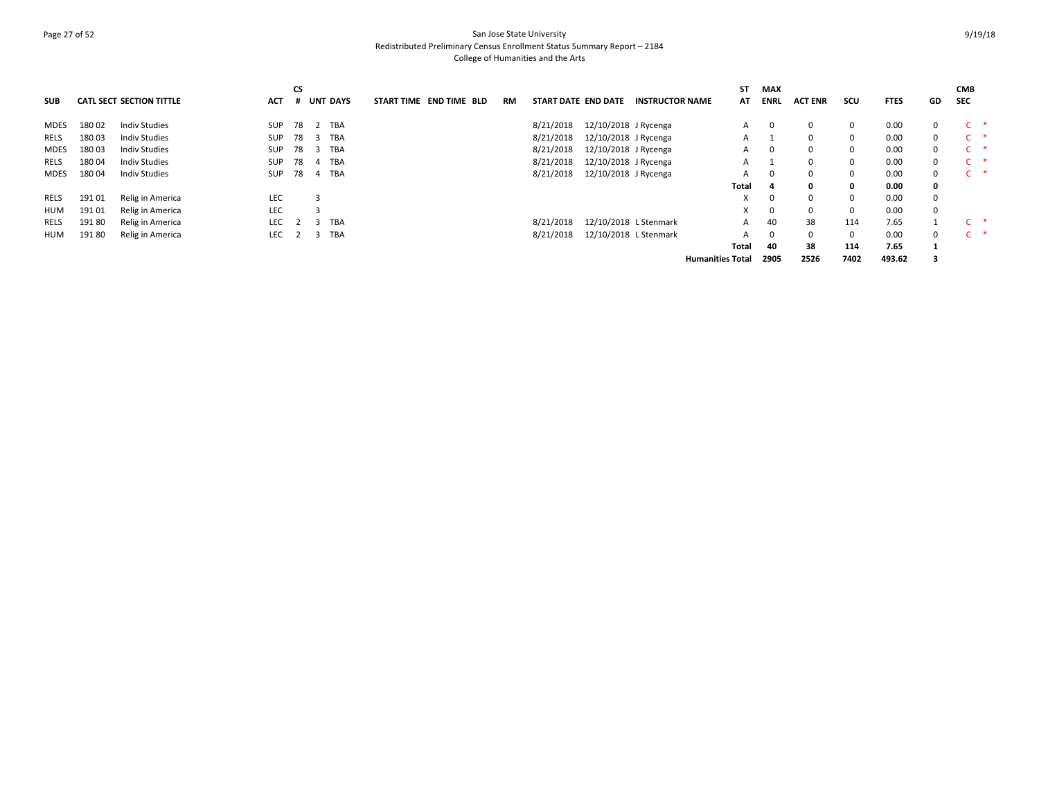| SUB | CATL | SECT | SECTION TITTLE | ACT | CS # | UNT | DAYS | START TIME | END TIME | BLD | RM | START DATE | END DATE | INSTRUCTOR NAME | ST AT | MAX ENRL | ACT ENR | SCU | FTES | GD | CMB SEC |
|---|---|---|---|---|---|---|---|---|---|---|---|---|---|---|---|---|---|---|---|---|---|
| MDES | 180 | 02 | Indiv Studies | SUP | 78 | 2 | TBA | | | | | 8/21/2018 | 12/10/2018 | J Rycenga | A | 0 | 0 | 0 | 0.00 | 0 | C * |
| RELS | 180 | 03 | Indiv Studies | SUP | 78 | 3 | TBA | | | | | 8/21/2018 | 12/10/2018 | J Rycenga | A | 1 | 0 | 0 | 0.00 | 0 | C * |
| MDES | 180 | 03 | Indiv Studies | SUP | 78 | 3 | TBA | | | | | 8/21/2018 | 12/10/2018 | J Rycenga | A | 0 | 0 | 0 | 0.00 | 0 | C * |
| RELS | 180 | 04 | Indiv Studies | SUP | 78 | 4 | TBA | | | | | 8/21/2018 | 12/10/2018 | J Rycenga | A | 1 | 0 | 0 | 0.00 | 0 | C * |
| MDES | 180 | 04 | Indiv Studies | SUP | 78 | 4 | TBA | | | | | 8/21/2018 | 12/10/2018 | J Rycenga | A | 0 | 0 | 0 | 0.00 | 0 | C * |
| | | | | | | | | | | | | | | | **Total** | **4** | **0** | **0** | **0.00** | **0** | |
| RELS | 191 | 01 | Relig in America | LEC | | 3 | | | | | | | | | X | 0 | 0 | 0 | 0.00 | 0 | |
| HUM | 191 | 01 | Relig in America | LEC | | 3 | | | | | | | | | X | 0 | 0 | 0 | 0.00 | 0 | |
| RELS | 191 | 80 | Relig in America | LEC | 2 | 3 | TBA | | | | | 8/21/2018 | 12/10/2018 | L Stenmark | A | 40 | 38 | 114 | 7.65 | 1 | C * |
| HUM | 191 | 80 | Relig in America | LEC | 2 | 3 | TBA | | | | | 8/21/2018 | 12/10/2018 | L Stenmark | A | 0 | 0 | 0 | 0.00 | 0 | C * |
| | | | | | | | | | | | | | | | **Total** | **40** | **38** | **114** | **7.65** | **1** | |
| | | | | | | | | | | | | | | | **Humanities Total** | **2905** | **2526** | **7402** | **493.62** | **3** | |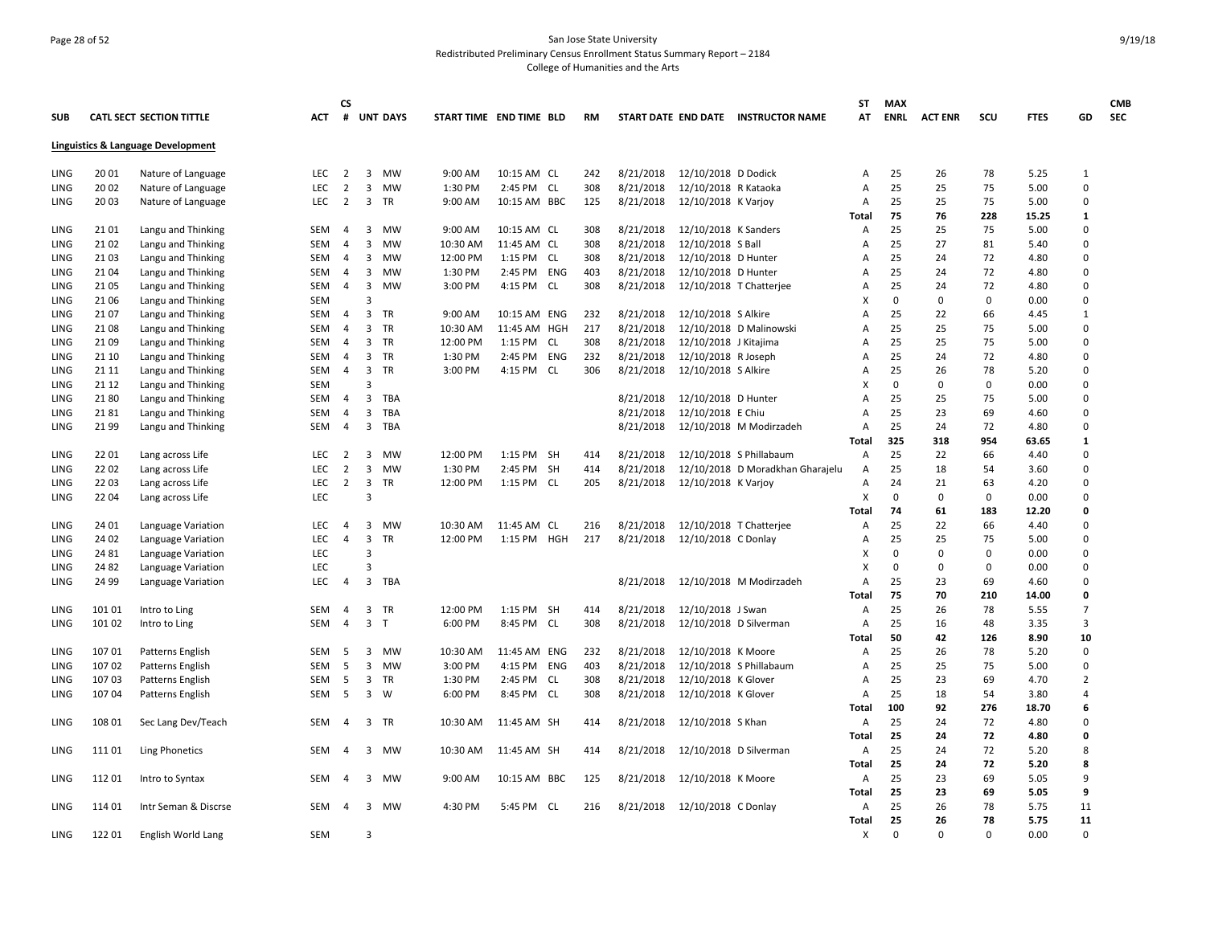San Jose State University
Redistributed Preliminary Census Enrollment Status Summary Report – 2184
College of Humanities and the Arts

9/19/18

## Linguistics & Language Development

| SUB | CATL SECT | SECTION TITTLE | ACT | CS # | UNT | DAYS | START TIME | END TIME | BLD | RM | START DATE | END DATE | INSTRUCTOR NAME | ST AT | MAX ENRL | ACT ENR | SCU | FTES | GD | CMB SEC |
|---|---|---|---|---|---|---|---|---|---|---|---|---|---|---|---|---|---|---|---|---|
| LING | 20 01 | Nature of Language | LEC | 2 | 3 | MW | 9:00 AM | 10:15 AM | CL | 242 | 8/21/2018 | 12/10/2018 | D Dodick | A | 25 | 26 | 78 | 5.25 | 1 | |
| LING | 20 02 | Nature of Language | LEC | 2 | 3 | MW | 1:30 PM | 2:45 PM | CL | 308 | 8/21/2018 | 12/10/2018 | R Kataoka | A | 25 | 25 | 75 | 5.00 | 0 | |
| LING | 20 03 | Nature of Language | LEC | 2 | 3 | TR | 9:00 AM | 10:15 AM | BBC | 125 | 8/21/2018 | 12/10/2018 | K Varjoy | A | 25 | 25 | 75 | 5.00 | 0 | |
| | | | | | | | | | | | | | | Total | 75 | 76 | 228 | 15.25 | 1 | |
| LING | 21 01 | Langu and Thinking | SEM | 4 | 3 | MW | 9:00 AM | 10:15 AM | CL | 308 | 8/21/2018 | 12/10/2018 | K Sanders | A | 25 | 25 | 75 | 5.00 | 0 | |
| LING | 21 02 | Langu and Thinking | SEM | 4 | 3 | MW | 10:30 AM | 11:45 AM | CL | 308 | 8/21/2018 | 12/10/2018 | S Ball | A | 25 | 27 | 81 | 5.40 | 0 | |
| LING | 21 03 | Langu and Thinking | SEM | 4 | 3 | MW | 12:00 PM | 1:15 PM | CL | 308 | 8/21/2018 | 12/10/2018 | D Hunter | A | 25 | 24 | 72 | 4.80 | 0 | |
| LING | 21 04 | Langu and Thinking | SEM | 4 | 3 | MW | 1:30 PM | 2:45 PM | ENG | 403 | 8/21/2018 | 12/10/2018 | D Hunter | A | 25 | 24 | 72 | 4.80 | 0 | |
| LING | 21 05 | Langu and Thinking | SEM | 4 | 3 | MW | 3:00 PM | 4:15 PM | CL | 308 | 8/21/2018 | 12/10/2018 | T Chatterjee | A | 25 | 24 | 72 | 4.80 | 0 | |
| LING | 21 06 | Langu and Thinking | SEM | | 3 | | | | | | | | | X | 0 | 0 | 0 | 0.00 | 0 | |
| LING | 21 07 | Langu and Thinking | SEM | 4 | 3 | TR | 9:00 AM | 10:15 AM | ENG | 232 | 8/21/2018 | 12/10/2018 | S Alkire | A | 25 | 22 | 66 | 4.45 | 1 | |
| LING | 21 08 | Langu and Thinking | SEM | 4 | 3 | TR | 10:30 AM | 11:45 AM | HGH | 217 | 8/21/2018 | 12/10/2018 | D Malinowski | A | 25 | 25 | 75 | 5.00 | 0 | |
| LING | 21 09 | Langu and Thinking | SEM | 4 | 3 | TR | 12:00 PM | 1:15 PM | CL | 308 | 8/21/2018 | 12/10/2018 | J Kitajima | A | 25 | 25 | 75 | 5.00 | 0 | |
| LING | 21 10 | Langu and Thinking | SEM | 4 | 3 | TR | 1:30 PM | 2:45 PM | ENG | 232 | 8/21/2018 | 12/10/2018 | R Joseph | A | 25 | 24 | 72 | 4.80 | 0 | |
| LING | 21 11 | Langu and Thinking | SEM | 4 | 3 | TR | 3:00 PM | 4:15 PM | CL | 306 | 8/21/2018 | 12/10/2018 | S Alkire | A | 25 | 26 | 78 | 5.20 | 0 | |
| LING | 21 12 | Langu and Thinking | SEM | | 3 | | | | | | | | | X | 0 | 0 | 0 | 0.00 | 0 | |
| LING | 21 80 | Langu and Thinking | SEM | 4 | 3 | TBA | | | | | 8/21/2018 | 12/10/2018 | D Hunter | A | 25 | 25 | 75 | 5.00 | 0 | |
| LING | 21 81 | Langu and Thinking | SEM | 4 | 3 | TBA | | | | | 8/21/2018 | 12/10/2018 | E Chiu | A | 25 | 23 | 69 | 4.60 | 0 | |
| LING | 21 99 | Langu and Thinking | SEM | 4 | 3 | TBA | | | | | 8/21/2018 | 12/10/2018 | M Modirzadeh | A | 25 | 24 | 72 | 4.80 | 0 | |
| | | | | | | | | | | | | | | Total | 325 | 318 | 954 | 63.65 | 1 | |
| LING | 22 01 | Lang across Life | LEC | 2 | 3 | MW | 12:00 PM | 1:15 PM | SH | 414 | 8/21/2018 | 12/10/2018 | S Phillabaum | A | 25 | 22 | 66 | 4.40 | 0 | |
| LING | 22 02 | Lang across Life | LEC | 2 | 3 | MW | 1:30 PM | 2:45 PM | SH | 414 | 8/21/2018 | 12/10/2018 | D Moradkhan Gharajelu | A | 25 | 18 | 54 | 3.60 | 0 | |
| LING | 22 03 | Lang across Life | LEC | 2 | 3 | TR | 12:00 PM | 1:15 PM | CL | 205 | 8/21/2018 | 12/10/2018 | K Varjoy | A | 24 | 21 | 63 | 4.20 | 0 | |
| LING | 22 04 | Lang across Life | LEC | | 3 | | | | | | | | | X | 0 | 0 | 0 | 0.00 | 0 | |
| | | | | | | | | | | | | | | Total | 74 | 61 | 183 | 12.20 | 0 | |
| LING | 24 01 | Language Variation | LEC | 4 | 3 | MW | 10:30 AM | 11:45 AM | CL | 216 | 8/21/2018 | 12/10/2018 | T Chatterjee | A | 25 | 22 | 66 | 4.40 | 0 | |
| LING | 24 02 | Language Variation | LEC | 4 | 3 | TR | 12:00 PM | 1:15 PM | HGH | 217 | 8/21/2018 | 12/10/2018 | C Donlay | A | 25 | 25 | 75 | 5.00 | 0 | |
| LING | 24 81 | Language Variation | LEC | | 3 | | | | | | | | | X | 0 | 0 | 0 | 0.00 | 0 | |
| LING | 24 82 | Language Variation | LEC | | 3 | | | | | | | | | X | 0 | 0 | 0 | 0.00 | 0 | |
| LING | 24 99 | Language Variation | LEC | 4 | 3 | TBA | | | | | 8/21/2018 | 12/10/2018 | M Modirzadeh | A | 25 | 23 | 69 | 4.60 | 0 | |
| | | | | | | | | | | | | | | Total | 75 | 70 | 210 | 14.00 | 0 | |
| LING | 101 01 | Intro to Ling | SEM | 4 | 3 | TR | 12:00 PM | 1:15 PM | SH | 414 | 8/21/2018 | 12/10/2018 | J Swan | A | 25 | 26 | 78 | 5.55 | 7 | |
| LING | 101 02 | Intro to Ling | SEM | 4 | 3 | T | 6:00 PM | 8:45 PM | CL | 308 | 8/21/2018 | 12/10/2018 | D Silverman | A | 25 | 16 | 48 | 3.35 | 3 | |
| | | | | | | | | | | | | | | Total | 50 | 42 | 126 | 8.90 | 10 | |
| LING | 107 01 | Patterns English | SEM | 5 | 3 | MW | 10:30 AM | 11:45 AM | ENG | 232 | 8/21/2018 | 12/10/2018 | K Moore | A | 25 | 26 | 78 | 5.20 | 0 | |
| LING | 107 02 | Patterns English | SEM | 5 | 3 | MW | 3:00 PM | 4:15 PM | ENG | 403 | 8/21/2018 | 12/10/2018 | S Phillabaum | A | 25 | 25 | 75 | 5.00 | 0 | |
| LING | 107 03 | Patterns English | SEM | 5 | 3 | TR | 1:30 PM | 2:45 PM | CL | 308 | 8/21/2018 | 12/10/2018 | K Glover | A | 25 | 23 | 69 | 4.70 | 2 | |
| LING | 107 04 | Patterns English | SEM | 5 | 3 | W | 6:00 PM | 8:45 PM | CL | 308 | 8/21/2018 | 12/10/2018 | K Glover | A | 25 | 18 | 54 | 3.80 | 4 | |
| | | | | | | | | | | | | | | Total | 100 | 92 | 276 | 18.70 | 6 | |
| LING | 108 01 | Sec Lang Dev/Teach | SEM | 4 | 3 | TR | 10:30 AM | 11:45 AM | SH | 414 | 8/21/2018 | 12/10/2018 | S Khan | A | 25 | 24 | 72 | 4.80 | 0 | |
| | | | | | | | | | | | | | | Total | 25 | 24 | 72 | 4.80 | 0 | |
| LING | 111 01 | Ling Phonetics | SEM | 4 | 3 | MW | 10:30 AM | 11:45 AM | SH | 414 | 8/21/2018 | 12/10/2018 | D Silverman | A | 25 | 24 | 72 | 5.20 | 8 | |
| | | | | | | | | | | | | | | Total | 25 | 24 | 72 | 5.20 | 8 | |
| LING | 112 01 | Intro to Syntax | SEM | 4 | 3 | MW | 9:00 AM | 10:15 AM | BBC | 125 | 8/21/2018 | 12/10/2018 | K Moore | A | 25 | 23 | 69 | 5.05 | 9 | |
| | | | | | | | | | | | | | | Total | 25 | 23 | 69 | 5.05 | 9 | |
| LING | 114 01 | Intr Seman & Discrse | SEM | 4 | 3 | MW | 4:30 PM | 5:45 PM | CL | 216 | 8/21/2018 | 12/10/2018 | C Donlay | A | 25 | 26 | 78 | 5.75 | 11 | |
| | | | | | | | | | | | | | | Total | 25 | 26 | 78 | 5.75 | 11 | |
| LING | 122 01 | English World Lang | SEM | | 3 | | | | | | | | | X | 0 | 0 | 0 | 0.00 | 0 | |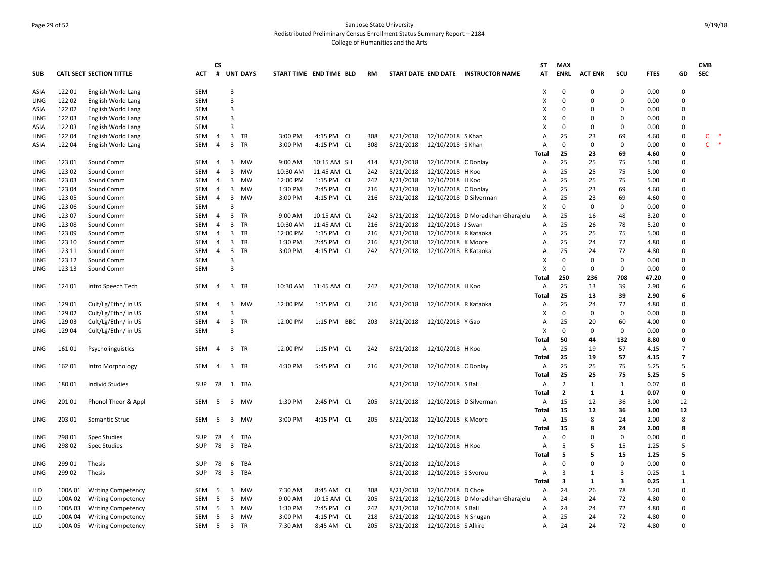San Jose State University
Redistributed Preliminary Census Enrollment Status Summary Report – 2184
College of Humanities and the Arts

| SUB | CATL SECT | SECTION TITTLE | ACT | CS # | UNT | DAYS | START TIME | END TIME | BLD | RM | START DATE | END DATE | INSTRUCTOR NAME | ST AT | MAX ENRL | ACT ENR | SCU | FTES | GD | CMB SEC |
|---|---|---|---|---|---|---|---|---|---|---|---|---|---|---|---|---|---|---|---|---|
| ASIA | 122 01 | English World Lang | SEM | | 3 | | | | | | | | | X | 0 | 0 | 0 | 0.00 | 0 | |
| LING | 122 02 | English World Lang | SEM | | 3 | | | | | | | | | X | 0 | 0 | 0 | 0.00 | 0 | |
| ASIA | 122 02 | English World Lang | SEM | | 3 | | | | | | | | | X | 0 | 0 | 0 | 0.00 | 0 | |
| LING | 122 03 | English World Lang | SEM | | 3 | | | | | | | | | X | 0 | 0 | 0 | 0.00 | 0 | |
| ASIA | 122 03 | English World Lang | SEM | | 3 | | | | | | | | | X | 0 | 0 | 0 | 0.00 | 0 | |
| LING | 122 04 | English World Lang | SEM | 4 | 3 | TR | 3:00 PM | 4:15 PM | CL | 308 | 8/21/2018 | 12/10/2018 | S Khan | A | 25 | 23 | 69 | 4.60 | 0 | C * |
| ASIA | 122 04 | English World Lang | SEM | 4 | 3 | TR | 3:00 PM | 4:15 PM | CL | 308 | 8/21/2018 | 12/10/2018 | S Khan | A | 0 | 0 | 0 | 0.00 | 0 | C * |
| | | | | | | | | | | | | | | **Total** | **25** | **23** | **69** | **4.60** | **0** | |
| LING | 123 01 | Sound Comm | SEM | 4 | 3 | MW | 9:00 AM | 10:15 AM | SH | 414 | 8/21/2018 | 12/10/2018 | C Donlay | A | 25 | 25 | 75 | 5.00 | 0 | |
| LING | 123 02 | Sound Comm | SEM | 4 | 3 | MW | 10:30 AM | 11:45 AM | CL | 242 | 8/21/2018 | 12/10/2018 | H Koo | A | 25 | 25 | 75 | 5.00 | 0 | |
| LING | 123 03 | Sound Comm | SEM | 4 | 3 | MW | 12:00 PM | 1:15 PM | CL | 242 | 8/21/2018 | 12/10/2018 | H Koo | A | 25 | 25 | 75 | 5.00 | 0 | |
| LING | 123 04 | Sound Comm | SEM | 4 | 3 | MW | 1:30 PM | 2:45 PM | CL | 216 | 8/21/2018 | 12/10/2018 | C Donlay | A | 25 | 23 | 69 | 4.60 | 0 | |
| LING | 123 05 | Sound Comm | SEM | 4 | 3 | MW | 3:00 PM | 4:15 PM | CL | 216 | 8/21/2018 | 12/10/2018 | D Silverman | A | 25 | 23 | 69 | 4.60 | 0 | |
| LING | 123 06 | Sound Comm | SEM | | 3 | | | | | | | | | X | 0 | 0 | 0 | 0.00 | 0 | |
| LING | 123 07 | Sound Comm | SEM | 4 | 3 | TR | 9:00 AM | 10:15 AM | CL | 242 | 8/21/2018 | 12/10/2018 | D Moradkhan Gharajelu | A | 25 | 16 | 48 | 3.20 | 0 | |
| LING | 123 08 | Sound Comm | SEM | 4 | 3 | TR | 10:30 AM | 11:45 AM | CL | 216 | 8/21/2018 | 12/10/2018 | J Swan | A | 25 | 26 | 78 | 5.20 | 0 | |
| LING | 123 09 | Sound Comm | SEM | 4 | 3 | TR | 12:00 PM | 1:15 PM | CL | 216 | 8/21/2018 | 12/10/2018 | R Kataoka | A | 25 | 25 | 75 | 5.00 | 0 | |
| LING | 123 10 | Sound Comm | SEM | 4 | 3 | TR | 1:30 PM | 2:45 PM | CL | 216 | 8/21/2018 | 12/10/2018 | K Moore | A | 25 | 24 | 72 | 4.80 | 0 | |
| LING | 123 11 | Sound Comm | SEM | 4 | 3 | TR | 3:00 PM | 4:15 PM | CL | 242 | 8/21/2018 | 12/10/2018 | R Kataoka | A | 25 | 24 | 72 | 4.80 | 0 | |
| LING | 123 12 | Sound Comm | SEM | | 3 | | | | | | | | | X | 0 | 0 | 0 | 0.00 | 0 | |
| LING | 123 13 | Sound Comm | SEM | | 3 | | | | | | | | | X | 0 | 0 | 0 | 0.00 | 0 | |
| | | | | | | | | | | | | | | **Total** | **250** | **236** | **708** | **47.20** | **0** | |
| LING | 124 01 | Intro Speech Tech | SEM | 4 | 3 | TR | 10:30 AM | 11:45 AM | CL | 242 | 8/21/2018 | 12/10/2018 | H Koo | A | 25 | 13 | 39 | 2.90 | 6 | |
| | | | | | | | | | | | | | | **Total** | **25** | **13** | **39** | **2.90** | **6** | |
| LING | 129 01 | Cult/Lg/Ethn/ in US | SEM | 4 | 3 | MW | 12:00 PM | 1:15 PM | CL | 216 | 8/21/2018 | 12/10/2018 | R Kataoka | A | 25 | 24 | 72 | 4.80 | 0 | |
| LING | 129 02 | Cult/Lg/Ethn/ in US | SEM | | 3 | | | | | | | | | X | 0 | 0 | 0 | 0.00 | 0 | |
| LING | 129 03 | Cult/Lg/Ethn/ in US | SEM | 4 | 3 | TR | 12:00 PM | 1:15 PM | BBC | 203 | 8/21/2018 | 12/10/2018 | Y Gao | A | 25 | 20 | 60 | 4.00 | 0 | |
| LING | 129 04 | Cult/Lg/Ethn/ in US | SEM | | 3 | | | | | | | | | X | 0 | 0 | 0 | 0.00 | 0 | |
| | | | | | | | | | | | | | | **Total** | **50** | **44** | **132** | **8.80** | **0** | |
| LING | 161 01 | Psycholinguistics | SEM | 4 | 3 | TR | 12:00 PM | 1:15 PM | CL | 242 | 8/21/2018 | 12/10/2018 | H Koo | A | 25 | 19 | 57 | 4.15 | 7 | |
| | | | | | | | | | | | | | | **Total** | **25** | **19** | **57** | **4.15** | **7** | |
| LING | 162 01 | Intro Morphology | SEM | 4 | 3 | TR | 4:30 PM | 5:45 PM | CL | 216 | 8/21/2018 | 12/10/2018 | C Donlay | A | 25 | 25 | 75 | 5.25 | 5 | |
| | | | | | | | | | | | | | | **Total** | **25** | **25** | **75** | **5.25** | **5** | |
| LING | 180 01 | Individ Studies | SUP | 78 | 1 | TBA | | | | | 8/21/2018 | 12/10/2018 | S Ball | A | 2 | 1 | 1 | 0.07 | 0 | |
| | | | | | | | | | | | | | | **Total** | **2** | **1** | **1** | **0.07** | **0** | |
| LING | 201 01 | Phonol Theor & Appl | SEM | 5 | 3 | MW | 1:30 PM | 2:45 PM | CL | 205 | 8/21/2018 | 12/10/2018 | D Silverman | A | 15 | 12 | 36 | 3.00 | 12 | |
| | | | | | | | | | | | | | | **Total** | **15** | **12** | **36** | **3.00** | **12** | |
| LING | 203 01 | Semantic Struc | SEM | 5 | 3 | MW | 3:00 PM | 4:15 PM | CL | 205 | 8/21/2018 | 12/10/2018 | K Moore | A | 15 | 8 | 24 | 2.00 | 8 | |
| | | | | | | | | | | | | | | **Total** | **15** | **8** | **24** | **2.00** | **8** | |
| LING | 298 01 | Spec Studies | SUP | 78 | 4 | TBA | | | | | 8/21/2018 | 12/10/2018 | | A | 0 | 0 | 0 | 0.00 | 0 | |
| LING | 298 02 | Spec Studies | SUP | 78 | 3 | TBA | | | | | 8/21/2018 | 12/10/2018 | H Koo | A | 5 | 5 | 15 | 1.25 | 5 | |
| | | | | | | | | | | | | | | **Total** | **5** | **5** | **15** | **1.25** | **5** | |
| LING | 299 01 | Thesis | SUP | 78 | 6 | TBA | | | | | 8/21/2018 | 12/10/2018 | | A | 0 | 0 | 0 | 0.00 | 0 | |
| LING | 299 02 | Thesis | SUP | 78 | 3 | TBA | | | | | 8/21/2018 | 12/10/2018 | S Svorou | A | 3 | 1 | 3 | 0.25 | 1 | |
| | | | | | | | | | | | | | | **Total** | **3** | **1** | **3** | **0.25** | **1** | |
| LLD | 100A 01 | Writing Competency | SEM | 5 | 3 | MW | 7:30 AM | 8:45 AM | CL | 308 | 8/21/2018 | 12/10/2018 | D Choe | A | 24 | 26 | 78 | 5.20 | 0 | |
| LLD | 100A 02 | Writing Competency | SEM | 5 | 3 | MW | 9:00 AM | 10:15 AM | CL | 205 | 8/21/2018 | 12/10/2018 | D Moradkhan Gharajelu | A | 24 | 24 | 72 | 4.80 | 0 | |
| LLD | 100A 03 | Writing Competency | SEM | 5 | 3 | MW | 1:30 PM | 2:45 PM | CL | 242 | 8/21/2018 | 12/10/2018 | S Ball | A | 24 | 24 | 72 | 4.80 | 0 | |
| LLD | 100A 04 | Writing Competency | SEM | 5 | 3 | MW | 3:00 PM | 4:15 PM | CL | 218 | 8/21/2018 | 12/10/2018 | N Shugan | A | 25 | 24 | 72 | 4.80 | 0 | |
| LLD | 100A 05 | Writing Competency | SEM | 5 | 3 | TR | 7:30 AM | 8:45 AM | CL | 205 | 8/21/2018 | 12/10/2018 | S Alkire | A | 24 | 24 | 72 | 4.80 | 0 | |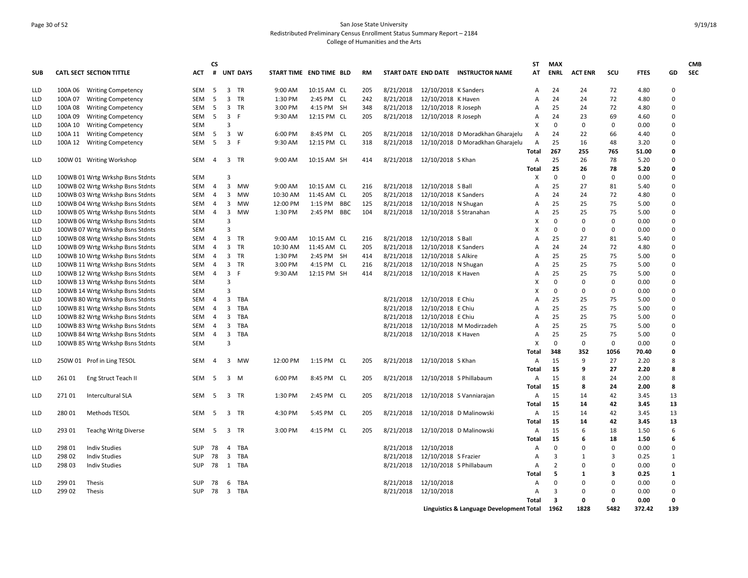San Jose State University

Redistributed Preliminary Census Enrollment Status Summary Report – 2184

College of Humanities and the Arts

| SUB | CATL | SECT | SECTION TITTLE | ACT | CS # | UNT | DAYS | START TIME | END TIME | BLD | RM | START DATE | END DATE | INSTRUCTOR NAME | ST AT | MAX ENRL | ACT ENR | SCU | FTES | GD | CMB SEC |
|---|---|---|---|---|---|---|---|---|---|---|---|---|---|---|---|---|---|---|---|---|---|
| LLD | 100A | 06 | Writing Competency | SEM | 5 | 3 | TR | 9:00 AM | 10:15 AM | CL | 205 | 8/21/2018 | 12/10/2018 | K Sanders | A | 24 | 24 | 72 | 4.80 | 0 | |
| LLD | 100A | 07 | Writing Competency | SEM | 5 | 3 | TR | 1:30 PM | 2:45 PM | CL | 242 | 8/21/2018 | 12/10/2018 | K Haven | A | 24 | 24 | 72 | 4.80 | 0 | |
| LLD | 100A | 08 | Writing Competency | SEM | 5 | 3 | TR | 3:00 PM | 4:15 PM | SH | 348 | 8/21/2018 | 12/10/2018 | R Joseph | A | 25 | 24 | 72 | 4.80 | 0 | |
| LLD | 100A | 09 | Writing Competency | SEM | 5 | 3 | F | 9:30 AM | 12:15 PM | CL | 205 | 8/21/2018 | 12/10/2018 | R Joseph | A | 24 | 23 | 69 | 4.60 | 0 | |
| LLD | 100A | 10 | Writing Competency | SEM | | 3 | | | | | | | | | X | 0 | 0 | 0 | 0.00 | 0 | |
| LLD | 100A | 11 | Writing Competency | SEM | 5 | 3 | W | 6:00 PM | 8:45 PM | CL | 205 | 8/21/2018 | 12/10/2018 | D Moradkhan Gharajelu | A | 24 | 22 | 66 | 4.40 | 0 | |
| LLD | 100A | 12 | Writing Competency | SEM | 5 | 3 | F | 9:30 AM | 12:15 PM | CL | 318 | 8/21/2018 | 12/10/2018 | D Moradkhan Gharajelu | A | 25 | 16 | 48 | 3.20 | 0 | |
| | | | | | | | | | | | | | | | **Total** | **267** | **255** | **765** | **51.00** | **0** | |
| LLD | 100W | 01 | Writing Workshop | SEM | 4 | 3 | TR | 9:00 AM | 10:15 AM | SH | 414 | 8/21/2018 | 12/10/2018 | S Khan | A | 25 | 26 | 78 | 5.20 | 0 | |
| | | | | | | | | | | | | | | | **Total** | **25** | **26** | **78** | **5.20** | **0** | |
| LLD | 100WB | 01 | Wrtg Wrkshp Bsns Stdnts | SEM | | 3 | | | | | | | | | X | 0 | 0 | 0 | 0.00 | 0 | |
| LLD | 100WB | 02 | Wrtg Wrkshp Bsns Stdnts | SEM | 4 | 3 | MW | 9:00 AM | 10:15 AM | CL | 216 | 8/21/2018 | 12/10/2018 | S Ball | A | 25 | 27 | 81 | 5.40 | 0 | |
| LLD | 100WB | 03 | Wrtg Wrkshp Bsns Stdnts | SEM | 4 | 3 | MW | 10:30 AM | 11:45 AM | CL | 205 | 8/21/2018 | 12/10/2018 | K Sanders | A | 24 | 24 | 72 | 4.80 | 0 | |
| LLD | 100WB | 04 | Wrtg Wrkshp Bsns Stdnts | SEM | 4 | 3 | MW | 12:00 PM | 1:15 PM | BBC | 125 | 8/21/2018 | 12/10/2018 | N Shugan | A | 25 | 25 | 75 | 5.00 | 0 | |
| LLD | 100WB | 05 | Wrtg Wrkshp Bsns Stdnts | SEM | 4 | 3 | MW | 1:30 PM | 2:45 PM | BBC | 104 | 8/21/2018 | 12/10/2018 | S Stranahan | A | 25 | 25 | 75 | 5.00 | 0 | |
| LLD | 100WB | 06 | Wrtg Wrkshp Bsns Stdnts | SEM | | 3 | | | | | | | | | X | 0 | 0 | 0 | 0.00 | 0 | |
| LLD | 100WB | 07 | Wrtg Wrkshp Bsns Stdnts | SEM | | 3 | | | | | | | | | X | 0 | 0 | 0 | 0.00 | 0 | |
| LLD | 100WB | 08 | Wrtg Wrkshp Bsns Stdnts | SEM | 4 | 3 | TR | 9:00 AM | 10:15 AM | CL | 216 | 8/21/2018 | 12/10/2018 | S Ball | A | 25 | 27 | 81 | 5.40 | 0 | |
| LLD | 100WB | 09 | Wrtg Wrkshp Bsns Stdnts | SEM | 4 | 3 | TR | 10:30 AM | 11:45 AM | CL | 205 | 8/21/2018 | 12/10/2018 | K Sanders | A | 24 | 24 | 72 | 4.80 | 0 | |
| LLD | 100WB | 10 | Wrtg Wrkshp Bsns Stdnts | SEM | 4 | 3 | TR | 1:30 PM | 2:45 PM | SH | 414 | 8/21/2018 | 12/10/2018 | S Alkire | A | 25 | 25 | 75 | 5.00 | 0 | |
| LLD | 100WB | 11 | Wrtg Wrkshp Bsns Stdnts | SEM | 4 | 3 | TR | 3:00 PM | 4:15 PM | CL | 216 | 8/21/2018 | 12/10/2018 | N Shugan | A | 25 | 25 | 75 | 5.00 | 0 | |
| LLD | 100WB | 12 | Wrtg Wrkshp Bsns Stdnts | SEM | 4 | 3 | F | 9:30 AM | 12:15 PM | SH | 414 | 8/21/2018 | 12/10/2018 | K Haven | A | 25 | 25 | 75 | 5.00 | 0 | |
| LLD | 100WB | 13 | Wrtg Wrkshp Bsns Stdnts | SEM | | 3 | | | | | | | | | X | 0 | 0 | 0 | 0.00 | 0 | |
| LLD | 100WB | 14 | Wrtg Wrkshp Bsns Stdnts | SEM | | 3 | | | | | | | | | X | 0 | 0 | 0 | 0.00 | 0 | |
| LLD | 100WB | 80 | Wrtg Wrkshp Bsns Stdnts | SEM | 4 | 3 | TBA | | | | | 8/21/2018 | 12/10/2018 | E Chiu | A | 25 | 25 | 75 | 5.00 | 0 | |
| LLD | 100WB | 81 | Wrtg Wrkshp Bsns Stdnts | SEM | 4 | 3 | TBA | | | | | 8/21/2018 | 12/10/2018 | E Chiu | A | 25 | 25 | 75 | 5.00 | 0 | |
| LLD | 100WB | 82 | Wrtg Wrkshp Bsns Stdnts | SEM | 4 | 3 | TBA | | | | | 8/21/2018 | 12/10/2018 | E Chiu | A | 25 | 25 | 75 | 5.00 | 0 | |
| LLD | 100WB | 83 | Wrtg Wrkshp Bsns Stdnts | SEM | 4 | 3 | TBA | | | | | 8/21/2018 | 12/10/2018 | M Modirzadeh | A | 25 | 25 | 75 | 5.00 | 0 | |
| LLD | 100WB | 84 | Wrtg Wrkshp Bsns Stdnts | SEM | 4 | 3 | TBA | | | | | 8/21/2018 | 12/10/2018 | K Haven | A | 25 | 25 | 75 | 5.00 | 0 | |
| LLD | 100WB | 85 | Wrtg Wrkshp Bsns Stdnts | SEM | | 3 | | | | | | | | | X | 0 | 0 | 0 | 0.00 | 0 | |
| | | | | | | | | | | | | | | | **Total** | **348** | **352** | **1056** | **70.40** | **0** | |
| LLD | 250W | 01 | Prof in Ling TESOL | SEM | 4 | 3 | MW | 12:00 PM | 1:15 PM | CL | 205 | 8/21/2018 | 12/10/2018 | S Khan | A | 15 | 9 | 27 | 2.20 | 8 | |
| | | | | | | | | | | | | | | | **Total** | **15** | **9** | **27** | **2.20** | **8** | |
| LLD | 261 | 01 | Eng Struct Teach II | SEM | 5 | 3 | M | 6:00 PM | 8:45 PM | CL | 205 | 8/21/2018 | 12/10/2018 | S Phillabaum | A | 15 | 8 | 24 | 2.00 | 8 | |
| | | | | | | | | | | | | | | | **Total** | **15** | **8** | **24** | **2.00** | **8** | |
| LLD | 271 | 01 | Intercultural SLA | SEM | 5 | 3 | TR | 1:30 PM | 2:45 PM | CL | 205 | 8/21/2018 | 12/10/2018 | S Vanniarajan | A | 15 | 14 | 42 | 3.45 | 13 | |
| | | | | | | | | | | | | | | | **Total** | **15** | **14** | **42** | **3.45** | **13** | |
| LLD | 280 | 01 | Methods TESOL | SEM | 5 | 3 | TR | 4:30 PM | 5:45 PM | CL | 205 | 8/21/2018 | 12/10/2018 | D Malinowski | A | 15 | 14 | 42 | 3.45 | 13 | |
| | | | | | | | | | | | | | | | **Total** | **15** | **14** | **42** | **3.45** | **13** | |
| LLD | 293 | 01 | Teachg Writg Diverse | SEM | 5 | 3 | TR | 3:00 PM | 4:15 PM | CL | 205 | 8/21/2018 | 12/10/2018 | D Malinowski | A | 15 | 6 | 18 | 1.50 | 6 | |
| | | | | | | | | | | | | | | | **Total** | **15** | **6** | **18** | **1.50** | **6** | |
| LLD | 298 | 01 | Indiv Studies | SUP | 78 | 4 | TBA | | | | | 8/21/2018 | 12/10/2018 | | A | 0 | 0 | 0 | 0.00 | 0 | |
| LLD | 298 | 02 | Indiv Studies | SUP | 78 | 3 | TBA | | | | | 8/21/2018 | 12/10/2018 | S Frazier | A | 3 | 1 | 3 | 0.25 | 1 | |
| LLD | 298 | 03 | Indiv Studies | SUP | 78 | 1 | TBA | | | | | 8/21/2018 | 12/10/2018 | S Phillabaum | A | 2 | 0 | 0 | 0.00 | 0 | |
| | | | | | | | | | | | | | | | **Total** | **5** | **1** | **3** | **0.25** | **1** | |
| LLD | 299 | 01 | Thesis | SUP | 78 | 6 | TBA | | | | | 8/21/2018 | 12/10/2018 | | A | 0 | 0 | 0 | 0.00 | 0 | |
| LLD | 299 | 02 | Thesis | SUP | 78 | 3 | TBA | | | | | 8/21/2018 | 12/10/2018 | | A | 3 | 0 | 0 | 0.00 | 0 | |
| | | | | | | | | | | | | | | | **Total** | **3** | **0** | **0** | **0.00** | **0** | |
| | | | | | | | | | | | | | | **Linguistics & Language Development Total** | | **1962** | **1828** | **5482** | **372.42** | **139** | |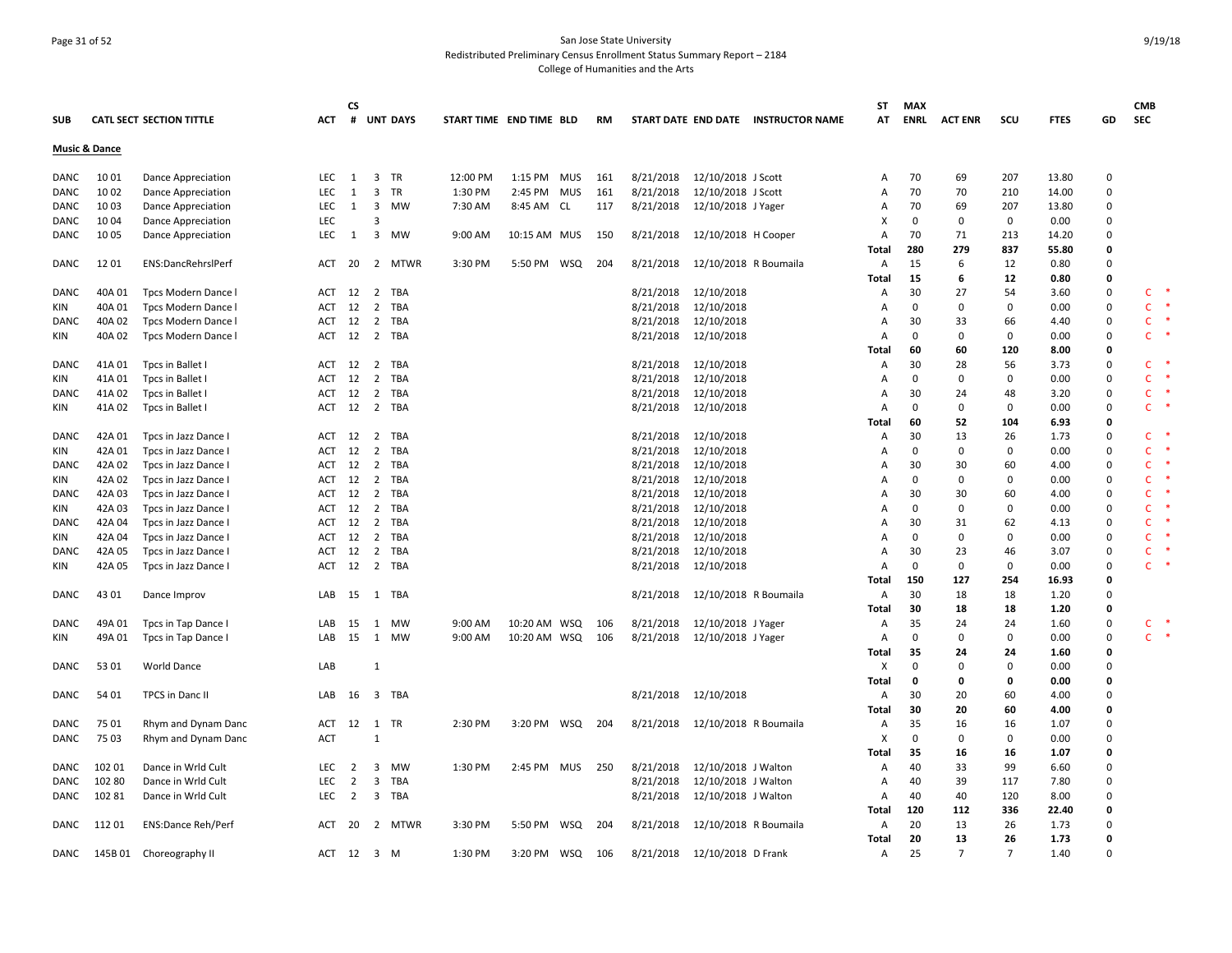San Jose State University

Redistributed Preliminary Census Enrollment Status Summary Report – 2184

College of Humanities and the Arts

| SUB | CATL SECT | SECTION TITTLE | ACT | CS # | UNT | DAYS | START TIME | END TIME | BLD | RM | START DATE | END DATE | INSTRUCTOR NAME | ST AT | MAX ENRL | ACT ENR | SCU | FTES | GD | CMB SEC |
|---|---|---|---|---|---|---|---|---|---|---|---|---|---|---|---|---|---|---|---|---|
| **Music & Dance** | | | | | | | | | | | | | | | | | | | | |
| DANC | 10 01 | Dance Appreciation | LEC | 1 | 3 | TR | 12:00 PM | 1:15 PM | MUS | 161 | 8/21/2018 | 12/10/2018 | J Scott | A | 70 | 69 | 207 | 13.80 | 0 | |
| DANC | 10 02 | Dance Appreciation | LEC | 1 | 3 | TR | 1:30 PM | 2:45 PM | MUS | 161 | 8/21/2018 | 12/10/2018 | J Scott | A | 70 | 70 | 210 | 14.00 | 0 | |
| DANC | 10 03 | Dance Appreciation | LEC | 1 | 3 | MW | 7:30 AM | 8:45 AM | CL | 117 | 8/21/2018 | 12/10/2018 | J Yager | A | 70 | 69 | 207 | 13.80 | 0 | |
| DANC | 10 04 | Dance Appreciation | LEC | | 3 | | | | | | | | | X | 0 | 0 | 0 | 0.00 | 0 | |
| DANC | 10 05 | Dance Appreciation | LEC | 1 | 3 | MW | 9:00 AM | 10:15 AM | MUS | 150 | 8/21/2018 | 12/10/2018 | H Cooper | A | 70 | 71 | 213 | 14.20 | 0 | |
| | | | | | | | | | | | | | | **Total** | **280** | **279** | **837** | **55.80** | **0** | |
| DANC | 12 01 | ENS:DancRehrslPerf | ACT | 20 | 2 | MTWR | 3:30 PM | 5:50 PM | WSQ | 204 | 8/21/2018 | 12/10/2018 | R Boumaila | A | 15 | 6 | 12 | 0.80 | 0 | |
| | | | | | | | | | | | | | | **Total** | **15** | **6** | **12** | **0.80** | **0** | |
| DANC | 40A 01 | Tpcs Modern Dance I | ACT | 12 | 2 | TBA | | | | | 8/21/2018 | 12/10/2018 | | A | 30 | 27 | 54 | 3.60 | 0 | C * |
| KIN | 40A 01 | Tpcs Modern Dance I | ACT | 12 | 2 | TBA | | | | | 8/21/2018 | 12/10/2018 | | A | 0 | 0 | 0 | 0.00 | 0 | C * |
| DANC | 40A 02 | Tpcs Modern Dance I | ACT | 12 | 2 | TBA | | | | | 8/21/2018 | 12/10/2018 | | A | 30 | 33 | 66 | 4.40 | 0 | C * |
| KIN | 40A 02 | Tpcs Modern Dance I | ACT | 12 | 2 | TBA | | | | | 8/21/2018 | 12/10/2018 | | A | 0 | 0 | 0 | 0.00 | 0 | C * |
| | | | | | | | | | | | | | | **Total** | **60** | **60** | **120** | **8.00** | **0** | |
| DANC | 41A 01 | Tpcs in Ballet I | ACT | 12 | 2 | TBA | | | | | 8/21/2018 | 12/10/2018 | | A | 30 | 28 | 56 | 3.73 | 0 | C * |
| KIN | 41A 01 | Tpcs in Ballet I | ACT | 12 | 2 | TBA | | | | | 8/21/2018 | 12/10/2018 | | A | 0 | 0 | 0 | 0.00 | 0 | C * |
| DANC | 41A 02 | Tpcs in Ballet I | ACT | 12 | 2 | TBA | | | | | 8/21/2018 | 12/10/2018 | | A | 30 | 24 | 48 | 3.20 | 0 | C * |
| KIN | 41A 02 | Tpcs in Ballet I | ACT | 12 | 2 | TBA | | | | | 8/21/2018 | 12/10/2018 | | A | 0 | 0 | 0 | 0.00 | 0 | C * |
| | | | | | | | | | | | | | | **Total** | **60** | **52** | **104** | **6.93** | **0** | |
| DANC | 42A 01 | Tpcs in Jazz Dance I | ACT | 12 | 2 | TBA | | | | | 8/21/2018 | 12/10/2018 | | A | 30 | 13 | 26 | 1.73 | 0 | C * |
| KIN | 42A 01 | Tpcs in Jazz Dance I | ACT | 12 | 2 | TBA | | | | | 8/21/2018 | 12/10/2018 | | A | 0 | 0 | 0 | 0.00 | 0 | C * |
| DANC | 42A 02 | Tpcs in Jazz Dance I | ACT | 12 | 2 | TBA | | | | | 8/21/2018 | 12/10/2018 | | A | 30 | 30 | 60 | 4.00 | 0 | C * |
| KIN | 42A 02 | Tpcs in Jazz Dance I | ACT | 12 | 2 | TBA | | | | | 8/21/2018 | 12/10/2018 | | A | 0 | 0 | 0 | 0.00 | 0 | C * |
| DANC | 42A 03 | Tpcs in Jazz Dance I | ACT | 12 | 2 | TBA | | | | | 8/21/2018 | 12/10/2018 | | A | 30 | 30 | 60 | 4.00 | 0 | C * |
| KIN | 42A 03 | Tpcs in Jazz Dance I | ACT | 12 | 2 | TBA | | | | | 8/21/2018 | 12/10/2018 | | A | 0 | 0 | 0 | 0.00 | 0 | C * |
| DANC | 42A 04 | Tpcs in Jazz Dance I | ACT | 12 | 2 | TBA | | | | | 8/21/2018 | 12/10/2018 | | A | 30 | 31 | 62 | 4.13 | 0 | C * |
| KIN | 42A 04 | Tpcs in Jazz Dance I | ACT | 12 | 2 | TBA | | | | | 8/21/2018 | 12/10/2018 | | A | 0 | 0 | 0 | 0.00 | 0 | C * |
| DANC | 42A 05 | Tpcs in Jazz Dance I | ACT | 12 | 2 | TBA | | | | | 8/21/2018 | 12/10/2018 | | A | 30 | 23 | 46 | 3.07 | 0 | C * |
| KIN | 42A 05 | Tpcs in Jazz Dance I | ACT | 12 | 2 | TBA | | | | | 8/21/2018 | 12/10/2018 | | A | 0 | 0 | 0 | 0.00 | 0 | C * |
| | | | | | | | | | | | | | | **Total** | **150** | **127** | **254** | **16.93** | **0** | |
| DANC | 43 01 | Dance Improv | LAB | 15 | 1 | TBA | | | | | 8/21/2018 | 12/10/2018 | R Boumaila | A | 30 | 18 | 18 | 1.20 | 0 | |
| | | | | | | | | | | | | | | **Total** | **30** | **18** | **18** | **1.20** | **0** | |
| DANC | 49A 01 | Tpcs in Tap Dance I | LAB | 15 | 1 | MW | 9:00 AM | 10:20 AM | WSQ | 106 | 8/21/2018 | 12/10/2018 | J Yager | A | 35 | 24 | 24 | 1.60 | 0 | C * |
| KIN | 49A 01 | Tpcs in Tap Dance I | LAB | 15 | 1 | MW | 9:00 AM | 10:20 AM | WSQ | 106 | 8/21/2018 | 12/10/2018 | J Yager | A | 0 | 0 | 0 | 0.00 | 0 | C * |
| | | | | | | | | | | | | | | **Total** | **35** | **24** | **24** | **1.60** | **0** | |
| DANC | 53 01 | World Dance | LAB | | 1 | | | | | | | | | X | 0 | 0 | 0 | 0.00 | 0 | |
| | | | | | | | | | | | | | | **Total** | **0** | **0** | **0** | **0.00** | **0** | |
| DANC | 54 01 | TPCS in Danc II | LAB | 16 | 3 | TBA | | | | | 8/21/2018 | 12/10/2018 | | A | 30 | 20 | 60 | 4.00 | 0 | |
| | | | | | | | | | | | | | | **Total** | **30** | **20** | **60** | **4.00** | **0** | |
| DANC | 75 01 | Rhym and Dynam Danc | ACT | 12 | 1 | TR | 2:30 PM | 3:20 PM | WSQ | 204 | 8/21/2018 | 12/10/2018 | R Boumaila | A | 35 | 16 | 16 | 1.07 | 0 | |
| DANC | 75 03 | Rhym and Dynam Danc | ACT | | 1 | | | | | | | | | X | 0 | 0 | 0 | 0.00 | 0 | |
| | | | | | | | | | | | | | | **Total** | **35** | **16** | **16** | **1.07** | **0** | |
| DANC | 102 01 | Dance in Wrld Cult | LEC | 2 | 3 | MW | 1:30 PM | 2:45 PM | MUS | 250 | 8/21/2018 | 12/10/2018 | J Walton | A | 40 | 33 | 99 | 6.60 | 0 | |
| DANC | 102 80 | Dance in Wrld Cult | LEC | 2 | 3 | TBA | | | | | 8/21/2018 | 12/10/2018 | J Walton | A | 40 | 39 | 117 | 7.80 | 0 | |
| DANC | 102 81 | Dance in Wrld Cult | LEC | 2 | 3 | TBA | | | | | 8/21/2018 | 12/10/2018 | J Walton | A | 40 | 40 | 120 | 8.00 | 0 | |
| | | | | | | | | | | | | | | **Total** | **120** | **112** | **336** | **22.40** | **0** | |
| DANC | 112 01 | ENS:Dance Reh/Perf | ACT | 20 | 2 | MTWR | 3:30 PM | 5:50 PM | WSQ | 204 | 8/21/2018 | 12/10/2018 | R Boumaila | A | 20 | 13 | 26 | 1.73 | 0 | |
| | | | | | | | | | | | | | | **Total** | **20** | **13** | **26** | **1.73** | **0** | |
| DANC | 145B 01 | Choreography II | ACT | 12 | 3 | M | 1:30 PM | 3:20 PM | WSQ | 106 | 8/21/2018 | 12/10/2018 | D Frank | A | 25 | 7 | 7 | 1.40 | 0 | |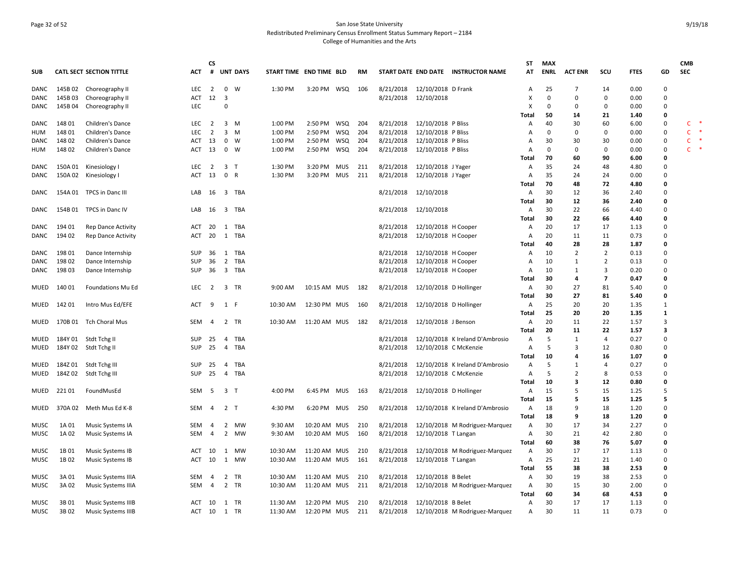San Jose State University
Redistributed Preliminary Census Enrollment Status Summary Report – 2184
College of Humanities and the Arts

9/19/18

| SUB | CATL SECT | SECTION TITTLE | ACT | CS # | UNT | DAYS | START TIME | END TIME | BLD | RM | START DATE | END DATE | INSTRUCTOR NAME | ST AT | MAX ENRL | ACT ENR | SCU | FTES | GD | CMB SEC |
|---|---|---|---|---|---|---|---|---|---|---|---|---|---|---|---|---|---|---|---|---|
| DANC | 145B 02 | Choreography II | LEC | 2 | 0 | W | 1:30 PM | 3:20 PM | WSQ | 106 | 8/21/2018 | 12/10/2018 | D Frank | A | 25 | 7 | 14 | 0.00 | 0 | |
| DANC | 145B 03 | Choreography II | ACT | 12 | 3 | | | | | | 8/21/2018 | 12/10/2018 | | X | 0 | 0 | 0 | 0.00 | 0 | |
| DANC | 145B 04 | Choreography II | LEC | | 0 | | | | | | | | | X | 0 | 0 | 0 | 0.00 | 0 | |
| | | | | | | | | | | | | | | Total | 50 | 14 | 21 | 1.40 | 0 | |
| DANC | 148 01 | Children's Dance | LEC | 2 | 3 | M | 1:00 PM | 2:50 PM | WSQ | 204 | 8/21/2018 | 12/10/2018 | P Bliss | A | 40 | 30 | 60 | 6.00 | 0 | C * |
| HUM | 148 01 | Children's Dance | LEC | 2 | 3 | M | 1:00 PM | 2:50 PM | WSQ | 204 | 8/21/2018 | 12/10/2018 | P Bliss | A | 0 | 0 | 0 | 0.00 | 0 | C * |
| DANC | 148 02 | Children's Dance | ACT | 13 | 0 | W | 1:00 PM | 2:50 PM | WSQ | 204 | 8/21/2018 | 12/10/2018 | P Bliss | A | 30 | 30 | 30 | 0.00 | 0 | C * |
| HUM | 148 02 | Children's Dance | ACT | 13 | 0 | W | 1:00 PM | 2:50 PM | WSQ | 204 | 8/21/2018 | 12/10/2018 | P Bliss | A | 0 | 0 | 0 | 0.00 | 0 | C * |
| | | | | | | | | | | | | | | Total | 70 | 60 | 90 | 6.00 | 0 | |
| DANC | 150A 01 | Kinesiology I | LEC | 2 | 3 | T | 1:30 PM | 3:20 PM | MUS | 211 | 8/21/2018 | 12/10/2018 | J Yager | A | 35 | 24 | 48 | 4.80 | 0 | |
| DANC | 150A 02 | Kinesiology I | ACT | 13 | 0 | R | 1:30 PM | 3:20 PM | MUS | 211 | 8/21/2018 | 12/10/2018 | J Yager | A | 35 | 24 | 24 | 0.00 | 0 | |
| | | | | | | | | | | | | | | Total | 70 | 48 | 72 | 4.80 | 0 | |
| DANC | 154A 01 | TPCS in Danc III | LAB | 16 | 3 | TBA | | | | | 8/21/2018 | 12/10/2018 | | A | 30 | 12 | 36 | 2.40 | 0 | |
| | | | | | | | | | | | | | | Total | 30 | 12 | 36 | 2.40 | 0 | |
| DANC | 154B 01 | TPCS in Danc IV | LAB | 16 | 3 | TBA | | | | | 8/21/2018 | 12/10/2018 | | A | 30 | 22 | 66 | 4.40 | 0 | |
| | | | | | | | | | | | | | | Total | 30 | 22 | 66 | 4.40 | 0 | |
| DANC | 194 01 | Rep Dance Activity | ACT | 20 | 1 | TBA | | | | | 8/21/2018 | 12/10/2018 | H Cooper | A | 20 | 17 | 17 | 1.13 | 0 | |
| DANC | 194 02 | Rep Dance Activity | ACT | 20 | 1 | TBA | | | | | 8/21/2018 | 12/10/2018 | H Cooper | A | 20 | 11 | 11 | 0.73 | 0 | |
| | | | | | | | | | | | | | | Total | 40 | 28 | 28 | 1.87 | 0 | |
| DANC | 198 01 | Dance Internship | SUP | 36 | 1 | TBA | | | | | 8/21/2018 | 12/10/2018 | H Cooper | A | 10 | 2 | 2 | 0.13 | 0 | |
| DANC | 198 02 | Dance Internship | SUP | 36 | 2 | TBA | | | | | 8/21/2018 | 12/10/2018 | H Cooper | A | 10 | 1 | 2 | 0.13 | 0 | |
| DANC | 198 03 | Dance Internship | SUP | 36 | 3 | TBA | | | | | 8/21/2018 | 12/10/2018 | H Cooper | A | 10 | 1 | 3 | 0.20 | 0 | |
| | | | | | | | | | | | | | | Total | 30 | 4 | 7 | 0.47 | 0 | |
| MUED | 140 01 | Foundations Mu Ed | LEC | 2 | 3 | TR | 9:00 AM | 10:15 AM | MUS | 182 | 8/21/2018 | 12/10/2018 | D Hollinger | A | 30 | 27 | 81 | 5.40 | 0 | |
| | | | | | | | | | | | | | | Total | 30 | 27 | 81 | 5.40 | 0 | |
| MUED | 142 01 | Intro Mus Ed/EFE | ACT | 9 | 1 | F | 10:30 AM | 12:30 PM | MUS | 160 | 8/21/2018 | 12/10/2018 | D Hollinger | A | 25 | 20 | 20 | 1.35 | 1 | |
| | | | | | | | | | | | | | | Total | 25 | 20 | 20 | 1.35 | 1 | |
| MUED | 170B 01 | Tch Choral Mus | SEM | 4 | 2 | TR | 10:30 AM | 11:20 AM | MUS | 182 | 8/21/2018 | 12/10/2018 | J Benson | A | 20 | 11 | 22 | 1.57 | 3 | |
| | | | | | | | | | | | | | | Total | 20 | 11 | 22 | 1.57 | 3 | |
| MUED | 184Y 01 | Stdt Tchg II | SUP | 25 | 4 | TBA | | | | | 8/21/2018 | 12/10/2018 | K Ireland D'Ambrosio | A | 5 | 1 | 4 | 0.27 | 0 | |
| MUED | 184Y 02 | Stdt Tchg II | SUP | 25 | 4 | TBA | | | | | 8/21/2018 | 12/10/2018 | C McKenzie | A | 5 | 3 | 12 | 0.80 | 0 | |
| | | | | | | | | | | | | | | Total | 10 | 4 | 16 | 1.07 | 0 | |
| MUED | 184Z 01 | Stdt Tchg III | SUP | 25 | 4 | TBA | | | | | 8/21/2018 | 12/10/2018 | K Ireland D'Ambrosio | A | 5 | 1 | 4 | 0.27 | 0 | |
| MUED | 184Z 02 | Stdt Tchg III | SUP | 25 | 4 | TBA | | | | | 8/21/2018 | 12/10/2018 | C McKenzie | A | 5 | 2 | 8 | 0.53 | 0 | |
| | | | | | | | | | | | | | | Total | 10 | 3 | 12 | 0.80 | 0 | |
| MUED | 221 01 | FoundMusEd | SEM | 5 | 3 | T | 4:00 PM | 6:45 PM | MUS | 163 | 8/21/2018 | 12/10/2018 | D Hollinger | A | 15 | 5 | 15 | 1.25 | 5 | |
| | | | | | | | | | | | | | | Total | 15 | 5 | 15 | 1.25 | 5 | |
| MUED | 370A 02 | Meth Mus Ed K-8 | SEM | 4 | 2 | T | 4:30 PM | 6:20 PM | MUS | 250 | 8/21/2018 | 12/10/2018 | K Ireland D'Ambrosio | A | 18 | 9 | 18 | 1.20 | 0 | |
| | | | | | | | | | | | | | | Total | 18 | 9 | 18 | 1.20 | 0 | |
| MUSC | 1A 01 | Music Systems IA | SEM | 4 | 2 | MW | 9:30 AM | 10:20 AM | MUS | 210 | 8/21/2018 | 12/10/2018 | M Rodriguez-Marquez | A | 30 | 17 | 34 | 2.27 | 0 | |
| MUSC | 1A 02 | Music Systems IA | SEM | 4 | 2 | MW | 9:30 AM | 10:20 AM | MUS | 160 | 8/21/2018 | 12/10/2018 | T Langan | A | 30 | 21 | 42 | 2.80 | 0 | |
| | | | | | | | | | | | | | | Total | 60 | 38 | 76 | 5.07 | 0 | |
| MUSC | 1B 01 | Music Systems IB | ACT | 10 | 1 | MW | 10:30 AM | 11:20 AM | MUS | 210 | 8/21/2018 | 12/10/2018 | M Rodriguez-Marquez | A | 30 | 17 | 17 | 1.13 | 0 | |
| MUSC | 1B 02 | Music Systems IB | ACT | 10 | 1 | MW | 10:30 AM | 11:20 AM | MUS | 161 | 8/21/2018 | 12/10/2018 | T Langan | A | 25 | 21 | 21 | 1.40 | 0 | |
| | | | | | | | | | | | | | | Total | 55 | 38 | 38 | 2.53 | 0 | |
| MUSC | 3A 01 | Music Systems IIIA | SEM | 4 | 2 | TR | 10:30 AM | 11:20 AM | MUS | 210 | 8/21/2018 | 12/10/2018 | B Belet | A | 30 | 19 | 38 | 2.53 | 0 | |
| MUSC | 3A 02 | Music Systems IIIA | SEM | 4 | 2 | TR | 10:30 AM | 11:20 AM | MUS | 211 | 8/21/2018 | 12/10/2018 | M Rodriguez-Marquez | A | 30 | 15 | 30 | 2.00 | 0 | |
| | | | | | | | | | | | | | | Total | 60 | 34 | 68 | 4.53 | 0 | |
| MUSC | 3B 01 | Music Systems IIIB | ACT | 10 | 1 | TR | 11:30 AM | 12:20 PM | MUS | 210 | 8/21/2018 | 12/10/2018 | B Belet | A | 30 | 17 | 17 | 1.13 | 0 | |
| MUSC | 3B 02 | Music Systems IIIB | ACT | 10 | 1 | TR | 11:30 AM | 12:20 PM | MUS | 211 | 8/21/2018 | 12/10/2018 | M Rodriguez-Marquez | A | 30 | 11 | 11 | 0.73 | 0 | |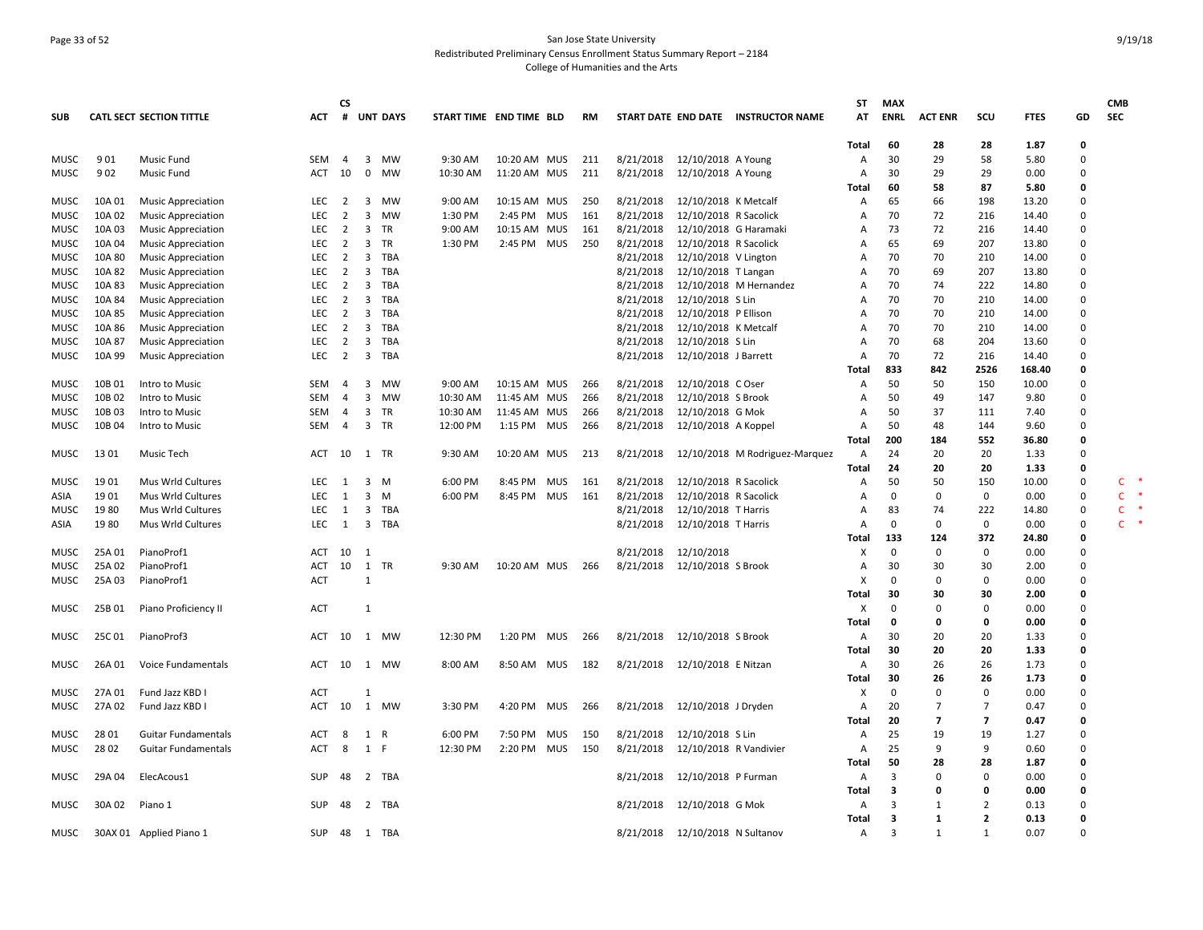San Jose State University
Redistributed Preliminary Census Enrollment Status Summary Report – 2184
College of Humanities and the Arts

| SUB | CATL SECT | SECTION TITTLE | ACT | CS # | UNT | DAYS | START TIME | END TIME | BLD | RM | START DATE | END DATE | INSTRUCTOR NAME | ST AT | MAX ENRL | ACT ENR | SCU | FTES | GD | CMB SEC |
|---|---|---|---|---|---|---|---|---|---|---|---|---|---|---|---|---|---|---|---|---|
| | | | | | | | | | | | | | | Total | 60 | 28 | 28 | 1.87 | 0 | |
| MUSC | 9 01 | Music Fund | SEM | 4 | 3 | MW | 9:30 AM | 10:20 AM | MUS | 211 | 8/21/2018 | 12/10/2018 | A Young | A | 30 | 29 | 58 | 5.80 | 0 | |
| MUSC | 9 02 | Music Fund | ACT | 10 | 0 | MW | 10:30 AM | 11:20 AM | MUS | 211 | 8/21/2018 | 12/10/2018 | A Young | A | 30 | 29 | 29 | 0.00 | 0 | |
| | | | | | | | | | | | | | | Total | 60 | 58 | 87 | 5.80 | 0 | |
| MUSC | 10A 01 | Music Appreciation | LEC | 2 | 3 | MW | 9:00 AM | 10:15 AM | MUS | 250 | 8/21/2018 | 12/10/2018 | K Metcalf | A | 65 | 66 | 198 | 13.20 | 0 | |
| MUSC | 10A 02 | Music Appreciation | LEC | 2 | 3 | MW | 1:30 PM | 2:45 PM | MUS | 161 | 8/21/2018 | 12/10/2018 | R Sacolick | A | 70 | 72 | 216 | 14.40 | 0 | |
| MUSC | 10A 03 | Music Appreciation | LEC | 2 | 3 | TR | 9:00 AM | 10:15 AM | MUS | 161 | 8/21/2018 | 12/10/2018 | G Haramaki | A | 73 | 72 | 216 | 14.40 | 0 | |
| MUSC | 10A 04 | Music Appreciation | LEC | 2 | 3 | TR | 1:30 PM | 2:45 PM | MUS | 250 | 8/21/2018 | 12/10/2018 | R Sacolick | A | 65 | 69 | 207 | 13.80 | 0 | |
| MUSC | 10A 80 | Music Appreciation | LEC | 2 | 3 | TBA | | | | | 8/21/2018 | 12/10/2018 | V Lington | A | 70 | 70 | 210 | 14.00 | 0 | |
| MUSC | 10A 82 | Music Appreciation | LEC | 2 | 3 | TBA | | | | | 8/21/2018 | 12/10/2018 | T Langan | A | 70 | 69 | 207 | 13.80 | 0 | |
| MUSC | 10A 83 | Music Appreciation | LEC | 2 | 3 | TBA | | | | | 8/21/2018 | 12/10/2018 | M Hernandez | A | 70 | 74 | 222 | 14.80 | 0 | |
| MUSC | 10A 84 | Music Appreciation | LEC | 2 | 3 | TBA | | | | | 8/21/2018 | 12/10/2018 | S Lin | A | 70 | 70 | 210 | 14.00 | 0 | |
| MUSC | 10A 85 | Music Appreciation | LEC | 2 | 3 | TBA | | | | | 8/21/2018 | 12/10/2018 | P Ellison | A | 70 | 70 | 210 | 14.00 | 0 | |
| MUSC | 10A 86 | Music Appreciation | LEC | 2 | 3 | TBA | | | | | 8/21/2018 | 12/10/2018 | K Metcalf | A | 70 | 70 | 210 | 14.00 | 0 | |
| MUSC | 10A 87 | Music Appreciation | LEC | 2 | 3 | TBA | | | | | 8/21/2018 | 12/10/2018 | S Lin | A | 70 | 68 | 204 | 13.60 | 0 | |
| MUSC | 10A 99 | Music Appreciation | LEC | 2 | 3 | TBA | | | | | 8/21/2018 | 12/10/2018 | J Barrett | A | 70 | 72 | 216 | 14.40 | 0 | |
| | | | | | | | | | | | | | | Total | 833 | 842 | 2526 | 168.40 | 0 | |
| MUSC | 10B 01 | Intro to Music | SEM | 4 | 3 | MW | 9:00 AM | 10:15 AM | MUS | 266 | 8/21/2018 | 12/10/2018 | C Oser | A | 50 | 50 | 150 | 10.00 | 0 | |
| MUSC | 10B 02 | Intro to Music | SEM | 4 | 3 | MW | 10:30 AM | 11:45 AM | MUS | 266 | 8/21/2018 | 12/10/2018 | S Brook | A | 50 | 49 | 147 | 9.80 | 0 | |
| MUSC | 10B 03 | Intro to Music | SEM | 4 | 3 | TR | 10:30 AM | 11:45 AM | MUS | 266 | 8/21/2018 | 12/10/2018 | G Mok | A | 50 | 37 | 111 | 7.40 | 0 | |
| MUSC | 10B 04 | Intro to Music | SEM | 4 | 3 | TR | 12:00 PM | 1:15 PM | MUS | 266 | 8/21/2018 | 12/10/2018 | A Koppel | A | 50 | 48 | 144 | 9.60 | 0 | |
| | | | | | | | | | | | | | | Total | 200 | 184 | 552 | 36.80 | 0 | |
| MUSC | 13 01 | Music Tech | ACT | 10 | 1 | TR | 9:30 AM | 10:20 AM | MUS | 213 | 8/21/2018 | 12/10/2018 | M Rodriguez-Marquez | A | 24 | 20 | 20 | 1.33 | 0 | |
| | | | | | | | | | | | | | | Total | 24 | 20 | 20 | 1.33 | 0 | |
| MUSC | 19 01 | Mus Wrld Cultures | LEC | 1 | 3 | M | 6:00 PM | 8:45 PM | MUS | 161 | 8/21/2018 | 12/10/2018 | R Sacolick | A | 50 | 50 | 150 | 10.00 | 0 | C * |
| ASIA | 19 01 | Mus Wrld Cultures | LEC | 1 | 3 | M | 6:00 PM | 8:45 PM | MUS | 161 | 8/21/2018 | 12/10/2018 | R Sacolick | A | 0 | 0 | 0 | 0.00 | 0 | C * |
| MUSC | 19 80 | Mus Wrld Cultures | LEC | 1 | 3 | TBA | | | | | 8/21/2018 | 12/10/2018 | T Harris | A | 83 | 74 | 222 | 14.80 | 0 | C * |
| ASIA | 19 80 | Mus Wrld Cultures | LEC | 1 | 3 | TBA | | | | | 8/21/2018 | 12/10/2018 | T Harris | A | 0 | 0 | 0 | 0.00 | 0 | C * |
| | | | | | | | | | | | | | | Total | 133 | 124 | 372 | 24.80 | 0 | |
| MUSC | 25A 01 | PianoProf1 | ACT | 10 | 1 | | | | | | 8/21/2018 | 12/10/2018 | | X | 0 | 0 | 0 | 0.00 | 0 | |
| MUSC | 25A 02 | PianoProf1 | ACT | 10 | 1 | TR | 9:30 AM | 10:20 AM | MUS | 266 | 8/21/2018 | 12/10/2018 | S Brook | A | 30 | 30 | 30 | 2.00 | 0 | |
| MUSC | 25A 03 | PianoProf1 | ACT | | 1 | | | | | | | | | X | 0 | 0 | 0 | 0.00 | 0 | |
| | | | | | | | | | | | | | | Total | 30 | 30 | 30 | 2.00 | 0 | |
| MUSC | 25B 01 | Piano Proficiency II | ACT | | 1 | | | | | | | | | X | 0 | 0 | 0 | 0.00 | 0 | |
| | | | | | | | | | | | | | | Total | 0 | 0 | 0 | 0.00 | 0 | |
| MUSC | 25C 01 | PianoProf3 | ACT | 10 | 1 | MW | 12:30 PM | 1:20 PM | MUS | 266 | 8/21/2018 | 12/10/2018 | S Brook | A | 30 | 20 | 20 | 1.33 | 0 | |
| | | | | | | | | | | | | | | Total | 30 | 20 | 20 | 1.33 | 0 | |
| MUSC | 26A 01 | Voice Fundamentals | ACT | 10 | 1 | MW | 8:00 AM | 8:50 AM | MUS | 182 | 8/21/2018 | 12/10/2018 | E Nitzan | A | 30 | 26 | 26 | 1.73 | 0 | |
| | | | | | | | | | | | | | | Total | 30 | 26 | 26 | 1.73 | 0 | |
| MUSC | 27A 01 | Fund Jazz KBD I | ACT | | 1 | | | | | | | | | X | 0 | 0 | 0 | 0.00 | 0 | |
| MUSC | 27A 02 | Fund Jazz KBD I | ACT | 10 | 1 | MW | 3:30 PM | 4:20 PM | MUS | 266 | 8/21/2018 | 12/10/2018 | J Dryden | A | 20 | 7 | 7 | 0.47 | 0 | |
| | | | | | | | | | | | | | | Total | 20 | 7 | 7 | 0.47 | 0 | |
| MUSC | 28 01 | Guitar Fundamentals | ACT | 8 | 1 | R | 6:00 PM | 7:50 PM | MUS | 150 | 8/21/2018 | 12/10/2018 | S Lin | A | 25 | 19 | 19 | 1.27 | 0 | |
| MUSC | 28 02 | Guitar Fundamentals | ACT | 8 | 1 | F | 12:30 PM | 2:20 PM | MUS | 150 | 8/21/2018 | 12/10/2018 | R Vandivier | A | 25 | 9 | 9 | 0.60 | 0 | |
| | | | | | | | | | | | | | | Total | 50 | 28 | 28 | 1.87 | 0 | |
| MUSC | 29A 04 | ElecAcous1 | SUP | 48 | 2 | TBA | | | | | 8/21/2018 | 12/10/2018 | P Furman | A | 3 | 0 | 0 | 0.00 | 0 | |
| | | | | | | | | | | | | | | Total | 3 | 0 | 0 | 0.00 | 0 | |
| MUSC | 30A 02 | Piano 1 | SUP | 48 | 2 | TBA | | | | | 8/21/2018 | 12/10/2018 | G Mok | A | 3 | 1 | 2 | 0.13 | 0 | |
| | | | | | | | | | | | | | | Total | 3 | 1 | 2 | 0.13 | 0 | |
| MUSC | 30AX 01 | Applied Piano 1 | SUP | 48 | 1 | TBA | | | | | 8/21/2018 | 12/10/2018 | N Sultanov | A | 3 | 1 | 1 | 0.07 | 0 | |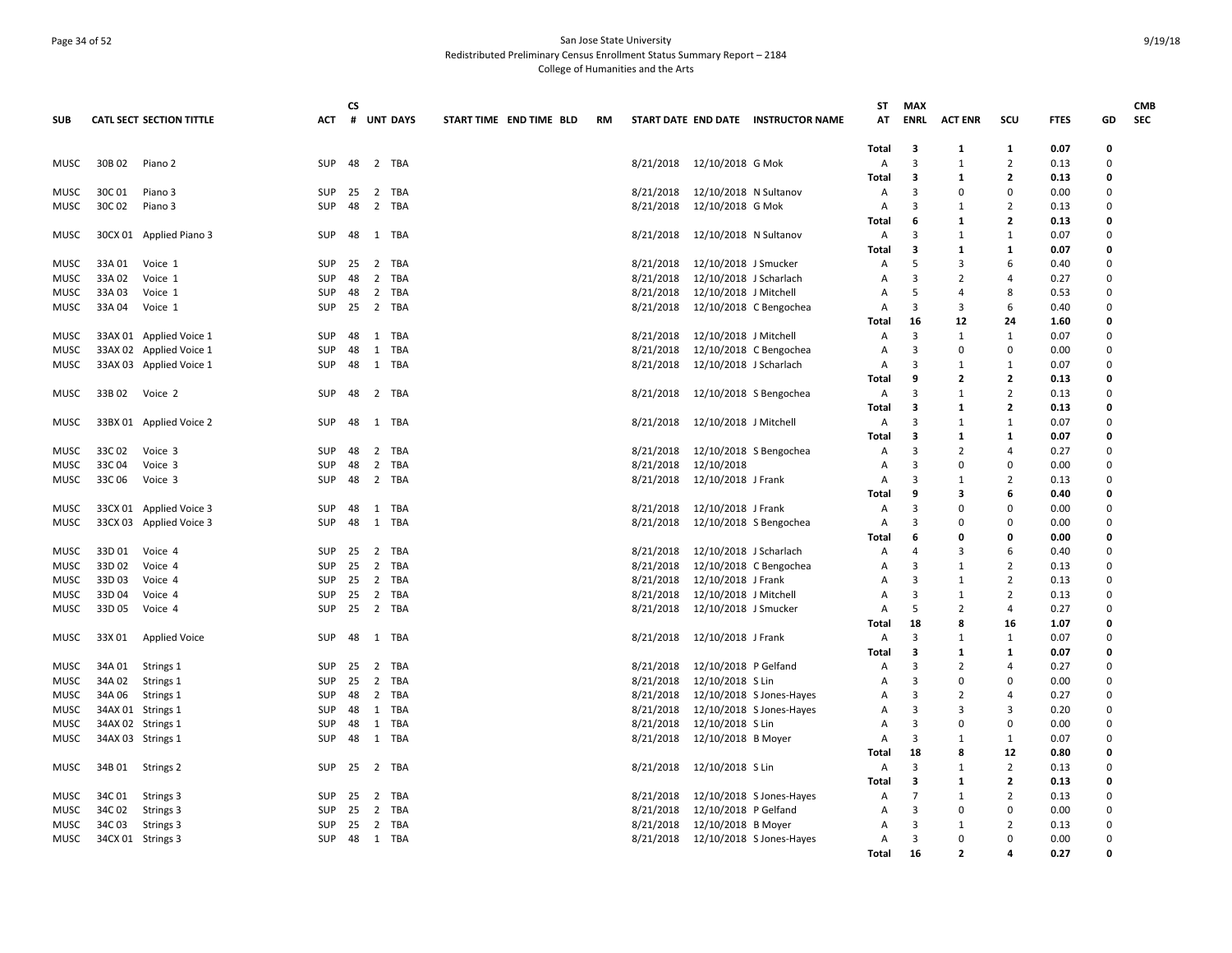San Jose State University
Redistributed Preliminary Census Enrollment Status Summary Report – 2184
College of Humanities and the Arts

| SUB | CATL | SECT | SECTION TITTLE | ACT | CS # | UNT | DAYS | START TIME | END TIME | BLD | RM | START DATE | END DATE | INSTRUCTOR NAME | ST AT | MAX ENRL | ACT ENR | SCU | FTES | GD | CMB SEC |
|---|---|---|---|---|---|---|---|---|---|---|---|---|---|---|---|---|---|---|---|---|---|
| | | | | | | | | | | | | | | | **Total** | **3** | **1** | **1** | **0.07** | **0** | |
| MUSC | 30B | 02 | Piano 2 | SUP | 48 | 2 | TBA | | | | | 8/21/2018 | 12/10/2018 | G Mok | A | 3 | 1 | 2 | 0.13 | 0 | |
| | | | | | | | | | | | | | | | **Total** | **3** | **1** | **2** | **0.13** | **0** | |
| MUSC | 30C | 01 | Piano 3 | SUP | 25 | 2 | TBA | | | | | 8/21/2018 | 12/10/2018 | N Sultanov | A | 3 | 0 | 0 | 0.00 | 0 | |
| MUSC | 30C | 02 | Piano 3 | SUP | 48 | 2 | TBA | | | | | 8/21/2018 | 12/10/2018 | G Mok | A | 3 | 1 | 2 | 0.13 | 0 | |
| | | | | | | | | | | | | | | | **Total** | **6** | **1** | **2** | **0.13** | **0** | |
| MUSC | 30CX | 01 | Applied Piano 3 | SUP | 48 | 1 | TBA | | | | | 8/21/2018 | 12/10/2018 | N Sultanov | A | 3 | 1 | 1 | 0.07 | 0 | |
| | | | | | | | | | | | | | | | **Total** | **3** | **1** | **1** | **0.07** | **0** | |
| MUSC | 33A | 01 | Voice 1 | SUP | 25 | 2 | TBA | | | | | 8/21/2018 | 12/10/2018 | J Smucker | A | 5 | 3 | 6 | 0.40 | 0 | |
| MUSC | 33A | 02 | Voice 1 | SUP | 48 | 2 | TBA | | | | | 8/21/2018 | 12/10/2018 | J Scharlach | A | 3 | 2 | 4 | 0.27 | 0 | |
| MUSC | 33A | 03 | Voice 1 | SUP | 48 | 2 | TBA | | | | | 8/21/2018 | 12/10/2018 | J Mitchell | A | 5 | 4 | 8 | 0.53 | 0 | |
| MUSC | 33A | 04 | Voice 1 | SUP | 25 | 2 | TBA | | | | | 8/21/2018 | 12/10/2018 | C Bengochea | A | 3 | 3 | 6 | 0.40 | 0 | |
| | | | | | | | | | | | | | | | **Total** | **16** | **12** | **24** | **1.60** | **0** | |
| MUSC | 33AX | 01 | Applied Voice 1 | SUP | 48 | 1 | TBA | | | | | 8/21/2018 | 12/10/2018 | J Mitchell | A | 3 | 1 | 1 | 0.07 | 0 | |
| MUSC | 33AX | 02 | Applied Voice 1 | SUP | 48 | 1 | TBA | | | | | 8/21/2018 | 12/10/2018 | C Bengochea | A | 3 | 0 | 0 | 0.00 | 0 | |
| MUSC | 33AX | 03 | Applied Voice 1 | SUP | 48 | 1 | TBA | | | | | 8/21/2018 | 12/10/2018 | J Scharlach | A | 3 | 1 | 1 | 0.07 | 0 | |
| | | | | | | | | | | | | | | | **Total** | **9** | **2** | **2** | **0.13** | **0** | |
| MUSC | 33B | 02 | Voice 2 | SUP | 48 | 2 | TBA | | | | | 8/21/2018 | 12/10/2018 | S Bengochea | A | 3 | 1 | 2 | 0.13 | 0 | |
| | | | | | | | | | | | | | | | **Total** | **3** | **1** | **2** | **0.13** | **0** | |
| MUSC | 33BX | 01 | Applied Voice 2 | SUP | 48 | 1 | TBA | | | | | 8/21/2018 | 12/10/2018 | J Mitchell | A | 3 | 1 | 1 | 0.07 | 0 | |
| | | | | | | | | | | | | | | | **Total** | **3** | **1** | **1** | **0.07** | **0** | |
| MUSC | 33C | 02 | Voice 3 | SUP | 48 | 2 | TBA | | | | | 8/21/2018 | 12/10/2018 | S Bengochea | A | 3 | 2 | 4 | 0.27 | 0 | |
| MUSC | 33C | 04 | Voice 3 | SUP | 48 | 2 | TBA | | | | | 8/21/2018 | 12/10/2018 | | A | 3 | 0 | 0 | 0.00 | 0 | |
| MUSC | 33C | 06 | Voice 3 | SUP | 48 | 2 | TBA | | | | | 8/21/2018 | 12/10/2018 | J Frank | A | 3 | 1 | 2 | 0.13 | 0 | |
| | | | | | | | | | | | | | | | **Total** | **9** | **3** | **6** | **0.40** | **0** | |
| MUSC | 33CX | 01 | Applied Voice 3 | SUP | 48 | 1 | TBA | | | | | 8/21/2018 | 12/10/2018 | J Frank | A | 3 | 0 | 0 | 0.00 | 0 | |
| MUSC | 33CX | 03 | Applied Voice 3 | SUP | 48 | 1 | TBA | | | | | 8/21/2018 | 12/10/2018 | S Bengochea | A | 3 | 0 | 0 | 0.00 | 0 | |
| | | | | | | | | | | | | | | | **Total** | **6** | **0** | **0** | **0.00** | **0** | |
| MUSC | 33D | 01 | Voice 4 | SUP | 25 | 2 | TBA | | | | | 8/21/2018 | 12/10/2018 | J Scharlach | A | 4 | 3 | 6 | 0.40 | 0 | |
| MUSC | 33D | 02 | Voice 4 | SUP | 25 | 2 | TBA | | | | | 8/21/2018 | 12/10/2018 | C Bengochea | A | 3 | 1 | 2 | 0.13 | 0 | |
| MUSC | 33D | 03 | Voice 4 | SUP | 25 | 2 | TBA | | | | | 8/21/2018 | 12/10/2018 | J Frank | A | 3 | 1 | 2 | 0.13 | 0 | |
| MUSC | 33D | 04 | Voice 4 | SUP | 25 | 2 | TBA | | | | | 8/21/2018 | 12/10/2018 | J Mitchell | A | 3 | 1 | 2 | 0.13 | 0 | |
| MUSC | 33D | 05 | Voice 4 | SUP | 25 | 2 | TBA | | | | | 8/21/2018 | 12/10/2018 | J Smucker | A | 5 | 2 | 4 | 0.27 | 0 | |
| | | | | | | | | | | | | | | | **Total** | **18** | **8** | **16** | **1.07** | **0** | |
| MUSC | 33X | 01 | Applied Voice | SUP | 48 | 1 | TBA | | | | | 8/21/2018 | 12/10/2018 | J Frank | A | 3 | 1 | 1 | 0.07 | 0 | |
| | | | | | | | | | | | | | | | **Total** | **3** | **1** | **1** | **0.07** | **0** | |
| MUSC | 34A | 01 | Strings 1 | SUP | 25 | 2 | TBA | | | | | 8/21/2018 | 12/10/2018 | P Gelfand | A | 3 | 2 | 4 | 0.27 | 0 | |
| MUSC | 34A | 02 | Strings 1 | SUP | 25 | 2 | TBA | | | | | 8/21/2018 | 12/10/2018 | S Lin | A | 3 | 0 | 0 | 0.00 | 0 | |
| MUSC | 34A | 06 | Strings 1 | SUP | 48 | 2 | TBA | | | | | 8/21/2018 | 12/10/2018 | S Jones-Hayes | A | 3 | 2 | 4 | 0.27 | 0 | |
| MUSC | 34AX | 01 | Strings 1 | SUP | 48 | 1 | TBA | | | | | 8/21/2018 | 12/10/2018 | S Jones-Hayes | A | 3 | 3 | 3 | 0.20 | 0 | |
| MUSC | 34AX | 02 | Strings 1 | SUP | 48 | 1 | TBA | | | | | 8/21/2018 | 12/10/2018 | S Lin | A | 3 | 0 | 0 | 0.00 | 0 | |
| MUSC | 34AX | 03 | Strings 1 | SUP | 48 | 1 | TBA | | | | | 8/21/2018 | 12/10/2018 | B Moyer | A | 3 | 1 | 1 | 0.07 | 0 | |
| | | | | | | | | | | | | | | | **Total** | **18** | **8** | **12** | **0.80** | **0** | |
| MUSC | 34B | 01 | Strings 2 | SUP | 25 | 2 | TBA | | | | | 8/21/2018 | 12/10/2018 | S Lin | A | 3 | 1 | 2 | 0.13 | 0 | |
| | | | | | | | | | | | | | | | **Total** | **3** | **1** | **2** | **0.13** | **0** | |
| MUSC | 34C | 01 | Strings 3 | SUP | 25 | 2 | TBA | | | | | 8/21/2018 | 12/10/2018 | S Jones-Hayes | A | 7 | 1 | 2 | 0.13 | 0 | |
| MUSC | 34C | 02 | Strings 3 | SUP | 25 | 2 | TBA | | | | | 8/21/2018 | 12/10/2018 | P Gelfand | A | 3 | 0 | 0 | 0.00 | 0 | |
| MUSC | 34C | 03 | Strings 3 | SUP | 25 | 2 | TBA | | | | | 8/21/2018 | 12/10/2018 | B Moyer | A | 3 | 1 | 2 | 0.13 | 0 | |
| MUSC | 34CX | 01 | Strings 3 | SUP | 48 | 1 | TBA | | | | | 8/21/2018 | 12/10/2018 | S Jones-Hayes | A | 3 | 0 | 0 | 0.00 | 0 | |
| | | | | | | | | | | | | | | | **Total** | **16** | **2** | **4** | **0.27** | **0** | |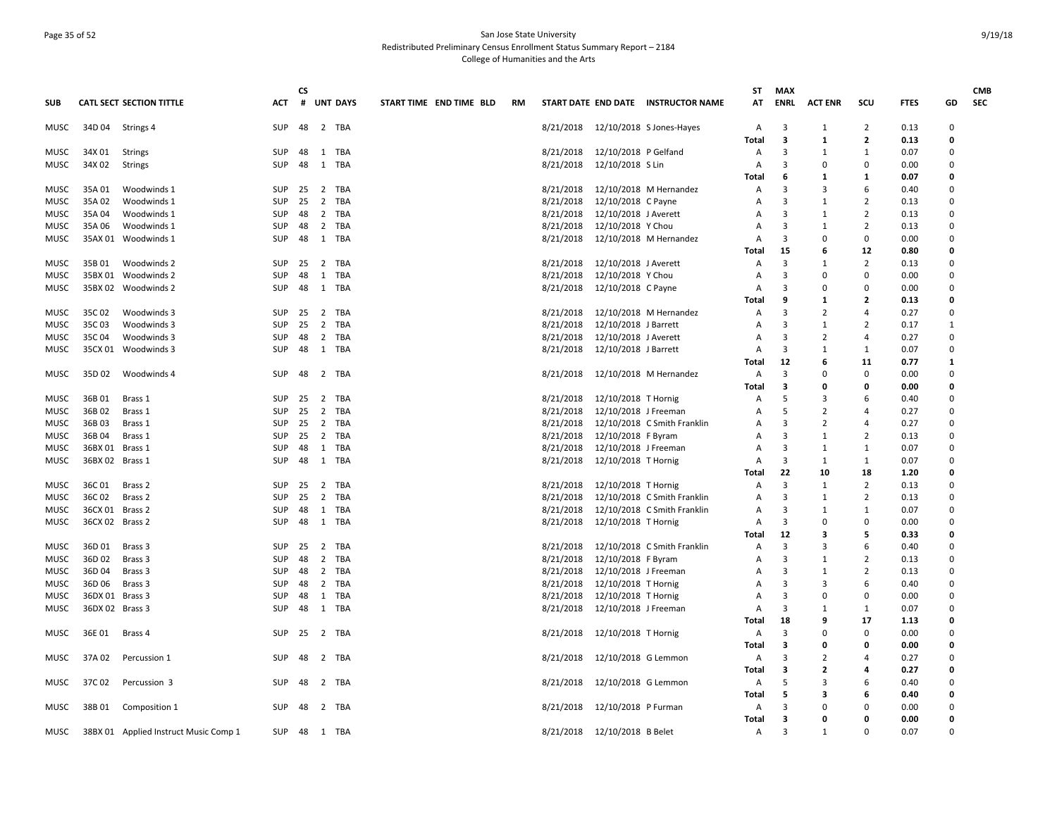San Jose State University
Redistributed Preliminary Census Enrollment Status Summary Report – 2184
College of Humanities and the Arts

| SUB | CATL SECT | SECTION TITTLE | ACT | CS # | UNT | DAYS | START TIME | END TIME | BLD | RM | START DATE | END DATE | INSTRUCTOR NAME | ST AT | MAX ENRL | ACT ENR | SCU | FTES | GD | CMB SEC |
|---|---|---|---|---|---|---|---|---|---|---|---|---|---|---|---|---|---|---|---|---|
| MUSC | 34D 04 | Strings 4 | SUP | 48 | 2 | TBA | | | | | 8/21/2018 | 12/10/2018 | S Jones-Hayes | A | 3 | 1 | 2 | 0.13 | 0 | |
| | | | | | | | | | | | | | | **Total** | **3** | **1** | **2** | **0.13** | **0** | |
| MUSC | 34X 01 | Strings | SUP | 48 | 1 | TBA | | | | | 8/21/2018 | 12/10/2018 | P Gelfand | A | 3 | 1 | 1 | 0.07 | 0 | |
| MUSC | 34X 02 | Strings | SUP | 48 | 1 | TBA | | | | | 8/21/2018 | 12/10/2018 | S Lin | A | 3 | 0 | 0 | 0.00 | 0 | |
| | | | | | | | | | | | | | | **Total** | **6** | **1** | **1** | **0.07** | **0** | |
| MUSC | 35A 01 | Woodwinds 1 | SUP | 25 | 2 | TBA | | | | | 8/21/2018 | 12/10/2018 | M Hernandez | A | 3 | 3 | 6 | 0.40 | 0 | |
| MUSC | 35A 02 | Woodwinds 1 | SUP | 25 | 2 | TBA | | | | | 8/21/2018 | 12/10/2018 | C Payne | A | 3 | 1 | 2 | 0.13 | 0 | |
| MUSC | 35A 04 | Woodwinds 1 | SUP | 48 | 2 | TBA | | | | | 8/21/2018 | 12/10/2018 | J Averett | A | 3 | 1 | 2 | 0.13 | 0 | |
| MUSC | 35A 06 | Woodwinds 1 | SUP | 48 | 2 | TBA | | | | | 8/21/2018 | 12/10/2018 | Y Chou | A | 3 | 1 | 2 | 0.13 | 0 | |
| MUSC | 35AX 01 | Woodwinds 1 | SUP | 48 | 1 | TBA | | | | | 8/21/2018 | 12/10/2018 | M Hernandez | A | 3 | 0 | 0 | 0.00 | 0 | |
| | | | | | | | | | | | | | | **Total** | **15** | **6** | **12** | **0.80** | **0** | |
| MUSC | 35B 01 | Woodwinds 2 | SUP | 25 | 2 | TBA | | | | | 8/21/2018 | 12/10/2018 | J Averett | A | 3 | 1 | 2 | 0.13 | 0 | |
| MUSC | 35BX 01 | Woodwinds 2 | SUP | 48 | 1 | TBA | | | | | 8/21/2018 | 12/10/2018 | Y Chou | A | 3 | 0 | 0 | 0.00 | 0 | |
| MUSC | 35BX 02 | Woodwinds 2 | SUP | 48 | 1 | TBA | | | | | 8/21/2018 | 12/10/2018 | C Payne | A | 3 | 0 | 0 | 0.00 | 0 | |
| | | | | | | | | | | | | | | **Total** | **9** | **1** | **2** | **0.13** | **0** | |
| MUSC | 35C 02 | Woodwinds 3 | SUP | 25 | 2 | TBA | | | | | 8/21/2018 | 12/10/2018 | M Hernandez | A | 3 | 2 | 4 | 0.27 | 0 | |
| MUSC | 35C 03 | Woodwinds 3 | SUP | 25 | 2 | TBA | | | | | 8/21/2018 | 12/10/2018 | J Barrett | A | 3 | 1 | 2 | 0.17 | 1 | |
| MUSC | 35C 04 | Woodwinds 3 | SUP | 48 | 2 | TBA | | | | | 8/21/2018 | 12/10/2018 | J Averett | A | 3 | 2 | 4 | 0.27 | 0 | |
| MUSC | 35CX 01 | Woodwinds 3 | SUP | 48 | 1 | TBA | | | | | 8/21/2018 | 12/10/2018 | J Barrett | A | 3 | 1 | 1 | 0.07 | 0 | |
| | | | | | | | | | | | | | | **Total** | **12** | **6** | **11** | **0.77** | **1** | |
| MUSC | 35D 02 | Woodwinds 4 | SUP | 48 | 2 | TBA | | | | | 8/21/2018 | 12/10/2018 | M Hernandez | A | 3 | 0 | 0 | 0.00 | 0 | |
| | | | | | | | | | | | | | | **Total** | **3** | **0** | **0** | **0.00** | **0** | |
| MUSC | 36B 01 | Brass 1 | SUP | 25 | 2 | TBA | | | | | 8/21/2018 | 12/10/2018 | T Hornig | A | 5 | 3 | 6 | 0.40 | 0 | |
| MUSC | 36B 02 | Brass 1 | SUP | 25 | 2 | TBA | | | | | 8/21/2018 | 12/10/2018 | J Freeman | A | 5 | 2 | 4 | 0.27 | 0 | |
| MUSC | 36B 03 | Brass 1 | SUP | 25 | 2 | TBA | | | | | 8/21/2018 | 12/10/2018 | C Smith Franklin | A | 3 | 2 | 4 | 0.27 | 0 | |
| MUSC | 36B 04 | Brass 1 | SUP | 25 | 2 | TBA | | | | | 8/21/2018 | 12/10/2018 | F Byram | A | 3 | 1 | 2 | 0.13 | 0 | |
| MUSC | 36BX 01 | Brass 1 | SUP | 48 | 1 | TBA | | | | | 8/21/2018 | 12/10/2018 | J Freeman | A | 3 | 1 | 1 | 0.07 | 0 | |
| MUSC | 36BX 02 | Brass 1 | SUP | 48 | 1 | TBA | | | | | 8/21/2018 | 12/10/2018 | T Hornig | A | 3 | 1 | 1 | 0.07 | 0 | |
| | | | | | | | | | | | | | | **Total** | **22** | **10** | **18** | **1.20** | **0** | |
| MUSC | 36C 01 | Brass 2 | SUP | 25 | 2 | TBA | | | | | 8/21/2018 | 12/10/2018 | T Hornig | A | 3 | 1 | 2 | 0.13 | 0 | |
| MUSC | 36C 02 | Brass 2 | SUP | 25 | 2 | TBA | | | | | 8/21/2018 | 12/10/2018 | C Smith Franklin | A | 3 | 1 | 2 | 0.13 | 0 | |
| MUSC | 36CX 01 | Brass 2 | SUP | 48 | 1 | TBA | | | | | 8/21/2018 | 12/10/2018 | C Smith Franklin | A | 3 | 1 | 1 | 0.07 | 0 | |
| MUSC | 36CX 02 | Brass 2 | SUP | 48 | 1 | TBA | | | | | 8/21/2018 | 12/10/2018 | T Hornig | A | 3 | 0 | 0 | 0.00 | 0 | |
| | | | | | | | | | | | | | | **Total** | **12** | **3** | **5** | **0.33** | **0** | |
| MUSC | 36D 01 | Brass 3 | SUP | 25 | 2 | TBA | | | | | 8/21/2018 | 12/10/2018 | C Smith Franklin | A | 3 | 3 | 6 | 0.40 | 0 | |
| MUSC | 36D 02 | Brass 3 | SUP | 48 | 2 | TBA | | | | | 8/21/2018 | 12/10/2018 | F Byram | A | 3 | 1 | 2 | 0.13 | 0 | |
| MUSC | 36D 04 | Brass 3 | SUP | 48 | 2 | TBA | | | | | 8/21/2018 | 12/10/2018 | J Freeman | A | 3 | 1 | 2 | 0.13 | 0 | |
| MUSC | 36D 06 | Brass 3 | SUP | 48 | 2 | TBA | | | | | 8/21/2018 | 12/10/2018 | T Hornig | A | 3 | 3 | 6 | 0.40 | 0 | |
| MUSC | 36DX 01 | Brass 3 | SUP | 48 | 1 | TBA | | | | | 8/21/2018 | 12/10/2018 | T Hornig | A | 3 | 0 | 0 | 0.00 | 0 | |
| MUSC | 36DX 02 | Brass 3 | SUP | 48 | 1 | TBA | | | | | 8/21/2018 | 12/10/2018 | J Freeman | A | 3 | 1 | 1 | 0.07 | 0 | |
| | | | | | | | | | | | | | | **Total** | **18** | **9** | **17** | **1.13** | **0** | |
| MUSC | 36E 01 | Brass 4 | SUP | 25 | 2 | TBA | | | | | 8/21/2018 | 12/10/2018 | T Hornig | A | 3 | 0 | 0 | 0.00 | 0 | |
| | | | | | | | | | | | | | | **Total** | **3** | **0** | **0** | **0.00** | **0** | |
| MUSC | 37A 02 | Percussion 1 | SUP | 48 | 2 | TBA | | | | | 8/21/2018 | 12/10/2018 | G Lemmon | A | 3 | 2 | 4 | 0.27 | 0 | |
| | | | | | | | | | | | | | | **Total** | **3** | **2** | **4** | **0.27** | **0** | |
| MUSC | 37C 02 | Percussion 3 | SUP | 48 | 2 | TBA | | | | | 8/21/2018 | 12/10/2018 | G Lemmon | A | 5 | 3 | 6 | 0.40 | 0 | |
| | | | | | | | | | | | | | | **Total** | **5** | **3** | **6** | **0.40** | **0** | |
| MUSC | 38B 01 | Composition 1 | SUP | 48 | 2 | TBA | | | | | 8/21/2018 | 12/10/2018 | P Furman | A | 3 | 0 | 0 | 0.00 | 0 | |
| | | | | | | | | | | | | | | **Total** | **3** | **0** | **0** | **0.00** | **0** | |
| MUSC | 38BX 01 | Applied Instruct Music Comp 1 | SUP | 48 | 1 | TBA | | | | | 8/21/2018 | 12/10/2018 | B Belet | A | 3 | 1 | 0 | 0.07 | 0 | |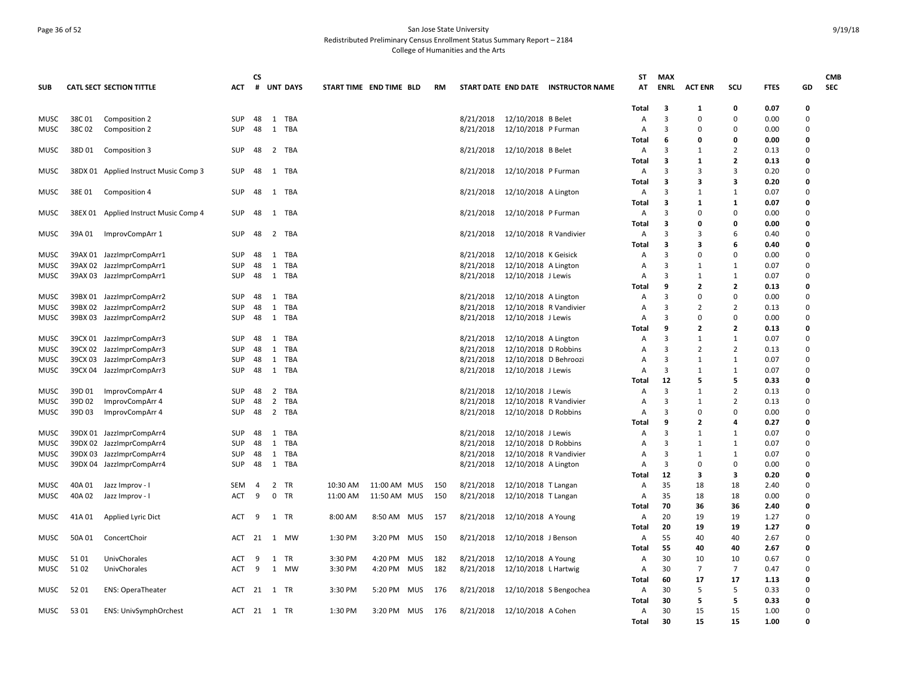San Jose State University
Redistributed Preliminary Census Enrollment Status Summary Report – 2184
College of Humanities and the Arts

9/19/18

| SUB | CATL | SECT | SECTION TITTLE | ACT | CS # | UNT | DAYS | START TIME | END TIME | BLD | RM | START DATE | END DATE | INSTRUCTOR NAME | ST AT | MAX ENRL | ACT ENR | SCU | FTES | GD | CMB SEC |
|---|---|---|---|---|---|---|---|---|---|---|---|---|---|---|---|---|---|---|---|---|---|
| | | | | | | | | | | | | | | | Total | 3 | 1 | 0 | 0.07 | 0 | |
| MUSC | 38C | 01 | Composition 2 | SUP | 48 | 1 | TBA | | | | | 8/21/2018 | 12/10/2018 | B Belet | A | 3 | 0 | 0 | 0.00 | 0 | |
| MUSC | 38C | 02 | Composition 2 | SUP | 48 | 1 | TBA | | | | | 8/21/2018 | 12/10/2018 | P Furman | A | 3 | 0 | 0 | 0.00 | 0 | |
| | | | | | | | | | | | | | | | Total | 6 | 0 | 0 | 0.00 | 0 | |
| MUSC | 38D | 01 | Composition 3 | SUP | 48 | 2 | TBA | | | | | 8/21/2018 | 12/10/2018 | B Belet | A | 3 | 1 | 2 | 0.13 | 0 | |
| | | | | | | | | | | | | | | | Total | 3 | 1 | 2 | 0.13 | 0 | |
| MUSC | 38DX | 01 | Applied Instruct Music Comp 3 | SUP | 48 | 1 | TBA | | | | | 8/21/2018 | 12/10/2018 | P Furman | A | 3 | 3 | 3 | 0.20 | 0 | |
| | | | | | | | | | | | | | | | Total | 3 | 3 | 3 | 0.20 | 0 | |
| MUSC | 38E | 01 | Composition 4 | SUP | 48 | 1 | TBA | | | | | 8/21/2018 | 12/10/2018 | A Lington | A | 3 | 1 | 1 | 0.07 | 0 | |
| | | | | | | | | | | | | | | | Total | 3 | 1 | 1 | 0.07 | 0 | |
| MUSC | 38EX | 01 | Applied Instruct Music Comp 4 | SUP | 48 | 1 | TBA | | | | | 8/21/2018 | 12/10/2018 | P Furman | A | 3 | 0 | 0 | 0.00 | 0 | |
| | | | | | | | | | | | | | | | Total | 3 | 0 | 0 | 0.00 | 0 | |
| MUSC | 39A | 01 | ImprovCompArr 1 | SUP | 48 | 2 | TBA | | | | | 8/21/2018 | 12/10/2018 | R Vandivier | A | 3 | 3 | 6 | 0.40 | 0 | |
| | | | | | | | | | | | | | | | Total | 3 | 3 | 6 | 0.40 | 0 | |
| MUSC | 39AX | 01 | JazzImprCompArr1 | SUP | 48 | 1 | TBA | | | | | 8/21/2018 | 12/10/2018 | K Geisick | A | 3 | 0 | 0 | 0.00 | 0 | |
| MUSC | 39AX | 02 | JazzImprCompArr1 | SUP | 48 | 1 | TBA | | | | | 8/21/2018 | 12/10/2018 | A Lington | A | 3 | 1 | 1 | 0.07 | 0 | |
| MUSC | 39AX | 03 | JazzImprCompArr1 | SUP | 48 | 1 | TBA | | | | | 8/21/2018 | 12/10/2018 | J Lewis | A | 3 | 1 | 1 | 0.07 | 0 | |
| | | | | | | | | | | | | | | | Total | 9 | 2 | 2 | 0.13 | 0 | |
| MUSC | 39BX | 01 | JazzImprCompArr2 | SUP | 48 | 1 | TBA | | | | | 8/21/2018 | 12/10/2018 | A Lington | A | 3 | 0 | 0 | 0.00 | 0 | |
| MUSC | 39BX | 02 | JazzImprCompArr2 | SUP | 48 | 1 | TBA | | | | | 8/21/2018 | 12/10/2018 | R Vandivier | A | 3 | 2 | 2 | 0.13 | 0 | |
| MUSC | 39BX | 03 | JazzImprCompArr2 | SUP | 48 | 1 | TBA | | | | | 8/21/2018 | 12/10/2018 | J Lewis | A | 3 | 0 | 0 | 0.00 | 0 | |
| | | | | | | | | | | | | | | | Total | 9 | 2 | 2 | 0.13 | 0 | |
| MUSC | 39CX | 01 | JazzImprCompArr3 | SUP | 48 | 1 | TBA | | | | | 8/21/2018 | 12/10/2018 | A Lington | A | 3 | 1 | 1 | 0.07 | 0 | |
| MUSC | 39CX | 02 | JazzImprCompArr3 | SUP | 48 | 1 | TBA | | | | | 8/21/2018 | 12/10/2018 | D Robbins | A | 3 | 2 | 2 | 0.13 | 0 | |
| MUSC | 39CX | 03 | JazzImprCompArr3 | SUP | 48 | 1 | TBA | | | | | 8/21/2018 | 12/10/2018 | D Behroozi | A | 3 | 1 | 1 | 0.07 | 0 | |
| MUSC | 39CX | 04 | JazzImprCompArr3 | SUP | 48 | 1 | TBA | | | | | 8/21/2018 | 12/10/2018 | J Lewis | A | 3 | 1 | 1 | 0.07 | 0 | |
| | | | | | | | | | | | | | | | Total | 12 | 5 | 5 | 0.33 | 0 | |
| MUSC | 39D | 01 | ImprovCompArr 4 | SUP | 48 | 2 | TBA | | | | | 8/21/2018 | 12/10/2018 | J Lewis | A | 3 | 1 | 2 | 0.13 | 0 | |
| MUSC | 39D | 02 | ImprovCompArr 4 | SUP | 48 | 2 | TBA | | | | | 8/21/2018 | 12/10/2018 | R Vandivier | A | 3 | 1 | 2 | 0.13 | 0 | |
| MUSC | 39D | 03 | ImprovCompArr 4 | SUP | 48 | 2 | TBA | | | | | 8/21/2018 | 12/10/2018 | D Robbins | A | 3 | 0 | 0 | 0.00 | 0 | |
| | | | | | | | | | | | | | | | Total | 9 | 2 | 4 | 0.27 | 0 | |
| MUSC | 39DX | 01 | JazzImprCompArr4 | SUP | 48 | 1 | TBA | | | | | 8/21/2018 | 12/10/2018 | J Lewis | A | 3 | 1 | 1 | 0.07 | 0 | |
| MUSC | 39DX | 02 | JazzImprCompArr4 | SUP | 48 | 1 | TBA | | | | | 8/21/2018 | 12/10/2018 | D Robbins | A | 3 | 1 | 1 | 0.07 | 0 | |
| MUSC | 39DX | 03 | JazzImprCompArr4 | SUP | 48 | 1 | TBA | | | | | 8/21/2018 | 12/10/2018 | R Vandivier | A | 3 | 1 | 1 | 0.07 | 0 | |
| MUSC | 39DX | 04 | JazzImprCompArr4 | SUP | 48 | 1 | TBA | | | | | 8/21/2018 | 12/10/2018 | A Lington | A | 3 | 0 | 0 | 0.00 | 0 | |
| | | | | | | | | | | | | | | | Total | 12 | 3 | 3 | 0.20 | 0 | |
| MUSC | 40A | 01 | Jazz Improv - I | SEM | 4 | 2 | TR | 10:30 AM | 11:00 AM | MUS | 150 | 8/21/2018 | 12/10/2018 | T Langan | A | 35 | 18 | 18 | 2.40 | 0 | |
| MUSC | 40A | 02 | Jazz Improv - I | ACT | 9 | 0 | TR | 11:00 AM | 11:50 AM | MUS | 150 | 8/21/2018 | 12/10/2018 | T Langan | A | 35 | 18 | 18 | 0.00 | 0 | |
| | | | | | | | | | | | | | | | Total | 70 | 36 | 36 | 2.40 | 0 | |
| MUSC | 41A | 01 | Applied Lyric Dict | ACT | 9 | 1 | TR | 8:00 AM | 8:50 AM | MUS | 157 | 8/21/2018 | 12/10/2018 | A Young | A | 20 | 19 | 19 | 1.27 | 0 | |
| | | | | | | | | | | | | | | | Total | 20 | 19 | 19 | 1.27 | 0 | |
| MUSC | 50A | 01 | ConcertChoir | ACT | 21 | 1 | MW | 1:30 PM | 3:20 PM | MUS | 150 | 8/21/2018 | 12/10/2018 | J Benson | A | 55 | 40 | 40 | 2.67 | 0 | |
| | | | | | | | | | | | | | | | Total | 55 | 40 | 40 | 2.67 | 0 | |
| MUSC | 51 | 01 | UnivChorales | ACT | 9 | 1 | TR | 3:30 PM | 4:20 PM | MUS | 182 | 8/21/2018 | 12/10/2018 | A Young | A | 30 | 10 | 10 | 0.67 | 0 | |
| MUSC | 51 | 02 | UnivChorales | ACT | 9 | 1 | MW | 3:30 PM | 4:20 PM | MUS | 182 | 8/21/2018 | 12/10/2018 | L Hartwig | A | 30 | 7 | 7 | 0.47 | 0 | |
| | | | | | | | | | | | | | | | Total | 60 | 17 | 17 | 1.13 | 0 | |
| MUSC | 52 | 01 | ENS: OperaTheater | ACT | 21 | 1 | TR | 3:30 PM | 5:20 PM | MUS | 176 | 8/21/2018 | 12/10/2018 | S Bengochea | A | 30 | 5 | 5 | 0.33 | 0 | |
| | | | | | | | | | | | | | | | Total | 30 | 5 | 5 | 0.33 | 0 | |
| MUSC | 53 | 01 | ENS: UnivSymphOrchest | ACT | 21 | 1 | TR | 1:30 PM | 3:20 PM | MUS | 176 | 8/21/2018 | 12/10/2018 | A Cohen | A | 30 | 15 | 15 | 1.00 | 0 | |
| | | | | | | | | | | | | | | | Total | 30 | 15 | 15 | 1.00 | 0 | |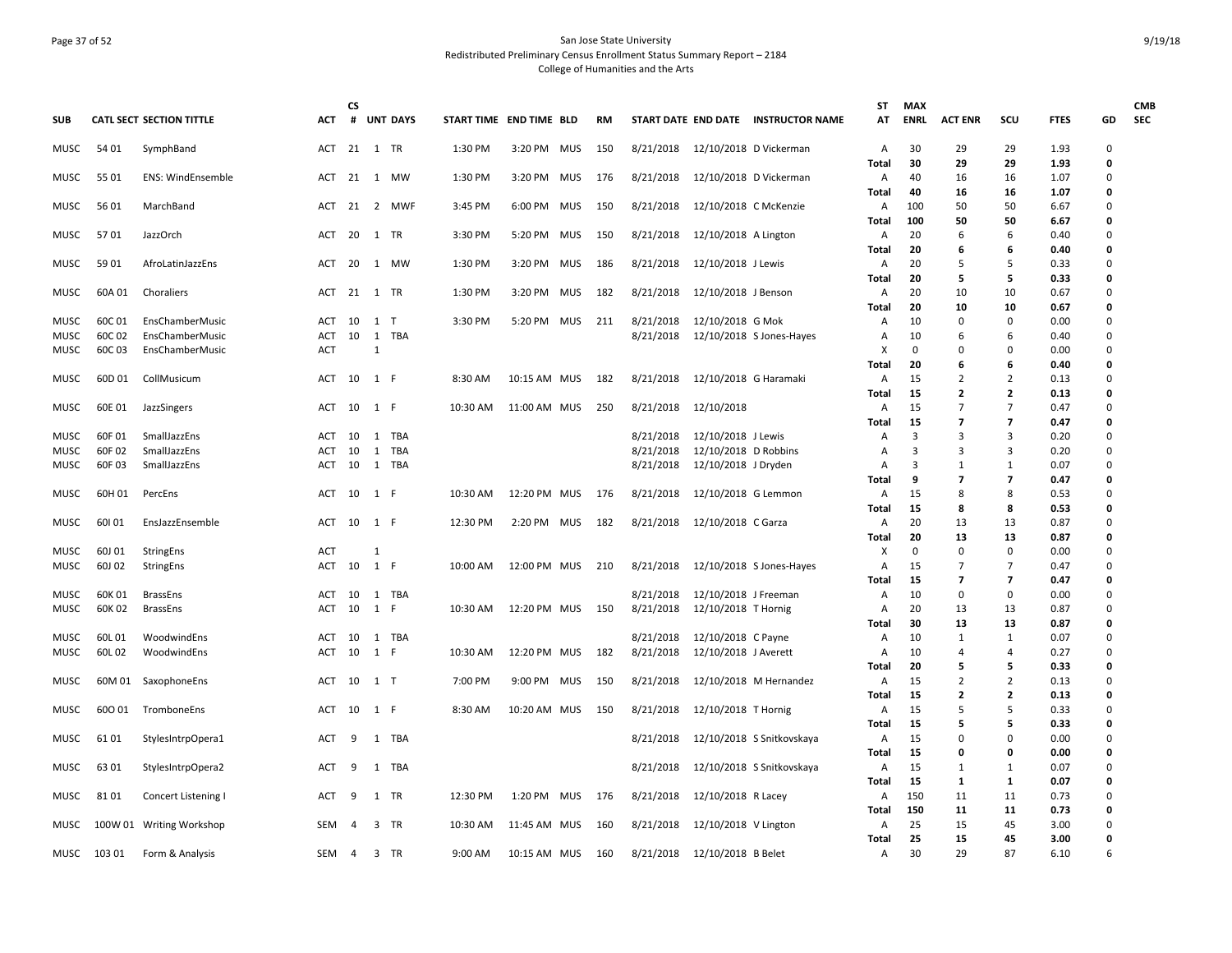San Jose State University
Redistributed Preliminary Census Enrollment Status Summary Report – 2184
College of Humanities and the Arts

| SUB | CATL SECT | SECTION TITTLE | ACT | CS # | UNT | DAYS | START TIME | END TIME | BLD | RM | START DATE | END DATE | INSTRUCTOR NAME | ST AT | MAX ENRL | ACT ENR | SCU | FTES | GD | CMB SEC |
|---|---|---|---|---|---|---|---|---|---|---|---|---|---|---|---|---|---|---|---|---|
| MUSC | 54 01 | SymphBand | ACT | 21 | 1 | TR | 1:30 PM | 3:20 PM | MUS | 150 | 8/21/2018 | 12/10/2018 | D Vickerman | A | 30 | 29 | 29 | 1.93 | 0 | |
| | | | | | | | | | | | | | | **Total** | **30** | **29** | **29** | **1.93** | **0** | |
| MUSC | 55 01 | ENS: WindEnsemble | ACT | 21 | 1 | MW | 1:30 PM | 3:20 PM | MUS | 176 | 8/21/2018 | 12/10/2018 | D Vickerman | A | 40 | 16 | 16 | 1.07 | 0 | |
| | | | | | | | | | | | | | | **Total** | **40** | **16** | **16** | **1.07** | **0** | |
| MUSC | 56 01 | MarchBand | ACT | 21 | 2 | MWF | 3:45 PM | 6:00 PM | MUS | 150 | 8/21/2018 | 12/10/2018 | C McKenzie | A | 100 | 50 | 50 | 6.67 | 0 | |
| | | | | | | | | | | | | | | **Total** | **100** | **50** | **50** | **6.67** | **0** | |
| MUSC | 57 01 | JazzOrch | ACT | 20 | 1 | TR | 3:30 PM | 5:20 PM | MUS | 150 | 8/21/2018 | 12/10/2018 | A Lington | A | 20 | 6 | 6 | 0.40 | 0 | |
| | | | | | | | | | | | | | | **Total** | **20** | **6** | **6** | **0.40** | **0** | |
| MUSC | 59 01 | AfroLatinJazzEns | ACT | 20 | 1 | MW | 1:30 PM | 3:20 PM | MUS | 186 | 8/21/2018 | 12/10/2018 | J Lewis | A | 20 | 5 | 5 | 0.33 | 0 | |
| | | | | | | | | | | | | | | **Total** | **20** | **5** | **5** | **0.33** | **0** | |
| MUSC | 60A 01 | Choraliers | ACT | 21 | 1 | TR | 1:30 PM | 3:20 PM | MUS | 182 | 8/21/2018 | 12/10/2018 | J Benson | A | 20 | 10 | 10 | 0.67 | 0 | |
| | | | | | | | | | | | | | | **Total** | **20** | **10** | **10** | **0.67** | **0** | |
| MUSC | 60C 01 | EnsChamberMusic | ACT | 10 | 1 | T | 3:30 PM | 5:20 PM | MUS | 211 | 8/21/2018 | 12/10/2018 | G Mok | A | 10 | 0 | 0 | 0.00 | 0 | |
| MUSC | 60C 02 | EnsChamberMusic | ACT | 10 | 1 | TBA | | | | | 8/21/2018 | 12/10/2018 | S Jones-Hayes | A | 10 | 6 | 6 | 0.40 | 0 | |
| MUSC | 60C 03 | EnsChamberMusic | ACT | | 1 | | | | | | | | | X | 0 | 0 | 0 | 0.00 | 0 | |
| | | | | | | | | | | | | | | **Total** | **20** | **6** | **6** | **0.40** | **0** | |
| MUSC | 60D 01 | CollMusicum | ACT | 10 | 1 | F | 8:30 AM | 10:15 AM | MUS | 182 | 8/21/2018 | 12/10/2018 | G Haramaki | A | 15 | 2 | 2 | 0.13 | 0 | |
| | | | | | | | | | | | | | | **Total** | **15** | **2** | **2** | **0.13** | **0** | |
| MUSC | 60E 01 | JazzSingers | ACT | 10 | 1 | F | 10:30 AM | 11:00 AM | MUS | 250 | 8/21/2018 | 12/10/2018 | | A | 15 | 7 | 7 | 0.47 | 0 | |
| | | | | | | | | | | | | | | **Total** | **15** | **7** | **7** | **0.47** | **0** | |
| MUSC | 60F 01 | SmallJazzEns | ACT | 10 | 1 | TBA | | | | | 8/21/2018 | 12/10/2018 | J Lewis | A | 3 | 3 | 3 | 0.20 | 0 | |
| MUSC | 60F 02 | SmallJazzEns | ACT | 10 | 1 | TBA | | | | | 8/21/2018 | 12/10/2018 | D Robbins | A | 3 | 3 | 3 | 0.20 | 0 | |
| MUSC | 60F 03 | SmallJazzEns | ACT | 10 | 1 | TBA | | | | | 8/21/2018 | 12/10/2018 | J Dryden | A | 3 | 1 | 1 | 0.07 | 0 | |
| | | | | | | | | | | | | | | **Total** | **9** | **7** | **7** | **0.47** | **0** | |
| MUSC | 60H 01 | PercEns | ACT | 10 | 1 | F | 10:30 AM | 12:20 PM | MUS | 176 | 8/21/2018 | 12/10/2018 | G Lemmon | A | 15 | 8 | 8 | 0.53 | 0 | |
| | | | | | | | | | | | | | | **Total** | **15** | **8** | **8** | **0.53** | **0** | |
| MUSC | 60I 01 | EnsJazzEnsemble | ACT | 10 | 1 | F | 12:30 PM | 2:20 PM | MUS | 182 | 8/21/2018 | 12/10/2018 | C Garza | A | 20 | 13 | 13 | 0.87 | 0 | |
| | | | | | | | | | | | | | | **Total** | **20** | **13** | **13** | **0.87** | **0** | |
| MUSC | 60J 01 | StringEns | ACT | | 1 | | | | | | | | | X | 0 | 0 | 0 | 0.00 | 0 | |
| MUSC | 60J 02 | StringEns | ACT | 10 | 1 | F | 10:00 AM | 12:00 PM | MUS | 210 | 8/21/2018 | 12/10/2018 | S Jones-Hayes | A | 15 | 7 | 7 | 0.47 | 0 | |
| | | | | | | | | | | | | | | **Total** | **15** | **7** | **7** | **0.47** | **0** | |
| MUSC | 60K 01 | BrassEns | ACT | 10 | 1 | TBA | | | | | 8/21/2018 | 12/10/2018 | J Freeman | A | 10 | 0 | 0 | 0.00 | 0 | |
| MUSC | 60K 02 | BrassEns | ACT | 10 | 1 | F | 10:30 AM | 12:20 PM | MUS | 150 | 8/21/2018 | 12/10/2018 | T Hornig | A | 20 | 13 | 13 | 0.87 | 0 | |
| | | | | | | | | | | | | | | **Total** | **30** | **13** | **13** | **0.87** | **0** | |
| MUSC | 60L 01 | WoodwindEns | ACT | 10 | 1 | TBA | | | | | 8/21/2018 | 12/10/2018 | C Payne | A | 10 | 1 | 1 | 0.07 | 0 | |
| MUSC | 60L 02 | WoodwindEns | ACT | 10 | 1 | F | 10:30 AM | 12:20 PM | MUS | 182 | 8/21/2018 | 12/10/2018 | J Averett | A | 10 | 4 | 4 | 0.27 | 0 | |
| | | | | | | | | | | | | | | **Total** | **20** | **5** | **5** | **0.33** | **0** | |
| MUSC | 60M 01 | SaxophoneEns | ACT | 10 | 1 | T | 7:00 PM | 9:00 PM | MUS | 150 | 8/21/2018 | 12/10/2018 | M Hernandez | A | 15 | 2 | 2 | 0.13 | 0 | |
| | | | | | | | | | | | | | | **Total** | **15** | **2** | **2** | **0.13** | **0** | |
| MUSC | 60O 01 | TromboneEns | ACT | 10 | 1 | F | 8:30 AM | 10:20 AM | MUS | 150 | 8/21/2018 | 12/10/2018 | T Hornig | A | 15 | 5 | 5 | 0.33 | 0 | |
| | | | | | | | | | | | | | | **Total** | **15** | **5** | **5** | **0.33** | **0** | |
| MUSC | 61 01 | StylesIntrpOpera1 | ACT | 9 | 1 | TBA | | | | | 8/21/2018 | 12/10/2018 | S Snitkovskaya | A | 15 | 0 | 0 | 0.00 | 0 | |
| | | | | | | | | | | | | | | **Total** | **15** | **0** | **0** | **0.00** | **0** | |
| MUSC | 63 01 | StylesIntrpOpera2 | ACT | 9 | 1 | TBA | | | | | 8/21/2018 | 12/10/2018 | S Snitkovskaya | A | 15 | 1 | 1 | 0.07 | 0 | |
| | | | | | | | | | | | | | | **Total** | **15** | **1** | **1** | **0.07** | **0** | |
| MUSC | 81 01 | Concert Listening I | ACT | 9 | 1 | TR | 12:30 PM | 1:20 PM | MUS | 176 | 8/21/2018 | 12/10/2018 | R Lacey | A | 150 | 11 | 11 | 0.73 | 0 | |
| | | | | | | | | | | | | | | **Total** | **150** | **11** | **11** | **0.73** | **0** | |
| MUSC | 100W 01 | Writing Workshop | SEM | 4 | 3 | TR | 10:30 AM | 11:45 AM | MUS | 160 | 8/21/2018 | 12/10/2018 | V Lington | A | 25 | 15 | 45 | 3.00 | 0 | |
| | | | | | | | | | | | | | | **Total** | **25** | **15** | **45** | **3.00** | **0** | |
| MUSC | 103 01 | Form & Analysis | SEM | 4 | 3 | TR | 9:00 AM | 10:15 AM | MUS | 160 | 8/21/2018 | 12/10/2018 | B Belet | A | 30 | 29 | 87 | 6.10 | 6 | |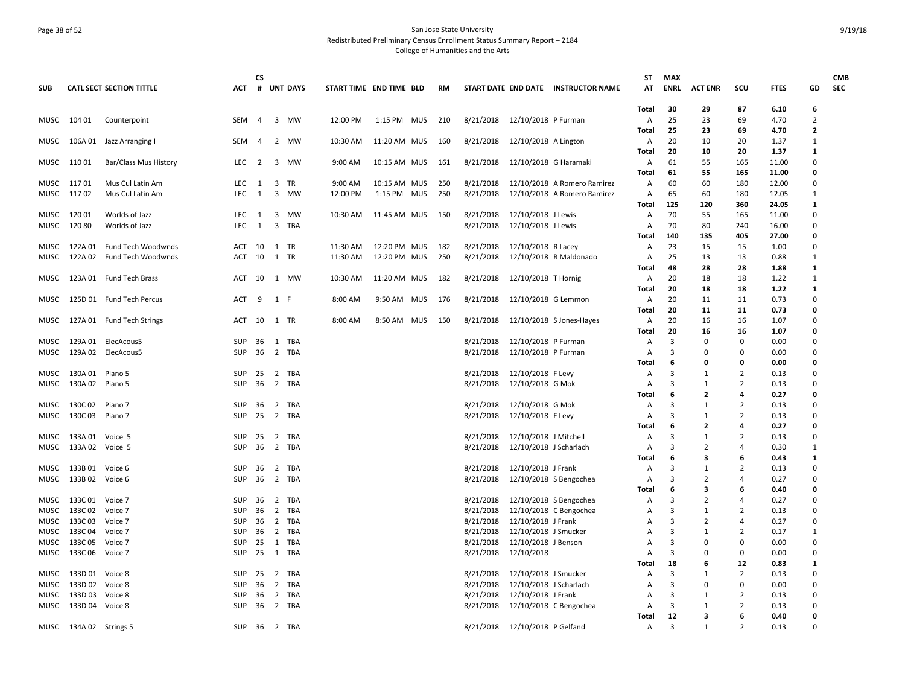| SUB | CATL | SECT | SECTION TITTLE | ACT | CS # | UNT | DAYS | START TIME | END TIME | BLD | RM | START DATE | END DATE | INSTRUCTOR NAME | ST AT | MAX ENRL | ACT ENR | SCU | FTES | GD | CMB SEC |
|---|---|---|---|---|---|---|---|---|---|---|---|---|---|---|---|---|---|---|---|---|---|
| | | | | | | | | | | | | | | | Total | 30 | 29 | 87 | 6.10 | 6 | |
| MUSC | 104 | 01 | Counterpoint | SEM | 4 | 3 | MW | 12:00 PM | 1:15 PM | MUS | 210 | 8/21/2018 | 12/10/2018 | P Furman | A | 25 | 23 | 69 | 4.70 | 2 | |
| | | | | | | | | | | | | | | | Total | 25 | 23 | 69 | 4.70 | 2 | |
| MUSC | 106A | 01 | Jazz Arranging I | SEM | 4 | 2 | MW | 10:30 AM | 11:20 AM | MUS | 160 | 8/21/2018 | 12/10/2018 | A Lington | A | 20 | 10 | 20 | 1.37 | 1 | |
| | | | | | | | | | | | | | | | Total | 20 | 10 | 20 | 1.37 | 1 | |
| MUSC | 110 | 01 | Bar/Class Mus History | LEC | 2 | 3 | MW | 9:00 AM | 10:15 AM | MUS | 161 | 8/21/2018 | 12/10/2018 | G Haramaki | A | 61 | 55 | 165 | 11.00 | 0 | |
| | | | | | | | | | | | | | | | Total | 61 | 55 | 165 | 11.00 | 0 | |
| MUSC | 117 | 01 | Mus Cul Latin Am | LEC | 1 | 3 | TR | 9:00 AM | 10:15 AM | MUS | 250 | 8/21/2018 | 12/10/2018 | A Romero Ramirez | A | 60 | 60 | 180 | 12.00 | 0 | |
| MUSC | 117 | 02 | Mus Cul Latin Am | LEC | 1 | 3 | MW | 12:00 PM | 1:15 PM | MUS | 250 | 8/21/2018 | 12/10/2018 | A Romero Ramirez | A | 65 | 60 | 180 | 12.05 | 1 | |
| | | | | | | | | | | | | | | | Total | 125 | 120 | 360 | 24.05 | 1 | |
| MUSC | 120 | 01 | Worlds of Jazz | LEC | 1 | 3 | MW | 10:30 AM | 11:45 AM | MUS | 150 | 8/21/2018 | 12/10/2018 | J Lewis | A | 70 | 55 | 165 | 11.00 | 0 | |
| MUSC | 120 | 80 | Worlds of Jazz | LEC | 1 | 3 | TBA | | | | | 8/21/2018 | 12/10/2018 | J Lewis | A | 70 | 80 | 240 | 16.00 | 0 | |
| | | | | | | | | | | | | | | | Total | 140 | 135 | 405 | 27.00 | 0 | |
| MUSC | 122A | 01 | Fund Tech Woodwnds | ACT | 10 | 1 | TR | 11:30 AM | 12:20 PM | MUS | 182 | 8/21/2018 | 12/10/2018 | R Lacey | A | 23 | 15 | 15 | 1.00 | 0 | |
| MUSC | 122A | 02 | Fund Tech Woodwnds | ACT | 10 | 1 | TR | 11:30 AM | 12:20 PM | MUS | 250 | 8/21/2018 | 12/10/2018 | R Maldonado | A | 25 | 13 | 13 | 0.88 | 1 | |
| | | | | | | | | | | | | | | | Total | 48 | 28 | 28 | 1.88 | 1 | |
| MUSC | 123A | 01 | Fund Tech Brass | ACT | 10 | 1 | MW | 10:30 AM | 11:20 AM | MUS | 182 | 8/21/2018 | 12/10/2018 | T Hornig | A | 20 | 18 | 18 | 1.22 | 1 | |
| | | | | | | | | | | | | | | | Total | 20 | 18 | 18 | 1.22 | 1 | |
| MUSC | 125D | 01 | Fund Tech Percus | ACT | 9 | 1 | F | 8:00 AM | 9:50 AM | MUS | 176 | 8/21/2018 | 12/10/2018 | G Lemmon | A | 20 | 11 | 11 | 0.73 | 0 | |
| | | | | | | | | | | | | | | | Total | 20 | 11 | 11 | 0.73 | 0 | |
| MUSC | 127A | 01 | Fund Tech Strings | ACT | 10 | 1 | TR | 8:00 AM | 8:50 AM | MUS | 150 | 8/21/2018 | 12/10/2018 | S Jones-Hayes | A | 20 | 16 | 16 | 1.07 | 0 | |
| | | | | | | | | | | | | | | | Total | 20 | 16 | 16 | 1.07 | 0 | |
| MUSC | 129A | 01 | ElecAcous5 | SUP | 36 | 1 | TBA | | | | | 8/21/2018 | 12/10/2018 | P Furman | A | 3 | 0 | 0 | 0.00 | 0 | |
| MUSC | 129A | 02 | ElecAcous5 | SUP | 36 | 2 | TBA | | | | | 8/21/2018 | 12/10/2018 | P Furman | A | 3 | 0 | 0 | 0.00 | 0 | |
| | | | | | | | | | | | | | | | Total | 6 | 0 | 0 | 0.00 | 0 | |
| MUSC | 130A | 01 | Piano 5 | SUP | 25 | 2 | TBA | | | | | 8/21/2018 | 12/10/2018 | F Levy | A | 3 | 1 | 2 | 0.13 | 0 | |
| MUSC | 130A | 02 | Piano 5 | SUP | 36 | 2 | TBA | | | | | 8/21/2018 | 12/10/2018 | G Mok | A | 3 | 1 | 2 | 0.13 | 0 | |
| | | | | | | | | | | | | | | | Total | 6 | 2 | 4 | 0.27 | 0 | |
| MUSC | 130C | 02 | Piano 7 | SUP | 36 | 2 | TBA | | | | | 8/21/2018 | 12/10/2018 | G Mok | A | 3 | 1 | 2 | 0.13 | 0 | |
| MUSC | 130C | 03 | Piano 7 | SUP | 25 | 2 | TBA | | | | | 8/21/2018 | 12/10/2018 | F Levy | A | 3 | 1 | 2 | 0.13 | 0 | |
| | | | | | | | | | | | | | | | Total | 6 | 2 | 4 | 0.27 | 0 | |
| MUSC | 133A | 01 | Voice 5 | SUP | 25 | 2 | TBA | | | | | 8/21/2018 | 12/10/2018 | J Mitchell | A | 3 | 1 | 2 | 0.13 | 0 | |
| MUSC | 133A | 02 | Voice 5 | SUP | 36 | 2 | TBA | | | | | 8/21/2018 | 12/10/2018 | J Scharlach | A | 3 | 2 | 4 | 0.30 | 1 | |
| | | | | | | | | | | | | | | | Total | 6 | 3 | 6 | 0.43 | 1 | |
| MUSC | 133B | 01 | Voice 6 | SUP | 36 | 2 | TBA | | | | | 8/21/2018 | 12/10/2018 | J Frank | A | 3 | 1 | 2 | 0.13 | 0 | |
| MUSC | 133B | 02 | Voice 6 | SUP | 36 | 2 | TBA | | | | | 8/21/2018 | 12/10/2018 | S Bengochea | A | 3 | 2 | 4 | 0.27 | 0 | |
| | | | | | | | | | | | | | | | Total | 6 | 3 | 6 | 0.40 | 0 | |
| MUSC | 133C | 01 | Voice 7 | SUP | 36 | 2 | TBA | | | | | 8/21/2018 | 12/10/2018 | S Bengochea | A | 3 | 2 | 4 | 0.27 | 0 | |
| MUSC | 133C | 02 | Voice 7 | SUP | 36 | 2 | TBA | | | | | 8/21/2018 | 12/10/2018 | C Bengochea | A | 3 | 1 | 2 | 0.13 | 0 | |
| MUSC | 133C | 03 | Voice 7 | SUP | 36 | 2 | TBA | | | | | 8/21/2018 | 12/10/2018 | J Frank | A | 3 | 2 | 4 | 0.27 | 0 | |
| MUSC | 133C | 04 | Voice 7 | SUP | 36 | 2 | TBA | | | | | 8/21/2018 | 12/10/2018 | J Smucker | A | 3 | 1 | 2 | 0.17 | 1 | |
| MUSC | 133C | 05 | Voice 7 | SUP | 25 | 1 | TBA | | | | | 8/21/2018 | 12/10/2018 | J Benson | A | 3 | 0 | 0 | 0.00 | 0 | |
| MUSC | 133C | 06 | Voice 7 | SUP | 25 | 1 | TBA | | | | | 8/21/2018 | 12/10/2018 | | A | 3 | 0 | 0 | 0.00 | 0 | |
| | | | | | | | | | | | | | | | Total | 18 | 6 | 12 | 0.83 | 1 | |
| MUSC | 133D | 01 | Voice 8 | SUP | 25 | 2 | TBA | | | | | 8/21/2018 | 12/10/2018 | J Smucker | A | 3 | 1 | 2 | 0.13 | 0 | |
| MUSC | 133D | 02 | Voice 8 | SUP | 36 | 2 | TBA | | | | | 8/21/2018 | 12/10/2018 | J Scharlach | A | 3 | 0 | 0 | 0.00 | 0 | |
| MUSC | 133D | 03 | Voice 8 | SUP | 36 | 2 | TBA | | | | | 8/21/2018 | 12/10/2018 | J Frank | A | 3 | 1 | 2 | 0.13 | 0 | |
| MUSC | 133D | 04 | Voice 8 | SUP | 36 | 2 | TBA | | | | | 8/21/2018 | 12/10/2018 | C Bengochea | A | 3 | 1 | 2 | 0.13 | 0 | |
| | | | | | | | | | | | | | | | Total | 12 | 3 | 6 | 0.40 | 0 | |
| MUSC | 134A | 02 | Strings 5 | SUP | 36 | 2 | TBA | | | | | 8/21/2018 | 12/10/2018 | P Gelfand | A | 3 | 1 | 2 | 0.13 | 0 | |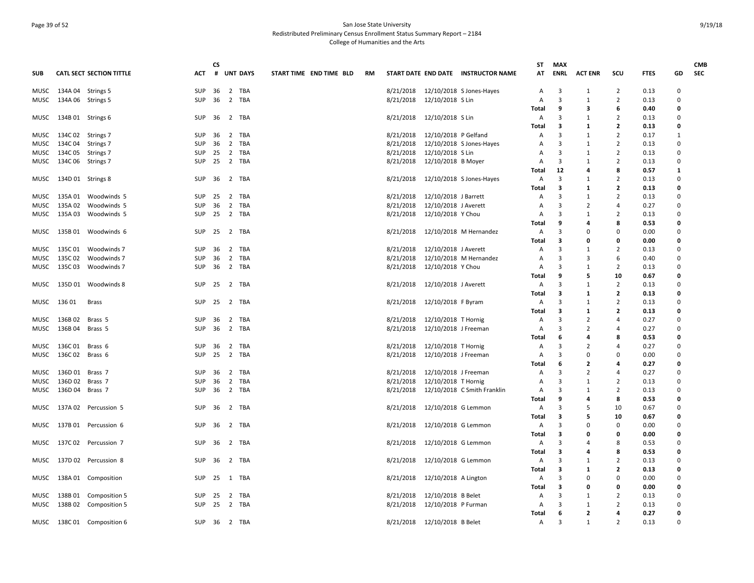San Jose State University
Redistributed Preliminary Census Enrollment Status Summary Report – 2184
College of Humanities and the Arts

9/19/18

| SUB | CATL SECT | SECTION TITTLE | ACT | CS # | UNT | DAYS | START TIME | END TIME | BLD | RM | START DATE | END DATE | INSTRUCTOR NAME | ST AT | MAX ENRL | ACT ENR | SCU | FTES | GD | CMB SEC |
|---|---|---|---|---|---|---|---|---|---|---|---|---|---|---|---|---|---|---|---|---|
| MUSC | 134A 04 | Strings 5 | SUP | 36 | 2 | TBA | | | | | 8/21/2018 | 12/10/2018 | S Jones-Hayes | A | 3 | 1 | 2 | 0.13 | 0 | |
| MUSC | 134A 06 | Strings 5 | SUP | 36 | 2 | TBA | | | | | 8/21/2018 | 12/10/2018 | S Lin | A | 3 | 1 | 2 | 0.13 | 0 | |
| | | | | | | | | | | | | | | **Total** | **9** | **3** | **6** | **0.40** | **0** | |
| MUSC | 134B 01 | Strings 6 | SUP | 36 | 2 | TBA | | | | | 8/21/2018 | 12/10/2018 | S Lin | A | 3 | 1 | 2 | 0.13 | 0 | |
| | | | | | | | | | | | | | | **Total** | **3** | **1** | **2** | **0.13** | **0** | |
| MUSC | 134C 02 | Strings 7 | SUP | 36 | 2 | TBA | | | | | 8/21/2018 | 12/10/2018 | P Gelfand | A | 3 | 1 | 2 | 0.17 | 1 | |
| MUSC | 134C 04 | Strings 7 | SUP | 36 | 2 | TBA | | | | | 8/21/2018 | 12/10/2018 | S Jones-Hayes | A | 3 | 1 | 2 | 0.13 | 0 | |
| MUSC | 134C 05 | Strings 7 | SUP | 25 | 2 | TBA | | | | | 8/21/2018 | 12/10/2018 | S Lin | A | 3 | 1 | 2 | 0.13 | 0 | |
| MUSC | 134C 06 | Strings 7 | SUP | 25 | 2 | TBA | | | | | 8/21/2018 | 12/10/2018 | B Moyer | A | 3 | 1 | 2 | 0.13 | 0 | |
| | | | | | | | | | | | | | | **Total** | **12** | **4** | **8** | **0.57** | **1** | |
| MUSC | 134D 01 | Strings 8 | SUP | 36 | 2 | TBA | | | | | 8/21/2018 | 12/10/2018 | S Jones-Hayes | A | 3 | 1 | 2 | 0.13 | 0 | |
| | | | | | | | | | | | | | | **Total** | **3** | **1** | **2** | **0.13** | **0** | |
| MUSC | 135A 01 | Woodwinds 5 | SUP | 25 | 2 | TBA | | | | | 8/21/2018 | 12/10/2018 | J Barrett | A | 3 | 1 | 2 | 0.13 | 0 | |
| MUSC | 135A 02 | Woodwinds 5 | SUP | 36 | 2 | TBA | | | | | 8/21/2018 | 12/10/2018 | J Averett | A | 3 | 2 | 4 | 0.27 | 0 | |
| MUSC | 135A 03 | Woodwinds 5 | SUP | 25 | 2 | TBA | | | | | 8/21/2018 | 12/10/2018 | Y Chou | A | 3 | 1 | 2 | 0.13 | 0 | |
| | | | | | | | | | | | | | | **Total** | **9** | **4** | **8** | **0.53** | **0** | |
| MUSC | 135B 01 | Woodwinds 6 | SUP | 25 | 2 | TBA | | | | | 8/21/2018 | 12/10/2018 | M Hernandez | A | 3 | 0 | 0 | 0.00 | 0 | |
| | | | | | | | | | | | | | | **Total** | **3** | **0** | **0** | **0.00** | **0** | |
| MUSC | 135C 01 | Woodwinds 7 | SUP | 36 | 2 | TBA | | | | | 8/21/2018 | 12/10/2018 | J Averett | A | 3 | 1 | 2 | 0.13 | 0 | |
| MUSC | 135C 02 | Woodwinds 7 | SUP | 36 | 2 | TBA | | | | | 8/21/2018 | 12/10/2018 | M Hernandez | A | 3 | 3 | 6 | 0.40 | 0 | |
| MUSC | 135C 03 | Woodwinds 7 | SUP | 36 | 2 | TBA | | | | | 8/21/2018 | 12/10/2018 | Y Chou | A | 3 | 1 | 2 | 0.13 | 0 | |
| | | | | | | | | | | | | | | **Total** | **9** | **5** | **10** | **0.67** | **0** | |
| MUSC | 135D 01 | Woodwinds 8 | SUP | 25 | 2 | TBA | | | | | 8/21/2018 | 12/10/2018 | J Averett | A | 3 | 1 | 2 | 0.13 | 0 | |
| | | | | | | | | | | | | | | **Total** | **3** | **1** | **2** | **0.13** | **0** | |
| MUSC | 136 01 | Brass | SUP | 25 | 2 | TBA | | | | | 8/21/2018 | 12/10/2018 | F Byram | A | 3 | 1 | 2 | 0.13 | 0 | |
| | | | | | | | | | | | | | | **Total** | **3** | **1** | **2** | **0.13** | **0** | |
| MUSC | 136B 02 | Brass 5 | SUP | 36 | 2 | TBA | | | | | 8/21/2018 | 12/10/2018 | T Hornig | A | 3 | 2 | 4 | 0.27 | 0 | |
| MUSC | 136B 04 | Brass 5 | SUP | 36 | 2 | TBA | | | | | 8/21/2018 | 12/10/2018 | J Freeman | A | 3 | 2 | 4 | 0.27 | 0 | |
| | | | | | | | | | | | | | | **Total** | **6** | **4** | **8** | **0.53** | **0** | |
| MUSC | 136C 01 | Brass 6 | SUP | 36 | 2 | TBA | | | | | 8/21/2018 | 12/10/2018 | T Hornig | A | 3 | 2 | 4 | 0.27 | 0 | |
| MUSC | 136C 02 | Brass 6 | SUP | 25 | 2 | TBA | | | | | 8/21/2018 | 12/10/2018 | J Freeman | A | 3 | 0 | 0 | 0.00 | 0 | |
| | | | | | | | | | | | | | | **Total** | **6** | **2** | **4** | **0.27** | **0** | |
| MUSC | 136D 01 | Brass 7 | SUP | 36 | 2 | TBA | | | | | 8/21/2018 | 12/10/2018 | J Freeman | A | 3 | 2 | 4 | 0.27 | 0 | |
| MUSC | 136D 02 | Brass 7 | SUP | 36 | 2 | TBA | | | | | 8/21/2018 | 12/10/2018 | T Hornig | A | 3 | 1 | 2 | 0.13 | 0 | |
| MUSC | 136D 04 | Brass 7 | SUP | 36 | 2 | TBA | | | | | 8/21/2018 | 12/10/2018 | C Smith Franklin | A | 3 | 1 | 2 | 0.13 | 0 | |
| | | | | | | | | | | | | | | **Total** | **9** | **4** | **8** | **0.53** | **0** | |
| MUSC | 137A 02 | Percussion 5 | SUP | 36 | 2 | TBA | | | | | 8/21/2018 | 12/10/2018 | G Lemmon | A | 3 | 5 | 10 | 0.67 | 0 | |
| | | | | | | | | | | | | | | **Total** | **3** | **5** | **10** | **0.67** | **0** | |
| MUSC | 137B 01 | Percussion 6 | SUP | 36 | 2 | TBA | | | | | 8/21/2018 | 12/10/2018 | G Lemmon | A | 3 | 0 | 0 | 0.00 | 0 | |
| | | | | | | | | | | | | | | **Total** | **3** | **0** | **0** | **0.00** | **0** | |
| MUSC | 137C 02 | Percussion 7 | SUP | 36 | 2 | TBA | | | | | 8/21/2018 | 12/10/2018 | G Lemmon | A | 3 | 4 | 8 | 0.53 | 0 | |
| | | | | | | | | | | | | | | **Total** | **3** | **4** | **8** | **0.53** | **0** | |
| MUSC | 137D 02 | Percussion 8 | SUP | 36 | 2 | TBA | | | | | 8/21/2018 | 12/10/2018 | G Lemmon | A | 3 | 1 | 2 | 0.13 | 0 | |
| | | | | | | | | | | | | | | **Total** | **3** | **1** | **2** | **0.13** | **0** | |
| MUSC | 138A 01 | Composition | SUP | 25 | 1 | TBA | | | | | 8/21/2018 | 12/10/2018 | A Lington | A | 3 | 0 | 0 | 0.00 | 0 | |
| | | | | | | | | | | | | | | **Total** | **3** | **0** | **0** | **0.00** | **0** | |
| MUSC | 138B 01 | Composition 5 | SUP | 25 | 2 | TBA | | | | | 8/21/2018 | 12/10/2018 | B Belet | A | 3 | 1 | 2 | 0.13 | 0 | |
| MUSC | 138B 02 | Composition 5 | SUP | 25 | 2 | TBA | | | | | 8/21/2018 | 12/10/2018 | P Furman | A | 3 | 1 | 2 | 0.13 | 0 | |
| | | | | | | | | | | | | | | **Total** | **6** | **2** | **4** | **0.27** | **0** | |
| MUSC | 138C 01 | Composition 6 | SUP | 36 | 2 | TBA | | | | | 8/21/2018 | 12/10/2018 | B Belet | A | 3 | 1 | 2 | 0.13 | 0 | |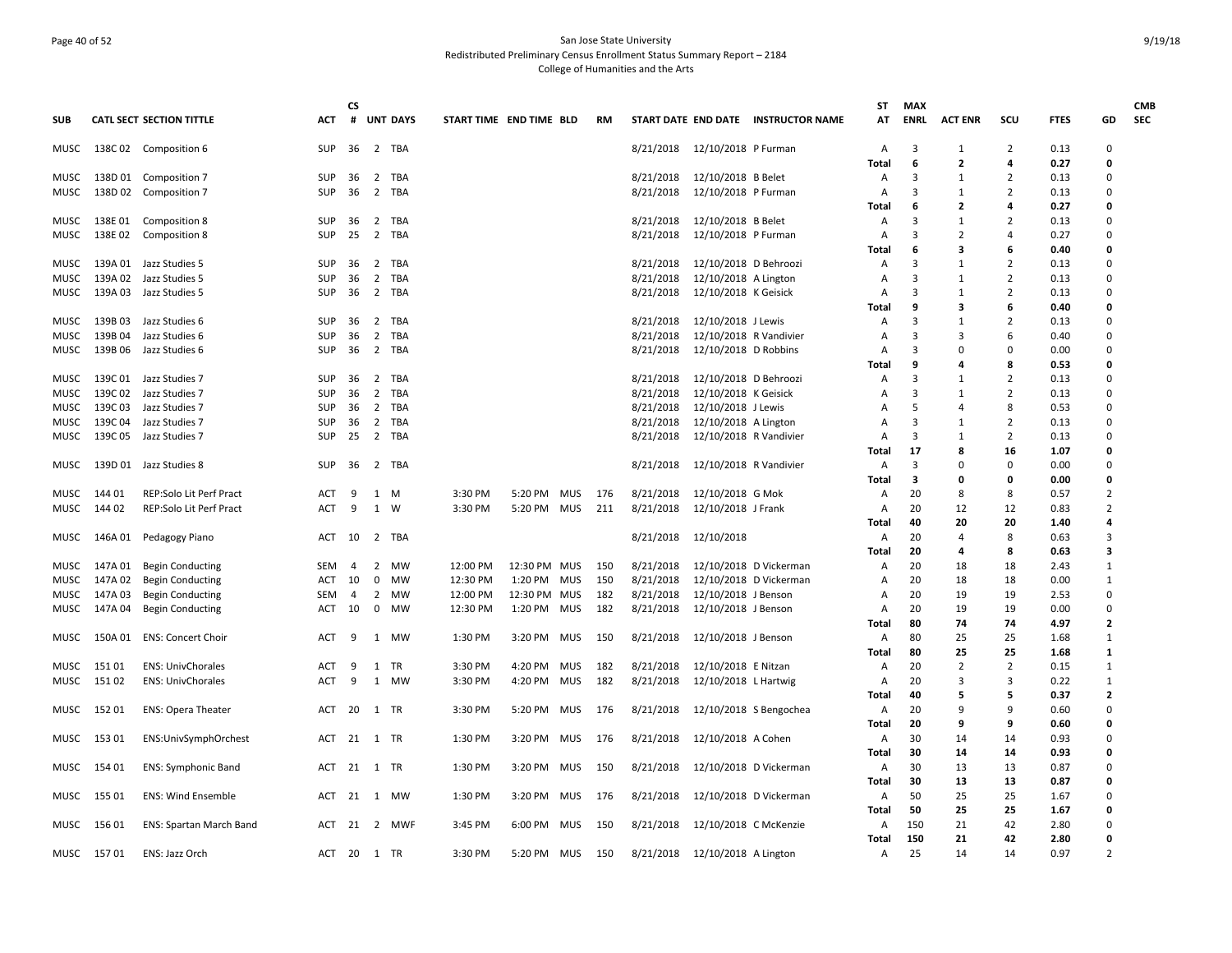San Jose State University
Redistributed Preliminary Census Enrollment Status Summary Report – 2184
College of Humanities and the Arts

| SUB | CATL SECT SECTION TITTLE | | ACT | CS # | UNT | DAYS | START TIME | END TIME | BLD | RM | START DATE | END DATE | INSTRUCTOR NAME | ST AT | MAX ENRL | ACT ENR | SCU | FTES | GD | CMB SEC |
|---|---|---|---|---|---|---|---|---|---|---|---|---|---|---|---|---|---|---|---|---|
| MUSC | 138C 02 | Composition 6 | SUP | 36 | 2 | TBA | | | | | 8/21/2018 | 12/10/2018 | P Furman | A | 3 | 1 | 2 | 0.13 | 0 | |
| | | | | | | | | | | | | | | Total | 6 | 2 | 4 | 0.27 | 0 | |
| MUSC | 138D 01 | Composition 7 | SUP | 36 | 2 | TBA | | | | | 8/21/2018 | 12/10/2018 | B Belet | A | 3 | 1 | 2 | 0.13 | 0 | |
| MUSC | 138D 02 | Composition 7 | SUP | 36 | 2 | TBA | | | | | 8/21/2018 | 12/10/2018 | P Furman | A | 3 | 1 | 2 | 0.13 | 0 | |
| | | | | | | | | | | | | | | Total | 6 | 2 | 4 | 0.27 | 0 | |
| MUSC | 138E 01 | Composition 8 | SUP | 36 | 2 | TBA | | | | | 8/21/2018 | 12/10/2018 | B Belet | A | 3 | 1 | 2 | 0.13 | 0 | |
| MUSC | 138E 02 | Composition 8 | SUP | 25 | 2 | TBA | | | | | 8/21/2018 | 12/10/2018 | P Furman | A | 3 | 2 | 4 | 0.27 | 0 | |
| | | | | | | | | | | | | | | Total | 6 | 3 | 6 | 0.40 | 0 | |
| MUSC | 139A 01 | Jazz Studies 5 | SUP | 36 | 2 | TBA | | | | | 8/21/2018 | 12/10/2018 | D Behroozi | A | 3 | 1 | 2 | 0.13 | 0 | |
| MUSC | 139A 02 | Jazz Studies 5 | SUP | 36 | 2 | TBA | | | | | 8/21/2018 | 12/10/2018 | A Lington | A | 3 | 1 | 2 | 0.13 | 0 | |
| MUSC | 139A 03 | Jazz Studies 5 | SUP | 36 | 2 | TBA | | | | | 8/21/2018 | 12/10/2018 | K Geisick | A | 3 | 1 | 2 | 0.13 | 0 | |
| | | | | | | | | | | | | | | Total | 9 | 3 | 6 | 0.40 | 0 | |
| MUSC | 139B 03 | Jazz Studies 6 | SUP | 36 | 2 | TBA | | | | | 8/21/2018 | 12/10/2018 | J Lewis | A | 3 | 1 | 2 | 0.13 | 0 | |
| MUSC | 139B 04 | Jazz Studies 6 | SUP | 36 | 2 | TBA | | | | | 8/21/2018 | 12/10/2018 | R Vandivier | A | 3 | 3 | 6 | 0.40 | 0 | |
| MUSC | 139B 06 | Jazz Studies 6 | SUP | 36 | 2 | TBA | | | | | 8/21/2018 | 12/10/2018 | D Robbins | A | 3 | 0 | 0 | 0.00 | 0 | |
| | | | | | | | | | | | | | | Total | 9 | 4 | 8 | 0.53 | 0 | |
| MUSC | 139C 01 | Jazz Studies 7 | SUP | 36 | 2 | TBA | | | | | 8/21/2018 | 12/10/2018 | D Behroozi | A | 3 | 1 | 2 | 0.13 | 0 | |
| MUSC | 139C 02 | Jazz Studies 7 | SUP | 36 | 2 | TBA | | | | | 8/21/2018 | 12/10/2018 | K Geisick | A | 3 | 1 | 2 | 0.13 | 0 | |
| MUSC | 139C 03 | Jazz Studies 7 | SUP | 36 | 2 | TBA | | | | | 8/21/2018 | 12/10/2018 | J Lewis | A | 5 | 4 | 8 | 0.53 | 0 | |
| MUSC | 139C 04 | Jazz Studies 7 | SUP | 36 | 2 | TBA | | | | | 8/21/2018 | 12/10/2018 | A Lington | A | 3 | 1 | 2 | 0.13 | 0 | |
| MUSC | 139C 05 | Jazz Studies 7 | SUP | 25 | 2 | TBA | | | | | 8/21/2018 | 12/10/2018 | R Vandivier | A | 3 | 1 | 2 | 0.13 | 0 | |
| | | | | | | | | | | | | | | Total | 17 | 8 | 16 | 1.07 | 0 | |
| MUSC | 139D 01 | Jazz Studies 8 | SUP | 36 | 2 | TBA | | | | | 8/21/2018 | 12/10/2018 | R Vandivier | A | 3 | 0 | 0 | 0.00 | 0 | |
| | | | | | | | | | | | | | | Total | 3 | 0 | 0 | 0.00 | 0 | |
| MUSC | 144 01 | REP:Solo Lit Perf Pract | ACT | 9 | 1 | M | 3:30 PM | 5:20 PM | MUS | 176 | 8/21/2018 | 12/10/2018 | G Mok | A | 20 | 8 | 8 | 0.57 | 2 | |
| MUSC | 144 02 | REP:Solo Lit Perf Pract | ACT | 9 | 1 | W | 3:30 PM | 5:20 PM | MUS | 211 | 8/21/2018 | 12/10/2018 | J Frank | A | 20 | 12 | 12 | 0.83 | 2 | |
| | | | | | | | | | | | | | | Total | 40 | 20 | 20 | 1.40 | 4 | |
| MUSC | 146A 01 | Pedagogy Piano | ACT | 10 | 2 | TBA | | | | | 8/21/2018 | 12/10/2018 | | A | 20 | 4 | 8 | 0.63 | 3 | |
| | | | | | | | | | | | | | | Total | 20 | 4 | 8 | 0.63 | 3 | |
| MUSC | 147A 01 | Begin Conducting | SEM | 4 | 2 | MW | 12:00 PM | 12:30 PM | MUS | 150 | 8/21/2018 | 12/10/2018 | D Vickerman | A | 20 | 18 | 18 | 2.43 | 1 | |
| MUSC | 147A 02 | Begin Conducting | ACT | 10 | 0 | MW | 12:30 PM | 1:20 PM | MUS | 150 | 8/21/2018 | 12/10/2018 | D Vickerman | A | 20 | 18 | 18 | 0.00 | 1 | |
| MUSC | 147A 03 | Begin Conducting | SEM | 4 | 2 | MW | 12:00 PM | 12:30 PM | MUS | 182 | 8/21/2018 | 12/10/2018 | J Benson | A | 20 | 19 | 19 | 2.53 | 0 | |
| MUSC | 147A 04 | Begin Conducting | ACT | 10 | 0 | MW | 12:30 PM | 1:20 PM | MUS | 182 | 8/21/2018 | 12/10/2018 | J Benson | A | 20 | 19 | 19 | 0.00 | 0 | |
| | | | | | | | | | | | | | | Total | 80 | 74 | 74 | 4.97 | 2 | |
| MUSC | 150A 01 | ENS: Concert Choir | ACT | 9 | 1 | MW | 1:30 PM | 3:20 PM | MUS | 150 | 8/21/2018 | 12/10/2018 | J Benson | A | 80 | 25 | 25 | 1.68 | 1 | |
| | | | | | | | | | | | | | | Total | 80 | 25 | 25 | 1.68 | 1 | |
| MUSC | 151 01 | ENS: UnivChorales | ACT | 9 | 1 | TR | 3:30 PM | 4:20 PM | MUS | 182 | 8/21/2018 | 12/10/2018 | E Nitzan | A | 20 | 2 | 2 | 0.15 | 1 | |
| MUSC | 151 02 | ENS: UnivChorales | ACT | 9 | 1 | MW | 3:30 PM | 4:20 PM | MUS | 182 | 8/21/2018 | 12/10/2018 | L Hartwig | A | 20 | 3 | 3 | 0.22 | 1 | |
| | | | | | | | | | | | | | | Total | 40 | 5 | 5 | 0.37 | 2 | |
| MUSC | 152 01 | ENS: Opera Theater | ACT | 20 | 1 | TR | 3:30 PM | 5:20 PM | MUS | 176 | 8/21/2018 | 12/10/2018 | S Bengochea | A | 20 | 9 | 9 | 0.60 | 0 | |
| | | | | | | | | | | | | | | Total | 20 | 9 | 9 | 0.60 | 0 | |
| MUSC | 153 01 | ENS:UnivSymphOrchest | ACT | 21 | 1 | TR | 1:30 PM | 3:20 PM | MUS | 176 | 8/21/2018 | 12/10/2018 | A Cohen | A | 30 | 14 | 14 | 0.93 | 0 | |
| | | | | | | | | | | | | | | Total | 30 | 14 | 14 | 0.93 | 0 | |
| MUSC | 154 01 | ENS: Symphonic Band | ACT | 21 | 1 | TR | 1:30 PM | 3:20 PM | MUS | 150 | 8/21/2018 | 12/10/2018 | D Vickerman | A | 30 | 13 | 13 | 0.87 | 0 | |
| | | | | | | | | | | | | | | Total | 30 | 13 | 13 | 0.87 | 0 | |
| MUSC | 155 01 | ENS: Wind Ensemble | ACT | 21 | 1 | MW | 1:30 PM | 3:20 PM | MUS | 176 | 8/21/2018 | 12/10/2018 | D Vickerman | A | 50 | 25 | 25 | 1.67 | 0 | |
| | | | | | | | | | | | | | | Total | 50 | 25 | 25 | 1.67 | 0 | |
| MUSC | 156 01 | ENS: Spartan March Band | ACT | 21 | 2 | MWF | 3:45 PM | 6:00 PM | MUS | 150 | 8/21/2018 | 12/10/2018 | C McKenzie | A | 150 | 21 | 42 | 2.80 | 0 | |
| | | | | | | | | | | | | | | Total | 150 | 21 | 42 | 2.80 | 0 | |
| MUSC | 157 01 | ENS: Jazz Orch | ACT | 20 | 1 | TR | 3:30 PM | 5:20 PM | MUS | 150 | 8/21/2018 | 12/10/2018 | A Lington | A | 25 | 14 | 14 | 0.97 | 2 | |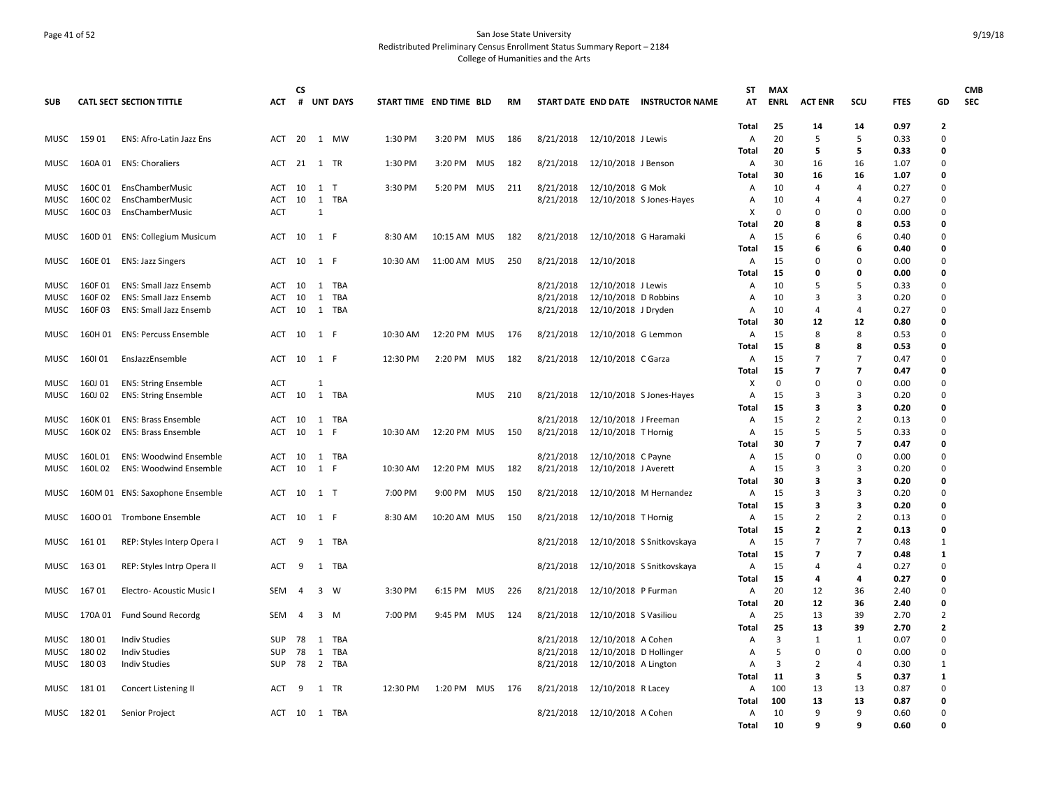San Jose State University
Redistributed Preliminary Census Enrollment Status Summary Report – 2184
College of Humanities and the Arts

| SUB | CATL SECT | SECTION TITTLE | ACT | CS # | UNT | DAYS | START TIME | END TIME | BLD | RM | START DATE | END DATE | INSTRUCTOR NAME | ST AT | MAX ENRL | ACT ENR | SCU | FTES | GD | CMB SEC |
|---|---|---|---|---|---|---|---|---|---|---|---|---|---|---|---|---|---|---|---|---|
| | | | | | | | | | | | | | | **Total** | **25** | **14** | **14** | **0.97** | **2** | |
| MUSC | 159 01 | ENS: Afro-Latin Jazz Ens | ACT | 20 | 1 | MW | 1:30 PM | 3:20 PM | MUS | 186 | 8/21/2018 | 12/10/2018 | J Lewis | A | 20 | 5 | 5 | 0.33 | 0 | |
| | | | | | | | | | | | | | | **Total** | **20** | **5** | **5** | **0.33** | **0** | |
| MUSC | 160A 01 | ENS: Choraliers | ACT | 21 | 1 | TR | 1:30 PM | 3:20 PM | MUS | 182 | 8/21/2018 | 12/10/2018 | J Benson | A | 30 | 16 | 16 | 1.07 | 0 | |
| | | | | | | | | | | | | | | **Total** | **30** | **16** | **16** | **1.07** | **0** | |
| MUSC | 160C 01 | EnsChamberMusic | ACT | 10 | 1 | T | 3:30 PM | 5:20 PM | MUS | 211 | 8/21/2018 | 12/10/2018 | G Mok | A | 10 | 4 | 4 | 0.27 | 0 | |
| MUSC | 160C 02 | EnsChamberMusic | ACT | 10 | 1 | TBA | | | | | 8/21/2018 | 12/10/2018 | S Jones-Hayes | A | 10 | 4 | 4 | 0.27 | 0 | |
| MUSC | 160C 03 | EnsChamberMusic | ACT | | 1 | | | | | | | | | X | 0 | 0 | 0 | 0.00 | 0 | |
| | | | | | | | | | | | | | | **Total** | **20** | **8** | **8** | **0.53** | **0** | |
| MUSC | 160D 01 | ENS: Collegium Musicum | ACT | 10 | 1 | F | 8:30 AM | 10:15 AM | MUS | 182 | 8/21/2018 | 12/10/2018 | G Haramaki | A | 15 | 6 | 6 | 0.40 | 0 | |
| | | | | | | | | | | | | | | **Total** | **15** | **6** | **6** | **0.40** | **0** | |
| MUSC | 160E 01 | ENS: Jazz Singers | ACT | 10 | 1 | F | 10:30 AM | 11:00 AM | MUS | 250 | 8/21/2018 | 12/10/2018 | | A | 15 | 0 | 0 | 0.00 | 0 | |
| | | | | | | | | | | | | | | **Total** | **15** | **0** | **0** | **0.00** | **0** | |
| MUSC | 160F 01 | ENS: Small Jazz Ensemb | ACT | 10 | 1 | TBA | | | | | 8/21/2018 | 12/10/2018 | J Lewis | A | 10 | 5 | 5 | 0.33 | 0 | |
| MUSC | 160F 02 | ENS: Small Jazz Ensemb | ACT | 10 | 1 | TBA | | | | | 8/21/2018 | 12/10/2018 | D Robbins | A | 10 | 3 | 3 | 0.20 | 0 | |
| MUSC | 160F 03 | ENS: Small Jazz Ensemb | ACT | 10 | 1 | TBA | | | | | 8/21/2018 | 12/10/2018 | J Dryden | A | 10 | 4 | 4 | 0.27 | 0 | |
| | | | | | | | | | | | | | | **Total** | **30** | **12** | **12** | **0.80** | **0** | |
| MUSC | 160H 01 | ENS: Percuss Ensemble | ACT | 10 | 1 | F | 10:30 AM | 12:20 PM | MUS | 176 | 8/21/2018 | 12/10/2018 | G Lemmon | A | 15 | 8 | 8 | 0.53 | 0 | |
| | | | | | | | | | | | | | | **Total** | **15** | **8** | **8** | **0.53** | **0** | |
| MUSC | 160I 01 | EnsJazzEnsemble | ACT | 10 | 1 | F | 12:30 PM | 2:20 PM | MUS | 182 | 8/21/2018 | 12/10/2018 | C Garza | A | 15 | 7 | 7 | 0.47 | 0 | |
| | | | | | | | | | | | | | | **Total** | **15** | **7** | **7** | **0.47** | **0** | |
| MUSC | 160J 01 | ENS: String Ensemble | ACT | | 1 | | | | | | | | | X | 0 | 0 | 0 | 0.00 | 0 | |
| MUSC | 160J 02 | ENS: String Ensemble | ACT | 10 | 1 | TBA | | | MUS | 210 | 8/21/2018 | 12/10/2018 | S Jones-Hayes | A | 15 | 3 | 3 | 0.20 | 0 | |
| | | | | | | | | | | | | | | **Total** | **15** | **3** | **3** | **0.20** | **0** | |
| MUSC | 160K 01 | ENS: Brass Ensemble | ACT | 10 | 1 | TBA | | | | | 8/21/2018 | 12/10/2018 | J Freeman | A | 15 | 2 | 2 | 0.13 | 0 | |
| MUSC | 160K 02 | ENS: Brass Ensemble | ACT | 10 | 1 | F | 10:30 AM | 12:20 PM | MUS | 150 | 8/21/2018 | 12/10/2018 | T Hornig | A | 15 | 5 | 5 | 0.33 | 0 | |
| | | | | | | | | | | | | | | **Total** | **30** | **7** | **7** | **0.47** | **0** | |
| MUSC | 160L 01 | ENS: Woodwind Ensemble | ACT | 10 | 1 | TBA | | | | | 8/21/2018 | 12/10/2018 | C Payne | A | 15 | 0 | 0 | 0.00 | 0 | |
| MUSC | 160L 02 | ENS: Woodwind Ensemble | ACT | 10 | 1 | F | 10:30 AM | 12:20 PM | MUS | 182 | 8/21/2018 | 12/10/2018 | J Averett | A | 15 | 3 | 3 | 0.20 | 0 | |
| | | | | | | | | | | | | | | **Total** | **30** | **3** | **3** | **0.20** | **0** | |
| MUSC | 160M 01 | ENS: Saxophone Ensemble | ACT | 10 | 1 | T | 7:00 PM | 9:00 PM | MUS | 150 | 8/21/2018 | 12/10/2018 | M Hernandez | A | 15 | 3 | 3 | 0.20 | 0 | |
| | | | | | | | | | | | | | | **Total** | **15** | **3** | **3** | **0.20** | **0** | |
| MUSC | 160O 01 | Trombone Ensemble | ACT | 10 | 1 | F | 8:30 AM | 10:20 AM | MUS | 150 | 8/21/2018 | 12/10/2018 | T Hornig | A | 15 | 2 | 2 | 0.13 | 0 | |
| | | | | | | | | | | | | | | **Total** | **15** | **2** | **2** | **0.13** | **0** | |
| MUSC | 161 01 | REP: Styles Interp Opera I | ACT | 9 | 1 | TBA | | | | | 8/21/2018 | 12/10/2018 | S Snitkovskaya | A | 15 | 7 | 7 | 0.48 | 1 | |
| | | | | | | | | | | | | | | **Total** | **15** | **7** | **7** | **0.48** | **1** | |
| MUSC | 163 01 | REP: Styles Intrp Opera II | ACT | 9 | 1 | TBA | | | | | 8/21/2018 | 12/10/2018 | S Snitkovskaya | A | 15 | 4 | 4 | 0.27 | 0 | |
| | | | | | | | | | | | | | | **Total** | **15** | **4** | **4** | **0.27** | **0** | |
| MUSC | 167 01 | Electro- Acoustic Music I | SEM | 4 | 3 | W | 3:30 PM | 6:15 PM | MUS | 226 | 8/21/2018 | 12/10/2018 | P Furman | A | 20 | 12 | 36 | 2.40 | 0 | |
| | | | | | | | | | | | | | | **Total** | **20** | **12** | **36** | **2.40** | **0** | |
| MUSC | 170A 01 | Fund Sound Recordg | SEM | 4 | 3 | M | 7:00 PM | 9:45 PM | MUS | 124 | 8/21/2018 | 12/10/2018 | S Vasiliou | A | 25 | 13 | 39 | 2.70 | 2 | |
| | | | | | | | | | | | | | | **Total** | **25** | **13** | **39** | **2.70** | **2** | |
| MUSC | 180 01 | Indiv Studies | SUP | 78 | 1 | TBA | | | | | 8/21/2018 | 12/10/2018 | A Cohen | A | 3 | 1 | 1 | 0.07 | 0 | |
| MUSC | 180 02 | Indiv Studies | SUP | 78 | 1 | TBA | | | | | 8/21/2018 | 12/10/2018 | D Hollinger | A | 5 | 0 | 0 | 0.00 | 0 | |
| MUSC | 180 03 | Indiv Studies | SUP | 78 | 2 | TBA | | | | | 8/21/2018 | 12/10/2018 | A Lington | A | 3 | 2 | 4 | 0.30 | 1 | |
| | | | | | | | | | | | | | | **Total** | **11** | **3** | **5** | **0.37** | **1** | |
| MUSC | 181 01 | Concert Listening II | ACT | 9 | 1 | TR | 12:30 PM | 1:20 PM | MUS | 176 | 8/21/2018 | 12/10/2018 | R Lacey | A | 100 | 13 | 13 | 0.87 | 0 | |
| | | | | | | | | | | | | | | **Total** | **100** | **13** | **13** | **0.87** | **0** | |
| MUSC | 182 01 | Senior Project | ACT | 10 | 1 | TBA | | | | | 8/21/2018 | 12/10/2018 | A Cohen | A | 10 | 9 | 9 | 0.60 | 0 | |
| | | | | | | | | | | | | | | **Total** | **10** | **9** | **9** | **0.60** | **0** | |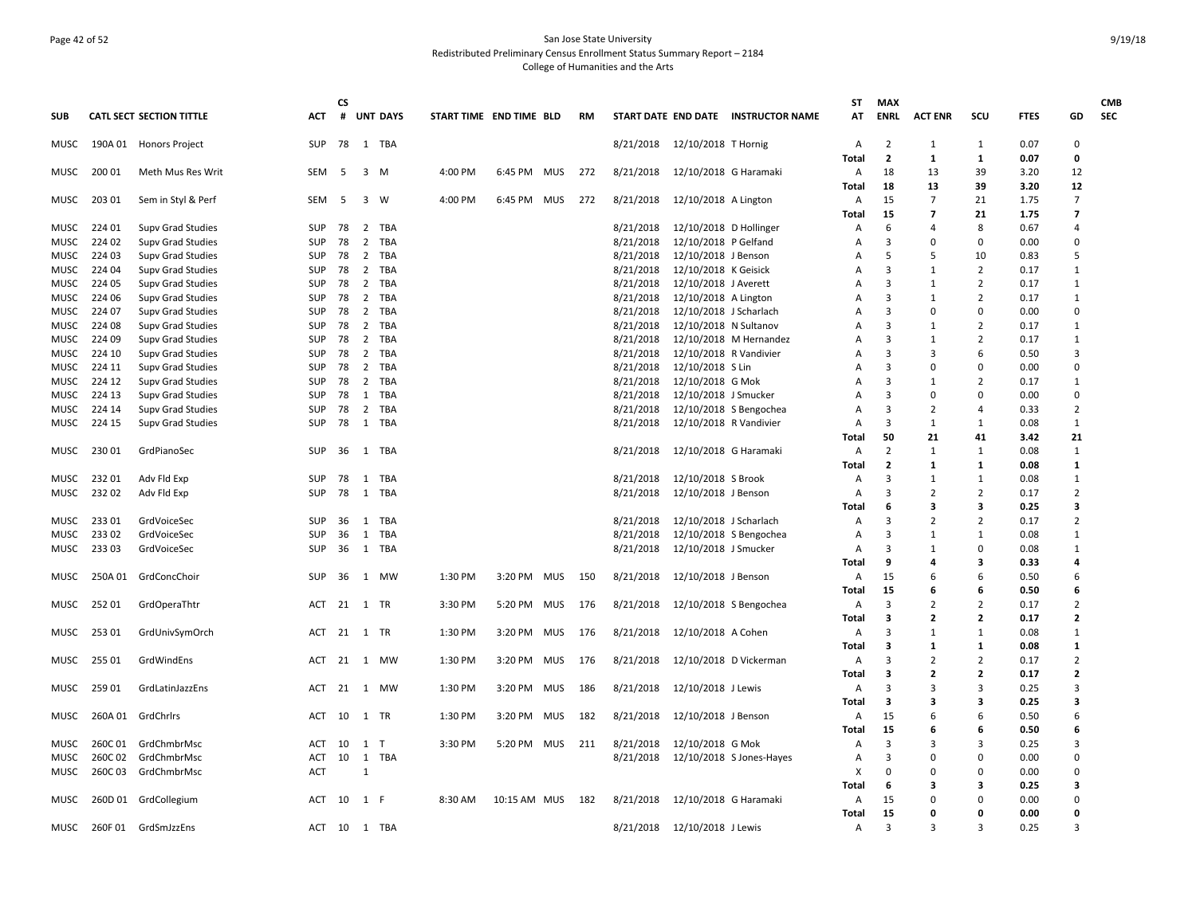San Jose State University
Redistributed Preliminary Census Enrollment Status Summary Report – 2184
College of Humanities and the Arts

| SUB | CATL SECT | SECTION TITTLE | ACT | CS # | UNT | DAYS | START TIME | END TIME | BLD | RM | START DATE | END DATE | INSTRUCTOR NAME | ST AT | MAX ENRL | ACT ENR | SCU | FTES | GD | CMB SEC |
|---|---|---|---|---|---|---|---|---|---|---|---|---|---|---|---|---|---|---|---|---|
| MUSC | 190A 01 | Honors Project | SUP | 78 | 1 | TBA | | | | | 8/21/2018 | 12/10/2018 | T Hornig | A | 2 | 1 | 1 | 0.07 | 0 | |
| | | | | | | | | | | | | | | **Total** | **2** | **1** | **1** | **0.07** | **0** | |
| MUSC | 200 01 | Meth Mus Res Writ | SEM | 5 | 3 | M | 4:00 PM | 6:45 PM | MUS | 272 | 8/21/2018 | 12/10/2018 | G Haramaki | A | 18 | 13 | 39 | 3.20 | 12 | |
| | | | | | | | | | | | | | | **Total** | **18** | **13** | **39** | **3.20** | **12** | |
| MUSC | 203 01 | Sem in Styl & Perf | SEM | 5 | 3 | W | 4:00 PM | 6:45 PM | MUS | 272 | 8/21/2018 | 12/10/2018 | A Lington | A | 15 | 7 | 21 | 1.75 | 7 | |
| | | | | | | | | | | | | | | **Total** | **15** | **7** | **21** | **1.75** | **7** | |
| MUSC | 224 01 | Supv Grad Studies | SUP | 78 | 2 | TBA | | | | | 8/21/2018 | 12/10/2018 | D Hollinger | A | 6 | 4 | 8 | 0.67 | 4 | |
| MUSC | 224 02 | Supv Grad Studies | SUP | 78 | 2 | TBA | | | | | 8/21/2018 | 12/10/2018 | P Gelfand | A | 3 | 0 | 0 | 0.00 | 0 | |
| MUSC | 224 03 | Supv Grad Studies | SUP | 78 | 2 | TBA | | | | | 8/21/2018 | 12/10/2018 | J Benson | A | 5 | 5 | 10 | 0.83 | 5 | |
| MUSC | 224 04 | Supv Grad Studies | SUP | 78 | 2 | TBA | | | | | 8/21/2018 | 12/10/2018 | K Geisick | A | 3 | 1 | 2 | 0.17 | 1 | |
| MUSC | 224 05 | Supv Grad Studies | SUP | 78 | 2 | TBA | | | | | 8/21/2018 | 12/10/2018 | J Averett | A | 3 | 1 | 2 | 0.17 | 1 | |
| MUSC | 224 06 | Supv Grad Studies | SUP | 78 | 2 | TBA | | | | | 8/21/2018 | 12/10/2018 | A Lington | A | 3 | 1 | 2 | 0.17 | 1 | |
| MUSC | 224 07 | Supv Grad Studies | SUP | 78 | 2 | TBA | | | | | 8/21/2018 | 12/10/2018 | J Scharlach | A | 3 | 0 | 0 | 0.00 | 0 | |
| MUSC | 224 08 | Supv Grad Studies | SUP | 78 | 2 | TBA | | | | | 8/21/2018 | 12/10/2018 | N Sultanov | A | 3 | 1 | 2 | 0.17 | 1 | |
| MUSC | 224 09 | Supv Grad Studies | SUP | 78 | 2 | TBA | | | | | 8/21/2018 | 12/10/2018 | M Hernandez | A | 3 | 1 | 2 | 0.17 | 1 | |
| MUSC | 224 10 | Supv Grad Studies | SUP | 78 | 2 | TBA | | | | | 8/21/2018 | 12/10/2018 | R Vandivier | A | 3 | 3 | 6 | 0.50 | 3 | |
| MUSC | 224 11 | Supv Grad Studies | SUP | 78 | 2 | TBA | | | | | 8/21/2018 | 12/10/2018 | S Lin | A | 3 | 0 | 0 | 0.00 | 0 | |
| MUSC | 224 12 | Supv Grad Studies | SUP | 78 | 2 | TBA | | | | | 8/21/2018 | 12/10/2018 | G Mok | A | 3 | 1 | 2 | 0.17 | 1 | |
| MUSC | 224 13 | Supv Grad Studies | SUP | 78 | 1 | TBA | | | | | 8/21/2018 | 12/10/2018 | J Smucker | A | 3 | 0 | 0 | 0.00 | 0 | |
| MUSC | 224 14 | Supv Grad Studies | SUP | 78 | 2 | TBA | | | | | 8/21/2018 | 12/10/2018 | S Bengochea | A | 3 | 2 | 4 | 0.33 | 2 | |
| MUSC | 224 15 | Supv Grad Studies | SUP | 78 | 1 | TBA | | | | | 8/21/2018 | 12/10/2018 | R Vandivier | A | 3 | 1 | 1 | 0.08 | 1 | |
| | | | | | | | | | | | | | | **Total** | **50** | **21** | **41** | **3.42** | **21** | |
| MUSC | 230 01 | GrdPianoSec | SUP | 36 | 1 | TBA | | | | | 8/21/2018 | 12/10/2018 | G Haramaki | A | 2 | 1 | 1 | 0.08 | 1 | |
| | | | | | | | | | | | | | | **Total** | **2** | **1** | **1** | **0.08** | **1** | |
| MUSC | 232 01 | Adv Fld Exp | SUP | 78 | 1 | TBA | | | | | 8/21/2018 | 12/10/2018 | S Brook | A | 3 | 1 | 1 | 0.08 | 1 | |
| MUSC | 232 02 | Adv Fld Exp | SUP | 78 | 1 | TBA | | | | | 8/21/2018 | 12/10/2018 | J Benson | A | 3 | 2 | 2 | 0.17 | 2 | |
| | | | | | | | | | | | | | | **Total** | **6** | **3** | **3** | **0.25** | **3** | |
| MUSC | 233 01 | GrdVoiceSec | SUP | 36 | 1 | TBA | | | | | 8/21/2018 | 12/10/2018 | J Scharlach | A | 3 | 2 | 2 | 0.17 | 2 | |
| MUSC | 233 02 | GrdVoiceSec | SUP | 36 | 1 | TBA | | | | | 8/21/2018 | 12/10/2018 | S Bengochea | A | 3 | 1 | 1 | 0.08 | 1 | |
| MUSC | 233 03 | GrdVoiceSec | SUP | 36 | 1 | TBA | | | | | 8/21/2018 | 12/10/2018 | J Smucker | A | 3 | 1 | 0 | 0.08 | 1 | |
| | | | | | | | | | | | | | | **Total** | **9** | **4** | **3** | **0.33** | **4** | |
| MUSC | 250A 01 | GrdConcChoir | SUP | 36 | 1 | MW | 1:30 PM | 3:20 PM | MUS | 150 | 8/21/2018 | 12/10/2018 | J Benson | A | 15 | 6 | 6 | 0.50 | 6 | |
| | | | | | | | | | | | | | | **Total** | **15** | **6** | **6** | **0.50** | **6** | |
| MUSC | 252 01 | GrdOperaThtr | ACT | 21 | 1 | TR | 3:30 PM | 5:20 PM | MUS | 176 | 8/21/2018 | 12/10/2018 | S Bengochea | A | 3 | 2 | 2 | 0.17 | 2 | |
| | | | | | | | | | | | | | | **Total** | **3** | **2** | **2** | **0.17** | **2** | |
| MUSC | 253 01 | GrdUnivSymOrch | ACT | 21 | 1 | TR | 1:30 PM | 3:20 PM | MUS | 176 | 8/21/2018 | 12/10/2018 | A Cohen | A | 3 | 1 | 1 | 0.08 | 1 | |
| | | | | | | | | | | | | | | **Total** | **3** | **1** | **1** | **0.08** | **1** | |
| MUSC | 255 01 | GrdWindEns | ACT | 21 | 1 | MW | 1:30 PM | 3:20 PM | MUS | 176 | 8/21/2018 | 12/10/2018 | D Vickerman | A | 3 | 2 | 2 | 0.17 | 2 | |
| | | | | | | | | | | | | | | **Total** | **3** | **2** | **2** | **0.17** | **2** | |
| MUSC | 259 01 | GrdLatinJazzEns | ACT | 21 | 1 | MW | 1:30 PM | 3:20 PM | MUS | 186 | 8/21/2018 | 12/10/2018 | J Lewis | A | 3 | 3 | 3 | 0.25 | 3 | |
| | | | | | | | | | | | | | | **Total** | **3** | **3** | **3** | **0.25** | **3** | |
| MUSC | 260A 01 | GrdChrlrs | ACT | 10 | 1 | TR | 1:30 PM | 3:20 PM | MUS | 182 | 8/21/2018 | 12/10/2018 | J Benson | A | 15 | 6 | 6 | 0.50 | 6 | |
| | | | | | | | | | | | | | | **Total** | **15** | **6** | **6** | **0.50** | **6** | |
| MUSC | 260C 01 | GrdChmbrMsc | ACT | 10 | 1 | T | 3:30 PM | 5:20 PM | MUS | 211 | 8/21/2018 | 12/10/2018 | G Mok | A | 3 | 3 | 3 | 0.25 | 3 | |
| MUSC | 260C 02 | GrdChmbrMsc | ACT | 10 | 1 | TBA | | | | | 8/21/2018 | 12/10/2018 | S Jones-Hayes | A | 3 | 0 | 0 | 0.00 | 0 | |
| MUSC | 260C 03 | GrdChmbrMsc | ACT | | 1 | | | | | | | | | X | 0 | 0 | 0 | 0.00 | 0 | |
| | | | | | | | | | | | | | | **Total** | **6** | **3** | **3** | **0.25** | **3** | |
| MUSC | 260D 01 | GrdCollegium | ACT | 10 | 1 | F | 8:30 AM | 10:15 AM | MUS | 182 | 8/21/2018 | 12/10/2018 | G Haramaki | A | 15 | 0 | 0 | 0.00 | 0 | |
| | | | | | | | | | | | | | | **Total** | **15** | **0** | **0** | **0.00** | **0** | |
| MUSC | 260F 01 | GrdSmJzzEns | ACT | 10 | 1 | TBA | | | | | 8/21/2018 | 12/10/2018 | J Lewis | A | 3 | 3 | 3 | 0.25 | 3 | |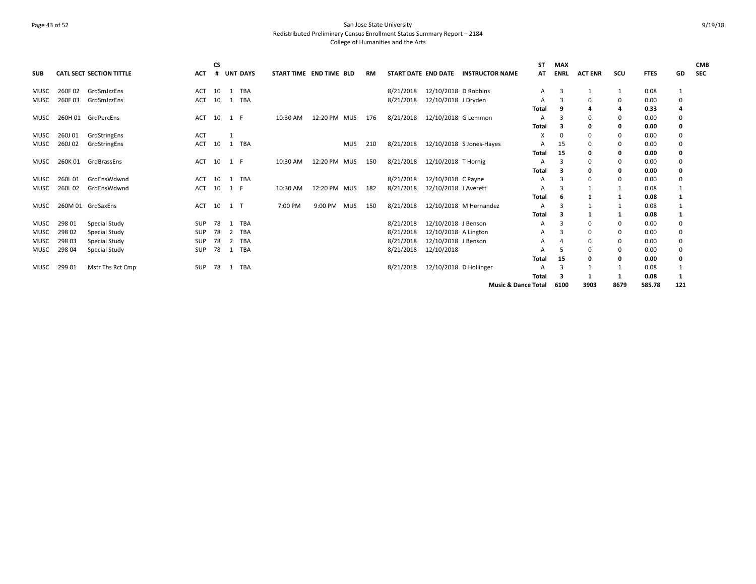# San Jose State University
## Redistributed Preliminary Census Enrollment Status Summary Report – 2184
### College of Humanities and the Arts

| SUB | CATL SECT | SECTION TITTLE | ACT | CS # | UNT | DAYS | START TIME | END TIME | BLD | RM | START DATE | END DATE | INSTRUCTOR NAME | ST AT | MAX ENRL | ACT ENR | SCU | FTES | GD | CMB SEC |
|---|---|---|---|---|---|---|---|---|---|---|---|---|---|---|---|---|---|---|---|---|
| MUSC | 260F 02 | GrdSmJzzEns | ACT | 10 | 1 | TBA | | | | | 8/21/2018 | 12/10/2018 | D Robbins | A | 3 | 1 | 1 | 0.08 | 1 | |
| MUSC | 260F 03 | GrdSmJzzEns | ACT | 10 | 1 | TBA | | | | | 8/21/2018 | 12/10/2018 | J Dryden | A | 3 | 0 | 0 | 0.00 | 0 | |
| | | | | | | | | | | | | | | **Total** | **9** | **4** | **4** | **0.33** | **4** | |
| MUSC | 260H 01 | GrdPercEns | ACT | 10 | 1 | F | 10:30 AM | 12:20 PM | MUS | 176 | 8/21/2018 | 12/10/2018 | G Lemmon | A | 3 | 0 | 0 | 0.00 | 0 | |
| | | | | | | | | | | | | | | **Total** | **3** | **0** | **0** | **0.00** | **0** | |
| MUSC | 260J 01 | GrdStringEns | ACT | | 1 | | | | | | | | | X | 0 | 0 | 0 | 0.00 | 0 | |
| MUSC | 260J 02 | GrdStringEns | ACT | 10 | 1 | TBA | | | MUS | 210 | 8/21/2018 | 12/10/2018 | S Jones-Hayes | A | 15 | 0 | 0 | 0.00 | 0 | |
| | | | | | | | | | | | | | | **Total** | **15** | **0** | **0** | **0.00** | **0** | |
| MUSC | 260K 01 | GrdBrassEns | ACT | 10 | 1 | F | 10:30 AM | 12:20 PM | MUS | 150 | 8/21/2018 | 12/10/2018 | T Hornig | A | 3 | 0 | 0 | 0.00 | 0 | |
| | | | | | | | | | | | | | | **Total** | **3** | **0** | **0** | **0.00** | **0** | |
| MUSC | 260L 01 | GrdEnsWdwnd | ACT | 10 | 1 | TBA | | | | | 8/21/2018 | 12/10/2018 | C Payne | A | 3 | 0 | 0 | 0.00 | 0 | |
| MUSC | 260L 02 | GrdEnsWdwnd | ACT | 10 | 1 | F | 10:30 AM | 12:20 PM | MUS | 182 | 8/21/2018 | 12/10/2018 | J Averett | A | 3 | 1 | 1 | 0.08 | 1 | |
| | | | | | | | | | | | | | | **Total** | **6** | **1** | **1** | **0.08** | **1** | |
| MUSC | 260M 01 | GrdSaxEns | ACT | 10 | 1 | T | 7:00 PM | 9:00 PM | MUS | 150 | 8/21/2018 | 12/10/2018 | M Hernandez | A | 3 | 1 | 1 | 0.08 | 1 | |
| | | | | | | | | | | | | | | **Total** | **3** | **1** | **1** | **0.08** | **1** | |
| MUSC | 298 01 | Special Study | SUP | 78 | 1 | TBA | | | | | 8/21/2018 | 12/10/2018 | J Benson | A | 3 | 0 | 0 | 0.00 | 0 | |
| MUSC | 298 02 | Special Study | SUP | 78 | 2 | TBA | | | | | 8/21/2018 | 12/10/2018 | A Lington | A | 3 | 0 | 0 | 0.00 | 0 | |
| MUSC | 298 03 | Special Study | SUP | 78 | 2 | TBA | | | | | 8/21/2018 | 12/10/2018 | J Benson | A | 4 | 0 | 0 | 0.00 | 0 | |
| MUSC | 298 04 | Special Study | SUP | 78 | 1 | TBA | | | | | 8/21/2018 | 12/10/2018 | | A | 5 | 0 | 0 | 0.00 | 0 | |
| | | | | | | | | | | | | | | **Total** | **15** | **0** | **0** | **0.00** | **0** | |
| MUSC | 299 01 | Mstr Ths Rct Cmp | SUP | 78 | 1 | TBA | | | | | 8/21/2018 | 12/10/2018 | D Hollinger | A | 3 | 1 | 1 | 0.08 | 1 | |
| | | | | | | | | | | | | | | **Total** | **3** | **1** | **1** | **0.08** | **1** | |
| | | | | | | | | | | | | | | **Music & Dance Total** | **6100** | **3903** | **8679** | **585.78** | **121** | |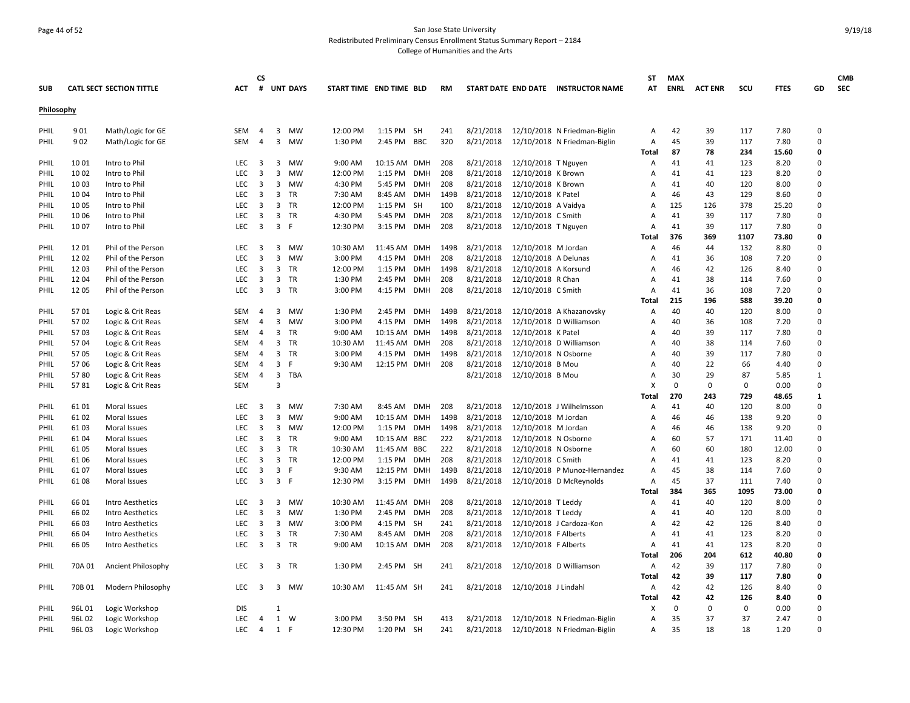San Jose State University

Redistributed Preliminary Census Enrollment Status Summary Report – 2184

College of Humanities and the Arts

9/19/18

| SUB | CATL SECT | SECTION TITTLE | ACT | CS # | UNT | DAYS | START TIME | END TIME | BLD | RM | START DATE | END DATE | INSTRUCTOR NAME | ST AT | MAX ENRL | ACT ENR | SCU | FTES | GD | CMB SEC |
|---|---|---|---|---|---|---|---|---|---|---|---|---|---|---|---|---|---|---|---|---|
| **Philosophy** | | | | | | | | | | | | | | | | | | | | |
| PHIL | 9 01 | Math/Logic for GE | SEM | 4 | 3 | MW | 12:00 PM | 1:15 PM | SH | 241 | 8/21/2018 | 12/10/2018 | N Friedman-Biglin | A | 42 | 39 | 117 | 7.80 | 0 | |
| PHIL | 9 02 | Math/Logic for GE | SEM | 4 | 3 | MW | 1:30 PM | 2:45 PM | BBC | 320 | 8/21/2018 | 12/10/2018 | N Friedman-Biglin | A | 45 | 39 | 117 | 7.80 | 0 | |
| | | | | | | | | | | | | | | **Total** | **87** | **78** | **234** | **15.60** | **0** | |
| PHIL | 10 01 | Intro to Phil | LEC | 3 | 3 | MW | 9:00 AM | 10:15 AM | DMH | 208 | 8/21/2018 | 12/10/2018 | T Nguyen | A | 41 | 41 | 123 | 8.20 | 0 | |
| PHIL | 10 02 | Intro to Phil | LEC | 3 | 3 | MW | 12:00 PM | 1:15 PM | DMH | 208 | 8/21/2018 | 12/10/2018 | K Brown | A | 41 | 41 | 123 | 8.20 | 0 | |
| PHIL | 10 03 | Intro to Phil | LEC | 3 | 3 | MW | 4:30 PM | 5:45 PM | DMH | 208 | 8/21/2018 | 12/10/2018 | K Brown | A | 41 | 40 | 120 | 8.00 | 0 | |
| PHIL | 10 04 | Intro to Phil | LEC | 3 | 3 | TR | 7:30 AM | 8:45 AM | DMH | 149B | 8/21/2018 | 12/10/2018 | K Patel | A | 46 | 43 | 129 | 8.60 | 0 | |
| PHIL | 10 05 | Intro to Phil | LEC | 3 | 3 | TR | 12:00 PM | 1:15 PM | SH | 100 | 8/21/2018 | 12/10/2018 | A Vaidya | A | 125 | 126 | 378 | 25.20 | 0 | |
| PHIL | 10 06 | Intro to Phil | LEC | 3 | 3 | TR | 4:30 PM | 5:45 PM | DMH | 208 | 8/21/2018 | 12/10/2018 | C Smith | A | 41 | 39 | 117 | 7.80 | 0 | |
| PHIL | 10 07 | Intro to Phil | LEC | 3 | 3 | F | 12:30 PM | 3:15 PM | DMH | 208 | 8/21/2018 | 12/10/2018 | T Nguyen | A | 41 | 39 | 117 | 7.80 | 0 | |
| | | | | | | | | | | | | | | **Total** | **376** | **369** | **1107** | **73.80** | **0** | |
| PHIL | 12 01 | Phil of the Person | LEC | 3 | 3 | MW | 10:30 AM | 11:45 AM | DMH | 149B | 8/21/2018 | 12/10/2018 | M Jordan | A | 46 | 44 | 132 | 8.80 | 0 | |
| PHIL | 12 02 | Phil of the Person | LEC | 3 | 3 | MW | 3:00 PM | 4:15 PM | DMH | 208 | 8/21/2018 | 12/10/2018 | A Delunas | A | 41 | 36 | 108 | 7.20 | 0 | |
| PHIL | 12 03 | Phil of the Person | LEC | 3 | 3 | TR | 12:00 PM | 1:15 PM | DMH | 149B | 8/21/2018 | 12/10/2018 | A Korsund | A | 46 | 42 | 126 | 8.40 | 0 | |
| PHIL | 12 04 | Phil of the Person | LEC | 3 | 3 | TR | 1:30 PM | 2:45 PM | DMH | 208 | 8/21/2018 | 12/10/2018 | R Chan | A | 41 | 38 | 114 | 7.60 | 0 | |
| PHIL | 12 05 | Phil of the Person | LEC | 3 | 3 | TR | 3:00 PM | 4:15 PM | DMH | 208 | 8/21/2018 | 12/10/2018 | C Smith | A | 41 | 36 | 108 | 7.20 | 0 | |
| | | | | | | | | | | | | | | **Total** | **215** | **196** | **588** | **39.20** | **0** | |
| PHIL | 57 01 | Logic & Crit Reas | SEM | 4 | 3 | MW | 1:30 PM | 2:45 PM | DMH | 149B | 8/21/2018 | 12/10/2018 | A Khazanovsky | A | 40 | 40 | 120 | 8.00 | 0 | |
| PHIL | 57 02 | Logic & Crit Reas | SEM | 4 | 3 | MW | 3:00 PM | 4:15 PM | DMH | 149B | 8/21/2018 | 12/10/2018 | D Williamson | A | 40 | 36 | 108 | 7.20 | 0 | |
| PHIL | 57 03 | Logic & Crit Reas | SEM | 4 | 3 | TR | 9:00 AM | 10:15 AM | DMH | 149B | 8/21/2018 | 12/10/2018 | K Patel | A | 40 | 39 | 117 | 7.80 | 0 | |
| PHIL | 57 04 | Logic & Crit Reas | SEM | 4 | 3 | TR | 10:30 AM | 11:45 AM | DMH | 208 | 8/21/2018 | 12/10/2018 | D Williamson | A | 40 | 38 | 114 | 7.60 | 0 | |
| PHIL | 57 05 | Logic & Crit Reas | SEM | 4 | 3 | TR | 3:00 PM | 4:15 PM | DMH | 149B | 8/21/2018 | 12/10/2018 | N Osborne | A | 40 | 39 | 117 | 7.80 | 0 | |
| PHIL | 57 06 | Logic & Crit Reas | SEM | 4 | 3 | F | 9:30 AM | 12:15 PM | DMH | 208 | 8/21/2018 | 12/10/2018 | B Mou | A | 40 | 22 | 66 | 4.40 | 0 | |
| PHIL | 57 80 | Logic & Crit Reas | SEM | 4 | 3 | TBA | | | | | 8/21/2018 | 12/10/2018 | B Mou | A | 30 | 29 | 87 | 5.85 | 1 | |
| PHIL | 57 81 | Logic & Crit Reas | SEM | | 3 | | | | | | | | | X | 0 | 0 | 0 | 0.00 | 0 | |
| | | | | | | | | | | | | | | **Total** | **270** | **243** | **729** | **48.65** | **1** | |
| PHIL | 61 01 | Moral Issues | LEC | 3 | 3 | MW | 7:30 AM | 8:45 AM | DMH | 208 | 8/21/2018 | 12/10/2018 | J Wilhelmsson | A | 41 | 40 | 120 | 8.00 | 0 | |
| PHIL | 61 02 | Moral Issues | LEC | 3 | 3 | MW | 9:00 AM | 10:15 AM | DMH | 149B | 8/21/2018 | 12/10/2018 | M Jordan | A | 46 | 46 | 138 | 9.20 | 0 | |
| PHIL | 61 03 | Moral Issues | LEC | 3 | 3 | MW | 12:00 PM | 1:15 PM | DMH | 149B | 8/21/2018 | 12/10/2018 | M Jordan | A | 46 | 46 | 138 | 9.20 | 0 | |
| PHIL | 61 04 | Moral Issues | LEC | 3 | 3 | TR | 9:00 AM | 10:15 AM | BBC | 222 | 8/21/2018 | 12/10/2018 | N Osborne | A | 60 | 57 | 171 | 11.40 | 0 | |
| PHIL | 61 05 | Moral Issues | LEC | 3 | 3 | TR | 10:30 AM | 11:45 AM | BBC | 222 | 8/21/2018 | 12/10/2018 | N Osborne | A | 60 | 60 | 180 | 12.00 | 0 | |
| PHIL | 61 06 | Moral Issues | LEC | 3 | 3 | TR | 12:00 PM | 1:15 PM | DMH | 208 | 8/21/2018 | 12/10/2018 | C Smith | A | 41 | 41 | 123 | 8.20 | 0 | |
| PHIL | 61 07 | Moral Issues | LEC | 3 | 3 | F | 9:30 AM | 12:15 PM | DMH | 149B | 8/21/2018 | 12/10/2018 | P Munoz-Hernandez | A | 45 | 38 | 114 | 7.60 | 0 | |
| PHIL | 61 08 | Moral Issues | LEC | 3 | 3 | F | 12:30 PM | 3:15 PM | DMH | 149B | 8/21/2018 | 12/10/2018 | D McReynolds | A | 45 | 37 | 111 | 7.40 | 0 | |
| | | | | | | | | | | | | | | **Total** | **384** | **365** | **1095** | **73.00** | **0** | |
| PHIL | 66 01 | Intro Aesthetics | LEC | 3 | 3 | MW | 10:30 AM | 11:45 AM | DMH | 208 | 8/21/2018 | 12/10/2018 | T Leddy | A | 41 | 40 | 120 | 8.00 | 0 | |
| PHIL | 66 02 | Intro Aesthetics | LEC | 3 | 3 | MW | 1:30 PM | 2:45 PM | DMH | 208 | 8/21/2018 | 12/10/2018 | T Leddy | A | 41 | 40 | 120 | 8.00 | 0 | |
| PHIL | 66 03 | Intro Aesthetics | LEC | 3 | 3 | MW | 3:00 PM | 4:15 PM | SH | 241 | 8/21/2018 | 12/10/2018 | J Cardoza-Kon | A | 42 | 42 | 126 | 8.40 | 0 | |
| PHIL | 66 04 | Intro Aesthetics | LEC | 3 | 3 | TR | 7:30 AM | 8:45 AM | DMH | 208 | 8/21/2018 | 12/10/2018 | F Alberts | A | 41 | 41 | 123 | 8.20 | 0 | |
| PHIL | 66 05 | Intro Aesthetics | LEC | 3 | 3 | TR | 9:00 AM | 10:15 AM | DMH | 208 | 8/21/2018 | 12/10/2018 | F Alberts | A | 41 | 41 | 123 | 8.20 | 0 | |
| | | | | | | | | | | | | | | **Total** | **206** | **204** | **612** | **40.80** | **0** | |
| PHIL | 70A 01 | Ancient Philosophy | LEC | 3 | 3 | TR | 1:30 PM | 2:45 PM | SH | 241 | 8/21/2018 | 12/10/2018 | D Williamson | A | 42 | 39 | 117 | 7.80 | 0 | |
| | | | | | | | | | | | | | | **Total** | **42** | **39** | **117** | **7.80** | **0** | |
| PHIL | 70B 01 | Modern Philosophy | LEC | 3 | 3 | MW | 10:30 AM | 11:45 AM | SH | 241 | 8/21/2018 | 12/10/2018 | J Lindahl | A | 42 | 42 | 126 | 8.40 | 0 | |
| | | | | | | | | | | | | | | **Total** | **42** | **42** | **126** | **8.40** | **0** | |
| PHIL | 96L 01 | Logic Workshop | DIS | | 1 | | | | | | | | | X | 0 | 0 | 0 | 0.00 | 0 | |
| PHIL | 96L 02 | Logic Workshop | LEC | 4 | 1 | W | 3:00 PM | 3:50 PM | SH | 413 | 8/21/2018 | 12/10/2018 | N Friedman-Biglin | A | 35 | 37 | 37 | 2.47 | 0 | |
| PHIL | 96L 03 | Logic Workshop | LEC | 4 | 1 | F | 12:30 PM | 1:20 PM | SH | 241 | 8/21/2018 | 12/10/2018 | N Friedman-Biglin | A | 35 | 18 | 18 | 1.20 | 0 | |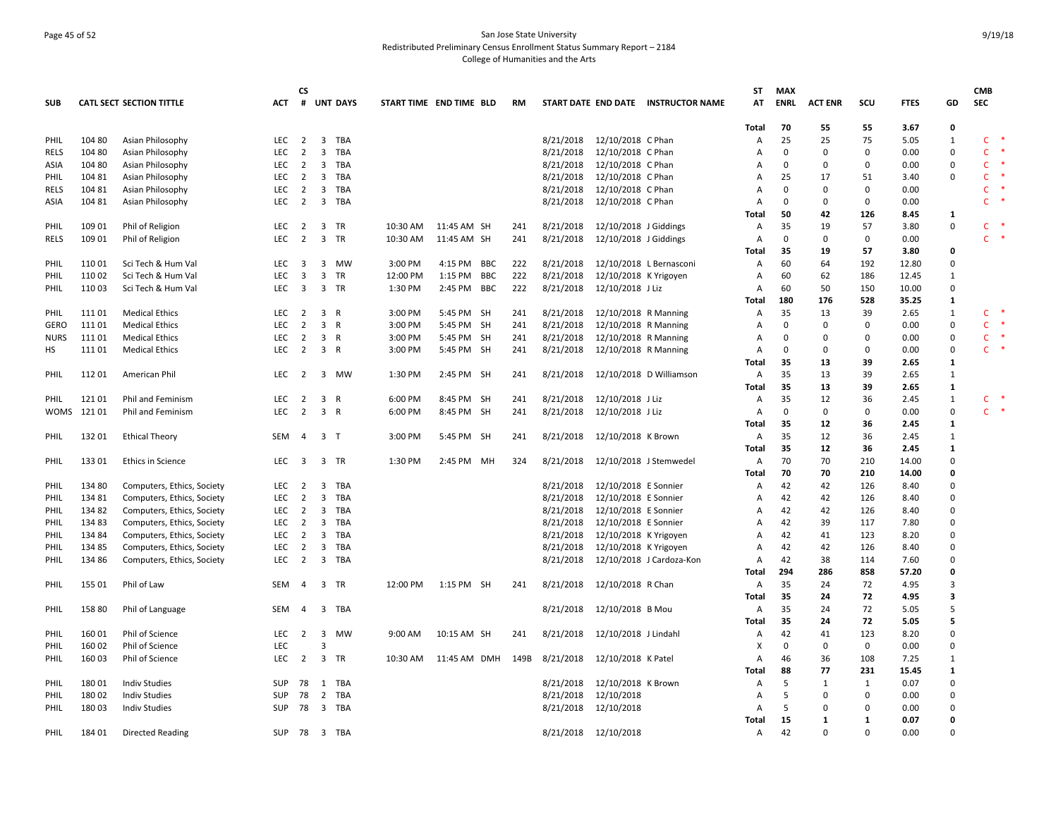San Jose State University
Redistributed Preliminary Census Enrollment Status Summary Report – 2184
College of Humanities and the Arts

| SUB | CATL SECT | SECTION TITTLE | ACT | CS # | UNT | DAYS | START TIME | END TIME | BLD | RM | START DATE | END DATE | INSTRUCTOR NAME | ST AT | MAX ENRL | ACT ENR | SCU | FTES | GD | CMB SEC |
|---|---|---|---|---|---|---|---|---|---|---|---|---|---|---|---|---|---|---|---|---|
| | | | | | | | | | | | | | | Total | 70 | 55 | 55 | 3.67 | 0 | |
| PHIL | 104 80 | Asian Philosophy | LEC | 2 | 3 | TBA | | | | | 8/21/2018 | 12/10/2018 | C Phan | A | 25 | 25 | 75 | 5.05 | 1 | C * |
| RELS | 104 80 | Asian Philosophy | LEC | 2 | 3 | TBA | | | | | 8/21/2018 | 12/10/2018 | C Phan | A | 0 | 0 | 0 | 0.00 | 0 | C * |
| ASIA | 104 80 | Asian Philosophy | LEC | 2 | 3 | TBA | | | | | 8/21/2018 | 12/10/2018 | C Phan | A | 0 | 0 | 0 | 0.00 | 0 | C * |
| PHIL | 104 81 | Asian Philosophy | LEC | 2 | 3 | TBA | | | | | 8/21/2018 | 12/10/2018 | C Phan | A | 25 | 17 | 51 | 3.40 | 0 | C * |
| RELS | 104 81 | Asian Philosophy | LEC | 2 | 3 | TBA | | | | | 8/21/2018 | 12/10/2018 | C Phan | A | 0 | 0 | 0 | 0.00 | | C * |
| ASIA | 104 81 | Asian Philosophy | LEC | 2 | 3 | TBA | | | | | 8/21/2018 | 12/10/2018 | C Phan | A | 0 | 0 | 0 | 0.00 | | C * |
| | | | | | | | | | | | | | | **Total** | **50** | **42** | **126** | **8.45** | **1** | |
| PHIL | 109 01 | Phil of Religion | LEC | 2 | 3 | TR | 10:30 AM | 11:45 AM | SH | 241 | 8/21/2018 | 12/10/2018 | J Giddings | A | 35 | 19 | 57 | 3.80 | 0 | C * |
| RELS | 109 01 | Phil of Religion | LEC | 2 | 3 | TR | 10:30 AM | 11:45 AM | SH | 241 | 8/21/2018 | 12/10/2018 | J Giddings | A | 0 | 0 | 0 | 0.00 | | C * |
| | | | | | | | | | | | | | | **Total** | **35** | **19** | **57** | **3.80** | **0** | |
| PHIL | 110 01 | Sci Tech & Hum Val | LEC | 3 | 3 | MW | 3:00 PM | 4:15 PM | BBC | 222 | 8/21/2018 | 12/10/2018 | L Bernasconi | A | 60 | 64 | 192 | 12.80 | 0 | |
| PHIL | 110 02 | Sci Tech & Hum Val | LEC | 3 | 3 | TR | 12:00 PM | 1:15 PM | BBC | 222 | 8/21/2018 | 12/10/2018 | K Yrigoyen | A | 60 | 62 | 186 | 12.45 | 1 | |
| PHIL | 110 03 | Sci Tech & Hum Val | LEC | 3 | 3 | TR | 1:30 PM | 2:45 PM | BBC | 222 | 8/21/2018 | 12/10/2018 | J Liz | A | 60 | 50 | 150 | 10.00 | 0 | |
| | | | | | | | | | | | | | | **Total** | **180** | **176** | **528** | **35.25** | **1** | |
| PHIL | 111 01 | Medical Ethics | LEC | 2 | 3 | R | 3:00 PM | 5:45 PM | SH | 241 | 8/21/2018 | 12/10/2018 | R Manning | A | 35 | 13 | 39 | 2.65 | 1 | C * |
| GERO | 111 01 | Medical Ethics | LEC | 2 | 3 | R | 3:00 PM | 5:45 PM | SH | 241 | 8/21/2018 | 12/10/2018 | R Manning | A | 0 | 0 | 0 | 0.00 | 0 | C * |
| NURS | 111 01 | Medical Ethics | LEC | 2 | 3 | R | 3:00 PM | 5:45 PM | SH | 241 | 8/21/2018 | 12/10/2018 | R Manning | A | 0 | 0 | 0 | 0.00 | 0 | C * |
| HS | 111 01 | Medical Ethics | LEC | 2 | 3 | R | 3:00 PM | 5:45 PM | SH | 241 | 8/21/2018 | 12/10/2018 | R Manning | A | 0 | 0 | 0 | 0.00 | 0 | C * |
| | | | | | | | | | | | | | | **Total** | **35** | **13** | **39** | **2.65** | **1** | |
| PHIL | 112 01 | American Phil | LEC | 2 | 3 | MW | 1:30 PM | 2:45 PM | SH | 241 | 8/21/2018 | 12/10/2018 | D Williamson | A | 35 | 13 | 39 | 2.65 | 1 | |
| | | | | | | | | | | | | | | **Total** | **35** | **13** | **39** | **2.65** | **1** | |
| PHIL | 121 01 | Phil and Feminism | LEC | 2 | 3 | R | 6:00 PM | 8:45 PM | SH | 241 | 8/21/2018 | 12/10/2018 | J Liz | A | 35 | 12 | 36 | 2.45 | 1 | C * |
| WOMS | 121 01 | Phil and Feminism | LEC | 2 | 3 | R | 6:00 PM | 8:45 PM | SH | 241 | 8/21/2018 | 12/10/2018 | J Liz | A | 0 | 0 | 0 | 0.00 | 0 | C * |
| | | | | | | | | | | | | | | **Total** | **35** | **12** | **36** | **2.45** | **1** | |
| PHIL | 132 01 | Ethical Theory | SEM | 4 | 3 | T | 3:00 PM | 5:45 PM | SH | 241 | 8/21/2018 | 12/10/2018 | K Brown | A | 35 | 12 | 36 | 2.45 | 1 | |
| | | | | | | | | | | | | | | **Total** | **35** | **12** | **36** | **2.45** | **1** | |
| PHIL | 133 01 | Ethics in Science | LEC | 3 | 3 | TR | 1:30 PM | 2:45 PM | MH | 324 | 8/21/2018 | 12/10/2018 | J Stemwedel | A | 70 | 70 | 210 | 14.00 | 0 | |
| | | | | | | | | | | | | | | **Total** | **70** | **70** | **210** | **14.00** | **0** | |
| PHIL | 134 80 | Computers, Ethics, Society | LEC | 2 | 3 | TBA | | | | | 8/21/2018 | 12/10/2018 | E Sonnier | A | 42 | 42 | 126 | 8.40 | 0 | |
| PHIL | 134 81 | Computers, Ethics, Society | LEC | 2 | 3 | TBA | | | | | 8/21/2018 | 12/10/2018 | E Sonnier | A | 42 | 42 | 126 | 8.40 | 0 | |
| PHIL | 134 82 | Computers, Ethics, Society | LEC | 2 | 3 | TBA | | | | | 8/21/2018 | 12/10/2018 | E Sonnier | A | 42 | 42 | 126 | 8.40 | 0 | |
| PHIL | 134 83 | Computers, Ethics, Society | LEC | 2 | 3 | TBA | | | | | 8/21/2018 | 12/10/2018 | E Sonnier | A | 42 | 39 | 117 | 7.80 | 0 | |
| PHIL | 134 84 | Computers, Ethics, Society | LEC | 2 | 3 | TBA | | | | | 8/21/2018 | 12/10/2018 | K Yrigoyen | A | 42 | 41 | 123 | 8.20 | 0 | |
| PHIL | 134 85 | Computers, Ethics, Society | LEC | 2 | 3 | TBA | | | | | 8/21/2018 | 12/10/2018 | K Yrigoyen | A | 42 | 42 | 126 | 8.40 | 0 | |
| PHIL | 134 86 | Computers, Ethics, Society | LEC | 2 | 3 | TBA | | | | | 8/21/2018 | 12/10/2018 | J Cardoza-Kon | A | 42 | 38 | 114 | 7.60 | 0 | |
| | | | | | | | | | | | | | | **Total** | **294** | **286** | **858** | **57.20** | **0** | |
| PHIL | 155 01 | Phil of Law | SEM | 4 | 3 | TR | 12:00 PM | 1:15 PM | SH | 241 | 8/21/2018 | 12/10/2018 | R Chan | A | 35 | 24 | 72 | 4.95 | 3 | |
| | | | | | | | | | | | | | | **Total** | **35** | **24** | **72** | **4.95** | **3** | |
| PHIL | 158 80 | Phil of Language | SEM | 4 | 3 | TBA | | | | | 8/21/2018 | 12/10/2018 | B Mou | A | 35 | 24 | 72 | 5.05 | 5 | |
| | | | | | | | | | | | | | | **Total** | **35** | **24** | **72** | **5.05** | **5** | |
| PHIL | 160 01 | Phil of Science | LEC | 2 | 3 | MW | 9:00 AM | 10:15 AM | SH | 241 | 8/21/2018 | 12/10/2018 | J Lindahl | A | 42 | 41 | 123 | 8.20 | 0 | |
| PHIL | 160 02 | Phil of Science | LEC | | 3 | | | | | | | | | X | 0 | 0 | 0 | 0.00 | 0 | |
| PHIL | 160 03 | Phil of Science | LEC | 2 | 3 | TR | 10:30 AM | 11:45 AM | DMH | 149B | 8/21/2018 | 12/10/2018 | K Patel | A | 46 | 36 | 108 | 7.25 | 1 | |
| | | | | | | | | | | | | | | **Total** | **88** | **77** | **231** | **15.45** | **1** | |
| PHIL | 180 01 | Indiv Studies | SUP | 78 | 1 | TBA | | | | | 8/21/2018 | 12/10/2018 | K Brown | A | 5 | 1 | 1 | 0.07 | 0 | |
| PHIL | 180 02 | Indiv Studies | SUP | 78 | 2 | TBA | | | | | 8/21/2018 | 12/10/2018 | | A | 5 | 0 | 0 | 0.00 | 0 | |
| PHIL | 180 03 | Indiv Studies | SUP | 78 | 3 | TBA | | | | | 8/21/2018 | 12/10/2018 | | A | 5 | 0 | 0 | 0.00 | 0 | |
| | | | | | | | | | | | | | | **Total** | **15** | **1** | **1** | **0.07** | **0** | |
| PHIL | 184 01 | Directed Reading | SUP | 78 | 3 | TBA | | | | | 8/21/2018 | 12/10/2018 | | A | 42 | 0 | 0 | 0.00 | 0 | |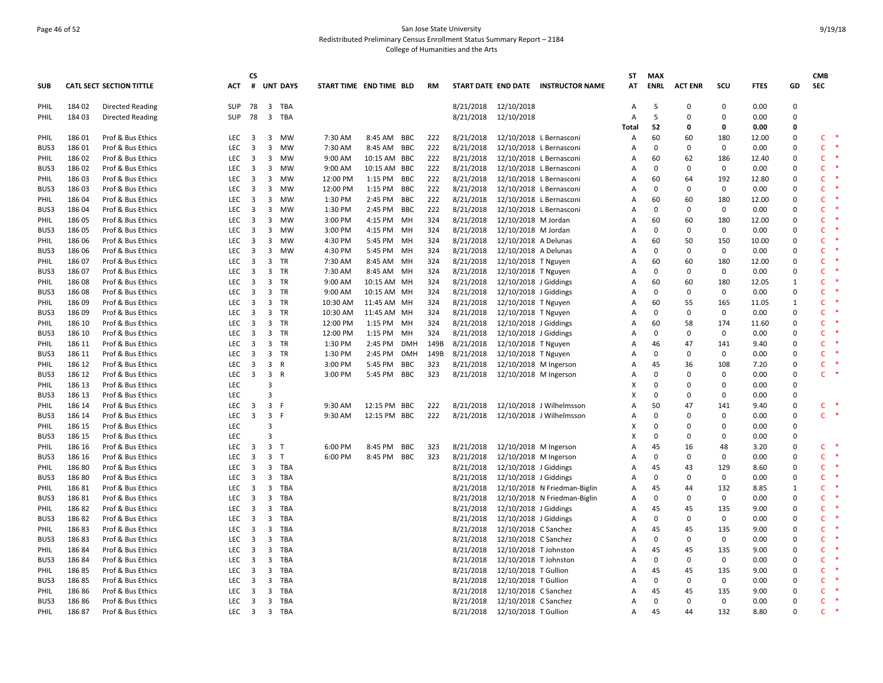San Jose State University
Redistributed Preliminary Census Enrollment Status Summary Report – 2184
College of Humanities and the Arts

| SUB | CATL | SECT | SECTION TITTLE | ACT | CS # | UNT | DAYS | START TIME | END TIME | BLD | RM | START DATE | END DATE | INSTRUCTOR NAME | ST AT | MAX ENRL | ACT ENR | SCU | FTES | GD | CMB SEC |
|---|---|---|---|---|---|---|---|---|---|---|---|---|---|---|---|---|---|---|---|---|---|
| PHIL | 184 | 02 | Directed Reading | SUP | 78 | 3 | TBA | | | | | 8/21/2018 | 12/10/2018 | | A | 5 | 0 | 0 | 0.00 | 0 | |
| PHIL | 184 | 03 | Directed Reading | SUP | 78 | 3 | TBA | | | | | 8/21/2018 | 12/10/2018 | | A | 5 | 0 | 0 | 0.00 | 0 | |
| | | | | | | | | | | | | | | | Total | 52 | 0 | 0 | 0.00 | 0 | |
| PHIL | 186 | 01 | Prof & Bus Ethics | LEC | 3 | 3 | MW | 7:30 AM | 8:45 AM | BBC | 222 | 8/21/2018 | 12/10/2018 | L Bernasconi | A | 60 | 60 | 180 | 12.00 | 0 | C * |
| BUS3 | 186 | 01 | Prof & Bus Ethics | LEC | 3 | 3 | MW | 7:30 AM | 8:45 AM | BBC | 222 | 8/21/2018 | 12/10/2018 | L Bernasconi | A | 0 | 0 | 0 | 0.00 | 0 | C * |
| PHIL | 186 | 02 | Prof & Bus Ethics | LEC | 3 | 3 | MW | 9:00 AM | 10:15 AM | BBC | 222 | 8/21/2018 | 12/10/2018 | L Bernasconi | A | 60 | 62 | 186 | 12.40 | 0 | C * |
| BUS3 | 186 | 02 | Prof & Bus Ethics | LEC | 3 | 3 | MW | 9:00 AM | 10:15 AM | BBC | 222 | 8/21/2018 | 12/10/2018 | L Bernasconi | A | 0 | 0 | 0 | 0.00 | 0 | C * |
| PHIL | 186 | 03 | Prof & Bus Ethics | LEC | 3 | 3 | MW | 12:00 PM | 1:15 PM | BBC | 222 | 8/21/2018 | 12/10/2018 | L Bernasconi | A | 60 | 64 | 192 | 12.80 | 0 | C * |
| BUS3 | 186 | 03 | Prof & Bus Ethics | LEC | 3 | 3 | MW | 12:00 PM | 1:15 PM | BBC | 222 | 8/21/2018 | 12/10/2018 | L Bernasconi | A | 0 | 0 | 0 | 0.00 | 0 | C * |
| PHIL | 186 | 04 | Prof & Bus Ethics | LEC | 3 | 3 | MW | 1:30 PM | 2:45 PM | BBC | 222 | 8/21/2018 | 12/10/2018 | L Bernasconi | A | 60 | 60 | 180 | 12.00 | 0 | C * |
| BUS3 | 186 | 04 | Prof & Bus Ethics | LEC | 3 | 3 | MW | 1:30 PM | 2:45 PM | BBC | 222 | 8/21/2018 | 12/10/2018 | L Bernasconi | A | 0 | 0 | 0 | 0.00 | 0 | C * |
| PHIL | 186 | 05 | Prof & Bus Ethics | LEC | 3 | 3 | MW | 3:00 PM | 4:15 PM | MH | 324 | 8/21/2018 | 12/10/2018 | M Jordan | A | 60 | 60 | 180 | 12.00 | 0 | C * |
| BUS3 | 186 | 05 | Prof & Bus Ethics | LEC | 3 | 3 | MW | 3:00 PM | 4:15 PM | MH | 324 | 8/21/2018 | 12/10/2018 | M Jordan | A | 0 | 0 | 0 | 0.00 | 0 | C * |
| PHIL | 186 | 06 | Prof & Bus Ethics | LEC | 3 | 3 | MW | 4:30 PM | 5:45 PM | MH | 324 | 8/21/2018 | 12/10/2018 | A Delunas | A | 60 | 50 | 150 | 10.00 | 0 | C * |
| BUS3 | 186 | 06 | Prof & Bus Ethics | LEC | 3 | 3 | MW | 4:30 PM | 5:45 PM | MH | 324 | 8/21/2018 | 12/10/2018 | A Delunas | A | 0 | 0 | 0 | 0.00 | 0 | C * |
| PHIL | 186 | 07 | Prof & Bus Ethics | LEC | 3 | 3 | TR | 7:30 AM | 8:45 AM | MH | 324 | 8/21/2018 | 12/10/2018 | T Nguyen | A | 60 | 60 | 180 | 12.00 | 0 | C * |
| BUS3 | 186 | 07 | Prof & Bus Ethics | LEC | 3 | 3 | TR | 7:30 AM | 8:45 AM | MH | 324 | 8/21/2018 | 12/10/2018 | T Nguyen | A | 0 | 0 | 0 | 0.00 | 0 | C * |
| PHIL | 186 | 08 | Prof & Bus Ethics | LEC | 3 | 3 | TR | 9:00 AM | 10:15 AM | MH | 324 | 8/21/2018 | 12/10/2018 | J Giddings | A | 60 | 60 | 180 | 12.05 | 1 | C * |
| BUS3 | 186 | 08 | Prof & Bus Ethics | LEC | 3 | 3 | TR | 9:00 AM | 10:15 AM | MH | 324 | 8/21/2018 | 12/10/2018 | J Giddings | A | 0 | 0 | 0 | 0.00 | 0 | C * |
| PHIL | 186 | 09 | Prof & Bus Ethics | LEC | 3 | 3 | TR | 10:30 AM | 11:45 AM | MH | 324 | 8/21/2018 | 12/10/2018 | T Nguyen | A | 60 | 55 | 165 | 11.05 | 1 | C * |
| BUS3 | 186 | 09 | Prof & Bus Ethics | LEC | 3 | 3 | TR | 10:30 AM | 11:45 AM | MH | 324 | 8/21/2018 | 12/10/2018 | T Nguyen | A | 0 | 0 | 0 | 0.00 | 0 | C * |
| PHIL | 186 | 10 | Prof & Bus Ethics | LEC | 3 | 3 | TR | 12:00 PM | 1:15 PM | MH | 324 | 8/21/2018 | 12/10/2018 | J Giddings | A | 60 | 58 | 174 | 11.60 | 0 | C * |
| BUS3 | 186 | 10 | Prof & Bus Ethics | LEC | 3 | 3 | TR | 12:00 PM | 1:15 PM | MH | 324 | 8/21/2018 | 12/10/2018 | J Giddings | A | 0 | 0 | 0 | 0.00 | 0 | C * |
| PHIL | 186 | 11 | Prof & Bus Ethics | LEC | 3 | 3 | TR | 1:30 PM | 2:45 PM | DMH | 149B | 8/21/2018 | 12/10/2018 | T Nguyen | A | 46 | 47 | 141 | 9.40 | 0 | C * |
| BUS3 | 186 | 11 | Prof & Bus Ethics | LEC | 3 | 3 | TR | 1:30 PM | 2:45 PM | DMH | 149B | 8/21/2018 | 12/10/2018 | T Nguyen | A | 0 | 0 | 0 | 0.00 | 0 | C * |
| PHIL | 186 | 12 | Prof & Bus Ethics | LEC | 3 | 3 | R | 3:00 PM | 5:45 PM | BBC | 323 | 8/21/2018 | 12/10/2018 | M Ingerson | A | 45 | 36 | 108 | 7.20 | 0 | C * |
| BUS3 | 186 | 12 | Prof & Bus Ethics | LEC | 3 | 3 | R | 3:00 PM | 5:45 PM | BBC | 323 | 8/21/2018 | 12/10/2018 | M Ingerson | A | 0 | 0 | 0 | 0.00 | 0 | C * |
| PHIL | 186 | 13 | Prof & Bus Ethics | LEC | | 3 | | | | | | | | | X | 0 | 0 | 0 | 0.00 | 0 | |
| BUS3 | 186 | 13 | Prof & Bus Ethics | LEC | | 3 | | | | | | | | | X | 0 | 0 | 0 | 0.00 | 0 | |
| PHIL | 186 | 14 | Prof & Bus Ethics | LEC | 3 | 3 | F | 9:30 AM | 12:15 PM | BBC | 222 | 8/21/2018 | 12/10/2018 | J Wilhelmsson | A | 50 | 47 | 141 | 9.40 | 0 | C * |
| BUS3 | 186 | 14 | Prof & Bus Ethics | LEC | 3 | 3 | F | 9:30 AM | 12:15 PM | BBC | 222 | 8/21/2018 | 12/10/2018 | J Wilhelmsson | A | 0 | 0 | 0 | 0.00 | 0 | C * |
| PHIL | 186 | 15 | Prof & Bus Ethics | LEC | | 3 | | | | | | | | | X | 0 | 0 | 0 | 0.00 | 0 | |
| BUS3 | 186 | 15 | Prof & Bus Ethics | LEC | | 3 | | | | | | | | | X | 0 | 0 | 0 | 0.00 | 0 | |
| PHIL | 186 | 16 | Prof & Bus Ethics | LEC | 3 | 3 | T | 6:00 PM | 8:45 PM | BBC | 323 | 8/21/2018 | 12/10/2018 | M Ingerson | A | 45 | 16 | 48 | 3.20 | 0 | C * |
| BUS3 | 186 | 16 | Prof & Bus Ethics | LEC | 3 | 3 | T | 6:00 PM | 8:45 PM | BBC | 323 | 8/21/2018 | 12/10/2018 | M Ingerson | A | 0 | 0 | 0 | 0.00 | 0 | C * |
| PHIL | 186 | 80 | Prof & Bus Ethics | LEC | 3 | 3 | TBA | | | | | 8/21/2018 | 12/10/2018 | J Giddings | A | 45 | 43 | 129 | 8.60 | 0 | C * |
| BUS3 | 186 | 80 | Prof & Bus Ethics | LEC | 3 | 3 | TBA | | | | | 8/21/2018 | 12/10/2018 | J Giddings | A | 0 | 0 | 0 | 0.00 | 0 | C * |
| PHIL | 186 | 81 | Prof & Bus Ethics | LEC | 3 | 3 | TBA | | | | | 8/21/2018 | 12/10/2018 | N Friedman-Biglin | A | 45 | 44 | 132 | 8.85 | 1 | C * |
| BUS3 | 186 | 81 | Prof & Bus Ethics | LEC | 3 | 3 | TBA | | | | | 8/21/2018 | 12/10/2018 | N Friedman-Biglin | A | 0 | 0 | 0 | 0.00 | 0 | C * |
| PHIL | 186 | 82 | Prof & Bus Ethics | LEC | 3 | 3 | TBA | | | | | 8/21/2018 | 12/10/2018 | J Giddings | A | 45 | 45 | 135 | 9.00 | 0 | C * |
| BUS3 | 186 | 82 | Prof & Bus Ethics | LEC | 3 | 3 | TBA | | | | | 8/21/2018 | 12/10/2018 | J Giddings | A | 0 | 0 | 0 | 0.00 | 0 | C * |
| PHIL | 186 | 83 | Prof & Bus Ethics | LEC | 3 | 3 | TBA | | | | | 8/21/2018 | 12/10/2018 | C Sanchez | A | 45 | 45 | 135 | 9.00 | 0 | C * |
| BUS3 | 186 | 83 | Prof & Bus Ethics | LEC | 3 | 3 | TBA | | | | | 8/21/2018 | 12/10/2018 | C Sanchez | A | 0 | 0 | 0 | 0.00 | 0 | C * |
| PHIL | 186 | 84 | Prof & Bus Ethics | LEC | 3 | 3 | TBA | | | | | 8/21/2018 | 12/10/2018 | T Johnston | A | 45 | 45 | 135 | 9.00 | 0 | C * |
| BUS3 | 186 | 84 | Prof & Bus Ethics | LEC | 3 | 3 | TBA | | | | | 8/21/2018 | 12/10/2018 | T Johnston | A | 0 | 0 | 0 | 0.00 | 0 | C * |
| PHIL | 186 | 85 | Prof & Bus Ethics | LEC | 3 | 3 | TBA | | | | | 8/21/2018 | 12/10/2018 | T Gullion | A | 45 | 45 | 135 | 9.00 | 0 | C * |
| BUS3 | 186 | 85 | Prof & Bus Ethics | LEC | 3 | 3 | TBA | | | | | 8/21/2018 | 12/10/2018 | T Gullion | A | 0 | 0 | 0 | 0.00 | 0 | C * |
| PHIL | 186 | 86 | Prof & Bus Ethics | LEC | 3 | 3 | TBA | | | | | 8/21/2018 | 12/10/2018 | C Sanchez | A | 45 | 45 | 135 | 9.00 | 0 | C * |
| BUS3 | 186 | 86 | Prof & Bus Ethics | LEC | 3 | 3 | TBA | | | | | 8/21/2018 | 12/10/2018 | C Sanchez | A | 0 | 0 | 0 | 0.00 | 0 | C * |
| PHIL | 186 | 87 | Prof & Bus Ethics | LEC | 3 | 3 | TBA | | | | | 8/21/2018 | 12/10/2018 | T Gullion | A | 45 | 44 | 132 | 8.80 | 0 | C * |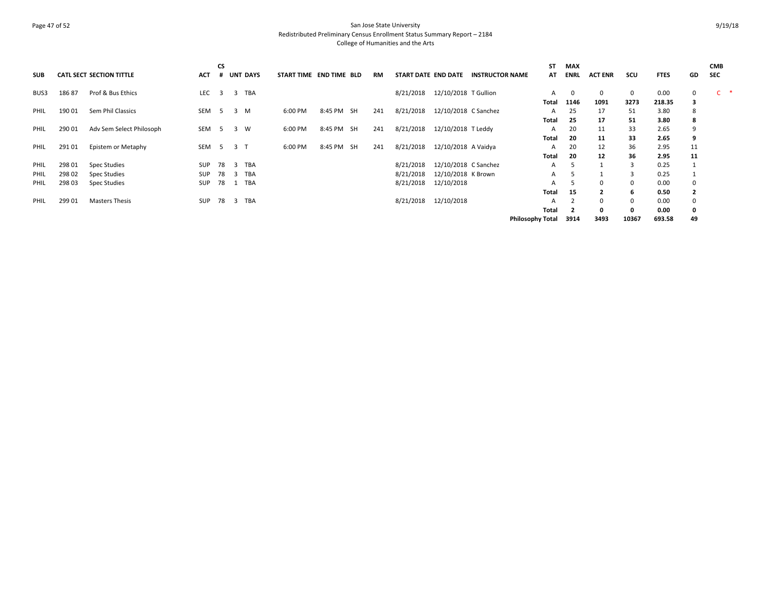San Jose State University
Redistributed Preliminary Census Enrollment Status Summary Report – 2184
College of Humanities and the Arts

| SUB | CATL SECT | SECTION TITTLE | ACT | CS # | UNT | DAYS | START TIME | END TIME | BLD | RM | START DATE | END DATE | INSTRUCTOR NAME | ST AT | MAX ENRL | ACT ENR | SCU | FTES | GD | CMB SEC |
|---|---|---|---|---|---|---|---|---|---|---|---|---|---|---|---|---|---|---|---|---|
| BUS3 | 186 87 | Prof & Bus Ethics | LEC | 3 | 3 | TBA | | | | | 8/21/2018 | 12/10/2018 | T Gullion | A | 0 | 0 | 0 | 0.00 | 0 | C * |
| | | | | | | | | | | | | | | **Total** | **1146** | **1091** | **3273** | **218.35** | **3** | |
| PHIL | 190 01 | Sem Phil Classics | SEM | 5 | 3 | M | 6:00 PM | 8:45 PM | SH | 241 | 8/21/2018 | 12/10/2018 | C Sanchez | A | 25 | 17 | 51 | 3.80 | 8 | |
| | | | | | | | | | | | | | | **Total** | **25** | **17** | **51** | **3.80** | **8** | |
| PHIL | 290 01 | Adv Sem Select Philosoph | SEM | 5 | 3 | W | 6:00 PM | 8:45 PM | SH | 241 | 8/21/2018 | 12/10/2018 | T Leddy | A | 20 | 11 | 33 | 2.65 | 9 | |
| | | | | | | | | | | | | | | **Total** | **20** | **11** | **33** | **2.65** | **9** | |
| PHIL | 291 01 | Epistem or Metaphy | SEM | 5 | 3 | T | 6:00 PM | 8:45 PM | SH | 241 | 8/21/2018 | 12/10/2018 | A Vaidya | A | 20 | 12 | 36 | 2.95 | 11 | |
| | | | | | | | | | | | | | | **Total** | **20** | **12** | **36** | **2.95** | **11** | |
| PHIL | 298 01 | Spec Studies | SUP | 78 | 3 | TBA | | | | | 8/21/2018 | 12/10/2018 | C Sanchez | A | 5 | 1 | 3 | 0.25 | 1 | |
| PHIL | 298 02 | Spec Studies | SUP | 78 | 3 | TBA | | | | | 8/21/2018 | 12/10/2018 | K Brown | A | 5 | 1 | 3 | 0.25 | 1 | |
| PHIL | 298 03 | Spec Studies | SUP | 78 | 1 | TBA | | | | | 8/21/2018 | 12/10/2018 | | A | 5 | 0 | 0 | 0.00 | 0 | |
| | | | | | | | | | | | | | | **Total** | **15** | **2** | **6** | **0.50** | **2** | |
| PHIL | 299 01 | Masters Thesis | SUP | 78 | 3 | TBA | | | | | 8/21/2018 | 12/10/2018 | | A | 2 | 0 | 0 | 0.00 | 0 | |
| | | | | | | | | | | | | | | **Total** | **2** | **0** | **0** | **0.00** | **0** | |
| | | | | | | | | | | | | | | **Philosophy Total** | **3914** | **3493** | **10367** | **693.58** | **49** | |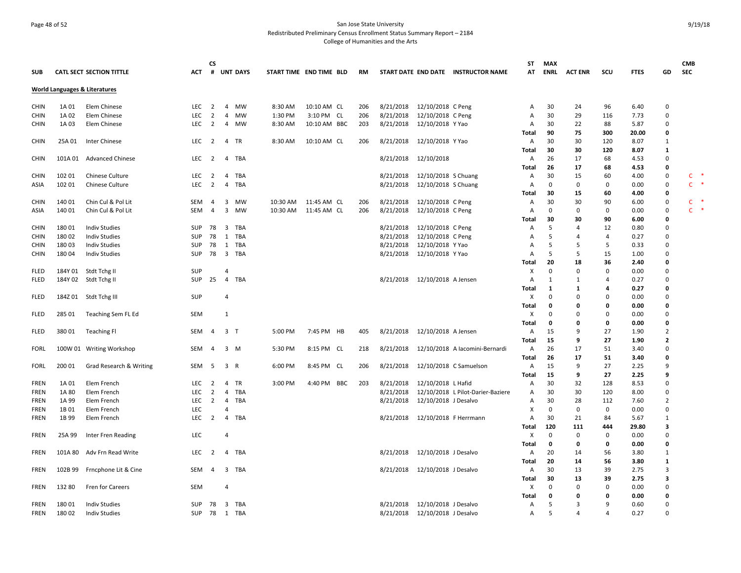San Jose State University
Redistributed Preliminary Census Enrollment Status Summary Report – 2184
College of Humanities and the Arts

9/19/18

| SUB | CATL SECT SECTION TITTLE | | ACT | CS # | UNT | DAYS | START TIME | END TIME | BLD | RM | START DATE | END DATE | INSTRUCTOR NAME | ST AT | MAX ENRL | ACT ENR | SCU | FTES | GD | CMB SEC |
|---|---|---|---|---|---|---|---|---|---|---|---|---|---|---|---|---|---|---|---|---|
| **World Languages & Literatures** | | | | | | | | | | | | | | | | | | | | |
| CHIN | 1A 01 | Elem Chinese | LEC | 2 | 4 | MW | 8:30 AM | 10:10 AM | CL | 206 | 8/21/2018 | 12/10/2018 | C Peng | A | 30 | 24 | 96 | 6.40 | 0 | |
| CHIN | 1A 02 | Elem Chinese | LEC | 2 | 4 | MW | 1:30 PM | 3:10 PM | CL | 206 | 8/21/2018 | 12/10/2018 | C Peng | A | 30 | 29 | 116 | 7.73 | 0 | |
| CHIN | 1A 03 | Elem Chinese | LEC | 2 | 4 | MW | 8:30 AM | 10:10 AM | BBC | 203 | 8/21/2018 | 12/10/2018 | Y Yao | A | 30 | 22 | 88 | 5.87 | 0 | |
| | | | | | | | | | | | | | | **Total** | **90** | **75** | **300** | **20.00** | **0** | |
| CHIN | 25A 01 | Inter Chinese | LEC | 2 | 4 | TR | 8:30 AM | 10:10 AM | CL | 206 | 8/21/2018 | 12/10/2018 | Y Yao | A | 30 | 30 | 120 | 8.07 | 1 | |
| | | | | | | | | | | | | | | **Total** | **30** | **30** | **120** | **8.07** | **1** | |
| CHIN | 101A 01 | Advanced Chinese | LEC | 2 | 4 | TBA | | | | | 8/21/2018 | 12/10/2018 | | A | 26 | 17 | 68 | 4.53 | 0 | |
| | | | | | | | | | | | | | | **Total** | **26** | **17** | **68** | **4.53** | **0** | |
| CHIN | 102 01 | Chinese Culture | LEC | 2 | 4 | TBA | | | | | 8/21/2018 | 12/10/2018 | S Chuang | A | 30 | 15 | 60 | 4.00 | 0 | C * |
| ASIA | 102 01 | Chinese Culture | LEC | 2 | 4 | TBA | | | | | 8/21/2018 | 12/10/2018 | S Chuang | A | 0 | 0 | 0 | 0.00 | 0 | C * |
| | | | | | | | | | | | | | | **Total** | **30** | **15** | **60** | **4.00** | **0** | |
| CHIN | 140 01 | Chin Cul & Pol Lit | SEM | 4 | 3 | MW | 10:30 AM | 11:45 AM | CL | 206 | 8/21/2018 | 12/10/2018 | C Peng | A | 30 | 30 | 90 | 6.00 | 0 | C * |
| ASIA | 140 01 | Chin Cul & Pol Lit | SEM | 4 | 3 | MW | 10:30 AM | 11:45 AM | CL | 206 | 8/21/2018 | 12/10/2018 | C Peng | A | 0 | 0 | 0 | 0.00 | 0 | C * |
| | | | | | | | | | | | | | | **Total** | **30** | **30** | **90** | **6.00** | **0** | |
| CHIN | 180 01 | Indiv Studies | SUP | 78 | 3 | TBA | | | | | 8/21/2018 | 12/10/2018 | C Peng | A | 5 | 4 | 12 | 0.80 | 0 | |
| CHIN | 180 02 | Indiv Studies | SUP | 78 | 1 | TBA | | | | | 8/21/2018 | 12/10/2018 | C Peng | A | 5 | 4 | 4 | 0.27 | 0 | |
| CHIN | 180 03 | Indiv Studies | SUP | 78 | 1 | TBA | | | | | 8/21/2018 | 12/10/2018 | Y Yao | A | 5 | 5 | 5 | 0.33 | 0 | |
| CHIN | 180 04 | Indiv Studies | SUP | 78 | 3 | TBA | | | | | 8/21/2018 | 12/10/2018 | Y Yao | A | 5 | 5 | 15 | 1.00 | 0 | |
| | | | | | | | | | | | | | | **Total** | **20** | **18** | **36** | **2.40** | **0** | |
| FLED | 184Y 01 | Stdt Tchg II | SUP | | 4 | | | | | | | | | X | 0 | 0 | 0 | 0.00 | 0 | |
| FLED | 184Y 02 | Stdt Tchg II | SUP | 25 | 4 | TBA | | | | | 8/21/2018 | 12/10/2018 | A Jensen | A | 1 | 1 | 4 | 0.27 | 0 | |
| | | | | | | | | | | | | | | **Total** | **1** | **1** | **4** | **0.27** | **0** | |
| FLED | 184Z 01 | Stdt Tchg III | SUP | | 4 | | | | | | | | | X | 0 | 0 | 0 | 0.00 | 0 | |
| | | | | | | | | | | | | | | **Total** | **0** | **0** | **0** | **0.00** | **0** | |
| FLED | 285 01 | Teaching Sem FL Ed | SEM | | 1 | | | | | | | | | X | 0 | 0 | 0 | 0.00 | 0 | |
| | | | | | | | | | | | | | | **Total** | **0** | **0** | **0** | **0.00** | **0** | |
| FLED | 380 01 | Teaching Fl | SEM | 4 | 3 | T | 5:00 PM | 7:45 PM | HB | 405 | 8/21/2018 | 12/10/2018 | A Jensen | A | 15 | 9 | 27 | 1.90 | 2 | |
| | | | | | | | | | | | | | | **Total** | **15** | **9** | **27** | **1.90** | **2** | |
| FORL | 100W 01 | Writing Workshop | SEM | 4 | 3 | M | 5:30 PM | 8:15 PM | CL | 218 | 8/21/2018 | 12/10/2018 | A Iacomini-Bernardi | A | 26 | 17 | 51 | 3.40 | 0 | |
| | | | | | | | | | | | | | | **Total** | **26** | **17** | **51** | **3.40** | **0** | |
| FORL | 200 01 | Grad Research & Writing | SEM | 5 | 3 | R | 6:00 PM | 8:45 PM | CL | 206 | 8/21/2018 | 12/10/2018 | C Samuelson | A | 15 | 9 | 27 | 2.25 | 9 | |
| | | | | | | | | | | | | | | **Total** | **15** | **9** | **27** | **2.25** | **9** | |
| FREN | 1A 01 | Elem French | LEC | 2 | 4 | TR | 3:00 PM | 4:40 PM | BBC | 203 | 8/21/2018 | 12/10/2018 | L Hafid | A | 30 | 32 | 128 | 8.53 | 0 | |
| FREN | 1A 80 | Elem French | LEC | 2 | 4 | TBA | | | | | 8/21/2018 | 12/10/2018 | L Pilot-Darier-Baziere | A | 30 | 30 | 120 | 8.00 | 0 | |
| FREN | 1A 99 | Elem French | LEC | 2 | 4 | TBA | | | | | 8/21/2018 | 12/10/2018 | J Desalvo | A | 30 | 28 | 112 | 7.60 | 2 | |
| FREN | 1B 01 | Elem French | LEC | | 4 | | | | | | | | | X | 0 | 0 | 0 | 0.00 | 0 | |
| FREN | 1B 99 | Elem French | LEC | 2 | 4 | TBA | | | | | 8/21/2018 | 12/10/2018 | F Herrmann | A | 30 | 21 | 84 | 5.67 | 1 | |
| | | | | | | | | | | | | | | **Total** | **120** | **111** | **444** | **29.80** | **3** | |
| FREN | 25A 99 | Inter Fren Reading | LEC | | 4 | | | | | | | | | X | 0 | 0 | 0 | 0.00 | 0 | |
| | | | | | | | | | | | | | | **Total** | **0** | **0** | **0** | **0.00** | **0** | |
| FREN | 101A 80 | Adv Frn Read Write | LEC | 2 | 4 | TBA | | | | | 8/21/2018 | 12/10/2018 | J Desalvo | A | 20 | 14 | 56 | 3.80 | 1 | |
| | | | | | | | | | | | | | | **Total** | **20** | **14** | **56** | **3.80** | **1** | |
| FREN | 102B 99 | Frncphone Lit & Cine | SEM | 4 | 3 | TBA | | | | | 8/21/2018 | 12/10/2018 | J Desalvo | A | 30 | 13 | 39 | 2.75 | 3 | |
| | | | | | | | | | | | | | | **Total** | **30** | **13** | **39** | **2.75** | **3** | |
| FREN | 132 80 | Fren for Careers | SEM | | 4 | | | | | | | | | X | 0 | 0 | 0 | 0.00 | 0 | |
| | | | | | | | | | | | | | | **Total** | **0** | **0** | **0** | **0.00** | **0** | |
| FREN | 180 01 | Indiv Studies | SUP | 78 | 3 | TBA | | | | | 8/21/2018 | 12/10/2018 | J Desalvo | A | 5 | 3 | 9 | 0.60 | 0 | |
| FREN | 180 02 | Indiv Studies | SUP | 78 | 1 | TBA | | | | | 8/21/2018 | 12/10/2018 | J Desalvo | A | 5 | 4 | 4 | 0.27 | 0 | |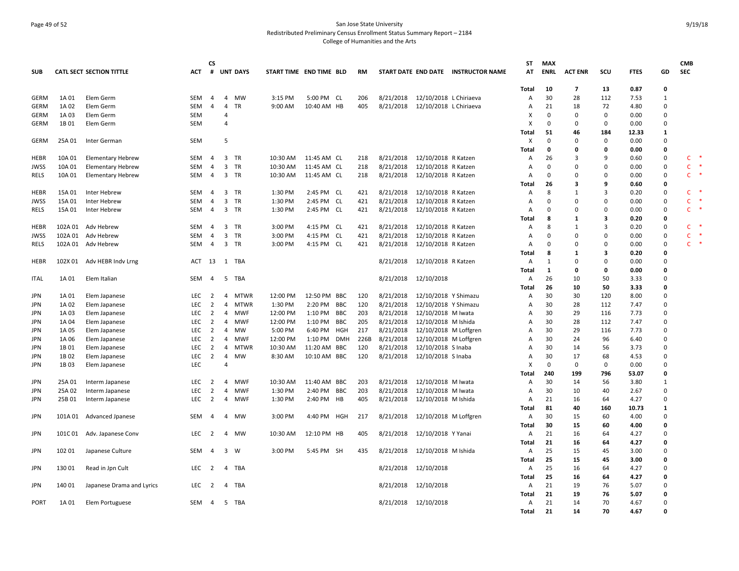San Jose State University
Redistributed Preliminary Census Enrollment Status Summary Report – 2184
College of Humanities and the Arts

| SUB | CATL | SECT | SECTION TITTLE | ACT | CS # | UNT | DAYS | START TIME | END TIME | BLD | RM | START DATE | END DATE | INSTRUCTOR NAME | ST AT | MAX ENRL | ACT ENR | SCU | FTES | GD | CMB SEC |
|---|---|---|---|---|---|---|---|---|---|---|---|---|---|---|---|---|---|---|---|---|---|
| | | | | | | | | | | | | | | | Total | 10 | 7 | 13 | 0.87 | 0 | |
| GERM | 1A | 01 | Elem Germ | SEM | 4 | 4 | MW | 3:15 PM | 5:00 PM | CL | 206 | 8/21/2018 | 12/10/2018 | L Chiriaeva | A | 30 | 28 | 112 | 7.53 | 1 | |
| GERM | 1A | 02 | Elem Germ | SEM | 4 | 4 | TR | 9:00 AM | 10:40 AM | HB | 405 | 8/21/2018 | 12/10/2018 | L Chiriaeva | A | 21 | 18 | 72 | 4.80 | 0 | |
| GERM | 1A | 03 | Elem Germ | SEM | | 4 | | | | | | | | | X | 0 | 0 | 0 | 0.00 | 0 | |
| GERM | 1B | 01 | Elem Germ | SEM | | 4 | | | | | | | | | X | 0 | 0 | 0 | 0.00 | 0 | |
| | | | | | | | | | | | | | | | Total | 51 | 46 | 184 | 12.33 | 1 | |
| GERM | 25A | 01 | Inter German | SEM | | 5 | | | | | | | | | X | 0 | 0 | 0 | 0.00 | 0 | |
| | | | | | | | | | | | | | | | Total | 0 | 0 | 0 | 0.00 | 0 | |
| HEBR | 10A | 01 | Elementary Hebrew | SEM | 4 | 3 | TR | 10:30 AM | 11:45 AM | CL | 218 | 8/21/2018 | 12/10/2018 | R Katzen | A | 26 | 3 | 9 | 0.60 | 0 | C * |
| JWSS | 10A | 01 | Elementary Hebrew | SEM | 4 | 3 | TR | 10:30 AM | 11:45 AM | CL | 218 | 8/21/2018 | 12/10/2018 | R Katzen | A | 0 | 0 | 0 | 0.00 | 0 | C * |
| RELS | 10A | 01 | Elementary Hebrew | SEM | 4 | 3 | TR | 10:30 AM | 11:45 AM | CL | 218 | 8/21/2018 | 12/10/2018 | R Katzen | A | 0 | 0 | 0 | 0.00 | 0 | C * |
| | | | | | | | | | | | | | | | Total | 26 | 3 | 9 | 0.60 | 0 | |
| HEBR | 15A | 01 | Inter Hebrew | SEM | 4 | 3 | TR | 1:30 PM | 2:45 PM | CL | 421 | 8/21/2018 | 12/10/2018 | R Katzen | A | 8 | 1 | 3 | 0.20 | 0 | C * |
| JWSS | 15A | 01 | Inter Hebrew | SEM | 4 | 3 | TR | 1:30 PM | 2:45 PM | CL | 421 | 8/21/2018 | 12/10/2018 | R Katzen | A | 0 | 0 | 0 | 0.00 | 0 | C * |
| RELS | 15A | 01 | Inter Hebrew | SEM | 4 | 3 | TR | 1:30 PM | 2:45 PM | CL | 421 | 8/21/2018 | 12/10/2018 | R Katzen | A | 0 | 0 | 0 | 0.00 | 0 | C * |
| | | | | | | | | | | | | | | | Total | 8 | 1 | 3 | 0.20 | 0 | |
| HEBR | 102A | 01 | Adv Hebrew | SEM | 4 | 3 | TR | 3:00 PM | 4:15 PM | CL | 421 | 8/21/2018 | 12/10/2018 | R Katzen | A | 8 | 1 | 3 | 0.20 | 0 | C * |
| JWSS | 102A | 01 | Adv Hebrew | SEM | 4 | 3 | TR | 3:00 PM | 4:15 PM | CL | 421 | 8/21/2018 | 12/10/2018 | R Katzen | A | 0 | 0 | 0 | 0.00 | 0 | C * |
| RELS | 102A | 01 | Adv Hebrew | SEM | 4 | 3 | TR | 3:00 PM | 4:15 PM | CL | 421 | 8/21/2018 | 12/10/2018 | R Katzen | A | 0 | 0 | 0 | 0.00 | 0 | C * |
| | | | | | | | | | | | | | | | Total | 8 | 1 | 3 | 0.20 | 0 | |
| HEBR | 102X | 01 | Adv HEBR Indv Lrng | ACT | 13 | 1 | TBA | | | | | 8/21/2018 | 12/10/2018 | R Katzen | A | 1 | 0 | 0 | 0.00 | 0 | |
| | | | | | | | | | | | | | | | Total | 1 | 0 | 0 | 0.00 | 0 | |
| ITAL | 1A | 01 | Elem Italian | SEM | 4 | 5 | TBA | | | | | 8/21/2018 | 12/10/2018 | | A | 26 | 10 | 50 | 3.33 | 0 | |
| | | | | | | | | | | | | | | | Total | 26 | 10 | 50 | 3.33 | 0 | |
| JPN | 1A | 01 | Elem Japanese | LEC | 2 | 4 | MTWR | 12:00 PM | 12:50 PM | BBC | 120 | 8/21/2018 | 12/10/2018 | Y Shimazu | A | 30 | 30 | 120 | 8.00 | 0 | |
| JPN | 1A | 02 | Elem Japanese | LEC | 2 | 4 | MTWR | 1:30 PM | 2:20 PM | BBC | 120 | 8/21/2018 | 12/10/2018 | Y Shimazu | A | 30 | 28 | 112 | 7.47 | 0 | |
| JPN | 1A | 03 | Elem Japanese | LEC | 2 | 4 | MWF | 12:00 PM | 1:10 PM | BBC | 203 | 8/21/2018 | 12/10/2018 | M Iwata | A | 30 | 29 | 116 | 7.73 | 0 | |
| JPN | 1A | 04 | Elem Japanese | LEC | 2 | 4 | MWF | 12:00 PM | 1:10 PM | BBC | 205 | 8/21/2018 | 12/10/2018 | M Ishida | A | 30 | 28 | 112 | 7.47 | 0 | |
| JPN | 1A | 05 | Elem Japanese | LEC | 2 | 4 | MW | 5:00 PM | 6:40 PM | HGH | 217 | 8/21/2018 | 12/10/2018 | M Loffgren | A | 30 | 29 | 116 | 7.73 | 0 | |
| JPN | 1A | 06 | Elem Japanese | LEC | 2 | 4 | MWF | 12:00 PM | 1:10 PM | DMH | 226B | 8/21/2018 | 12/10/2018 | M Loffgren | A | 30 | 24 | 96 | 6.40 | 0 | |
| JPN | 1B | 01 | Elem Japanese | LEC | 2 | 4 | MTWR | 10:30 AM | 11:20 AM | BBC | 120 | 8/21/2018 | 12/10/2018 | S Inaba | A | 30 | 14 | 56 | 3.73 | 0 | |
| JPN | 1B | 02 | Elem Japanese | LEC | 2 | 4 | MW | 8:30 AM | 10:10 AM | BBC | 120 | 8/21/2018 | 12/10/2018 | S Inaba | A | 30 | 17 | 68 | 4.53 | 0 | |
| JPN | 1B | 03 | Elem Japanese | LEC | | 4 | | | | | | | | | X | 0 | 0 | 0 | 0.00 | 0 | |
| | | | | | | | | | | | | | | | Total | 240 | 199 | 796 | 53.07 | 0 | |
| JPN | 25A | 01 | Interm Japanese | LEC | 2 | 4 | MWF | 10:30 AM | 11:40 AM | BBC | 203 | 8/21/2018 | 12/10/2018 | M Iwata | A | 30 | 14 | 56 | 3.80 | 1 | |
| JPN | 25A | 02 | Interm Japanese | LEC | 2 | 4 | MWF | 1:30 PM | 2:40 PM | BBC | 203 | 8/21/2018 | 12/10/2018 | M Iwata | A | 30 | 10 | 40 | 2.67 | 0 | |
| JPN | 25B | 01 | Interm Japanese | LEC | 2 | 4 | MWF | 1:30 PM | 2:40 PM | HB | 405 | 8/21/2018 | 12/10/2018 | M Ishida | A | 21 | 16 | 64 | 4.27 | 0 | |
| | | | | | | | | | | | | | | | Total | 81 | 40 | 160 | 10.73 | 1 | |
| JPN | 101A | 01 | Advanced Jpanese | SEM | 4 | 4 | MW | 3:00 PM | 4:40 PM | HGH | 217 | 8/21/2018 | 12/10/2018 | M Loffgren | A | 30 | 15 | 60 | 4.00 | 0 | |
| | | | | | | | | | | | | | | | Total | 30 | 15 | 60 | 4.00 | 0 | |
| JPN | 101C | 01 | Adv. Japanese Conv | LEC | 2 | 4 | MW | 10:30 AM | 12:10 PM | HB | 405 | 8/21/2018 | 12/10/2018 | Y Yanai | A | 21 | 16 | 64 | 4.27 | 0 | |
| | | | | | | | | | | | | | | | Total | 21 | 16 | 64 | 4.27 | 0 | |
| JPN | 102 | 01 | Japanese Culture | SEM | 4 | 3 | W | 3:00 PM | 5:45 PM | SH | 435 | 8/21/2018 | 12/10/2018 | M Ishida | A | 25 | 15 | 45 | 3.00 | 0 | |
| | | | | | | | | | | | | | | | Total | 25 | 15 | 45 | 3.00 | 0 | |
| JPN | 130 | 01 | Read in Jpn Cult | LEC | 2 | 4 | TBA | | | | | 8/21/2018 | 12/10/2018 | | A | 25 | 16 | 64 | 4.27 | 0 | |
| | | | | | | | | | | | | | | | Total | 25 | 16 | 64 | 4.27 | 0 | |
| JPN | 140 | 01 | Japanese Drama and Lyrics | LEC | 2 | 4 | TBA | | | | | 8/21/2018 | 12/10/2018 | | A | 21 | 19 | 76 | 5.07 | 0 | |
| | | | | | | | | | | | | | | | Total | 21 | 19 | 76 | 5.07 | 0 | |
| PORT | 1A | 01 | Elem Portuguese | SEM | 4 | 5 | TBA | | | | | 8/21/2018 | 12/10/2018 | | A | 21 | 14 | 70 | 4.67 | 0 | |
| | | | | | | | | | | | | | | | Total | 21 | 14 | 70 | 4.67 | 0 | |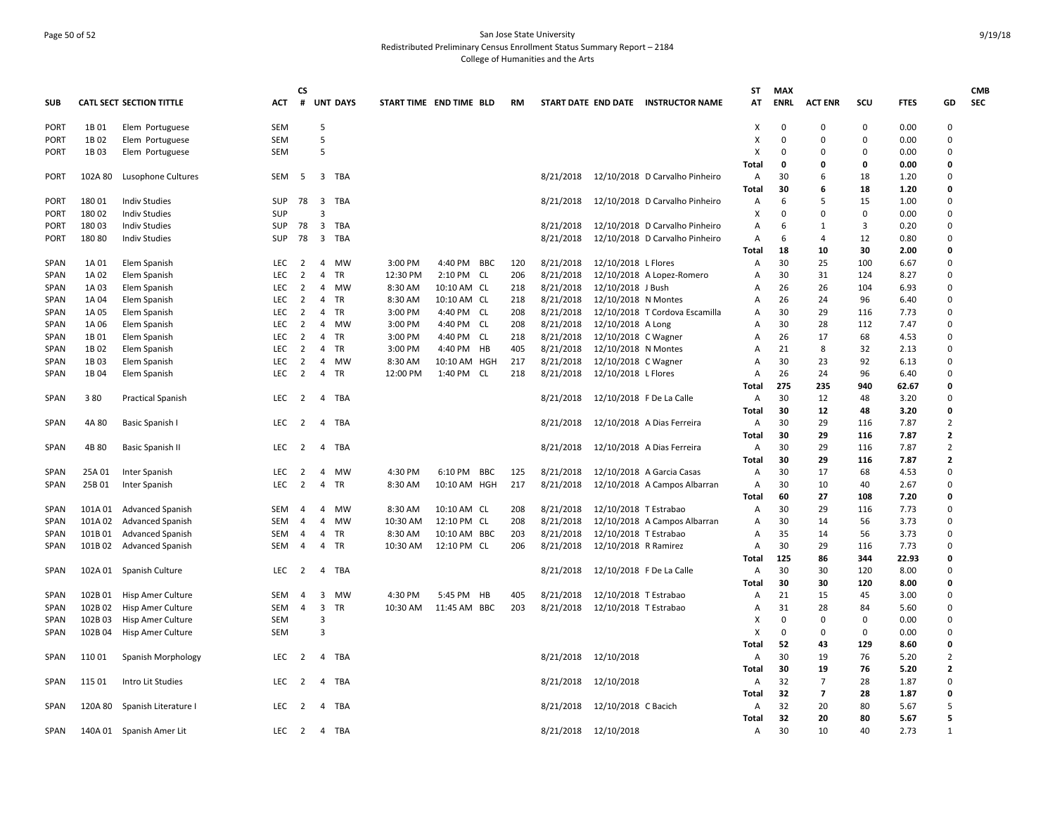San Jose State University
Redistributed Preliminary Census Enrollment Status Summary Report – 2184
College of Humanities and the Arts

| SUB | CATL SECT | SECTION TITTLE | ACT | CS # | UNT | DAYS | START TIME | END TIME | BLD | RM | START DATE | END DATE | INSTRUCTOR NAME | ST AT | MAX ENRL | ACT ENR | SCU | FTES | GD | CMB SEC |
|---|---|---|---|---|---|---|---|---|---|---|---|---|---|---|---|---|---|---|---|---|
| PORT | 1B 01 | Elem Portuguese | SEM | | 5 | | | | | | | | | X | 0 | 0 | 0 | 0.00 | 0 | |
| PORT | 1B 02 | Elem Portuguese | SEM | | 5 | | | | | | | | | X | 0 | 0 | 0 | 0.00 | 0 | |
| PORT | 1B 03 | Elem Portuguese | SEM | | 5 | | | | | | | | | X | 0 | 0 | 0 | 0.00 | 0 | |
| | | | | | | | | | | | | | | **Total** | **0** | **0** | **0** | **0.00** | **0** | |
| PORT | 102A 80 | Lusophone Cultures | SEM | 5 | 3 | TBA | | | | | 8/21/2018 | 12/10/2018 | D Carvalho Pinheiro | A | 30 | 6 | 18 | 1.20 | 0 | |
| | | | | | | | | | | | | | | **Total** | **30** | **6** | **18** | **1.20** | **0** | |
| PORT | 180 01 | Indiv Studies | SUP | 78 | 3 | TBA | | | | | 8/21/2018 | 12/10/2018 | D Carvalho Pinheiro | A | 6 | 5 | 15 | 1.00 | 0 | |
| PORT | 180 02 | Indiv Studies | SUP | | 3 | | | | | | | | | X | 0 | 0 | 0 | 0.00 | 0 | |
| PORT | 180 03 | Indiv Studies | SUP | 78 | 3 | TBA | | | | | 8/21/2018 | 12/10/2018 | D Carvalho Pinheiro | A | 6 | 1 | 3 | 0.20 | 0 | |
| PORT | 180 80 | Indiv Studies | SUP | 78 | 3 | TBA | | | | | 8/21/2018 | 12/10/2018 | D Carvalho Pinheiro | A | 6 | 4 | 12 | 0.80 | 0 | |
| | | | | | | | | | | | | | | **Total** | **18** | **10** | **30** | **2.00** | **0** | |
| SPAN | 1A 01 | Elem Spanish | LEC | 2 | 4 | MW | 3:00 PM | 4:40 PM | BBC | 120 | 8/21/2018 | 12/10/2018 | L Flores | A | 30 | 25 | 100 | 6.67 | 0 | |
| SPAN | 1A 02 | Elem Spanish | LEC | 2 | 4 | TR | 12:30 PM | 2:10 PM | CL | 206 | 8/21/2018 | 12/10/2018 | A Lopez-Romero | A | 30 | 31 | 124 | 8.27 | 0 | |
| SPAN | 1A 03 | Elem Spanish | LEC | 2 | 4 | MW | 8:30 AM | 10:10 AM | CL | 218 | 8/21/2018 | 12/10/2018 | J Bush | A | 26 | 26 | 104 | 6.93 | 0 | |
| SPAN | 1A 04 | Elem Spanish | LEC | 2 | 4 | TR | 8:30 AM | 10:10 AM | CL | 218 | 8/21/2018 | 12/10/2018 | N Montes | A | 26 | 24 | 96 | 6.40 | 0 | |
| SPAN | 1A 05 | Elem Spanish | LEC | 2 | 4 | TR | 3:00 PM | 4:40 PM | CL | 208 | 8/21/2018 | 12/10/2018 | T Cordova Escamilla | A | 30 | 29 | 116 | 7.73 | 0 | |
| SPAN | 1A 06 | Elem Spanish | LEC | 2 | 4 | MW | 3:00 PM | 4:40 PM | CL | 208 | 8/21/2018 | 12/10/2018 | A Long | A | 30 | 28 | 112 | 7.47 | 0 | |
| SPAN | 1B 01 | Elem Spanish | LEC | 2 | 4 | TR | 3:00 PM | 4:40 PM | CL | 218 | 8/21/2018 | 12/10/2018 | C Wagner | A | 26 | 17 | 68 | 4.53 | 0 | |
| SPAN | 1B 02 | Elem Spanish | LEC | 2 | 4 | TR | 3:00 PM | 4:40 PM | HB | 405 | 8/21/2018 | 12/10/2018 | N Montes | A | 21 | 8 | 32 | 2.13 | 0 | |
| SPAN | 1B 03 | Elem Spanish | LEC | 2 | 4 | MW | 8:30 AM | 10:10 AM | HGH | 217 | 8/21/2018 | 12/10/2018 | C Wagner | A | 30 | 23 | 92 | 6.13 | 0 | |
| SPAN | 1B 04 | Elem Spanish | LEC | 2 | 4 | TR | 12:00 PM | 1:40 PM | CL | 218 | 8/21/2018 | 12/10/2018 | L Flores | A | 26 | 24 | 96 | 6.40 | 0 | |
| | | | | | | | | | | | | | | **Total** | **275** | **235** | **940** | **62.67** | **0** | |
| SPAN | 3 80 | Practical Spanish | LEC | 2 | 4 | TBA | | | | | 8/21/2018 | 12/10/2018 | F De La Calle | A | 30 | 12 | 48 | 3.20 | 0 | |
| | | | | | | | | | | | | | | **Total** | **30** | **12** | **48** | **3.20** | **0** | |
| SPAN | 4A 80 | Basic Spanish I | LEC | 2 | 4 | TBA | | | | | 8/21/2018 | 12/10/2018 | A Dias Ferreira | A | 30 | 29 | 116 | 7.87 | 2 | |
| | | | | | | | | | | | | | | **Total** | **30** | **29** | **116** | **7.87** | **2** | |
| SPAN | 4B 80 | Basic Spanish II | LEC | 2 | 4 | TBA | | | | | 8/21/2018 | 12/10/2018 | A Dias Ferreira | A | 30 | 29 | 116 | 7.87 | 2 | |
| | | | | | | | | | | | | | | **Total** | **30** | **29** | **116** | **7.87** | **2** | |
| SPAN | 25A 01 | Inter Spanish | LEC | 2 | 4 | MW | 4:30 PM | 6:10 PM | BBC | 125 | 8/21/2018 | 12/10/2018 | A Garcia Casas | A | 30 | 17 | 68 | 4.53 | 0 | |
| SPAN | 25B 01 | Inter Spanish | LEC | 2 | 4 | TR | 8:30 AM | 10:10 AM | HGH | 217 | 8/21/2018 | 12/10/2018 | A Campos Albarran | A | 30 | 10 | 40 | 2.67 | 0 | |
| | | | | | | | | | | | | | | **Total** | **60** | **27** | **108** | **7.20** | **0** | |
| SPAN | 101A 01 | Advanced Spanish | SEM | 4 | 4 | MW | 8:30 AM | 10:10 AM | CL | 208 | 8/21/2018 | 12/10/2018 | T Estrabao | A | 30 | 29 | 116 | 7.73 | 0 | |
| SPAN | 101A 02 | Advanced Spanish | SEM | 4 | 4 | MW | 10:30 AM | 12:10 PM | CL | 208 | 8/21/2018 | 12/10/2018 | A Campos Albarran | A | 30 | 14 | 56 | 3.73 | 0 | |
| SPAN | 101B 01 | Advanced Spanish | SEM | 4 | 4 | TR | 8:30 AM | 10:10 AM | BBC | 203 | 8/21/2018 | 12/10/2018 | T Estrabao | A | 35 | 14 | 56 | 3.73 | 0 | |
| SPAN | 101B 02 | Advanced Spanish | SEM | 4 | 4 | TR | 10:30 AM | 12:10 PM | CL | 206 | 8/21/2018 | 12/10/2018 | R Ramirez | A | 30 | 29 | 116 | 7.73 | 0 | |
| | | | | | | | | | | | | | | **Total** | **125** | **86** | **344** | **22.93** | **0** | |
| SPAN | 102A 01 | Spanish Culture | LEC | 2 | 4 | TBA | | | | | 8/21/2018 | 12/10/2018 | F De La Calle | A | 30 | 30 | 120 | 8.00 | 0 | |
| | | | | | | | | | | | | | | **Total** | **30** | **30** | **120** | **8.00** | **0** | |
| SPAN | 102B 01 | Hisp Amer Culture | SEM | 4 | 3 | MW | 4:30 PM | 5:45 PM | HB | 405 | 8/21/2018 | 12/10/2018 | T Estrabao | A | 21 | 15 | 45 | 3.00 | 0 | |
| SPAN | 102B 02 | Hisp Amer Culture | SEM | 4 | 3 | TR | 10:30 AM | 11:45 AM | BBC | 203 | 8/21/2018 | 12/10/2018 | T Estrabao | A | 31 | 28 | 84 | 5.60 | 0 | |
| SPAN | 102B 03 | Hisp Amer Culture | SEM | | 3 | | | | | | | | | X | 0 | 0 | 0 | 0.00 | 0 | |
| SPAN | 102B 04 | Hisp Amer Culture | SEM | | 3 | | | | | | | | | X | 0 | 0 | 0 | 0.00 | 0 | |
| | | | | | | | | | | | | | | **Total** | **52** | **43** | **129** | **8.60** | **0** | |
| SPAN | 110 01 | Spanish Morphology | LEC | 2 | 4 | TBA | | | | | 8/21/2018 | 12/10/2018 | | A | 30 | 19 | 76 | 5.20 | 2 | |
| | | | | | | | | | | | | | | **Total** | **30** | **19** | **76** | **5.20** | **2** | |
| SPAN | 115 01 | Intro Lit Studies | LEC | 2 | 4 | TBA | | | | | 8/21/2018 | 12/10/2018 | | A | 32 | 7 | 28 | 1.87 | 0 | |
| | | | | | | | | | | | | | | **Total** | **32** | **7** | **28** | **1.87** | **0** | |
| SPAN | 120A 80 | Spanish Literature I | LEC | 2 | 4 | TBA | | | | | 8/21/2018 | 12/10/2018 | C Bacich | A | 32 | 20 | 80 | 5.67 | 5 | |
| | | | | | | | | | | | | | | **Total** | **32** | **20** | **80** | **5.67** | **5** | |
| SPAN | 140A 01 | Spanish Amer Lit | LEC | 2 | 4 | TBA | | | | | 8/21/2018 | 12/10/2018 | | A | 30 | 10 | 40 | 2.73 | 1 | |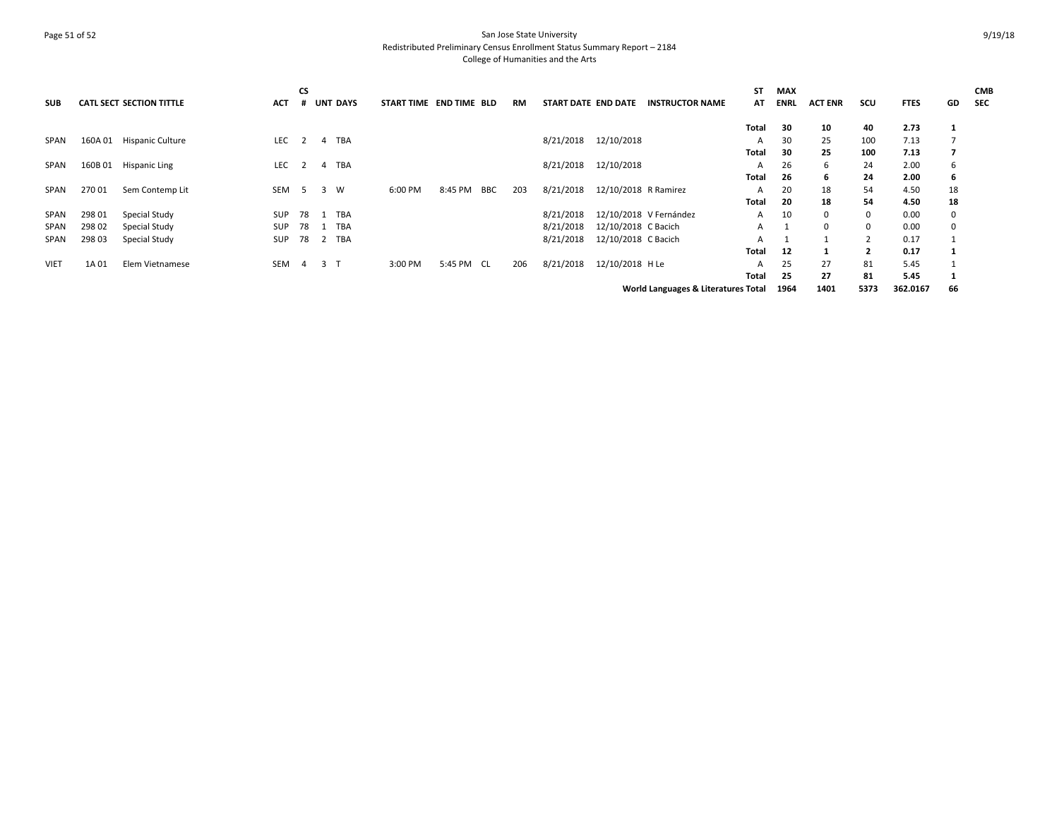San Jose State University
Redistributed Preliminary Census Enrollment Status Summary Report – 2184
College of Humanities and the Arts

| SUB | CATL | SECT | SECTION TITTLE | ACT | CS # | UNT | DAYS | START TIME | END TIME | BLD | RM | START DATE | END DATE | INSTRUCTOR NAME | ST AT | MAX ENRL | ACT ENR | SCU | FTES | GD | CMB SEC |
|---|---|---|---|---|---|---|---|---|---|---|---|---|---|---|---|---|---|---|---|---|---|
| | | | | | | | | | | | | | | | **Total** | **30** | **10** | **40** | **2.73** | **1** | |
| SPAN | 160A | 01 | Hispanic Culture | LEC | 2 | 4 | TBA | | | | | 8/21/2018 | 12/10/2018 | | A | 30 | 25 | 100 | 7.13 | 7 | |
| | | | | | | | | | | | | | | | **Total** | **30** | **25** | **100** | **7.13** | **7** | |
| SPAN | 160B | 01 | Hispanic Ling | LEC | 2 | 4 | TBA | | | | | 8/21/2018 | 12/10/2018 | | A | 26 | 6 | 24 | 2.00 | 6 | |
| | | | | | | | | | | | | | | | **Total** | **26** | **6** | **24** | **2.00** | **6** | |
| SPAN | 270 | 01 | Sem Contemp Lit | SEM | 5 | 3 | W | 6:00 PM | 8:45 PM | BBC | 203 | 8/21/2018 | 12/10/2018 | R Ramirez | A | 20 | 18 | 54 | 4.50 | 18 | |
| | | | | | | | | | | | | | | | **Total** | **20** | **18** | **54** | **4.50** | **18** | |
| SPAN | 298 | 01 | Special Study | SUP | 78 | 1 | TBA | | | | | 8/21/2018 | 12/10/2018 | V Fernández | A | 10 | 0 | 0 | 0.00 | 0 | |
| SPAN | 298 | 02 | Special Study | SUP | 78 | 1 | TBA | | | | | 8/21/2018 | 12/10/2018 | C Bacich | A | 1 | 0 | 0 | 0.00 | 0 | |
| SPAN | 298 | 03 | Special Study | SUP | 78 | 2 | TBA | | | | | 8/21/2018 | 12/10/2018 | C Bacich | A | 1 | 1 | 2 | 0.17 | 1 | |
| | | | | | | | | | | | | | | | **Total** | **12** | **1** | **2** | **0.17** | **1** | |
| VIET | 1A | 01 | Elem Vietnamese | SEM | 4 | 3 | T | 3:00 PM | 5:45 PM | CL | 206 | 8/21/2018 | 12/10/2018 | H Le | A | 25 | 27 | 81 | 5.45 | 1 | |
| | | | | | | | | | | | | | | | **Total** | **25** | **27** | **81** | **5.45** | **1** | |
| | | | | | | | | | | | | | | **World Languages & Literatures Total** | | **1964** | **1401** | **5373** | **362.0167** | **66** | |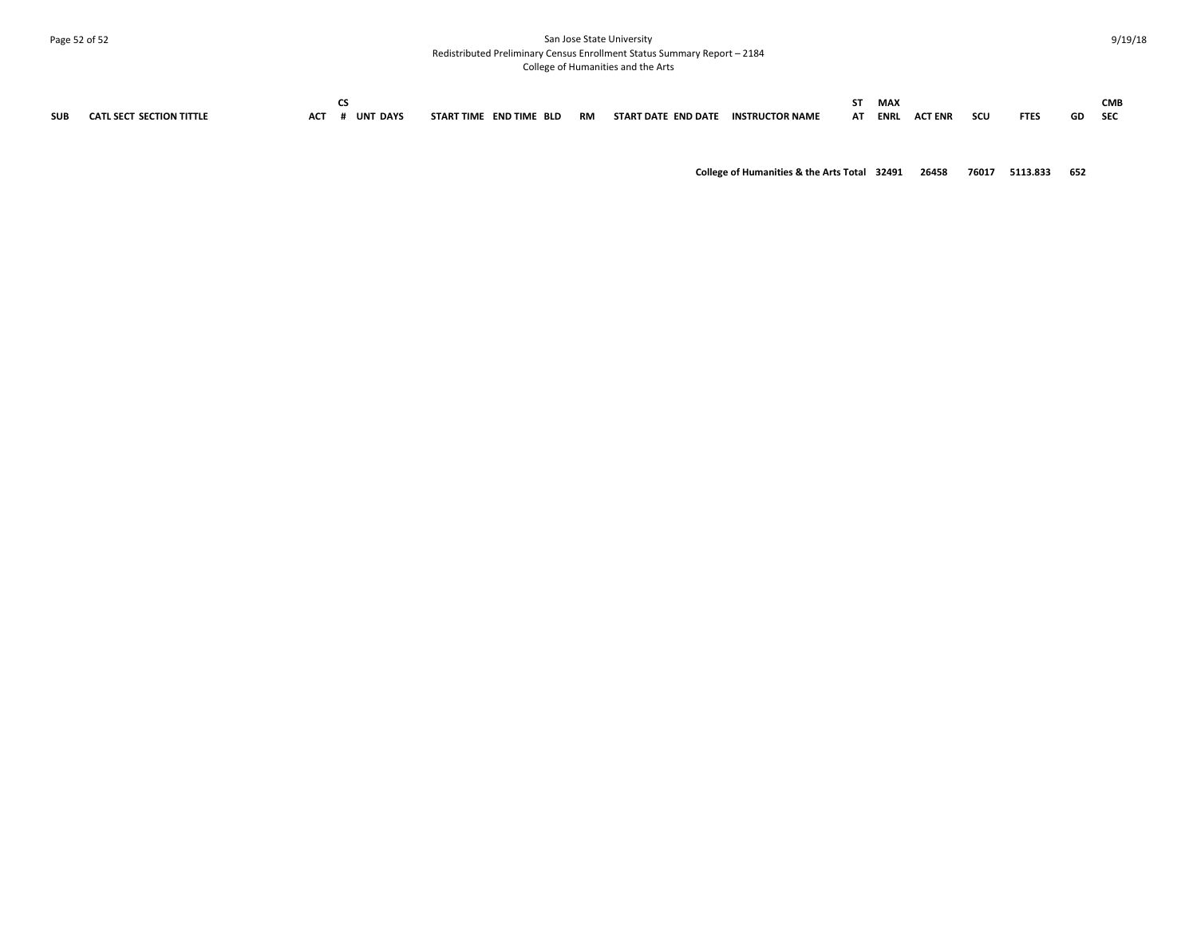| SUB | CATL | SECT | SECTION TITTLE | ACT | CS # | UNT | DAYS | START TIME | END TIME | BLD | RM | START DATE | END DATE | INSTRUCTOR NAME | ST AT | MAX ENRL | ACT ENR | SCU | FTES | GD | CMB SEC |
|---|---|---|---|---|---|---|---|---|---|---|---|---|---|---|---|---|---|---|---|---|---|
| | | | | | | | | | | | | | | **College of Humanities & the Arts Total** | | **32491** | **26458** | **76017** | **5113.833** | **652** | |